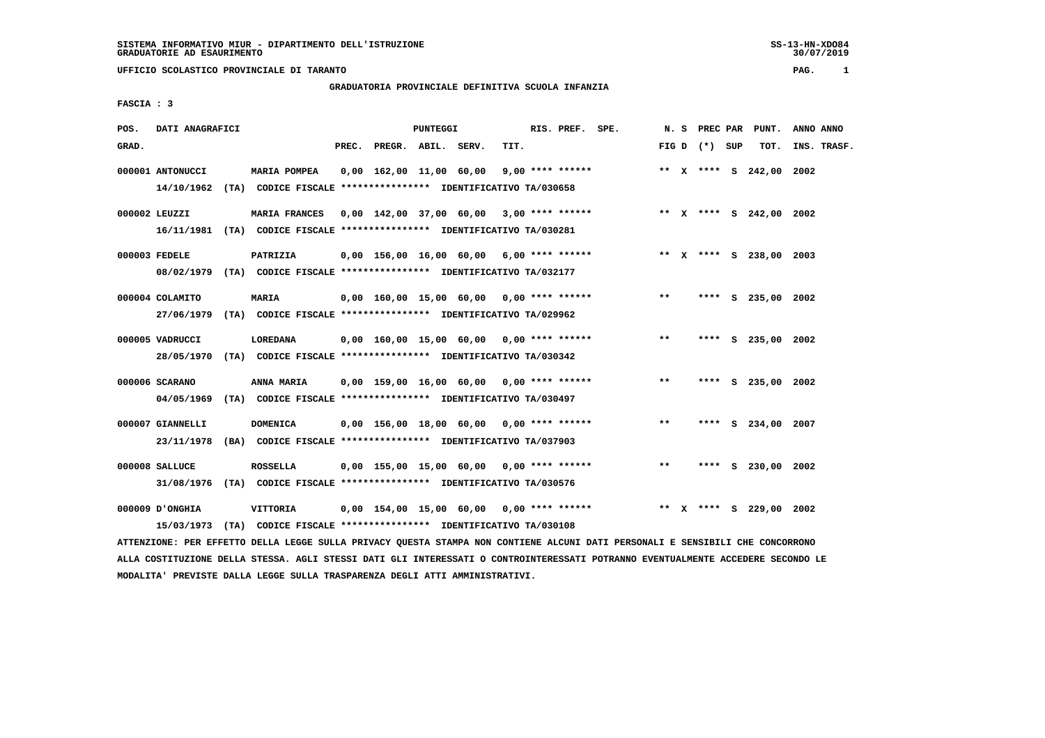SISTEMA INFORMATIVO MIUR - DIPARTIMENTO DELL'ISTRUZIONE
GRADUATORIE AD ESAURIMENTO

SS-13-HN-XDO84
30/07/2019

UFFICIO SCOLASTICO PROVINCIALE DI TARANTO

## GRADUATORIA PROVINCIALE DEFINITIVA SCUOLA INFANZIA

FASCIA : 3

| POS. GRAD. | DATI ANAGRAFICI | | PREC. | PREGR. | ABIL. | SERV. | TIT. | RIS. PREF. SPE. | N. S FIG D | PREC PAR (*) SUP | PUNT. TOT. | ANNO INS. | ANNO TRASF. |
|---|---|---|---|---|---|---|---|---|---|---|---|---|---|
| 000001 | ANTONUCCI | MARIA POMPEA | 0,00 | 162,00 | 11,00 | 60,00 | 9,00 | **** ****** | ** X | **** S | 242,00 | 2002 | |
| | 14/10/1962 (TA) | CODICE FISCALE **************** IDENTIFICATIVO TA/030658 | | | | | | | | | | | |
| 000002 | LEUZZI | MARIA FRANCES | 0,00 | 142,00 | 37,00 | 60,00 | 3,00 | **** ****** | ** X | **** S | 242,00 | 2002 | |
| | 16/11/1981 (TA) | CODICE FISCALE **************** IDENTIFICATIVO TA/030281 | | | | | | | | | | | |
| 000003 | FEDELE | PATRIZIA | 0,00 | 156,00 | 16,00 | 60,00 | 6,00 | **** ****** | ** X | **** S | 238,00 | 2003 | |
| | 08/02/1979 (TA) | CODICE FISCALE **************** IDENTIFICATIVO TA/032177 | | | | | | | | | | | |
| 000004 | COLAMITO | MARIA | 0,00 | 160,00 | 15,00 | 60,00 | 0,00 | **** ****** | ** | **** S | 235,00 | 2002 | |
| | 27/06/1979 (TA) | CODICE FISCALE **************** IDENTIFICATIVO TA/029962 | | | | | | | | | | | |
| 000005 | VADRUCCI | LOREDANA | 0,00 | 160,00 | 15,00 | 60,00 | 0,00 | **** ****** | ** | **** S | 235,00 | 2002 | |
| | 28/05/1970 (TA) | CODICE FISCALE **************** IDENTIFICATIVO TA/030342 | | | | | | | | | | | |
| 000006 | SCARANO | ANNA MARIA | 0,00 | 159,00 | 16,00 | 60,00 | 0,00 | **** ****** | ** | **** S | 235,00 | 2002 | |
| | 04/05/1969 (TA) | CODICE FISCALE **************** IDENTIFICATIVO TA/030497 | | | | | | | | | | | |
| 000007 | GIANNELLI | DOMENICA | 0,00 | 156,00 | 18,00 | 60,00 | 0,00 | **** ****** | ** | **** S | 234,00 | 2007 | |
| | 23/11/1978 (BA) | CODICE FISCALE **************** IDENTIFICATIVO TA/037903 | | | | | | | | | | | |
| 000008 | SALLUCE | ROSSELLA | 0,00 | 155,00 | 15,00 | 60,00 | 0,00 | **** ****** | ** | **** S | 230,00 | 2002 | |
| | 31/08/1976 (TA) | CODICE FISCALE **************** IDENTIFICATIVO TA/030576 | | | | | | | | | | | |
| 000009 | D'ONGHIA | VITTORIA | 0,00 | 154,00 | 15,00 | 60,00 | 0,00 | **** ****** | ** X | **** S | 229,00 | 2002 | |
| | 15/03/1973 (TA) | CODICE FISCALE **************** IDENTIFICATIVO TA/030108 | | | | | | | | | | | |

ATTENZIONE: PER EFFETTO DELLA LEGGE SULLA PRIVACY QUESTA STAMPA NON CONTIENE ALCUNI DATI PERSONALI E SENSIBILI CHE CONCORRONO ALLA COSTITUZIONE DELLA STESSA. AGLI STESSI DATI GLI INTERESSATI O CONTROINTERESSATI POTRANNO EVENTUALMENTE ACCEDERE SECONDO LE MODALITA' PREVISTE DALLA LEGGE SULLA TRASPARENZA DEGLI ATTI AMMINISTRATIVI.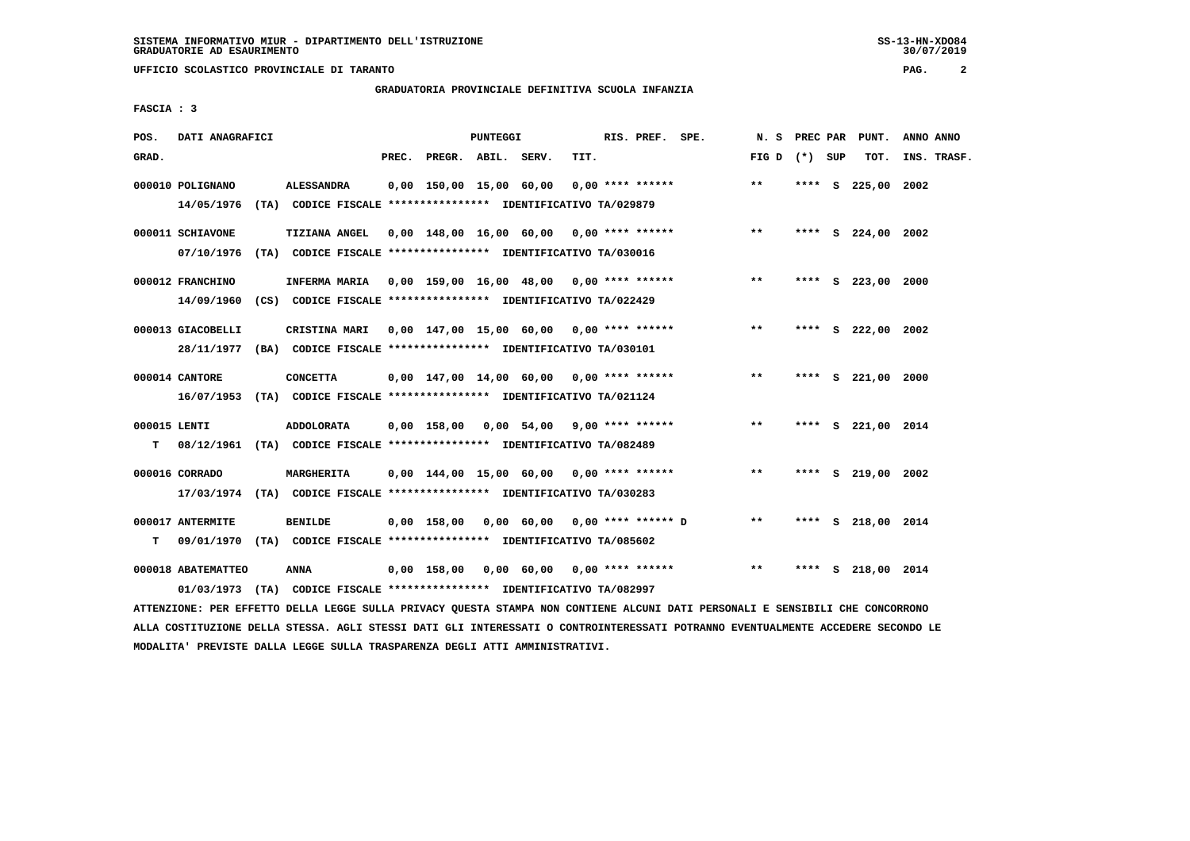GRADUATORIA PROVINCIALE DEFINITIVA SCUOLA INFANZIA

FASCIA : 3

| POS. GRAD. | DATI ANAGRAFICI | | PREC. | PREGR. | ABIL. | SERV. | TIT. | RIS. PREF. | SPE. | N. S FIG D | PREC (*) | PAR SUP | PUNT. TOT. | ANNO INS. | ANNO TRASF. |
|---|---|---|---|---|---|---|---|---|---|---|---|---|---|---|---|
| 000010 | POLIGNANO | ALESSANDRA | 0,00 | 150,00 | 15,00 | 60,00 | 0,00 | **** ****** | | ** | **** | S | 225,00 | 2002 | |
| | 14/05/1976 (TA) CODICE FISCALE **************** IDENTIFICATIVO TA/029879 | | | | | | | | | | | | | | |
| 000011 | SCHIAVONE | TIZIANA ANGEL | 0,00 | 148,00 | 16,00 | 60,00 | 0,00 | **** ****** | | ** | **** | S | 224,00 | 2002 | |
| | 07/10/1976 (TA) CODICE FISCALE **************** IDENTIFICATIVO TA/030016 | | | | | | | | | | | | | | |
| 000012 | FRANCHINO | INFERMA MARIA | 0,00 | 159,00 | 16,00 | 48,00 | 0,00 | **** ****** | | ** | **** | S | 223,00 | 2000 | |
| | 14/09/1960 (CS) CODICE FISCALE **************** IDENTIFICATIVO TA/022429 | | | | | | | | | | | | | | |
| 000013 | GIACOBELLI | CRISTINA MARI | 0,00 | 147,00 | 15,00 | 60,00 | 0,00 | **** ****** | | ** | **** | S | 222,00 | 2002 | |
| | 28/11/1977 (BA) CODICE FISCALE **************** IDENTIFICATIVO TA/030101 | | | | | | | | | | | | | | |
| 000014 | CANTORE | CONCETTA | 0,00 | 147,00 | 14,00 | 60,00 | 0,00 | **** ****** | | ** | **** | S | 221,00 | 2000 | |
| | 16/07/1953 (TA) CODICE FISCALE **************** IDENTIFICATIVO TA/021124 | | | | | | | | | | | | | | |
| 000015 | LENTI | ADDOLORATA | 0,00 | 158,00 | 0,00 | 54,00 | 9,00 | **** ****** | | ** | **** | S | 221,00 | 2014 | |
| T | 08/12/1961 (TA) CODICE FISCALE **************** IDENTIFICATIVO TA/082489 | | | | | | | | | | | | | | |
| 000016 | CORRADO | MARGHERITA | 0,00 | 144,00 | 15,00 | 60,00 | 0,00 | **** ****** | | ** | **** | S | 219,00 | 2002 | |
| | 17/03/1974 (TA) CODICE FISCALE **************** IDENTIFICATIVO TA/030283 | | | | | | | | | | | | | | |
| 000017 | ANTERMITE | BENILDE | 0,00 | 158,00 | 0,00 | 60,00 | 0,00 | **** ****** | D | ** | **** | S | 218,00 | 2014 | |
| T | 09/01/1970 (TA) CODICE FISCALE **************** IDENTIFICATIVO TA/085602 | | | | | | | | | | | | | | |
| 000018 | ABATEMATTEO | ANNA | 0,00 | 158,00 | 0,00 | 60,00 | 0,00 | **** ****** | | ** | **** | S | 218,00 | 2014 | |
| | 01/03/1973 (TA) CODICE FISCALE **************** IDENTIFICATIVO TA/082997 | | | | | | | | | | | | | | |

ATTENZIONE: PER EFFETTO DELLA LEGGE SULLA PRIVACY QUESTA STAMPA NON CONTIENE ALCUNI DATI PERSONALI E SENSIBILI CHE CONCORRONO ALLA COSTITUZIONE DELLA STESSA. AGLI STESSI DATI GLI INTERESSATI O CONTROINTERESSATI POTRANNO EVENTUALMENTE ACCEDERE SECONDO LE MODALITA' PREVISTE DALLA LEGGE SULLA TRASPARENZA DEGLI ATTI AMMINISTRATIVI.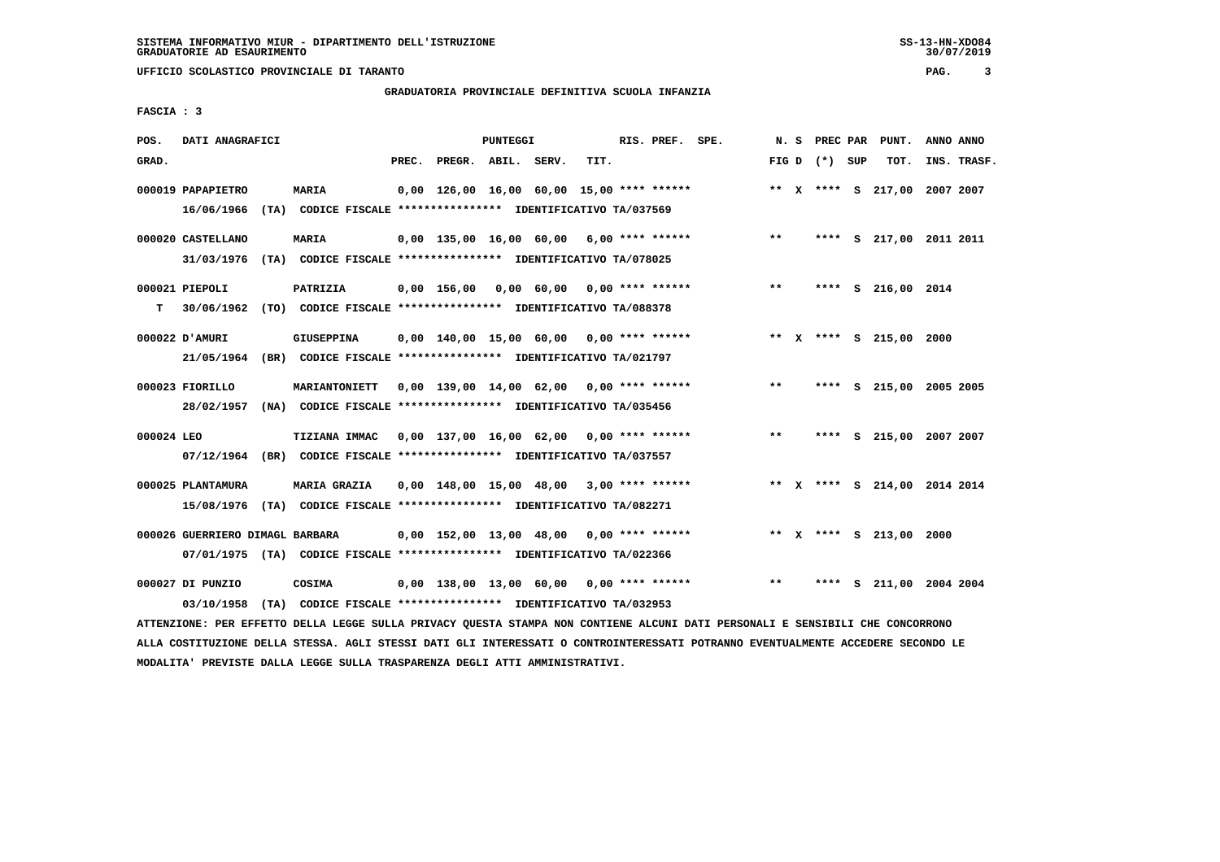SISTEMA INFORMATIVO MIUR - DIPARTIMENTO DELL'ISTRUZIONE
GRADUATORIE AD ESAURIMENTO

UFFICIO SCOLASTICO PROVINCIALE DI TARANTO

GRADUATORIA PROVINCIALE DEFINITIVA SCUOLA INFANZIA

FASCIA : 3

| POS. GRAD. | DATI ANAGRAFICI | | PREC. | PREGR. | ABIL. | SERV. | TIT. | RIS. PREF. SPE. | N. S FIG D | PREC PAR (*) SUP | PUNT. TOT. | ANNO ANNO INS. TRASF. |
|---|---|---|---|---|---|---|---|---|---|---|---|---|
| 000019 | PAPAPIETRO | MARIA | 0,00 | 126,00 | 16,00 | 60,00 | 15,00 | **** ****** | ** X | **** S | 217,00 | 2007 2007 |
| | 16/06/1966 (TA) CODICE FISCALE **************** IDENTIFICATIVO TA/037569 | | | | | | | | | | | |
| 000020 | CASTELLANO | MARIA | 0,00 | 135,00 | 16,00 | 60,00 | 6,00 | **** ****** | ** | **** S | 217,00 | 2011 2011 |
| | 31/03/1976 (TA) CODICE FISCALE **************** IDENTIFICATIVO TA/078025 | | | | | | | | | | | |
| 000021 | PIEPOLI | PATRIZIA | 0,00 | 156,00 | 0,00 | 60,00 | 0,00 | **** ****** | ** | **** S | 216,00 | 2014 |
| T | 30/06/1962 (TO) CODICE FISCALE **************** IDENTIFICATIVO TA/088378 | | | | | | | | | | | |
| 000022 | D'AMURI | GIUSEPPINA | 0,00 | 140,00 | 15,00 | 60,00 | 0,00 | **** ****** | ** X | **** S | 215,00 | 2000 |
| | 21/05/1964 (BR) CODICE FISCALE **************** IDENTIFICATIVO TA/021797 | | | | | | | | | | | |
| 000023 | FIORILLO | MARIANTONIETT | 0,00 | 139,00 | 14,00 | 62,00 | 0,00 | **** ****** | ** | **** S | 215,00 | 2005 2005 |
| | 28/02/1957 (NA) CODICE FISCALE **************** IDENTIFICATIVO TA/035456 | | | | | | | | | | | |
| 000024 | LEO | TIZIANA IMMAC | 0,00 | 137,00 | 16,00 | 62,00 | 0,00 | **** ****** | ** | **** S | 215,00 | 2007 2007 |
| | 07/12/1964 (BR) CODICE FISCALE **************** IDENTIFICATIVO TA/037557 | | | | | | | | | | | |
| 000025 | PLANTAMURA | MARIA GRAZIA | 0,00 | 148,00 | 15,00 | 48,00 | 3,00 | **** ****** | ** X | **** S | 214,00 | 2014 2014 |
| | 15/08/1976 (TA) CODICE FISCALE **************** IDENTIFICATIVO TA/082271 | | | | | | | | | | | |
| 000026 | GUERRIERO DIMAGL BARBARA | | 0,00 | 152,00 | 13,00 | 48,00 | 0,00 | **** ****** | ** X | **** S | 213,00 | 2000 |
| | 07/01/1975 (TA) CODICE FISCALE **************** IDENTIFICATIVO TA/022366 | | | | | | | | | | | |
| 000027 | DI PUNZIO | COSIMA | 0,00 | 138,00 | 13,00 | 60,00 | 0,00 | **** ****** | ** | **** S | 211,00 | 2004 2004 |
| | 03/10/1958 (TA) CODICE FISCALE **************** IDENTIFICATIVO TA/032953 | | | | | | | | | | | |

ATTENZIONE: PER EFFETTO DELLA LEGGE SULLA PRIVACY QUESTA STAMPA NON CONTIENE ALCUNI DATI PERSONALI E SENSIBILI CHE CONCORRONO ALLA COSTITUZIONE DELLA STESSA. AGLI STESSI DATI GLI INTERESSATI O CONTROINTERESSATI POTRANNO EVENTUALMENTE ACCEDERE SECONDO LE MODALITA' PREVISTE DALLA LEGGE SULLA TRASPARENZA DEGLI ATTI AMMINISTRATIVI.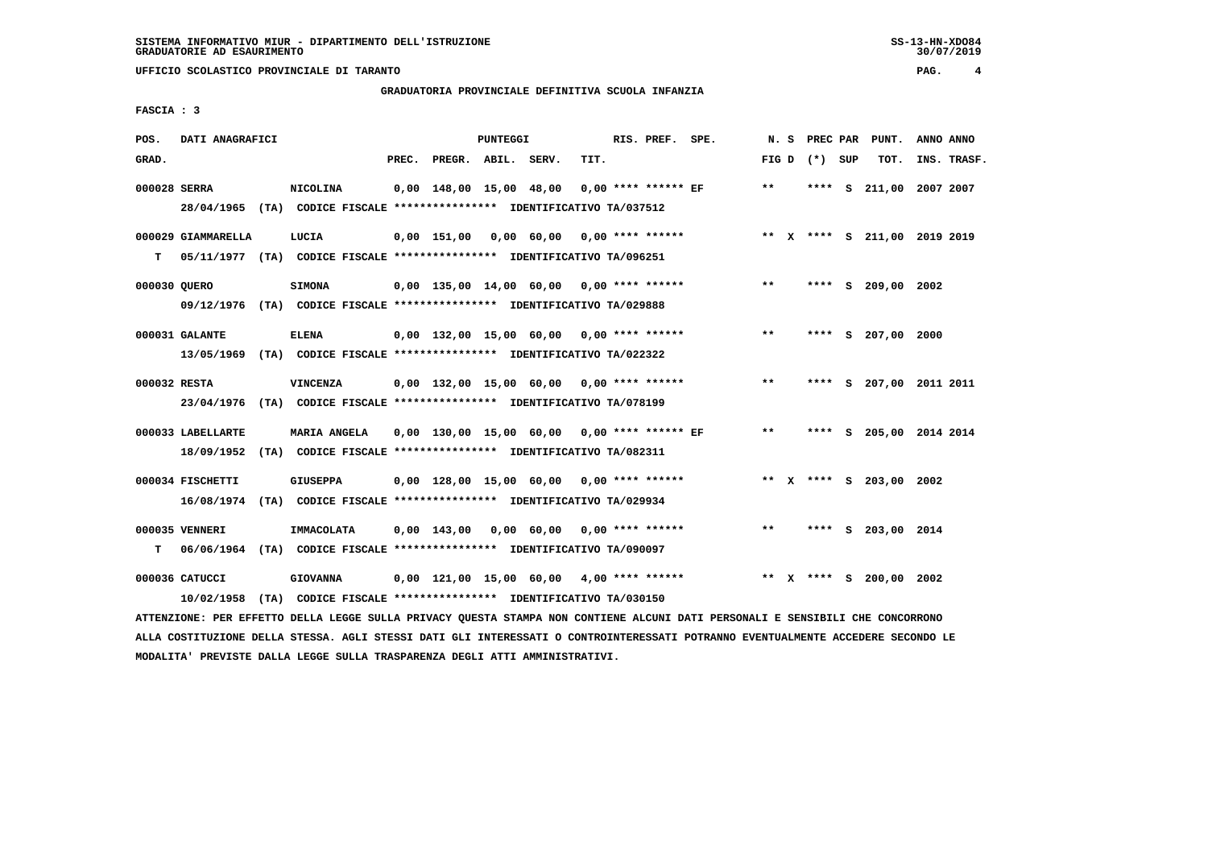UFFICIO SCOLASTICO PROVINCIALE DI TARANTO

## GRADUATORIA PROVINCIALE DEFINITIVA SCUOLA INFANZIA

FASCIA : 3

| POS. GRAD. | DATI ANAGRAFICI | | PREC. | PREGR. | ABIL. | SERV. | TIT. | RIS. PREF. | SPE. | N. S FIG D | PREC PAR (*) SUP | PUNT. TOT. | ANNO INS. | ANNO TRASF. |
|---|---|---|---|---|---|---|---|---|---|---|---|---|---|---|
| 000028 | SERRA | NICOLINA | 0,00 | 148,00 | 15,00 | 48,00 | 0,00 | **** ****** | EF | ** | **** S | 211,00 | 2007 | 2007 |
| | 28/04/1965 (TA) CODICE FISCALE **************** IDENTIFICATIVO TA/037512 | | | | | | | | | | | | | |
| 000029 | GIAMMARELLA | LUCIA | 0,00 | 151,00 | 0,00 | 60,00 | 0,00 | **** ****** | | ** X | **** S | 211,00 | 2019 | 2019 |
| T | 05/11/1977 (TA) CODICE FISCALE **************** IDENTIFICATIVO TA/096251 | | | | | | | | | | | | | |
| 000030 | QUERO | SIMONA | 0,00 | 135,00 | 14,00 | 60,00 | 0,00 | **** ****** | | ** | **** S | 209,00 | 2002 | |
| | 09/12/1976 (TA) CODICE FISCALE **************** IDENTIFICATIVO TA/029888 | | | | | | | | | | | | | |
| 000031 | GALANTE | ELENA | 0,00 | 132,00 | 15,00 | 60,00 | 0,00 | **** ****** | | ** | **** S | 207,00 | 2000 | |
| | 13/05/1969 (TA) CODICE FISCALE **************** IDENTIFICATIVO TA/022322 | | | | | | | | | | | | | |
| 000032 | RESTA | VINCENZA | 0,00 | 132,00 | 15,00 | 60,00 | 0,00 | **** ****** | | ** | **** S | 207,00 | 2011 | 2011 |
| | 23/04/1976 (TA) CODICE FISCALE **************** IDENTIFICATIVO TA/078199 | | | | | | | | | | | | | |
| 000033 | LABELLARTE | MARIA ANGELA | 0,00 | 130,00 | 15,00 | 60,00 | 0,00 | **** ****** | EF | ** | **** S | 205,00 | 2014 | 2014 |
| | 18/09/1952 (TA) CODICE FISCALE **************** IDENTIFICATIVO TA/082311 | | | | | | | | | | | | | |
| 000034 | FISCHETTI | GIUSEPPA | 0,00 | 128,00 | 15,00 | 60,00 | 0,00 | **** ****** | | ** X | **** S | 203,00 | 2002 | |
| | 16/08/1974 (TA) CODICE FISCALE **************** IDENTIFICATIVO TA/029934 | | | | | | | | | | | | | |
| 000035 | VENNERI | IMMACOLATA | 0,00 | 143,00 | 0,00 | 60,00 | 0,00 | **** ****** | | ** | **** S | 203,00 | 2014 | |
| T | 06/06/1964 (TA) CODICE FISCALE **************** IDENTIFICATIVO TA/090097 | | | | | | | | | | | | | |
| 000036 | CATUCCI | GIOVANNA | 0,00 | 121,00 | 15,00 | 60,00 | 4,00 | **** ****** | | ** X | **** S | 200,00 | 2002 | |
| | 10/02/1958 (TA) CODICE FISCALE **************** IDENTIFICATIVO TA/030150 | | | | | | | | | | | | | |

ATTENZIONE: PER EFFETTO DELLA LEGGE SULLA PRIVACY QUESTA STAMPA NON CONTIENE ALCUNI DATI PERSONALI E SENSIBILI CHE CONCORRONO ALLA COSTITUZIONE DELLA STESSA. AGLI STESSI DATI GLI INTERESSATI O CONTROINTERESSATI POTRANNO EVENTUALMENTE ACCEDERE SECONDO LE MODALITA' PREVISTE DALLA LEGGE SULLA TRASPARENZA DEGLI ATTI AMMINISTRATIVI.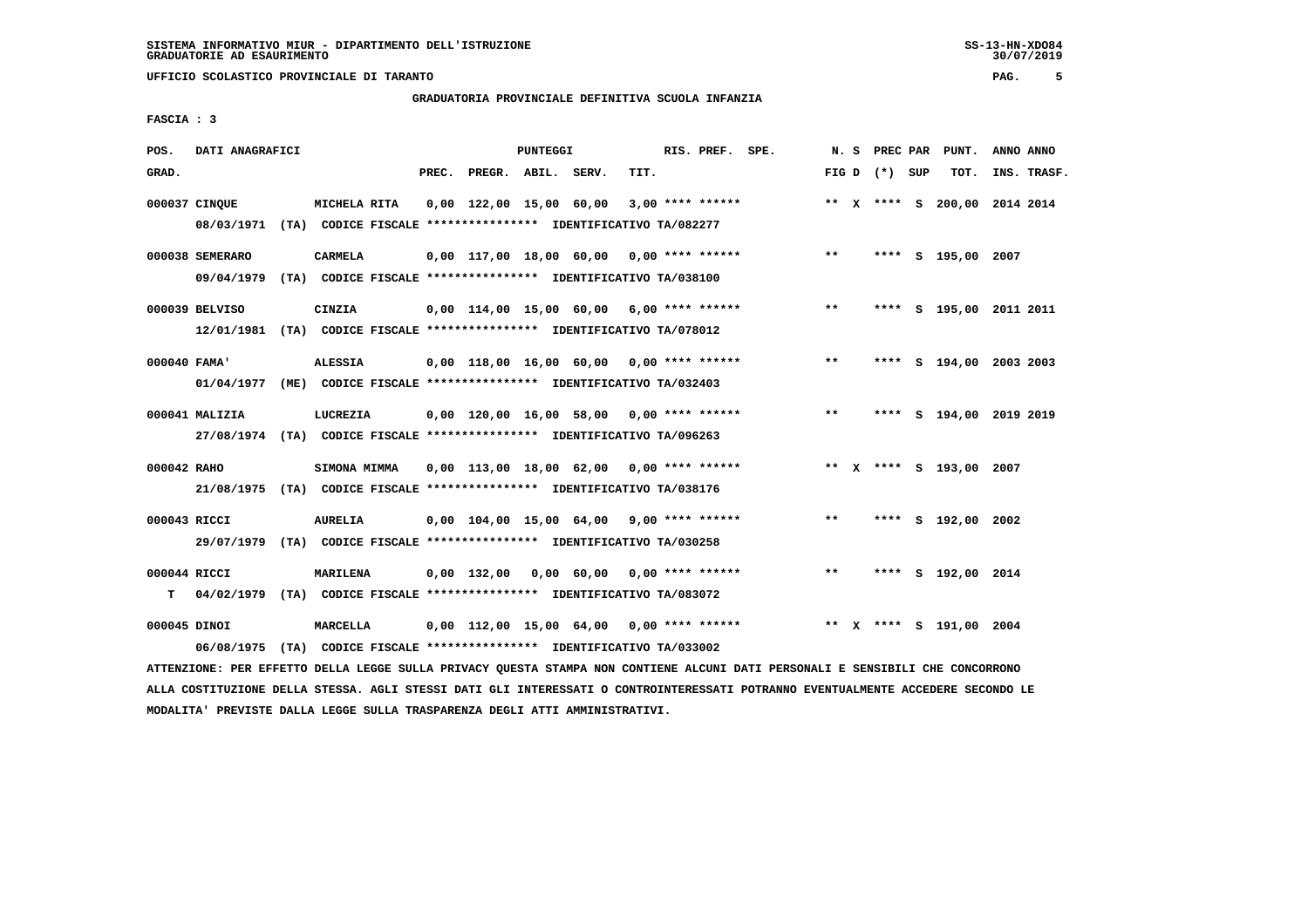SISTEMA INFORMATIVO MIUR - DIPARTIMENTO DELL'ISTRUZIONE
GRADUATORIE AD ESAURIMENTO

UFFICIO SCOLASTICO PROVINCIALE DI TARANTO

GRADUATORIA PROVINCIALE DEFINITIVA SCUOLA INFANZIA

FASCIA : 3

| POS. GRAD. | DATI ANAGRAFICI | | PREC. | PREGR. | ABIL. | SERV. | TIT. | RIS. PREF. SPE. | N. S FIG D | PREC PAR (*) SUP | PUNT. TOT. | ANNO ANNO INS. TRASF. |
|---|---|---|---|---|---|---|---|---|---|---|---|---|
| 000037 | CINQUE | MICHELA RITA | 0,00 | 122,00 | 15,00 | 60,00 | 3,00 | **** ****** | ** X | **** S | 200,00 | 2014 2014 |
| | 08/03/1971 (TA) CODICE FISCALE **************** IDENTIFICATIVO TA/082277 | | | | | | | | | | | |
| 000038 | SEMERARO | CARMELA | 0,00 | 117,00 | 18,00 | 60,00 | 0,00 | **** ****** | ** | **** S | 195,00 | 2007 |
| | 09/04/1979 (TA) CODICE FISCALE **************** IDENTIFICATIVO TA/038100 | | | | | | | | | | | |
| 000039 | BELVISO | CINZIA | 0,00 | 114,00 | 15,00 | 60,00 | 6,00 | **** ****** | ** | **** S | 195,00 | 2011 2011 |
| | 12/01/1981 (TA) CODICE FISCALE **************** IDENTIFICATIVO TA/078012 | | | | | | | | | | | |
| 000040 | FAMA' | ALESSIA | 0,00 | 118,00 | 16,00 | 60,00 | 0,00 | **** ****** | ** | **** S | 194,00 | 2003 2003 |
| | 01/04/1977 (ME) CODICE FISCALE **************** IDENTIFICATIVO TA/032403 | | | | | | | | | | | |
| 000041 | MALIZIA | LUCREZIA | 0,00 | 120,00 | 16,00 | 58,00 | 0,00 | **** ****** | ** | **** S | 194,00 | 2019 2019 |
| | 27/08/1974 (TA) CODICE FISCALE **************** IDENTIFICATIVO TA/096263 | | | | | | | | | | | |
| 000042 | RAHO | SIMONA MIMMA | 0,00 | 113,00 | 18,00 | 62,00 | 0,00 | **** ****** | ** X | **** S | 193,00 | 2007 |
| | 21/08/1975 (TA) CODICE FISCALE **************** IDENTIFICATIVO TA/038176 | | | | | | | | | | | |
| 000043 | RICCI | AURELIA | 0,00 | 104,00 | 15,00 | 64,00 | 9,00 | **** ****** | ** | **** S | 192,00 | 2002 |
| | 29/07/1979 (TA) CODICE FISCALE **************** IDENTIFICATIVO TA/030258 | | | | | | | | | | | |
| 000044 | RICCI | MARILENA | 0,00 | 132,00 | 0,00 | 60,00 | 0,00 | **** ****** | ** | **** S | 192,00 | 2014 |
| T | 04/02/1979 (TA) CODICE FISCALE **************** IDENTIFICATIVO TA/083072 | | | | | | | | | | | |
| 000045 | DINOI | MARCELLA | 0,00 | 112,00 | 15,00 | 64,00 | 0,00 | **** ****** | ** X | **** S | 191,00 | 2004 |
| | 06/08/1975 (TA) CODICE FISCALE **************** IDENTIFICATIVO TA/033002 | | | | | | | | | | | |

ATTENZIONE: PER EFFETTO DELLA LEGGE SULLA PRIVACY QUESTA STAMPA NON CONTIENE ALCUNI DATI PERSONALI E SENSIBILI CHE CONCORRONO ALLA COSTITUZIONE DELLA STESSA. AGLI STESSI DATI GLI INTERESSATI O CONTROINTERESSATI POTRANNO EVENTUALMENTE ACCEDERE SECONDO LE MODALITA' PREVISTE DALLA LEGGE SULLA TRASPARENZA DEGLI ATTI AMMINISTRATIVI.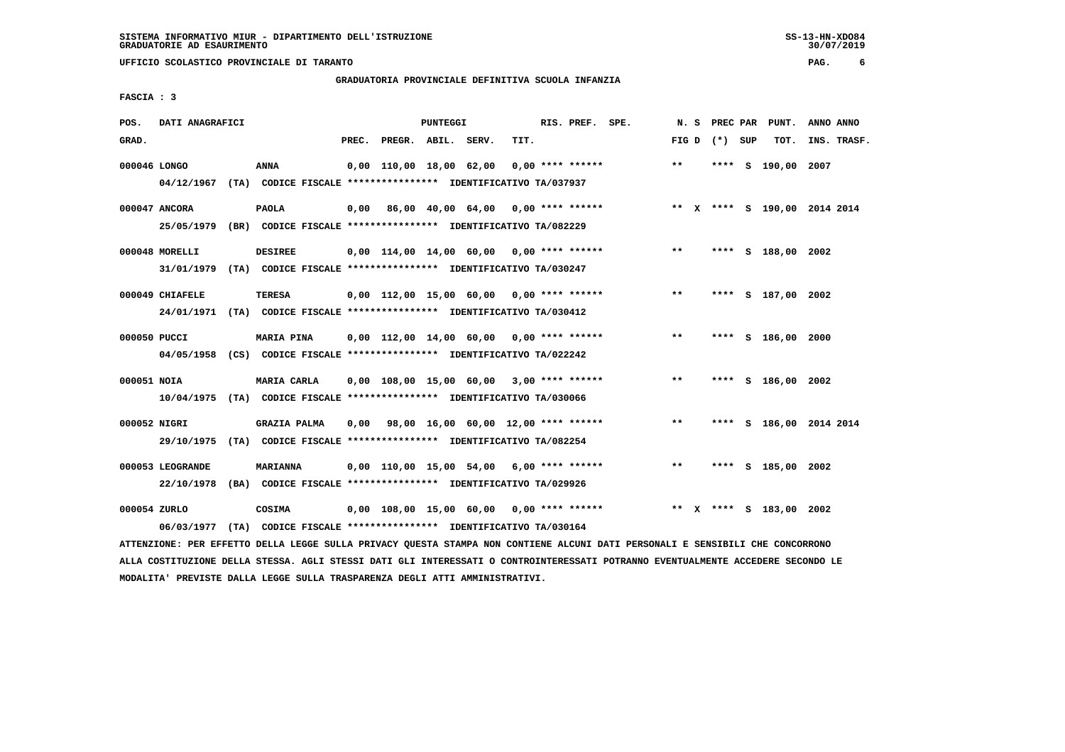SISTEMA INFORMATIVO MIUR - DIPARTIMENTO DELL'ISTRUZIONE
GRADUATORIE AD ESAURIMENTO

UFFICIO SCOLASTICO PROVINCIALE DI TARANTO

GRADUATORIA PROVINCIALE DEFINITIVA SCUOLA INFANZIA

FASCIA : 3

| POS. GRAD. | DATI ANAGRAFICI | | PREC. | PREGR. | ABIL. | SERV. | TIT. | RIS. PREF. SPE. | N. S FIG D | PREC PAR (*) SUP | PUNT. TOT. | ANNO INS. | ANNO TRASF. |
|---|---|---|---|---|---|---|---|---|---|---|---|---|---|
| 000046 LONGO | ANNA | | 0,00 | 110,00 | 18,00 | 62,00 | 0,00 | **** ****** | ** | **** S | 190,00 | 2007 | |
| | 04/12/1967 (TA) | CODICE FISCALE **************** IDENTIFICATIVO TA/037937 | | | | | | | | | | | |
| 000047 ANCORA | PAOLA | | 0,00 | 86,00 | 40,00 | 64,00 | 0,00 | **** ****** | ** X | **** S | 190,00 | 2014 | 2014 |
| | 25/05/1979 (BR) | CODICE FISCALE **************** IDENTIFICATIVO TA/082229 | | | | | | | | | | | |
| 000048 MORELLI | DESIREE | | 0,00 | 114,00 | 14,00 | 60,00 | 0,00 | **** ****** | ** | **** S | 188,00 | 2002 | |
| | 31/01/1979 (TA) | CODICE FISCALE **************** IDENTIFICATIVO TA/030247 | | | | | | | | | | | |
| 000049 CHIAFELE | TERESA | | 0,00 | 112,00 | 15,00 | 60,00 | 0,00 | **** ****** | ** | **** S | 187,00 | 2002 | |
| | 24/01/1971 (TA) | CODICE FISCALE **************** IDENTIFICATIVO TA/030412 | | | | | | | | | | | |
| 000050 PUCCI | MARIA PINA | | 0,00 | 112,00 | 14,00 | 60,00 | 0,00 | **** ****** | ** | **** S | 186,00 | 2000 | |
| | 04/05/1958 (CS) | CODICE FISCALE **************** IDENTIFICATIVO TA/022242 | | | | | | | | | | | |
| 000051 NOIA | MARIA CARLA | | 0,00 | 108,00 | 15,00 | 60,00 | 3,00 | **** ****** | ** | **** S | 186,00 | 2002 | |
| | 10/04/1975 (TA) | CODICE FISCALE **************** IDENTIFICATIVO TA/030066 | | | | | | | | | | | |
| 000052 NIGRI | GRAZIA PALMA | | 0,00 | 98,00 | 16,00 | 60,00 | 12,00 | **** ****** | ** | **** S | 186,00 | 2014 | 2014 |
| | 29/10/1975 (TA) | CODICE FISCALE **************** IDENTIFICATIVO TA/082254 | | | | | | | | | | | |
| 000053 LEOGRANDE | MARIANNA | | 0,00 | 110,00 | 15,00 | 54,00 | 6,00 | **** ****** | ** | **** S | 185,00 | 2002 | |
| | 22/10/1978 (BA) | CODICE FISCALE **************** IDENTIFICATIVO TA/029926 | | | | | | | | | | | |
| 000054 ZURLO | COSIMA | | 0,00 | 108,00 | 15,00 | 60,00 | 0,00 | **** ****** | ** X | **** S | 183,00 | 2002 | |
| | 06/03/1977 (TA) | CODICE FISCALE **************** IDENTIFICATIVO TA/030164 | | | | | | | | | | | |

ATTENZIONE: PER EFFETTO DELLA LEGGE SULLA PRIVACY QUESTA STAMPA NON CONTIENE ALCUNI DATI PERSONALI E SENSIBILI CHE CONCORRONO ALLA COSTITUZIONE DELLA STESSA. AGLI STESSI DATI GLI INTERESSATI O CONTROINTERESSATI POTRANNO EVENTUALMENTE ACCEDERE SECONDO LE MODALITA' PREVISTE DALLA LEGGE SULLA TRASPARENZA DEGLI ATTI AMMINISTRATIVI.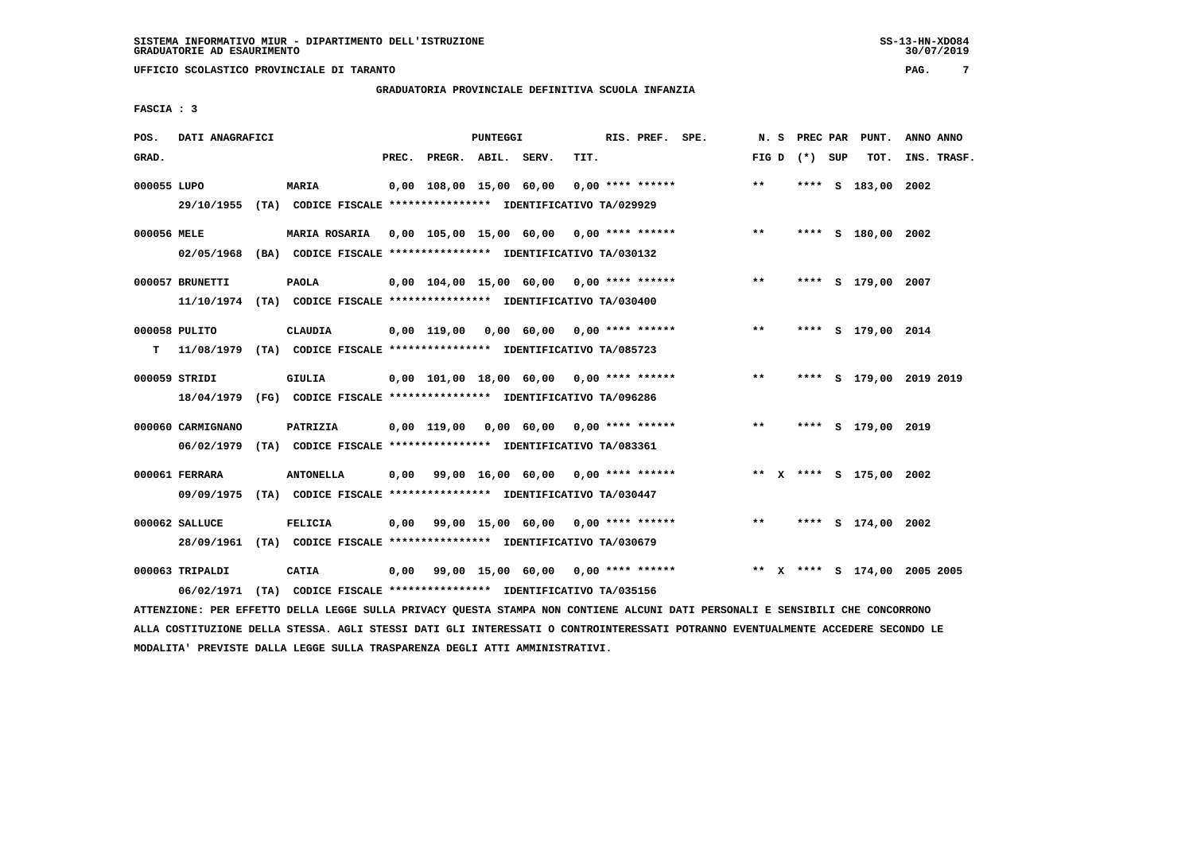SISTEMA INFORMATIVO MIUR - DIPARTIMENTO DELL'ISTRUZIONE
GRADUATORIE AD ESAURIMENTO

UFFICIO SCOLASTICO PROVINCIALE DI TARANTO

GRADUATORIA PROVINCIALE DEFINITIVA SCUOLA INFANZIA

FASCIA : 3

| POS. GRAD. | DATI ANAGRAFICI | | PREC. | PREGR. | ABIL. | SERV. | TIT. | RIS. PREF. | SPE. | N. S FIG D | PREC PAR (*) SUP | PUNT. TOT. | ANNO INS. | ANNO TRASF. |
|---|---|---|---|---|---|---|---|---|---|---|---|---|---|---|
| 000055 | LUPO | MARIA | 0,00 | 108,00 | 15,00 | 60,00 | 0,00 | **** ****** | | ** | **** S | 183,00 | 2002 | |
| | 29/10/1955 (TA) CODICE FISCALE **************** IDENTIFICATIVO TA/029929 | | | | | | | | | | | | | |
| 000056 | MELE | MARIA ROSARIA | 0,00 | 105,00 | 15,00 | 60,00 | 0,00 | **** ****** | | ** | **** S | 180,00 | 2002 | |
| | 02/05/1968 (BA) CODICE FISCALE **************** IDENTIFICATIVO TA/030132 | | | | | | | | | | | | | |
| 000057 | BRUNETTI | PAOLA | 0,00 | 104,00 | 15,00 | 60,00 | 0,00 | **** ****** | | ** | **** S | 179,00 | 2007 | |
| | 11/10/1974 (TA) CODICE FISCALE **************** IDENTIFICATIVO TA/030400 | | | | | | | | | | | | | |
| 000058 | PULITO | CLAUDIA | 0,00 | 119,00 | 0,00 | 60,00 | 0,00 | **** ****** | | ** | **** S | 179,00 | 2014 | |
| T | 11/08/1979 (TA) CODICE FISCALE **************** IDENTIFICATIVO TA/085723 | | | | | | | | | | | | | |
| 000059 | STRIDI | GIULIA | 0,00 | 101,00 | 18,00 | 60,00 | 0,00 | **** ****** | | ** | **** S | 179,00 | 2019 | 2019 |
| | 18/04/1979 (FG) CODICE FISCALE **************** IDENTIFICATIVO TA/096286 | | | | | | | | | | | | | |
| 000060 | CARMIGNANO | PATRIZIA | 0,00 | 119,00 | 0,00 | 60,00 | 0,00 | **** ****** | | ** | **** S | 179,00 | 2019 | |
| | 06/02/1979 (TA) CODICE FISCALE **************** IDENTIFICATIVO TA/083361 | | | | | | | | | | | | | |
| 000061 | FERRARA | ANTONELLA | 0,00 | 99,00 | 16,00 | 60,00 | 0,00 | **** ****** | | ** X | **** S | 175,00 | 2002 | |
| | 09/09/1975 (TA) CODICE FISCALE **************** IDENTIFICATIVO TA/030447 | | | | | | | | | | | | | |
| 000062 | SALLUCE | FELICIA | 0,00 | 99,00 | 15,00 | 60,00 | 0,00 | **** ****** | | ** | **** S | 174,00 | 2002 | |
| | 28/09/1961 (TA) CODICE FISCALE **************** IDENTIFICATIVO TA/030679 | | | | | | | | | | | | | |
| 000063 | TRIPALDI | CATIA | 0,00 | 99,00 | 15,00 | 60,00 | 0,00 | **** ****** | | ** X | **** S | 174,00 | 2005 | 2005 |
| | 06/02/1971 (TA) CODICE FISCALE **************** IDENTIFICATIVO TA/035156 | | | | | | | | | | | | | |

ATTENZIONE: PER EFFETTO DELLA LEGGE SULLA PRIVACY QUESTA STAMPA NON CONTIENE ALCUNI DATI PERSONALI E SENSIBILI CHE CONCORRONO ALLA COSTITUZIONE DELLA STESSA. AGLI STESSI DATI GLI INTERESSATI O CONTROINTERESSATI POTRANNO EVENTUALMENTE ACCEDERE SECONDO LE MODALITA' PREVISTE DALLA LEGGE SULLA TRASPARENZA DEGLI ATTI AMMINISTRATIVI.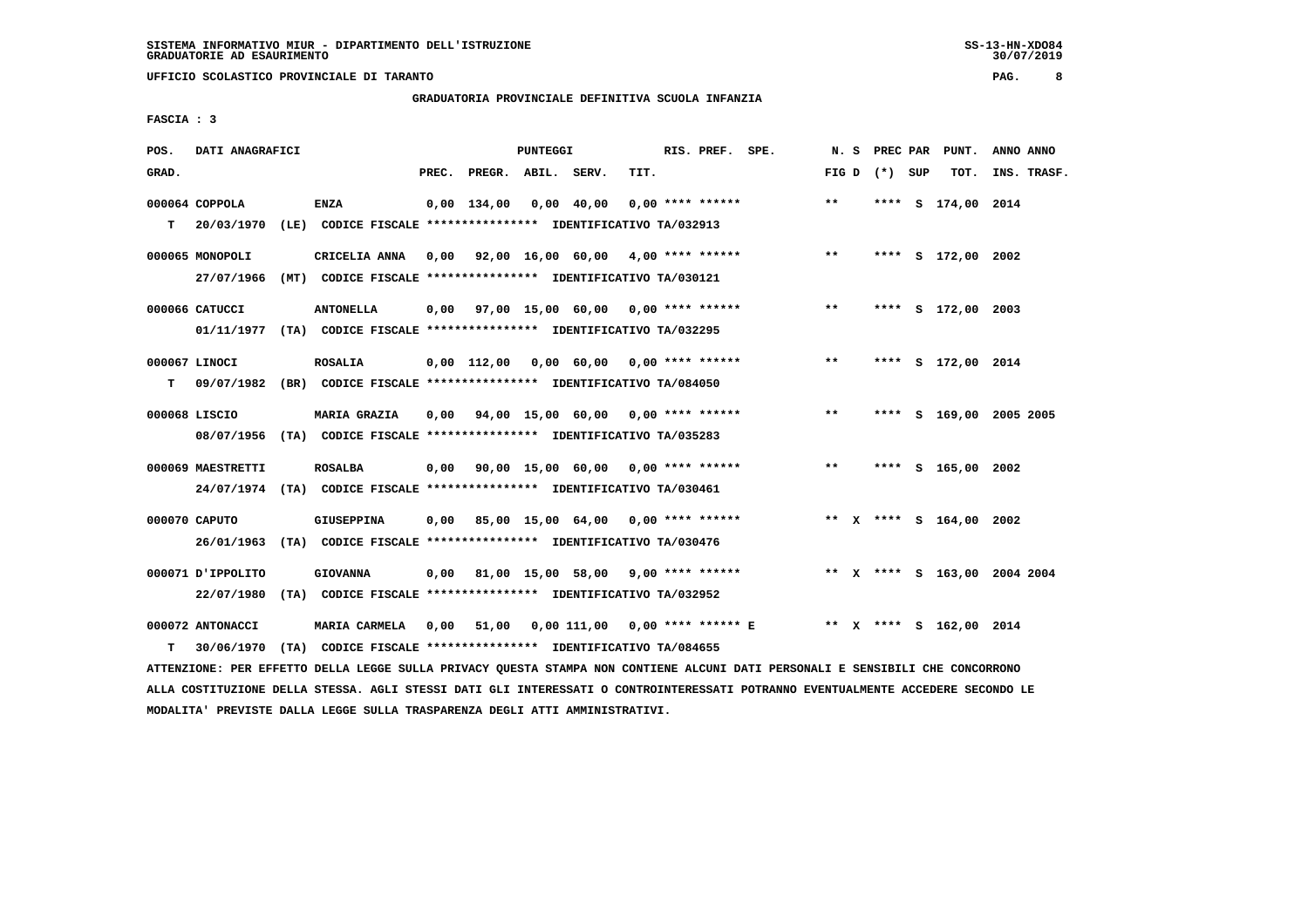SISTEMA INFORMATIVO MIUR - DIPARTIMENTO DELL'ISTRUZIONE
GRADUATORIE AD ESAURIMENTO

UFFICIO SCOLASTICO PROVINCIALE DI TARANTO

GRADUATORIA PROVINCIALE DEFINITIVA SCUOLA INFANZIA

FASCIA : 3

| POS. GRAD. | DATI ANAGRAFICI | | PREC. | PREGR. | ABIL. | SERV. | TIT. | RIS. PREF. SPE. | N. S FIG D | PREC (*) | PAR SUP | PUNT. TOT. | ANNO INS. | ANNO TRASF. |
|---|---|---|---|---|---|---|---|---|---|---|---|---|---|---|
| 000064 | COPPOLA | ENZA | 0,00 | 134,00 | 0,00 | 40,00 | 0,00 | **** ****** | ** | **** | S | 174,00 | 2014 | |
| T | 20/03/1970 (LE) CODICE FISCALE **************** IDENTIFICATIVO TA/032913 | | | | | | | | | | | | | |
| 000065 | MONOPOLI | CRICELIA ANNA | 0,00 | 92,00 | 16,00 | 60,00 | 4,00 | **** ****** | ** | **** | S | 172,00 | 2002 | |
| | 27/07/1966 (MT) CODICE FISCALE **************** IDENTIFICATIVO TA/030121 | | | | | | | | | | | | | |
| 000066 | CATUCCI | ANTONELLA | 0,00 | 97,00 | 15,00 | 60,00 | 0,00 | **** ****** | ** | **** | S | 172,00 | 2003 | |
| | 01/11/1977 (TA) CODICE FISCALE **************** IDENTIFICATIVO TA/032295 | | | | | | | | | | | | | |
| 000067 | LINOCI | ROSALIA | 0,00 | 112,00 | 0,00 | 60,00 | 0,00 | **** ****** | ** | **** | S | 172,00 | 2014 | |
| T | 09/07/1982 (BR) CODICE FISCALE **************** IDENTIFICATIVO TA/084050 | | | | | | | | | | | | | |
| 000068 | LISCIO | MARIA GRAZIA | 0,00 | 94,00 | 15,00 | 60,00 | 0,00 | **** ****** | ** | **** | S | 169,00 | 2005 | 2005 |
| | 08/07/1956 (TA) CODICE FISCALE **************** IDENTIFICATIVO TA/035283 | | | | | | | | | | | | | |
| 000069 | MAESTRETTI | ROSALBA | 0,00 | 90,00 | 15,00 | 60,00 | 0,00 | **** ****** | ** | **** | S | 165,00 | 2002 | |
| | 24/07/1974 (TA) CODICE FISCALE **************** IDENTIFICATIVO TA/030461 | | | | | | | | | | | | | |
| 000070 | CAPUTO | GIUSEPPINA | 0,00 | 85,00 | 15,00 | 64,00 | 0,00 | **** ****** | ** X | **** | S | 164,00 | 2002 | |
| | 26/01/1963 (TA) CODICE FISCALE **************** IDENTIFICATIVO TA/030476 | | | | | | | | | | | | | |
| 000071 | D'IPPOLITO | GIOVANNA | 0,00 | 81,00 | 15,00 | 58,00 | 9,00 | **** ****** | ** X | **** | S | 163,00 | 2004 | 2004 |
| | 22/07/1980 (TA) CODICE FISCALE **************** IDENTIFICATIVO TA/032952 | | | | | | | | | | | | | |
| 000072 | ANTONACCI | MARIA CARMELA | 0,00 | 51,00 | 0,00 | 111,00 | 0,00 | **** ****** E | ** X | **** | S | 162,00 | 2014 | |
| T | 30/06/1970 (TA) CODICE FISCALE **************** IDENTIFICATIVO TA/084655 | | | | | | | | | | | | | |

ATTENZIONE: PER EFFETTO DELLA LEGGE SULLA PRIVACY QUESTA STAMPA NON CONTIENE ALCUNI DATI PERSONALI E SENSIBILI CHE CONCORRONO ALLA COSTITUZIONE DELLA STESSA. AGLI STESSI DATI GLI INTERESSATI O CONTROINTERESSATI POTRANNO EVENTUALMENTE ACCEDERE SECONDO LE MODALITA' PREVISTE DALLA LEGGE SULLA TRASPARENZA DEGLI ATTI AMMINISTRATIVI.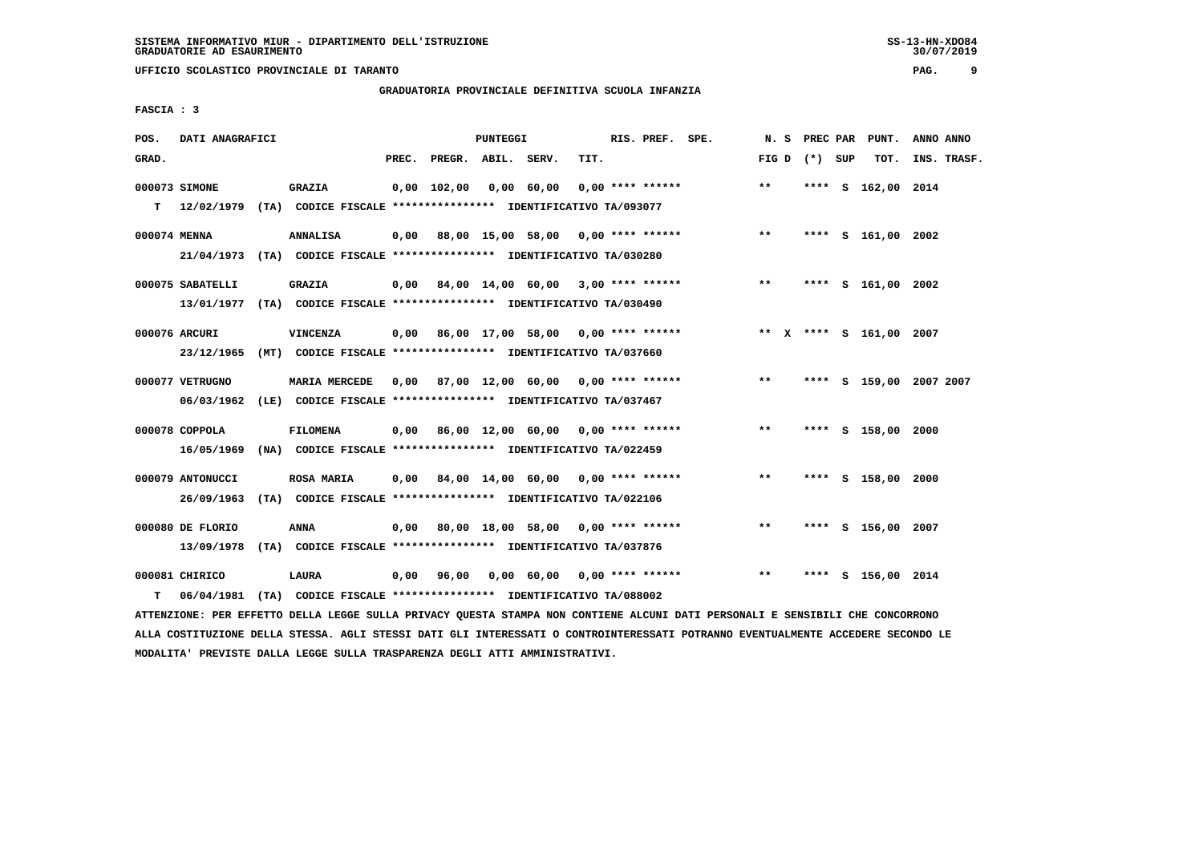SISTEMA INFORMATIVO MIUR - DIPARTIMENTO DELL'ISTRUZIONE
GRADUATORIE AD ESAURIMENTO

UFFICIO SCOLASTICO PROVINCIALE DI TARANTO

GRADUATORIA PROVINCIALE DEFINITIVA SCUOLA INFANZIA

FASCIA : 3

| POS. GRAD. | DATI ANAGRAFICI | | PREC. | PREGR. | ABIL. | SERV. | TIT. | RIS. PREF. | SPE. | N. S FIG D | PREC PAR (*) SUP | PUNT. TOT. | ANNO ANNO INS. TRASF. |
|---|---|---|---|---|---|---|---|---|---|---|---|---|---|
| 000073 | SIMONE | GRAZIA | 0,00 | 102,00 | 0,00 | 60,00 | 0,00 | **** ****** | | ** | **** S | 162,00 | 2014 |
| T | 12/02/1979 (TA) CODICE FISCALE **************** IDENTIFICATIVO TA/093077 | | | | | | | | | | | | |
| 000074 | MENNA | ANNALISA | 0,00 | 88,00 | 15,00 | 58,00 | 0,00 | **** ****** | | ** | **** S | 161,00 | 2002 |
| | 21/04/1973 (TA) CODICE FISCALE **************** IDENTIFICATIVO TA/030280 | | | | | | | | | | | | |
| 000075 | SABATELLI | GRAZIA | 0,00 | 84,00 | 14,00 | 60,00 | 3,00 | **** ****** | | ** | **** S | 161,00 | 2002 |
| | 13/01/1977 (TA) CODICE FISCALE **************** IDENTIFICATIVO TA/030490 | | | | | | | | | | | | |
| 000076 | ARCURI | VINCENZA | 0,00 | 86,00 | 17,00 | 58,00 | 0,00 | **** ****** | | ** X | **** S | 161,00 | 2007 |
| | 23/12/1965 (MT) CODICE FISCALE **************** IDENTIFICATIVO TA/037660 | | | | | | | | | | | | |
| 000077 | VETRUGNO | MARIA MERCEDE | 0,00 | 87,00 | 12,00 | 60,00 | 0,00 | **** ****** | | ** | **** S | 159,00 | 2007 2007 |
| | 06/03/1962 (LE) CODICE FISCALE **************** IDENTIFICATIVO TA/037467 | | | | | | | | | | | | |
| 000078 | COPPOLA | FILOMENA | 0,00 | 86,00 | 12,00 | 60,00 | 0,00 | **** ****** | | ** | **** S | 158,00 | 2000 |
| | 16/05/1969 (NA) CODICE FISCALE **************** IDENTIFICATIVO TA/022459 | | | | | | | | | | | | |
| 000079 | ANTONUCCI | ROSA MARIA | 0,00 | 84,00 | 14,00 | 60,00 | 0,00 | **** ****** | | ** | **** S | 158,00 | 2000 |
| | 26/09/1963 (TA) CODICE FISCALE **************** IDENTIFICATIVO TA/022106 | | | | | | | | | | | | |
| 000080 | DE FLORIO | ANNA | 0,00 | 80,00 | 18,00 | 58,00 | 0,00 | **** ****** | | ** | **** S | 156,00 | 2007 |
| | 13/09/1978 (TA) CODICE FISCALE **************** IDENTIFICATIVO TA/037876 | | | | | | | | | | | | |
| 000081 | CHIRICO | LAURA | 0,00 | 96,00 | 0,00 | 60,00 | 0,00 | **** ****** | | ** | **** S | 156,00 | 2014 |
| T | 06/04/1981 (TA) CODICE FISCALE **************** IDENTIFICATIVO TA/088002 | | | | | | | | | | | | |

ATTENZIONE: PER EFFETTO DELLA LEGGE SULLA PRIVACY QUESTA STAMPA NON CONTIENE ALCUNI DATI PERSONALI E SENSIBILI CHE CONCORRONO ALLA COSTITUZIONE DELLA STESSA. AGLI STESSI DATI GLI INTERESSATI O CONTROINTERESSATI POTRANNO EVENTUALMENTE ACCEDERE SECONDO LE MODALITA' PREVISTE DALLA LEGGE SULLA TRASPARENZA DEGLI ATTI AMMINISTRATIVI.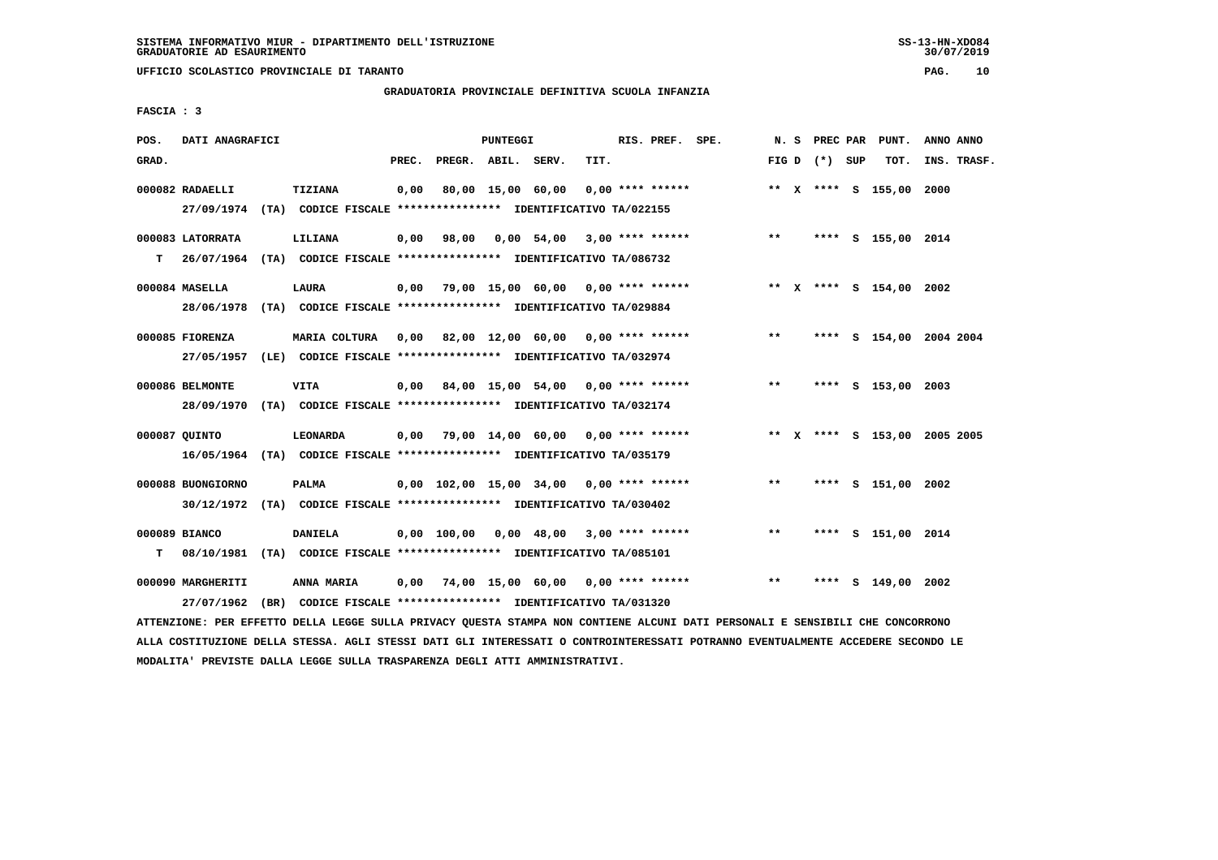SISTEMA INFORMATIVO MIUR - DIPARTIMENTO DELL'ISTRUZIONE
GRADUATORIE AD ESAURIMENTO

UFFICIO SCOLASTICO PROVINCIALE DI TARANTO

GRADUATORIA PROVINCIALE DEFINITIVA SCUOLA INFANZIA

FASCIA : 3

| POS. GRAD. | DATI ANAGRAFICI | | PREC. | PREGR. | ABIL. | SERV. | TIT. | RIS. PREF. SPE. | N. S FIG D | PREC PAR (*) SUP | PUNT. TOT. | ANNO INS. | ANNO TRASF. |
|---|---|---|---|---|---|---|---|---|---|---|---|---|---|
| 000082 | RADAELLI | TIZIANA | 0,00 | 80,00 | 15,00 | 60,00 | 0,00 | **** ****** | ** X | **** S | 155,00 | 2000 | |
| | 27/09/1974 (TA) CODICE FISCALE **************** IDENTIFICATIVO TA/022155 | | | | | | | | | | | | |
| 000083 | LATORRATA | LILIANA | 0,00 | 98,00 | 0,00 | 54,00 | 3,00 | **** ****** | ** | **** S | 155,00 | 2014 | |
| T | 26/07/1964 (TA) CODICE FISCALE **************** IDENTIFICATIVO TA/086732 | | | | | | | | | | | | |
| 000084 | MASELLA | LAURA | 0,00 | 79,00 | 15,00 | 60,00 | 0,00 | **** ****** | ** X | **** S | 154,00 | 2002 | |
| | 28/06/1978 (TA) CODICE FISCALE **************** IDENTIFICATIVO TA/029884 | | | | | | | | | | | | |
| 000085 | FIORENZA | MARIA COLTURA | 0,00 | 82,00 | 12,00 | 60,00 | 0,00 | **** ****** | ** | **** S | 154,00 | 2004 | 2004 |
| | 27/05/1957 (LE) CODICE FISCALE **************** IDENTIFICATIVO TA/032974 | | | | | | | | | | | | |
| 000086 | BELMONTE | VITA | 0,00 | 84,00 | 15,00 | 54,00 | 0,00 | **** ****** | ** | **** S | 153,00 | 2003 | |
| | 28/09/1970 (TA) CODICE FISCALE **************** IDENTIFICATIVO TA/032174 | | | | | | | | | | | | |
| 000087 | QUINTO | LEONARDA | 0,00 | 79,00 | 14,00 | 60,00 | 0,00 | **** ****** | ** X | **** S | 153,00 | 2005 | 2005 |
| | 16/05/1964 (TA) CODICE FISCALE **************** IDENTIFICATIVO TA/035179 | | | | | | | | | | | | |
| 000088 | BUONGIORNO | PALMA | 0,00 | 102,00 | 15,00 | 34,00 | 0,00 | **** ****** | ** | **** S | 151,00 | 2002 | |
| | 30/12/1972 (TA) CODICE FISCALE **************** IDENTIFICATIVO TA/030402 | | | | | | | | | | | | |
| 000089 | BIANCO | DANIELA | 0,00 | 100,00 | 0,00 | 48,00 | 3,00 | **** ****** | ** | **** S | 151,00 | 2014 | |
| T | 08/10/1981 (TA) CODICE FISCALE **************** IDENTIFICATIVO TA/085101 | | | | | | | | | | | | |
| 000090 | MARGHERITI | ANNA MARIA | 0,00 | 74,00 | 15,00 | 60,00 | 0,00 | **** ****** | ** | **** S | 149,00 | 2002 | |
| | 27/07/1962 (BR) CODICE FISCALE **************** IDENTIFICATIVO TA/031320 | | | | | | | | | | | | |

ATTENZIONE: PER EFFETTO DELLA LEGGE SULLA PRIVACY QUESTA STAMPA NON CONTIENE ALCUNI DATI PERSONALI E SENSIBILI CHE CONCORRONO ALLA COSTITUZIONE DELLA STESSA. AGLI STESSI DATI GLI INTERESSATI O CONTROINTERESSATI POTRANNO EVENTUALMENTE ACCEDERE SECONDO LE MODALITA' PREVISTE DALLA LEGGE SULLA TRASPARENZA DEGLI ATTI AMMINISTRATIVI.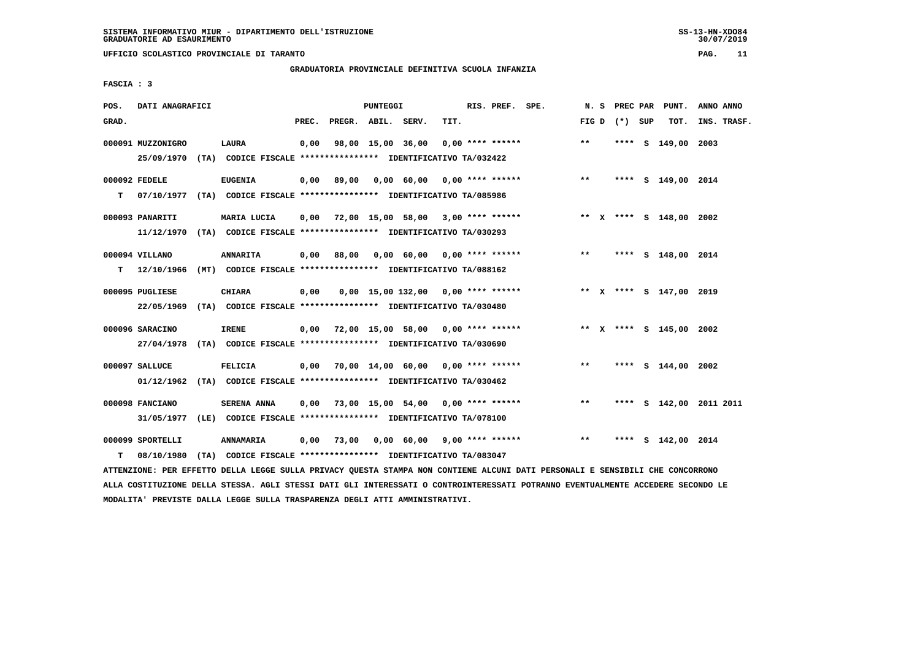UFFICIO SCOLASTICO PROVINCIALE DI TARANTO

GRADUATORIA PROVINCIALE DEFINITIVA SCUOLA INFANZIA

FASCIA : 3

| POS. GRAD. | DATI ANAGRAFICI | | PREC. | PREGR. | ABIL. | SERV. | TIT. | RIS. PREF. | SPE. | N. S FIG D | PREC PAR (*) SUP | PUNT. TOT. | ANNO ANNO INS. TRASF. |
|---|---|---|---|---|---|---|---|---|---|---|---|---|---|
| 000091 | MUZZONIGRO | LAURA | 0,00 | 98,00 | 15,00 | 36,00 | 0,00 | **** ****** | | ** | **** S | 149,00 | 2003 |
| | 25/09/1970 (TA) CODICE FISCALE **************** IDENTIFICATIVO TA/032422 | | | | | | | | | | | | |
| 000092 | FEDELE | EUGENIA | 0,00 | 89,00 | 0,00 | 60,00 | 0,00 | **** ****** | | ** | **** S | 149,00 | 2014 |
| T | 07/10/1977 (TA) CODICE FISCALE **************** IDENTIFICATIVO TA/085986 | | | | | | | | | | | | |
| 000093 | PANARITI | MARIA LUCIA | 0,00 | 72,00 | 15,00 | 58,00 | 3,00 | **** ****** | | ** X | **** S | 148,00 | 2002 |
| | 11/12/1970 (TA) CODICE FISCALE **************** IDENTIFICATIVO TA/030293 | | | | | | | | | | | | |
| 000094 | VILLANO | ANNARITA | 0,00 | 88,00 | 0,00 | 60,00 | 0,00 | **** ****** | | ** | **** S | 148,00 | 2014 |
| T | 12/10/1966 (MT) CODICE FISCALE **************** IDENTIFICATIVO TA/088162 | | | | | | | | | | | | |
| 000095 | PUGLIESE | CHIARA | 0,00 | 0,00 | 15,00 | 132,00 | 0,00 | **** ****** | | ** X | **** S | 147,00 | 2019 |
| | 22/05/1969 (TA) CODICE FISCALE **************** IDENTIFICATIVO TA/030480 | | | | | | | | | | | | |
| 000096 | SARACINO | IRENE | 0,00 | 72,00 | 15,00 | 58,00 | 0,00 | **** ****** | | ** X | **** S | 145,00 | 2002 |
| | 27/04/1978 (TA) CODICE FISCALE **************** IDENTIFICATIVO TA/030690 | | | | | | | | | | | | |
| 000097 | SALLUCE | FELICIA | 0,00 | 70,00 | 14,00 | 60,00 | 0,00 | **** ****** | | ** | **** S | 144,00 | 2002 |
| | 01/12/1962 (TA) CODICE FISCALE **************** IDENTIFICATIVO TA/030462 | | | | | | | | | | | | |
| 000098 | FANCIANO | SERENA ANNA | 0,00 | 73,00 | 15,00 | 54,00 | 0,00 | **** ****** | | ** | **** S | 142,00 | 2011 2011 |
| | 31/05/1977 (LE) CODICE FISCALE **************** IDENTIFICATIVO TA/078100 | | | | | | | | | | | | |
| 000099 | SPORTELLI | ANNAMARIA | 0,00 | 73,00 | 0,00 | 60,00 | 9,00 | **** ****** | | ** | **** S | 142,00 | 2014 |
| T | 08/10/1980 (TA) CODICE FISCALE **************** IDENTIFICATIVO TA/083047 | | | | | | | | | | | | |

ATTENZIONE: PER EFFETTO DELLA LEGGE SULLA PRIVACY QUESTA STAMPA NON CONTIENE ALCUNI DATI PERSONALI E SENSIBILI CHE CONCORRONO ALLA COSTITUZIONE DELLA STESSA. AGLI STESSI DATI GLI INTERESSATI O CONTROINTERESSATI POTRANNO EVENTUALMENTE ACCEDERE SECONDO LE MODALITA' PREVISTE DALLA LEGGE SULLA TRASPARENZA DEGLI ATTI AMMINISTRATIVI.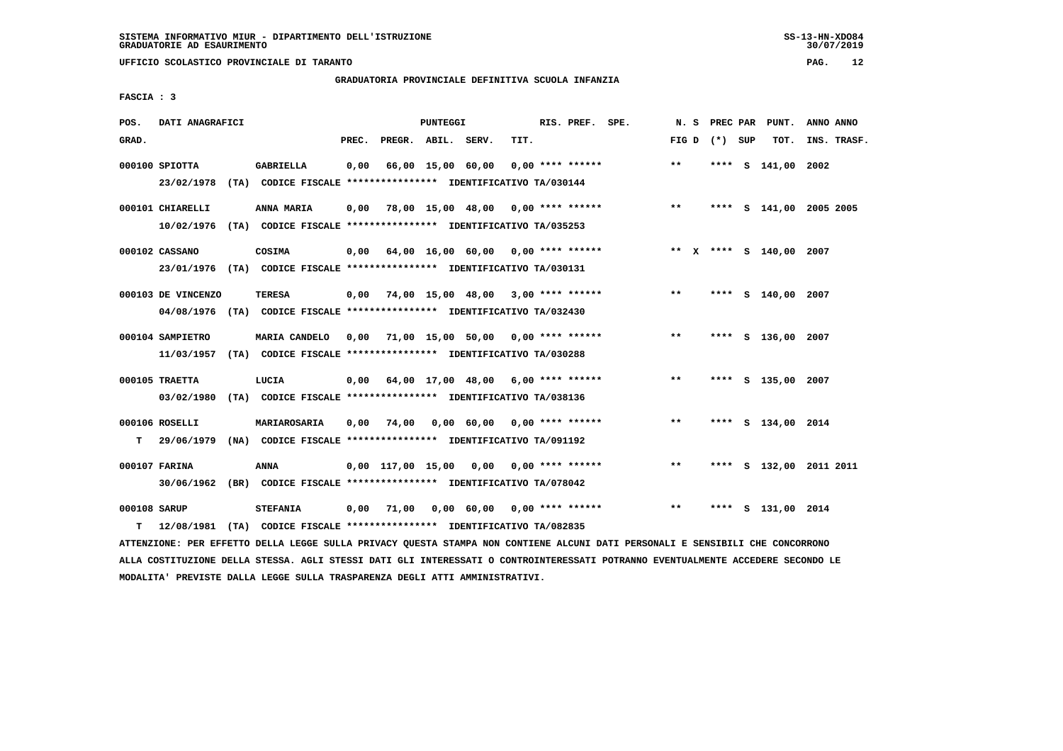SISTEMA INFORMATIVO MIUR - DIPARTIMENTO DELL'ISTRUZIONE
GRADUATORIE AD ESAURIMENTO

UFFICIO SCOLASTICO PROVINCIALE DI TARANTO

GRADUATORIA PROVINCIALE DEFINITIVA SCUOLA INFANZIA

FASCIA : 3

| POS. GRAD. | DATI ANAGRAFICI | | PREC. | PREGR. | ABIL. | SERV. | TIT. | RIS. PREF. | SPE. | N. S FIG D | PREC PAR (*) | SUP | PUNT. TOT. | ANNO INS. | ANNO TRASF. |
|---|---|---|---|---|---|---|---|---|---|---|---|---|---|---|---|
| 000100 | SPIOTTA | GABRIELLA | 0,00 | 66,00 | 15,00 | 60,00 | 0,00 | **** ****** | | ** | **** | S | 141,00 | 2002 | |
| | 23/02/1978 (TA) CODICE FISCALE **************** IDENTIFICATIVO TA/030144 | | | | | | | | | | | | | | |
| 000101 | CHIARELLI | ANNA MARIA | 0,00 | 78,00 | 15,00 | 48,00 | 0,00 | **** ****** | | ** | **** | S | 141,00 | 2005 | 2005 |
| | 10/02/1976 (TA) CODICE FISCALE **************** IDENTIFICATIVO TA/035253 | | | | | | | | | | | | | | |
| 000102 | CASSANO | COSIMA | 0,00 | 64,00 | 16,00 | 60,00 | 0,00 | **** ****** | | ** X | **** | S | 140,00 | 2007 | |
| | 23/01/1976 (TA) CODICE FISCALE **************** IDENTIFICATIVO TA/030131 | | | | | | | | | | | | | | |
| 000103 | DE VINCENZO | TERESA | 0,00 | 74,00 | 15,00 | 48,00 | 3,00 | **** ****** | | ** | **** | S | 140,00 | 2007 | |
| | 04/08/1976 (TA) CODICE FISCALE **************** IDENTIFICATIVO TA/032430 | | | | | | | | | | | | | | |
| 000104 | SAMPIETRO | MARIA CANDELO | 0,00 | 71,00 | 15,00 | 50,00 | 0,00 | **** ****** | | ** | **** | S | 136,00 | 2007 | |
| | 11/03/1957 (TA) CODICE FISCALE **************** IDENTIFICATIVO TA/030288 | | | | | | | | | | | | | | |
| 000105 | TRAETTA | LUCIA | 0,00 | 64,00 | 17,00 | 48,00 | 6,00 | **** ****** | | ** | **** | S | 135,00 | 2007 | |
| | 03/02/1980 (TA) CODICE FISCALE **************** IDENTIFICATIVO TA/038136 | | | | | | | | | | | | | | |
| 000106 | ROSELLI | MARIAROSARIA | 0,00 | 74,00 | 0,00 | 60,00 | 0,00 | **** ****** | | ** | **** | S | 134,00 | 2014 | |
| T | 29/06/1979 (NA) CODICE FISCALE **************** IDENTIFICATIVO TA/091192 | | | | | | | | | | | | | | |
| 000107 | FARINA | ANNA | 0,00 | 117,00 | 15,00 | 0,00 | 0,00 | **** ****** | | ** | **** | S | 132,00 | 2011 | 2011 |
| | 30/06/1962 (BR) CODICE FISCALE **************** IDENTIFICATIVO TA/078042 | | | | | | | | | | | | | | |
| 000108 | SARUP | STEFANIA | 0,00 | 71,00 | 0,00 | 60,00 | 0,00 | **** ****** | | ** | **** | S | 131,00 | 2014 | |
| T | 12/08/1981 (TA) CODICE FISCALE **************** IDENTIFICATIVO TA/082835 | | | | | | | | | | | | | | |

ATTENZIONE: PER EFFETTO DELLA LEGGE SULLA PRIVACY QUESTA STAMPA NON CONTIENE ALCUNI DATI PERSONALI E SENSIBILI CHE CONCORRONO ALLA COSTITUZIONE DELLA STESSA. AGLI STESSI DATI GLI INTERESSATI O CONTROINTERESSATI POTRANNO EVENTUALMENTE ACCEDERE SECONDO LE MODALITA' PREVISTE DALLA LEGGE SULLA TRASPARENZA DEGLI ATTI AMMINISTRATIVI.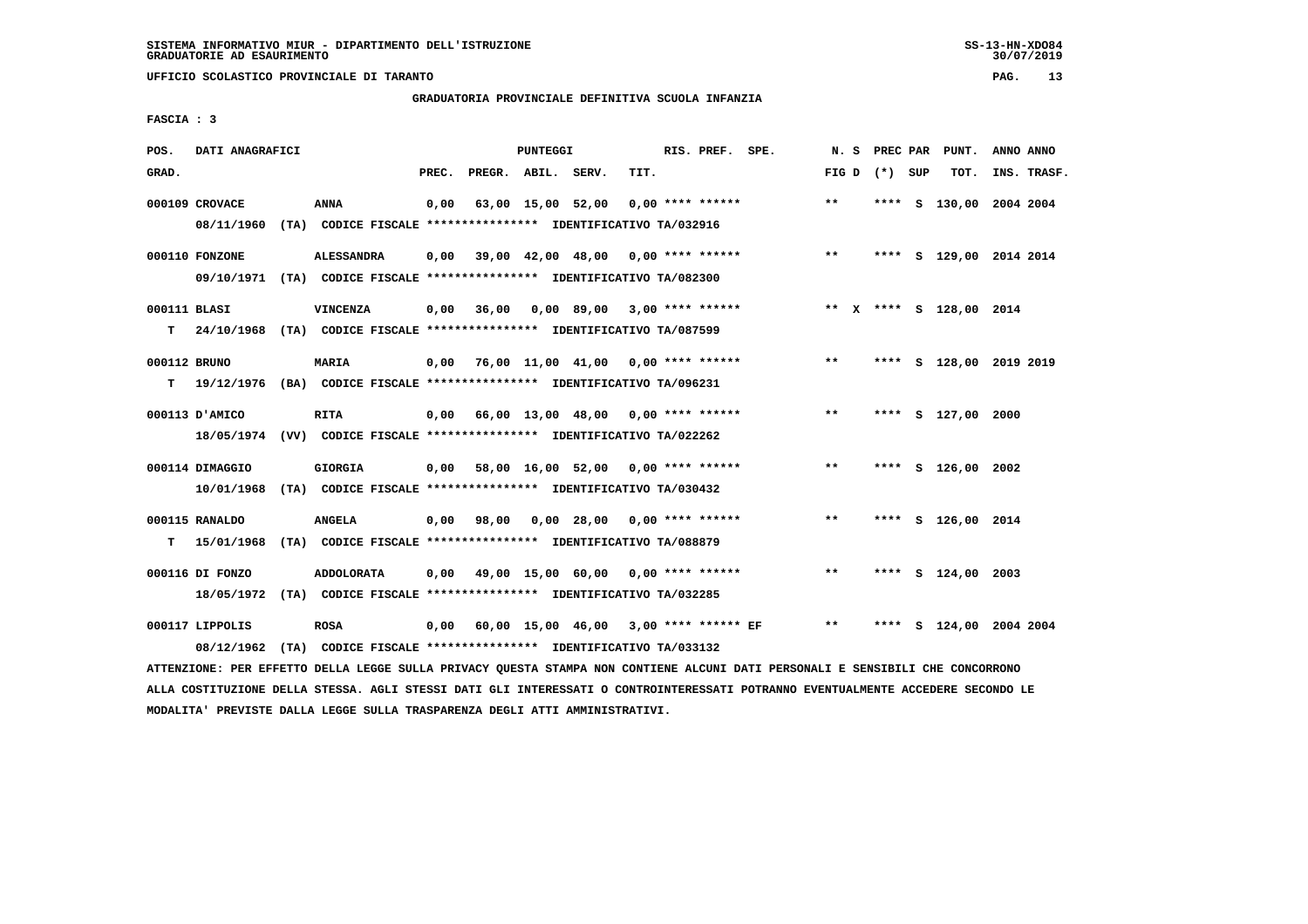SISTEMA INFORMATIVO MIUR - DIPARTIMENTO DELL'ISTRUZIONE
GRADUATORIE AD ESAURIMENTO

UFFICIO SCOLASTICO PROVINCIALE DI TARANTO

GRADUATORIA PROVINCIALE DEFINITIVA SCUOLA INFANZIA

FASCIA : 3

| POS. GRAD. | DATI ANAGRAFICI | | PREC. | PREGR. | ABIL. | SERV. | TIT. | RIS. PREF. SPE. | N. S FIG D | PREC PAR (*) SUP | PUNT. TOT. | ANNO INS. | ANNO TRASF. |
|---|---|---|---|---|---|---|---|---|---|---|---|---|---|
| 000109 | CROVACE | ANNA | 0,00 | 63,00 | 15,00 | 52,00 | 0,00 | **** ****** | ** | **** S | 130,00 | 2004 | 2004 |
| | 08/11/1960 (TA) CODICE FISCALE **************** IDENTIFICATIVO TA/032916 | | | | | | | | | | | | |
| 000110 | FONZONE | ALESSANDRA | 0,00 | 39,00 | 42,00 | 48,00 | 0,00 | **** ****** | ** | **** S | 129,00 | 2014 | 2014 |
| | 09/10/1971 (TA) CODICE FISCALE **************** IDENTIFICATIVO TA/082300 | | | | | | | | | | | | |
| 000111 | BLASI | VINCENZA | 0,00 | 36,00 | 0,00 | 89,00 | 3,00 | **** ****** | ** X | **** S | 128,00 | 2014 | |
| T | 24/10/1968 (TA) CODICE FISCALE **************** IDENTIFICATIVO TA/087599 | | | | | | | | | | | | |
| 000112 | BRUNO | MARIA | 0,00 | 76,00 | 11,00 | 41,00 | 0,00 | **** ****** | ** | **** S | 128,00 | 2019 | 2019 |
| T | 19/12/1976 (BA) CODICE FISCALE **************** IDENTIFICATIVO TA/096231 | | | | | | | | | | | | |
| 000113 | D'AMICO | RITA | 0,00 | 66,00 | 13,00 | 48,00 | 0,00 | **** ****** | ** | **** S | 127,00 | 2000 | |
| | 18/05/1974 (VV) CODICE FISCALE **************** IDENTIFICATIVO TA/022262 | | | | | | | | | | | | |
| 000114 | DIMAGGIO | GIORGIA | 0,00 | 58,00 | 16,00 | 52,00 | 0,00 | **** ****** | ** | **** S | 126,00 | 2002 | |
| | 10/01/1968 (TA) CODICE FISCALE **************** IDENTIFICATIVO TA/030432 | | | | | | | | | | | | |
| 000115 | RANALDO | ANGELA | 0,00 | 98,00 | 0,00 | 28,00 | 0,00 | **** ****** | ** | **** S | 126,00 | 2014 | |
| T | 15/01/1968 (TA) CODICE FISCALE **************** IDENTIFICATIVO TA/088879 | | | | | | | | | | | | |
| 000116 | DI FONZO | ADDOLORATA | 0,00 | 49,00 | 15,00 | 60,00 | 0,00 | **** ****** | ** | **** S | 124,00 | 2003 | |
| | 18/05/1972 (TA) CODICE FISCALE **************** IDENTIFICATIVO TA/032285 | | | | | | | | | | | | |
| 000117 | LIPPOLIS | ROSA | 0,00 | 60,00 | 15,00 | 46,00 | 3,00 | **** ****** EF | ** | **** S | 124,00 | 2004 | 2004 |
| | 08/12/1962 (TA) CODICE FISCALE **************** IDENTIFICATIVO TA/033132 | | | | | | | | | | | | |

ATTENZIONE: PER EFFETTO DELLA LEGGE SULLA PRIVACY QUESTA STAMPA NON CONTIENE ALCUNI DATI PERSONALI E SENSIBILI CHE CONCORRONO ALLA COSTITUZIONE DELLA STESSA. AGLI STESSI DATI GLI INTERESSATI O CONTROINTERESSATI POTRANNO EVENTUALMENTE ACCEDERE SECONDO LE MODALITA' PREVISTE DALLA LEGGE SULLA TRASPARENZA DEGLI ATTI AMMINISTRATIVI.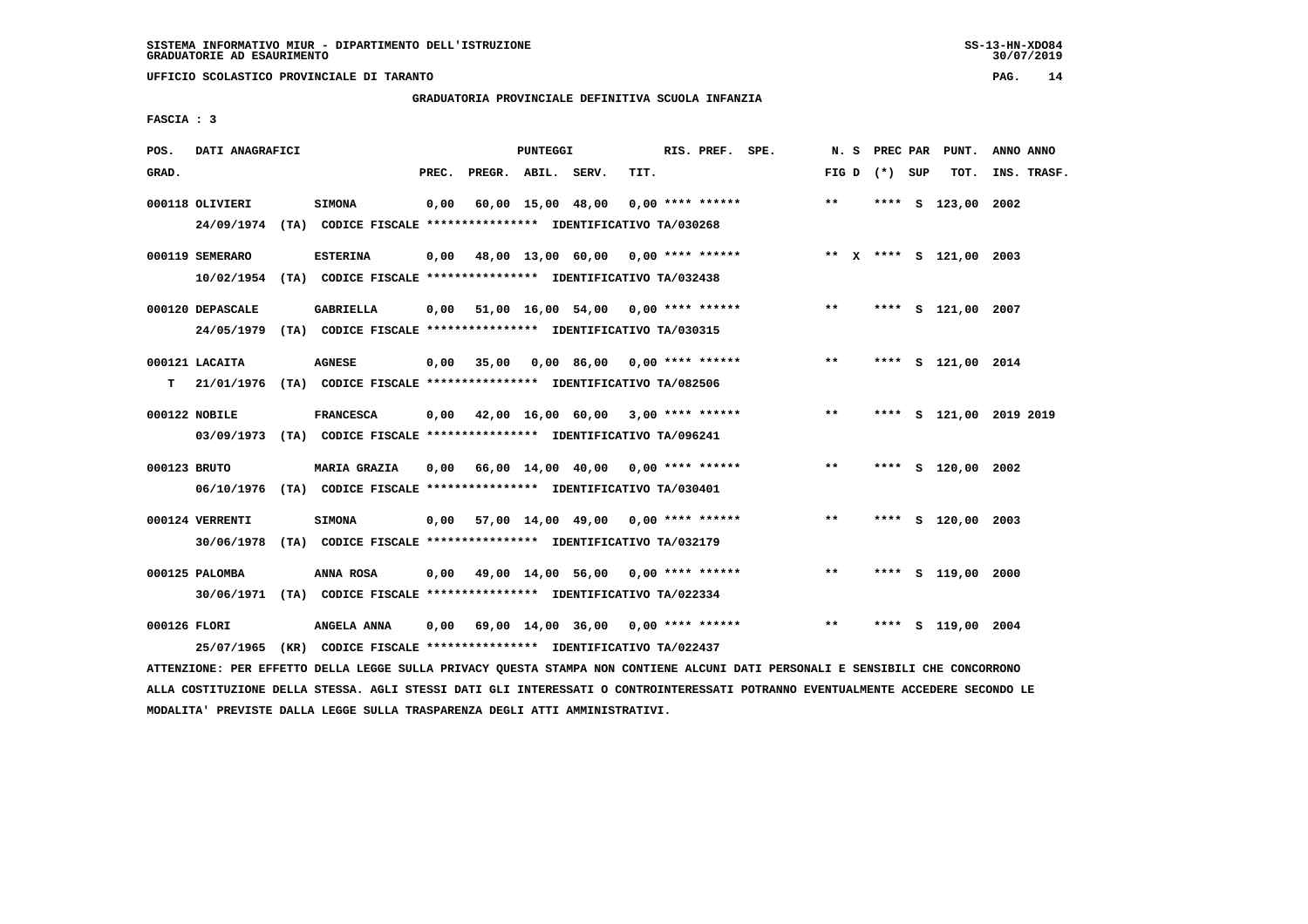SISTEMA INFORMATIVO MIUR - DIPARTIMENTO DELL'ISTRUZIONE
GRADUATORIE AD ESAURIMENTO

UFFICIO SCOLASTICO PROVINCIALE DI TARANTO

GRADUATORIA PROVINCIALE DEFINITIVA SCUOLA INFANZIA

FASCIA : 3

| POS. GRAD. | DATI ANAGRAFICI | | PREC. | PREGR. | ABIL. | SERV. | TIT. | RIS. PREF. | SPE. | N. S FIG D | PREC PAR (*) | SUP | PUNT. TOT. | ANNO INS. | ANNO TRASF. |
|---|---|---|---|---|---|---|---|---|---|---|---|---|---|---|---|
| 000118 | OLIVIERI | SIMONA | 0,00 | 60,00 | 15,00 | 48,00 | 0,00 | **** ****** | | ** | **** | S | 123,00 | 2002 | |
| | 24/09/1974 (TA) | CODICE FISCALE **************** IDENTIFICATIVO TA/030268 | | | | | | | | | | | | | |
| 000119 | SEMERARO | ESTERINA | 0,00 | 48,00 | 13,00 | 60,00 | 0,00 | **** ****** | | ** X | **** | S | 121,00 | 2003 | |
| | 10/02/1954 (TA) | CODICE FISCALE **************** IDENTIFICATIVO TA/032438 | | | | | | | | | | | | | |
| 000120 | DEPASCALE | GABRIELLA | 0,00 | 51,00 | 16,00 | 54,00 | 0,00 | **** ****** | | ** | **** | S | 121,00 | 2007 | |
| | 24/05/1979 (TA) | CODICE FISCALE **************** IDENTIFICATIVO TA/030315 | | | | | | | | | | | | | |
| 000121 | LACAITA | AGNESE | 0,00 | 35,00 | 0,00 | 86,00 | 0,00 | **** ****** | | ** | **** | S | 121,00 | 2014 | |
| T | 21/01/1976 (TA) | CODICE FISCALE **************** IDENTIFICATIVO TA/082506 | | | | | | | | | | | | | |
| 000122 | NOBILE | FRANCESCA | 0,00 | 42,00 | 16,00 | 60,00 | 3,00 | **** ****** | | ** | **** | S | 121,00 | 2019 | 2019 |
| | 03/09/1973 (TA) | CODICE FISCALE **************** IDENTIFICATIVO TA/096241 | | | | | | | | | | | | | |
| 000123 | BRUTO | MARIA GRAZIA | 0,00 | 66,00 | 14,00 | 40,00 | 0,00 | **** ****** | | ** | **** | S | 120,00 | 2002 | |
| | 06/10/1976 (TA) | CODICE FISCALE **************** IDENTIFICATIVO TA/030401 | | | | | | | | | | | | | |
| 000124 | VERRENTI | SIMONA | 0,00 | 57,00 | 14,00 | 49,00 | 0,00 | **** ****** | | ** | **** | S | 120,00 | 2003 | |
| | 30/06/1978 (TA) | CODICE FISCALE **************** IDENTIFICATIVO TA/032179 | | | | | | | | | | | | | |
| 000125 | PALOMBA | ANNA ROSA | 0,00 | 49,00 | 14,00 | 56,00 | 0,00 | **** ****** | | ** | **** | S | 119,00 | 2000 | |
| | 30/06/1971 (TA) | CODICE FISCALE **************** IDENTIFICATIVO TA/022334 | | | | | | | | | | | | | |
| 000126 | FLORI | ANGELA ANNA | 0,00 | 69,00 | 14,00 | 36,00 | 0,00 | **** ****** | | ** | **** | S | 119,00 | 2004 | |
| | 25/07/1965 (KR) | CODICE FISCALE **************** IDENTIFICATIVO TA/022437 | | | | | | | | | | | | | |

ATTENZIONE: PER EFFETTO DELLA LEGGE SULLA PRIVACY QUESTA STAMPA NON CONTIENE ALCUNI DATI PERSONALI E SENSIBILI CHE CONCORRONO ALLA COSTITUZIONE DELLA STESSA. AGLI STESSI DATI GLI INTERESSATI O CONTROINTERESSATI POTRANNO EVENTUALMENTE ACCEDERE SECONDO LE MODALITA' PREVISTE DALLA LEGGE SULLA TRASPARENZA DEGLI ATTI AMMINISTRATIVI.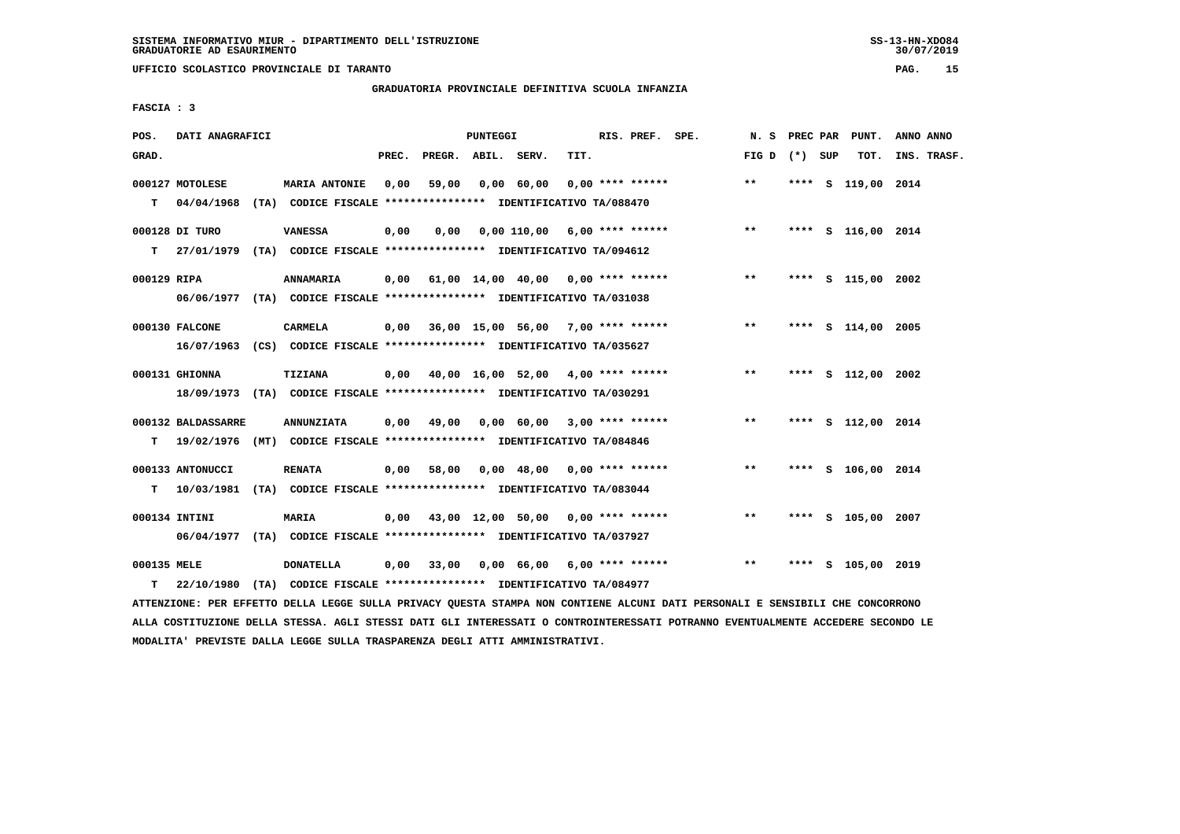SISTEMA INFORMATIVO MIUR - DIPARTIMENTO DELL'ISTRUZIONE
GRADUATORIE AD ESAURIMENTO

UFFICIO SCOLASTICO PROVINCIALE DI TARANTO

GRADUATORIA PROVINCIALE DEFINITIVA SCUOLA INFANZIA

FASCIA : 3

| POS. GRAD. | DATI ANAGRAFICI | | PREC. | PREGR. | ABIL. | SERV. | TIT. | RIS. PREF. SPE. | N. S FIG D | PREC PAR (*) SUP | PUNT. TOT. | ANNO ANNO INS. TRASF. |
|---|---|---|---|---|---|---|---|---|---|---|---|---|
| 000127 MOTOLESE | MARIA ANTONIE | | 0,00 | 59,00 | 0,00 | 60,00 | 0,00 | **** ****** | ** | **** S | 119,00 | 2014 |
| T | 04/04/1968 (TA) CODICE FISCALE **************** IDENTIFICATIVO TA/088470 | | | | | | | | | | | |
| 000128 DI TURO | VANESSA | | 0,00 | 0,00 | 0,00 | 110,00 | 6,00 | **** ****** | ** | **** S | 116,00 | 2014 |
| T | 27/01/1979 (TA) CODICE FISCALE **************** IDENTIFICATIVO TA/094612 | | | | | | | | | | | |
| 000129 RIPA | ANNAMARIA | | 0,00 | 61,00 | 14,00 | 40,00 | 0,00 | **** ****** | ** | **** S | 115,00 | 2002 |
| | 06/06/1977 (TA) CODICE FISCALE **************** IDENTIFICATIVO TA/031038 | | | | | | | | | | | |
| 000130 FALCONE | CARMELA | | 0,00 | 36,00 | 15,00 | 56,00 | 7,00 | **** ****** | ** | **** S | 114,00 | 2005 |
| | 16/07/1963 (CS) CODICE FISCALE **************** IDENTIFICATIVO TA/035627 | | | | | | | | | | | |
| 000131 GHIONNA | TIZIANA | | 0,00 | 40,00 | 16,00 | 52,00 | 4,00 | **** ****** | ** | **** S | 112,00 | 2002 |
| | 18/09/1973 (TA) CODICE FISCALE **************** IDENTIFICATIVO TA/030291 | | | | | | | | | | | |
| 000132 BALDASSARRE | ANNUNZIATA | | 0,00 | 49,00 | 0,00 | 60,00 | 3,00 | **** ****** | ** | **** S | 112,00 | 2014 |
| T | 19/02/1976 (MT) CODICE FISCALE **************** IDENTIFICATIVO TA/084846 | | | | | | | | | | | |
| 000133 ANTONUCCI | RENATA | | 0,00 | 58,00 | 0,00 | 48,00 | 0,00 | **** ****** | ** | **** S | 106,00 | 2014 |
| T | 10/03/1981 (TA) CODICE FISCALE **************** IDENTIFICATIVO TA/083044 | | | | | | | | | | | |
| 000134 INTINI | MARIA | | 0,00 | 43,00 | 12,00 | 50,00 | 0,00 | **** ****** | ** | **** S | 105,00 | 2007 |
| | 06/04/1977 (TA) CODICE FISCALE **************** IDENTIFICATIVO TA/037927 | | | | | | | | | | | |
| 000135 MELE | DONATELLA | | 0,00 | 33,00 | 0,00 | 66,00 | 6,00 | **** ****** | ** | **** S | 105,00 | 2019 |
| T | 22/10/1980 (TA) CODICE FISCALE **************** IDENTIFICATIVO TA/084977 | | | | | | | | | | | |

ATTENZIONE: PER EFFETTO DELLA LEGGE SULLA PRIVACY QUESTA STAMPA NON CONTIENE ALCUNI DATI PERSONALI E SENSIBILI CHE CONCORRONO ALLA COSTITUZIONE DELLA STESSA. AGLI STESSI DATI GLI INTERESSATI O CONTROINTERESSATI POTRANNO EVENTUALMENTE ACCEDERE SECONDO LE MODALITA' PREVISTE DALLA LEGGE SULLA TRASPARENZA DEGLI ATTI AMMINISTRATIVI.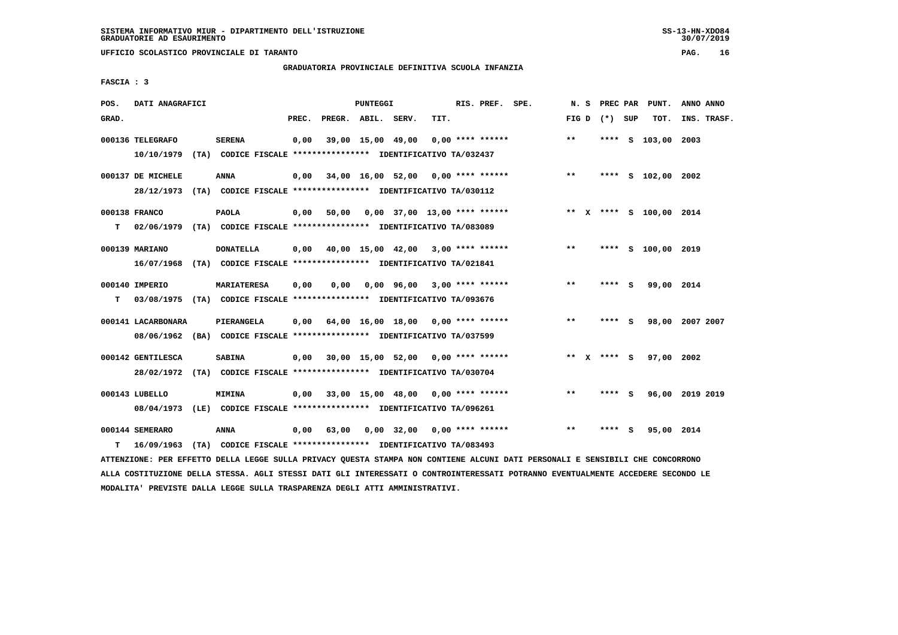SISTEMA INFORMATIVO MIUR - DIPARTIMENTO DELL'ISTRUZIONE
GRADUATORIE AD ESAURIMENTO

UFFICIO SCOLASTICO PROVINCIALE DI TARANTO

GRADUATORIA PROVINCIALE DEFINITIVA SCUOLA INFANZIA

FASCIA : 3

| POS. GRAD. | DATI ANAGRAFICI | | PREC. | PREGR. | ABIL. | SERV. | TIT. | RIS. PREF. | SPE. | N. S FIG D | PREC PAR (*) SUP | PUNT. TOT. | ANNO ANNO INS. TRASF. |
|---|---|---|---|---|---|---|---|---|---|---|---|---|---|
| 000136 TELEGRAFO | SERENA | | 0,00 | 39,00 | 15,00 | 49,00 | 0,00 | **** ****** | | ** | **** S | 103,00 | 2003 |
| | 10/10/1979 (TA) CODICE FISCALE **************** IDENTIFICATIVO TA/032437 | | | | | | | | | | | | |
| 000137 DE MICHELE | ANNA | | 0,00 | 34,00 | 16,00 | 52,00 | 0,00 | **** ****** | | ** | **** S | 102,00 | 2002 |
| | 28/12/1973 (TA) CODICE FISCALE **************** IDENTIFICATIVO TA/030112 | | | | | | | | | | | | |
| 000138 FRANCO | PAOLA | | 0,00 | 50,00 | 0,00 | 37,00 | 13,00 | **** ****** | | ** X | **** S | 100,00 | 2014 |
| T | 02/06/1979 (TA) CODICE FISCALE **************** IDENTIFICATIVO TA/083089 | | | | | | | | | | | | |
| 000139 MARIANO | DONATELLA | | 0,00 | 40,00 | 15,00 | 42,00 | 3,00 | **** ****** | | ** | **** S | 100,00 | 2019 |
| | 16/07/1968 (TA) CODICE FISCALE **************** IDENTIFICATIVO TA/021841 | | | | | | | | | | | | |
| 000140 IMPERIO | MARIATERESA | | 0,00 | 0,00 | 0,00 | 96,00 | 3,00 | **** ****** | | ** | **** S | 99,00 | 2014 |
| T | 03/08/1975 (TA) CODICE FISCALE **************** IDENTIFICATIVO TA/093676 | | | | | | | | | | | | |
| 000141 LACARBONARA | PIERANGELA | | 0,00 | 64,00 | 16,00 | 18,00 | 0,00 | **** ****** | | ** | **** S | 98,00 | 2007 2007 |
| | 08/06/1962 (BA) CODICE FISCALE **************** IDENTIFICATIVO TA/037599 | | | | | | | | | | | | |
| 000142 GENTILESCA | SABINA | | 0,00 | 30,00 | 15,00 | 52,00 | 0,00 | **** ****** | | ** X | **** S | 97,00 | 2002 |
| | 28/02/1972 (TA) CODICE FISCALE **************** IDENTIFICATIVO TA/030704 | | | | | | | | | | | | |
| 000143 LUBELLO | MIMINA | | 0,00 | 33,00 | 15,00 | 48,00 | 0,00 | **** ****** | | ** | **** S | 96,00 | 2019 2019 |
| | 08/04/1973 (LE) CODICE FISCALE **************** IDENTIFICATIVO TA/096261 | | | | | | | | | | | | |
| 000144 SEMERARO | ANNA | | 0,00 | 63,00 | 0,00 | 32,00 | 0,00 | **** ****** | | ** | **** S | 95,00 | 2014 |
| T | 16/09/1963 (TA) CODICE FISCALE **************** IDENTIFICATIVO TA/083493 | | | | | | | | | | | | |

ATTENZIONE: PER EFFETTO DELLA LEGGE SULLA PRIVACY QUESTA STAMPA NON CONTIENE ALCUNI DATI PERSONALI E SENSIBILI CHE CONCORRONO ALLA COSTITUZIONE DELLA STESSA. AGLI STESSI DATI GLI INTERESSATI O CONTROINTERESSATI POTRANNO EVENTUALMENTE ACCEDERE SECONDO LE MODALITA' PREVISTE DALLA LEGGE SULLA TRASPARENZA DEGLI ATTI AMMINISTRATIVI.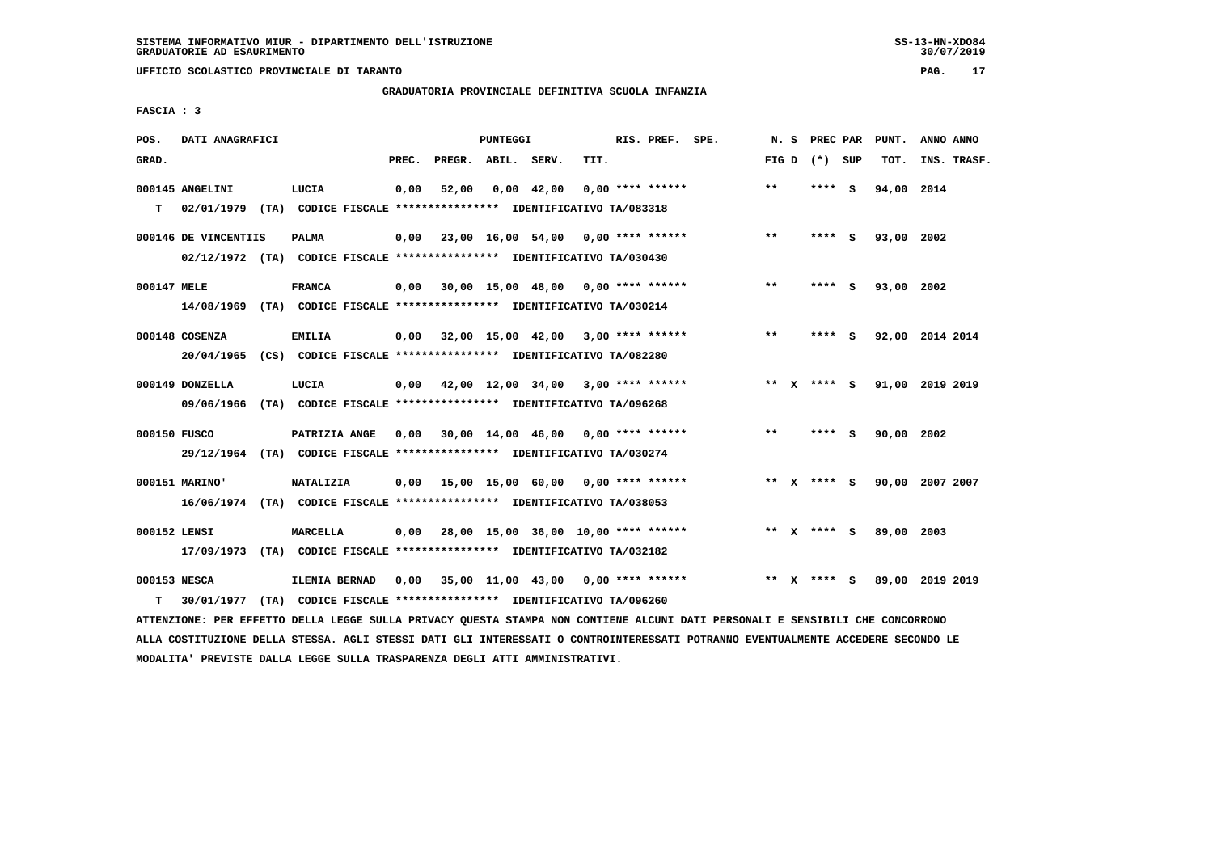SISTEMA INFORMATIVO MIUR - DIPARTIMENTO DELL'ISTRUZIONE
GRADUATORIE AD ESAURIMENTO

UFFICIO SCOLASTICO PROVINCIALE DI TARANTO

GRADUATORIA PROVINCIALE DEFINITIVA SCUOLA INFANZIA

FASCIA : 3

| POS. GRAD. | DATI ANAGRAFICI | | PREC. | PREGR. | ABIL. | SERV. | TIT. | RIS. PREF. | SPE. | N. S FIG D | PREC PAR (*) SUP | PUNT. TOT. | ANNO ANNO INS. TRASF. |
|---|---|---|---|---|---|---|---|---|---|---|---|---|---|
| 000145 | ANGELINI | LUCIA | 0,00 | 52,00 | 0,00 | 42,00 | 0,00 | **** ****** | | ** | **** S | 94,00 | 2014 |
| T | 02/01/1979 (TA) CODICE FISCALE **************** IDENTIFICATIVO TA/083318 | | | | | | | | | | | | |
| 000146 | DE VINCENTIIS | PALMA | 0,00 | 23,00 | 16,00 | 54,00 | 0,00 | **** ****** | | ** | **** S | 93,00 | 2002 |
| | 02/12/1972 (TA) CODICE FISCALE **************** IDENTIFICATIVO TA/030430 | | | | | | | | | | | | |
| 000147 | MELE | FRANCA | 0,00 | 30,00 | 15,00 | 48,00 | 0,00 | **** ****** | | ** | **** S | 93,00 | 2002 |
| | 14/08/1969 (TA) CODICE FISCALE **************** IDENTIFICATIVO TA/030214 | | | | | | | | | | | | |
| 000148 | COSENZA | EMILIA | 0,00 | 32,00 | 15,00 | 42,00 | 3,00 | **** ****** | | ** | **** S | 92,00 | 2014 2014 |
| | 20/04/1965 (CS) CODICE FISCALE **************** IDENTIFICATIVO TA/082280 | | | | | | | | | | | | |
| 000149 | DONZELLA | LUCIA | 0,00 | 42,00 | 12,00 | 34,00 | 3,00 | **** ****** | | ** X | **** S | 91,00 | 2019 2019 |
| | 09/06/1966 (TA) CODICE FISCALE **************** IDENTIFICATIVO TA/096268 | | | | | | | | | | | | |
| 000150 | FUSCO | PATRIZIA ANGE | 0,00 | 30,00 | 14,00 | 46,00 | 0,00 | **** ****** | | ** | **** S | 90,00 | 2002 |
| | 29/12/1964 (TA) CODICE FISCALE **************** IDENTIFICATIVO TA/030274 | | | | | | | | | | | | |
| 000151 | MARINO' | NATALIZIA | 0,00 | 15,00 | 15,00 | 60,00 | 0,00 | **** ****** | | ** X | **** S | 90,00 | 2007 2007 |
| | 16/06/1974 (TA) CODICE FISCALE **************** IDENTIFICATIVO TA/038053 | | | | | | | | | | | | |
| 000152 | LENSI | MARCELLA | 0,00 | 28,00 | 15,00 | 36,00 | 10,00 | **** ****** | | ** X | **** S | 89,00 | 2003 |
| | 17/09/1973 (TA) CODICE FISCALE **************** IDENTIFICATIVO TA/032182 | | | | | | | | | | | | |
| 000153 | NESCA | ILENIA BERNAD | 0,00 | 35,00 | 11,00 | 43,00 | 0,00 | **** ****** | | ** X | **** S | 89,00 | 2019 2019 |
| T | 30/01/1977 (TA) CODICE FISCALE **************** IDENTIFICATIVO TA/096260 | | | | | | | | | | | | |

ATTENZIONE: PER EFFETTO DELLA LEGGE SULLA PRIVACY QUESTA STAMPA NON CONTIENE ALCUNI DATI PERSONALI E SENSIBILI CHE CONCORRONO ALLA COSTITUZIONE DELLA STESSA. AGLI STESSI DATI GLI INTERESSATI O CONTROINTERESSATI POTRANNO EVENTUALMENTE ACCEDERE SECONDO LE MODALITA' PREVISTE DALLA LEGGE SULLA TRASPARENZA DEGLI ATTI AMMINISTRATIVI.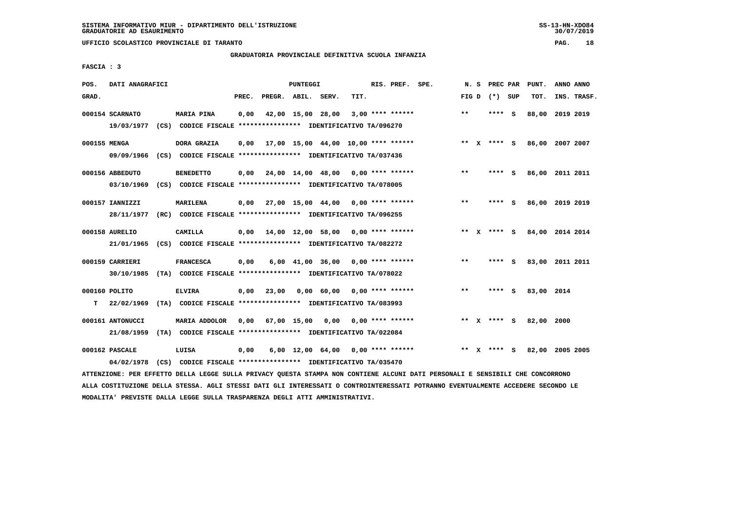SISTEMA INFORMATIVO MIUR - DIPARTIMENTO DELL'ISTRUZIONE
GRADUATORIE AD ESAURIMENTO

UFFICIO SCOLASTICO PROVINCIALE DI TARANTO

GRADUATORIA PROVINCIALE DEFINITIVA SCUOLA INFANZIA

FASCIA : 3

| POS. GRAD. | DATI ANAGRAFICI | | PREC. | PREGR. | ABIL. | SERV. | TIT. | RIS. PREF. | SPE. | N. S FIG D | PREC PAR (*) SUP | PUNT. TOT. | ANNO ANNO INS. TRASF. |
|---|---|---|---|---|---|---|---|---|---|---|---|---|---|
| 000154 SCARNATO | MARIA PINA | | 0,00 | 42,00 | 15,00 | 28,00 | 3,00 | **** ****** | | ** | **** S | 88,00 | 2019 2019 |
| | 19/03/1977 (CS) CODICE FISCALE **************** IDENTIFICATIVO TA/096270 | | | | | | | | | | | | |
| 000155 MENGA | DORA GRAZIA | | 0,00 | 17,00 | 15,00 | 44,00 | 10,00 | **** ****** | | ** X | **** S | 86,00 | 2007 2007 |
| | 09/09/1966 (CS) CODICE FISCALE **************** IDENTIFICATIVO TA/037436 | | | | | | | | | | | | |
| 000156 ABBEDUTO | BENEDETTO | | 0,00 | 24,00 | 14,00 | 48,00 | 0,00 | **** ****** | | ** | **** S | 86,00 | 2011 2011 |
| | 03/10/1969 (CS) CODICE FISCALE **************** IDENTIFICATIVO TA/078005 | | | | | | | | | | | | |
| 000157 IANNIZZI | MARILENA | | 0,00 | 27,00 | 15,00 | 44,00 | 0,00 | **** ****** | | ** | **** S | 86,00 | 2019 2019 |
| | 28/11/1977 (RC) CODICE FISCALE **************** IDENTIFICATIVO TA/096255 | | | | | | | | | | | | |
| 000158 AURELIO | CAMILLA | | 0,00 | 14,00 | 12,00 | 58,00 | 0,00 | **** ****** | | ** X | **** S | 84,00 | 2014 2014 |
| | 21/01/1965 (CS) CODICE FISCALE **************** IDENTIFICATIVO TA/082272 | | | | | | | | | | | | |
| 000159 CARRIERI | FRANCESCA | | 0,00 | 6,00 | 41,00 | 36,00 | 0,00 | **** ****** | | ** | **** S | 83,00 | 2011 2011 |
| | 30/10/1985 (TA) CODICE FISCALE **************** IDENTIFICATIVO TA/078022 | | | | | | | | | | | | |
| 000160 POLITO | ELVIRA | | 0,00 | 23,00 | 0,00 | 60,00 | 0,00 | **** ****** | | ** | **** S | 83,00 | 2014 |
| T | 22/02/1969 (TA) CODICE FISCALE **************** IDENTIFICATIVO TA/083993 | | | | | | | | | | | | |
| 000161 ANTONUCCI | MARIA ADDOLOR | | 0,00 | 67,00 | 15,00 | 0,00 | 0,00 | **** ****** | | ** X | **** S | 82,00 | 2000 |
| | 21/08/1959 (TA) CODICE FISCALE **************** IDENTIFICATIVO TA/022084 | | | | | | | | | | | | |
| 000162 PASCALE | LUISA | | 0,00 | 6,00 | 12,00 | 64,00 | 0,00 | **** ****** | | ** X | **** S | 82,00 | 2005 2005 |
| | 04/02/1978 (CS) CODICE FISCALE **************** IDENTIFICATIVO TA/035470 | | | | | | | | | | | | |

ATTENZIONE: PER EFFETTO DELLA LEGGE SULLA PRIVACY QUESTA STAMPA NON CONTIENE ALCUNI DATI PERSONALI E SENSIBILI CHE CONCORRONO ALLA COSTITUZIONE DELLA STESSA. AGLI STESSI DATI GLI INTERESSATI O CONTROINTERESSATI POTRANNO EVENTUALMENTE ACCEDERE SECONDO LE MODALITA' PREVISTE DALLA LEGGE SULLA TRASPARENZA DEGLI ATTI AMMINISTRATIVI.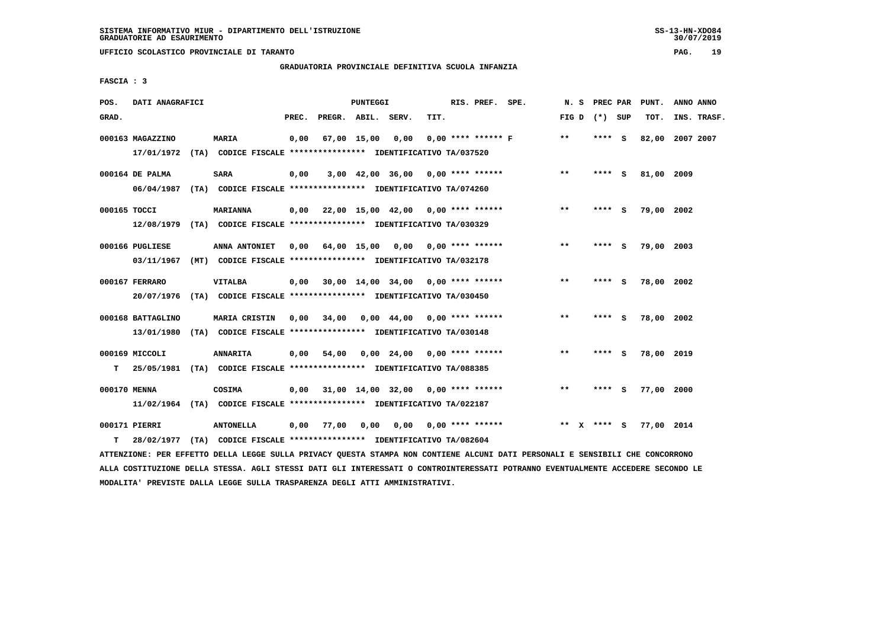SISTEMA INFORMATIVO MIUR - DIPARTIMENTO DELL'ISTRUZIONE
GRADUATORIE AD ESAURIMENTO

UFFICIO SCOLASTICO PROVINCIALE DI TARANTO

GRADUATORIA PROVINCIALE DEFINITIVA SCUOLA INFANZIA

FASCIA : 3

| POS. GRAD. | DATI ANAGRAFICI | | PREC. | PREGR. | ABIL. | SERV. | TIT. | RIS. PREF. | SPE. | N. S FIG D | PREC PAR (*) | SUP | PUNT. TOT. | ANNO INS. | ANNO TRASF. |
|---|---|---|---|---|---|---|---|---|---|---|---|---|---|---|---|
| 000163 | MAGAZZINO | MARIA | 0,00 | 67,00 | 15,00 | 0,00 | 0,00 | **** ****** F | | ** | **** | S | 82,00 | 2007 | 2007 |
| | 17/01/1972 (TA) CODICE FISCALE **************** IDENTIFICATIVO TA/037520 | | | | | | | | | | | | | | |
| 000164 | DE PALMA | SARA | 0,00 | 3,00 | 42,00 | 36,00 | 0,00 | **** ****** | | ** | **** | S | 81,00 | 2009 | |
| | 06/04/1987 (TA) CODICE FISCALE **************** IDENTIFICATIVO TA/074260 | | | | | | | | | | | | | | |
| 000165 | TOCCI | MARIANNA | 0,00 | 22,00 | 15,00 | 42,00 | 0,00 | **** ****** | | ** | **** | S | 79,00 | 2002 | |
| | 12/08/1979 (TA) CODICE FISCALE **************** IDENTIFICATIVO TA/030329 | | | | | | | | | | | | | | |
| 000166 | PUGLIESE | ANNA ANTONIET | 0,00 | 64,00 | 15,00 | 0,00 | 0,00 | **** ****** | | ** | **** | S | 79,00 | 2003 | |
| | 03/11/1967 (MT) CODICE FISCALE **************** IDENTIFICATIVO TA/032178 | | | | | | | | | | | | | | |
| 000167 | FERRARO | VITALBA | 0,00 | 30,00 | 14,00 | 34,00 | 0,00 | **** ****** | | ** | **** | S | 78,00 | 2002 | |
| | 20/07/1976 (TA) CODICE FISCALE **************** IDENTIFICATIVO TA/030450 | | | | | | | | | | | | | | |
| 000168 | BATTAGLINO | MARIA CRISTIN | 0,00 | 34,00 | 0,00 | 44,00 | 0,00 | **** ****** | | ** | **** | S | 78,00 | 2002 | |
| | 13/01/1980 (TA) CODICE FISCALE **************** IDENTIFICATIVO TA/030148 | | | | | | | | | | | | | | |
| 000169 | MICCOLI | ANNARITA | 0,00 | 54,00 | 0,00 | 24,00 | 0,00 | **** ****** | | ** | **** | S | 78,00 | 2019 | |
| T | 25/05/1981 (TA) CODICE FISCALE **************** IDENTIFICATIVO TA/088385 | | | | | | | | | | | | | | |
| 000170 | MENNA | COSIMA | 0,00 | 31,00 | 14,00 | 32,00 | 0,00 | **** ****** | | ** | **** | S | 77,00 | 2000 | |
| | 11/02/1964 (TA) CODICE FISCALE **************** IDENTIFICATIVO TA/022187 | | | | | | | | | | | | | | |
| 000171 | PIERRI | ANTONELLA | 0,00 | 77,00 | 0,00 | 0,00 | 0,00 | **** ****** | | ** X | **** | S | 77,00 | 2014 | |
| T | 28/02/1977 (TA) CODICE FISCALE **************** IDENTIFICATIVO TA/082604 | | | | | | | | | | | | | | |

ATTENZIONE: PER EFFETTO DELLA LEGGE SULLA PRIVACY QUESTA STAMPA NON CONTIENE ALCUNI DATI PERSONALI E SENSIBILI CHE CONCORRONO ALLA COSTITUZIONE DELLA STESSA. AGLI STESSI DATI GLI INTERESSATI O CONTROINTERESSATI POTRANNO EVENTUALMENTE ACCEDERE SECONDO LE MODALITA' PREVISTE DALLA LEGGE SULLA TRASPARENZA DEGLI ATTI AMMINISTRATIVI.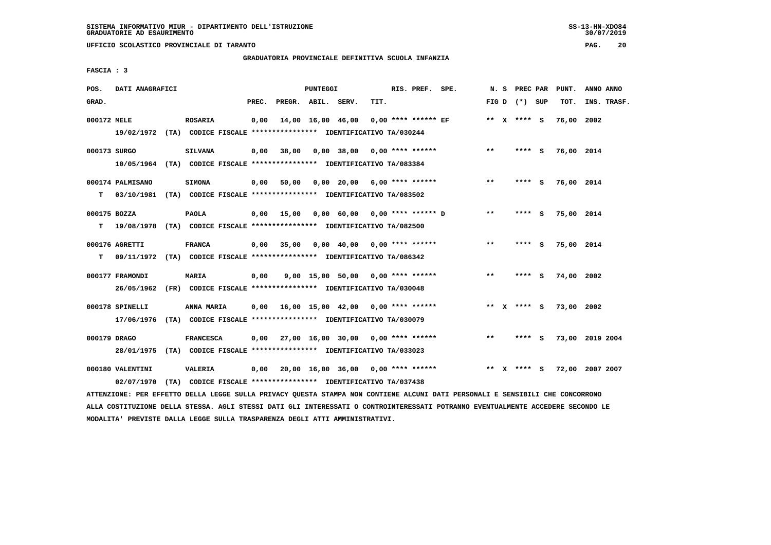SISTEMA INFORMATIVO MIUR - DIPARTIMENTO DELL'ISTRUZIONE
GRADUATORIE AD ESAURIMENTO

UFFICIO SCOLASTICO PROVINCIALE DI TARANTO

GRADUATORIA PROVINCIALE DEFINITIVA SCUOLA INFANZIA

FASCIA : 3

| POS. GRAD. | DATI ANAGRAFICI | | PREC. | PREGR. | ABIL. | SERV. | TIT. | RIS. PREF. SPE. | N. S FIG D | PREC PAR (*) SUP | PUNT. TOT. | ANNO ANNO INS. TRASF. |
|---|---|---|---|---|---|---|---|---|---|---|---|---|
| 000172 | MELE | ROSARIA | 0,00 | 14,00 | 16,00 | 46,00 | 0,00 | **** ****** EF | ** X | **** S | 76,00 | 2002 |
| | 19/02/1972 (TA) CODICE FISCALE **************** IDENTIFICATIVO TA/030244 | | | | | | | | | | | |
| 000173 | SURGO | SILVANA | 0,00 | 38,00 | 0,00 | 38,00 | 0,00 | **** ****** | ** | **** S | 76,00 | 2014 |
| | 10/05/1964 (TA) CODICE FISCALE **************** IDENTIFICATIVO TA/083384 | | | | | | | | | | | |
| 000174 | PALMISANO | SIMONA | 0,00 | 50,00 | 0,00 | 20,00 | 6,00 | **** ****** | ** | **** S | 76,00 | 2014 |
| T | 03/10/1981 (TA) CODICE FISCALE **************** IDENTIFICATIVO TA/083502 | | | | | | | | | | | |
| 000175 | BOZZA | PAOLA | 0,00 | 15,00 | 0,00 | 60,00 | 0,00 | **** ****** D | ** | **** S | 75,00 | 2014 |
| T | 19/08/1978 (TA) CODICE FISCALE **************** IDENTIFICATIVO TA/082500 | | | | | | | | | | | |
| 000176 | AGRETTI | FRANCA | 0,00 | 35,00 | 0,00 | 40,00 | 0,00 | **** ****** | ** | **** S | 75,00 | 2014 |
| T | 09/11/1972 (TA) CODICE FISCALE **************** IDENTIFICATIVO TA/086342 | | | | | | | | | | | |
| 000177 | FRAMONDI | MARIA | 0,00 | 9,00 | 15,00 | 50,00 | 0,00 | **** ****** | ** | **** S | 74,00 | 2002 |
| | 26/05/1962 (FR) CODICE FISCALE **************** IDENTIFICATIVO TA/030048 | | | | | | | | | | | |
| 000178 | SPINELLI | ANNA MARIA | 0,00 | 16,00 | 15,00 | 42,00 | 0,00 | **** ****** | ** X | **** S | 73,00 | 2002 |
| | 17/06/1976 (TA) CODICE FISCALE **************** IDENTIFICATIVO TA/030079 | | | | | | | | | | | |
| 000179 | DRAGO | FRANCESCA | 0,00 | 27,00 | 16,00 | 30,00 | 0,00 | **** ****** | ** | **** S | 73,00 | 2019 2004 |
| | 28/01/1975 (TA) CODICE FISCALE **************** IDENTIFICATIVO TA/033023 | | | | | | | | | | | |
| 000180 | VALENTINI | VALERIA | 0,00 | 20,00 | 16,00 | 36,00 | 0,00 | **** ****** | ** X | **** S | 72,00 | 2007 2007 |
| | 02/07/1970 (TA) CODICE FISCALE **************** IDENTIFICATIVO TA/037438 | | | | | | | | | | | |

ATTENZIONE: PER EFFETTO DELLA LEGGE SULLA PRIVACY QUESTA STAMPA NON CONTIENE ALCUNI DATI PERSONALI E SENSIBILI CHE CONCORRONO ALLA COSTITUZIONE DELLA STESSA. AGLI STESSI DATI GLI INTERESSATI O CONTROINTERESSATI POTRANNO EVENTUALMENTE ACCEDERE SECONDO LE MODALITA' PREVISTE DALLA LEGGE SULLA TRASPARENZA DEGLI ATTI AMMINISTRATIVI.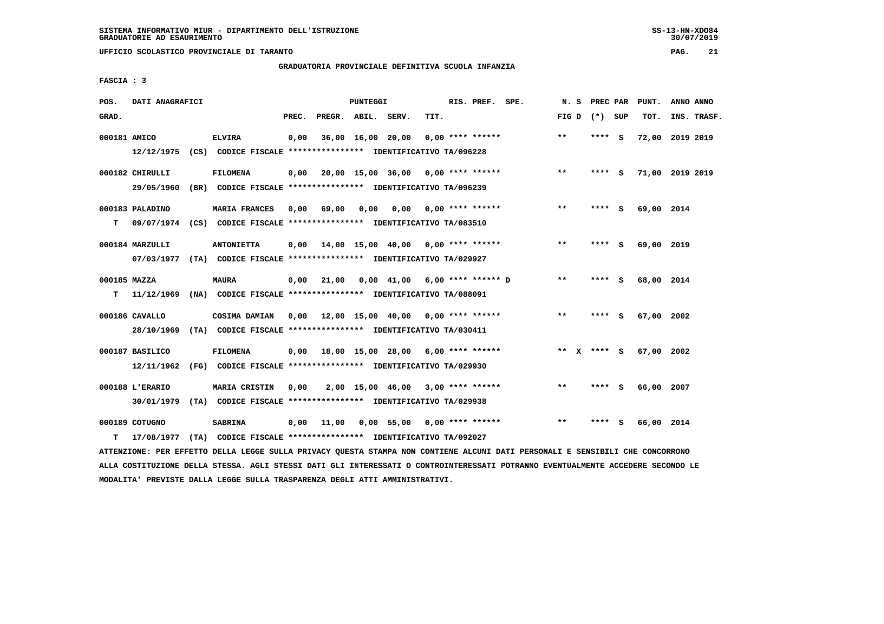SISTEMA INFORMATIVO MIUR - DIPARTIMENTO DELL'ISTRUZIONE
GRADUATORIE AD ESAURIMENTO

UFFICIO SCOLASTICO PROVINCIALE DI TARANTO

GRADUATORIA PROVINCIALE DEFINITIVA SCUOLA INFANZIA

FASCIA : 3

| POS. GRAD. | DATI ANAGRAFICI | | PREC. | PREGR. | ABIL. | SERV. | TIT. | RIS. PREF. SPE. | N. S FIG D | PREC PAR (*) SUP | PUNT. TOT. | ANNO ANNO INS. TRASF. |
|---|---|---|---|---|---|---|---|---|---|---|---|---|
| 000181 AMICO | ELVIRA | 12/12/1975 (CS) CODICE FISCALE **************** IDENTIFICATIVO TA/096228 | 0,00 | 36,00 | 16,00 | 20,00 | 0,00 | **** ****** | ** | **** S | 72,00 | 2019 2019 |
| 000182 CHIRULLI | FILOMENA | 29/05/1960 (BR) CODICE FISCALE **************** IDENTIFICATIVO TA/096239 | 0,00 | 20,00 | 15,00 | 36,00 | 0,00 | **** ****** | ** | **** S | 71,00 | 2019 2019 |
| 000183 PALADINO T | MARIA FRANCES | 09/07/1974 (CS) CODICE FISCALE **************** IDENTIFICATIVO TA/083510 | 0,00 | 69,00 | 0,00 | 0,00 | 0,00 | **** ****** | ** | **** S | 69,00 | 2014 |
| 000184 MARZULLI | ANTONIETTA | 07/03/1977 (TA) CODICE FISCALE **************** IDENTIFICATIVO TA/029927 | 0,00 | 14,00 | 15,00 | 40,00 | 0,00 | **** ****** | ** | **** S | 69,00 | 2019 |
| 000185 MAZZA T | MAURA | 11/12/1969 (NA) CODICE FISCALE **************** IDENTIFICATIVO TA/088091 | 0,00 | 21,00 | 0,00 | 41,00 | 6,00 | **** ****** D | ** | **** S | 68,00 | 2014 |
| 000186 CAVALLO | COSIMA DAMIAN | 28/10/1969 (TA) CODICE FISCALE **************** IDENTIFICATIVO TA/030411 | 0,00 | 12,00 | 15,00 | 40,00 | 0,00 | **** ****** | ** | **** S | 67,00 | 2002 |
| 000187 BASILICO | FILOMENA | 12/11/1962 (FG) CODICE FISCALE **************** IDENTIFICATIVO TA/029930 | 0,00 | 18,00 | 15,00 | 28,00 | 6,00 | **** ****** | ** X | **** S | 67,00 | 2002 |
| 000188 L'ERARIO | MARIA CRISTIN | 30/01/1979 (TA) CODICE FISCALE **************** IDENTIFICATIVO TA/029938 | 0,00 | 2,00 | 15,00 | 46,00 | 3,00 | **** ****** | ** | **** S | 66,00 | 2007 |
| 000189 COTUGNO T | SABRINA | 17/08/1977 (TA) CODICE FISCALE **************** IDENTIFICATIVO TA/092027 | 0,00 | 11,00 | 0,00 | 55,00 | 0,00 | **** ****** | ** | **** S | 66,00 | 2014 |

ATTENZIONE: PER EFFETTO DELLA LEGGE SULLA PRIVACY QUESTA STAMPA NON CONTIENE ALCUNI DATI PERSONALI E SENSIBILI CHE CONCORRONO ALLA COSTITUZIONE DELLA STESSA. AGLI STESSI DATI GLI INTERESSATI O CONTROINTERESSATI POTRANNO EVENTUALMENTE ACCEDERE SECONDO LE MODALITA' PREVISTE DALLA LEGGE SULLA TRASPARENZA DEGLI ATTI AMMINISTRATIVI.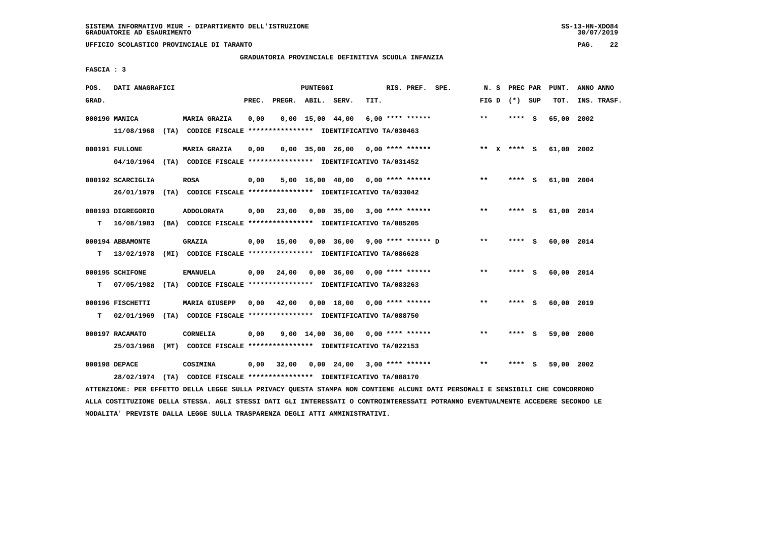SISTEMA INFORMATIVO MIUR - DIPARTIMENTO DELL'ISTRUZIONE
GRADUATORIE AD ESAURIMENTO

UFFICIO SCOLASTICO PROVINCIALE DI TARANTO

GRADUATORIA PROVINCIALE DEFINITIVA SCUOLA INFANZIA

FASCIA : 3

| POS. GRAD. | DATI ANAGRAFICI | | PREC. | PREGR. | ABIL. | SERV. | TIT. | RIS. PREF. SPE. | N. S FIG D | PREC PAR (*) SUP | PUNT. TOT. | ANNO ANNO INS. TRASF. |
|---|---|---|---|---|---|---|---|---|---|---|---|---|
| 000190 | MANICA | MARIA GRAZIA | 0,00 | 0,00 | 15,00 | 44,00 | 6,00 | **** ****** | ** | **** S | 65,00 | 2002 |
| | 11/08/1968 (TA) CODICE FISCALE **************** IDENTIFICATIVO TA/030463 | | | | | | | | | | | |
| 000191 | FULLONE | MARIA GRAZIA | 0,00 | 0,00 | 35,00 | 26,00 | 0,00 | **** ****** | ** X | **** S | 61,00 | 2002 |
| | 04/10/1964 (TA) CODICE FISCALE **************** IDENTIFICATIVO TA/031452 | | | | | | | | | | | |
| 000192 | SCARCIGLIA | ROSA | 0,00 | 5,00 | 16,00 | 40,00 | 0,00 | **** ****** | ** | **** S | 61,00 | 2004 |
| | 26/01/1979 (TA) CODICE FISCALE **************** IDENTIFICATIVO TA/033042 | | | | | | | | | | | |
| 000193 | DIGREGORIO | ADDOLORATA | 0,00 | 23,00 | 0,00 | 35,00 | 3,00 | **** ****** | ** | **** S | 61,00 | 2014 |
| T | 16/08/1983 (BA) CODICE FISCALE **************** IDENTIFICATIVO TA/085205 | | | | | | | | | | | |
| 000194 | ABBAMONTE | GRAZIA | 0,00 | 15,00 | 0,00 | 36,00 | 9,00 | **** ****** D | ** | **** S | 60,00 | 2014 |
| T | 13/02/1978 (MI) CODICE FISCALE **************** IDENTIFICATIVO TA/086628 | | | | | | | | | | | |
| 000195 | SCHIFONE | EMANUELA | 0,00 | 24,00 | 0,00 | 36,00 | 0,00 | **** ****** | ** | **** S | 60,00 | 2014 |
| T | 07/05/1982 (TA) CODICE FISCALE **************** IDENTIFICATIVO TA/083263 | | | | | | | | | | | |
| 000196 | FISCHETTI | MARIA GIUSEPP | 0,00 | 42,00 | 0,00 | 18,00 | 0,00 | **** ****** | ** | **** S | 60,00 | 2019 |
| T | 02/01/1969 (TA) CODICE FISCALE **************** IDENTIFICATIVO TA/088750 | | | | | | | | | | | |
| 000197 | RACAMATO | CORNELIA | 0,00 | 9,00 | 14,00 | 36,00 | 0,00 | **** ****** | ** | **** S | 59,00 | 2000 |
| | 25/03/1968 (MT) CODICE FISCALE **************** IDENTIFICATIVO TA/022153 | | | | | | | | | | | |
| 000198 | DEPACE | COSIMINA | 0,00 | 32,00 | 0,00 | 24,00 | 3,00 | **** ****** | ** | **** S | 59,00 | 2002 |
| | 28/02/1974 (TA) CODICE FISCALE **************** IDENTIFICATIVO TA/088170 | | | | | | | | | | | |

ATTENZIONE: PER EFFETTO DELLA LEGGE SULLA PRIVACY QUESTA STAMPA NON CONTIENE ALCUNI DATI PERSONALI E SENSIBILI CHE CONCORRONO ALLA COSTITUZIONE DELLA STESSA. AGLI STESSI DATI GLI INTERESSATI O CONTROINTERESSATI POTRANNO EVENTUALMENTE ACCEDERE SECONDO LE MODALITA' PREVISTE DALLA LEGGE SULLA TRASPARENZA DEGLI ATTI AMMINISTRATIVI.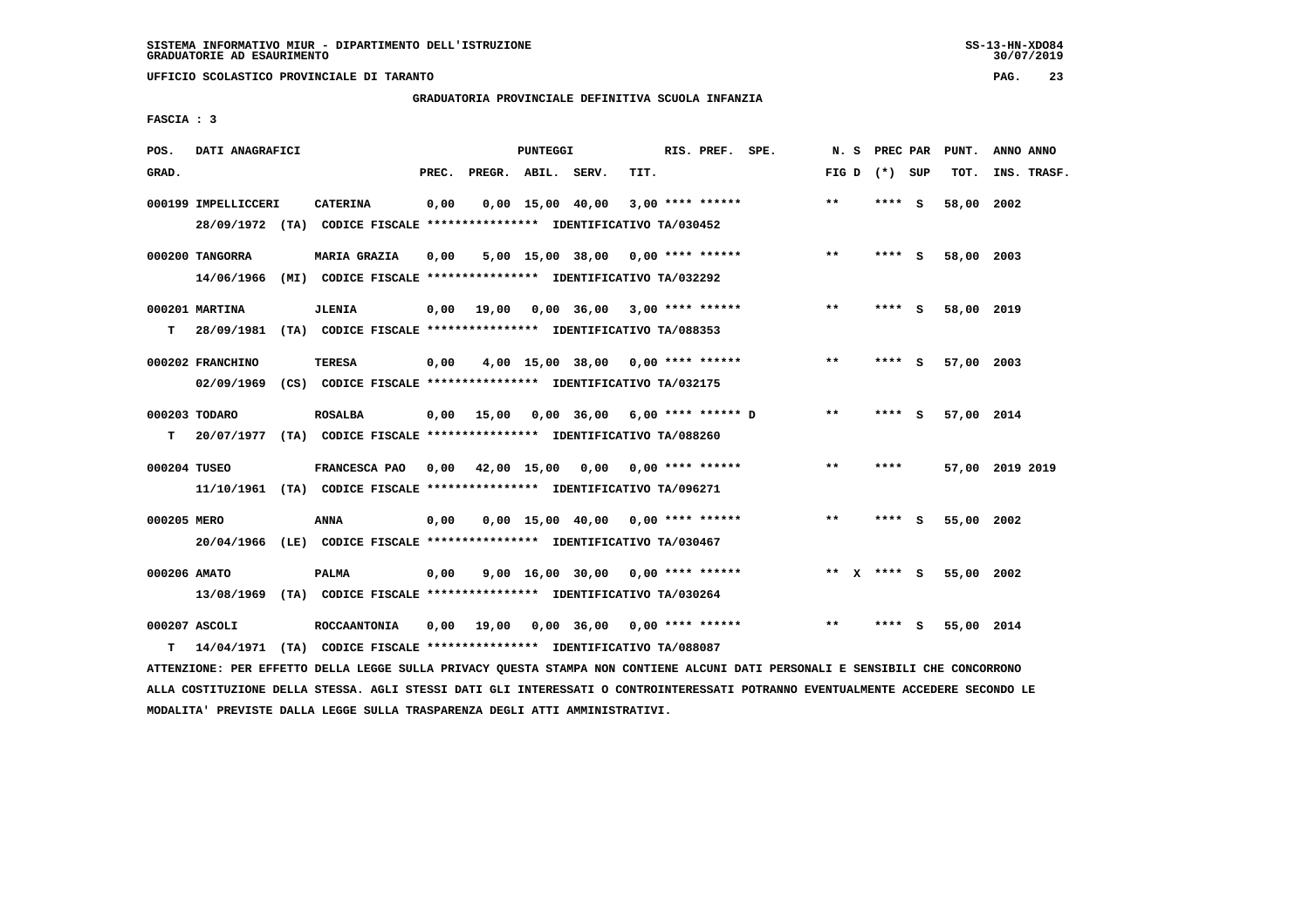SISTEMA INFORMATIVO MIUR - DIPARTIMENTO DELL'ISTRUZIONE
GRADUATORIE AD ESAURIMENTO

UFFICIO SCOLASTICO PROVINCIALE DI TARANTO

GRADUATORIA PROVINCIALE DEFINITIVA SCUOLA INFANZIA

FASCIA : 3

| POS. GRAD. | DATI ANAGRAFICI | | PREC. | PREGR. | ABIL. | SERV. | TIT. | RIS. PREF. | SPE. | N. S FIG D | PREC PAR (*) | SUP | PUNT. TOT. | ANNO INS. | ANNO TRASF. |
|---|---|---|---|---|---|---|---|---|---|---|---|---|---|---|---|
| 000199 | IMPELLICCERI | CATERINA | 0,00 | 0,00 | 15,00 | 40,00 | 3,00 | **** ****** | | ** | **** | S | 58,00 | 2002 | |
| | 28/09/1972 (TA) CODICE FISCALE **************** IDENTIFICATIVO TA/030452 | | | | | | | | | | | | | | |
| 000200 | TANGORRA | MARIA GRAZIA | 0,00 | 5,00 | 15,00 | 38,00 | 0,00 | **** ****** | | ** | **** | S | 58,00 | 2003 | |
| | 14/06/1966 (MI) CODICE FISCALE **************** IDENTIFICATIVO TA/032292 | | | | | | | | | | | | | | |
| 000201 | MARTINA | JLENIA | 0,00 | 19,00 | 0,00 | 36,00 | 3,00 | **** ****** | | ** | **** | S | 58,00 | 2019 | |
| T | 28/09/1981 (TA) CODICE FISCALE **************** IDENTIFICATIVO TA/088353 | | | | | | | | | | | | | | |
| 000202 | FRANCHINO | TERESA | 0,00 | 4,00 | 15,00 | 38,00 | 0,00 | **** ****** | | ** | **** | S | 57,00 | 2003 | |
| | 02/09/1969 (CS) CODICE FISCALE **************** IDENTIFICATIVO TA/032175 | | | | | | | | | | | | | | |
| 000203 | TODARO | ROSALBA | 0,00 | 15,00 | 0,00 | 36,00 | 6,00 | **** ****** | D | ** | **** | S | 57,00 | 2014 | |
| T | 20/07/1977 (TA) CODICE FISCALE **************** IDENTIFICATIVO TA/088260 | | | | | | | | | | | | | | |
| 000204 | TUSEO | FRANCESCA PAO | 0,00 | 42,00 | 15,00 | 0,00 | 0,00 | **** ****** | | ** | **** | | 57,00 | 2019 | 2019 |
| | 11/10/1961 (TA) CODICE FISCALE **************** IDENTIFICATIVO TA/096271 | | | | | | | | | | | | | | |
| 000205 | MERO | ANNA | 0,00 | 0,00 | 15,00 | 40,00 | 0,00 | **** ****** | | ** | **** | S | 55,00 | 2002 | |
| | 20/04/1966 (LE) CODICE FISCALE **************** IDENTIFICATIVO TA/030467 | | | | | | | | | | | | | | |
| 000206 | AMATO | PALMA | 0,00 | 9,00 | 16,00 | 30,00 | 0,00 | **** ****** | | ** X | **** | S | 55,00 | 2002 | |
| | 13/08/1969 (TA) CODICE FISCALE **************** IDENTIFICATIVO TA/030264 | | | | | | | | | | | | | | |
| 000207 | ASCOLI | ROCCAANTONIA | 0,00 | 19,00 | 0,00 | 36,00 | 0,00 | **** ****** | | ** | **** | S | 55,00 | 2014 | |
| T | 14/04/1971 (TA) CODICE FISCALE **************** IDENTIFICATIVO TA/088087 | | | | | | | | | | | | | | |

ATTENZIONE: PER EFFETTO DELLA LEGGE SULLA PRIVACY QUESTA STAMPA NON CONTIENE ALCUNI DATI PERSONALI E SENSIBILI CHE CONCORRONO ALLA COSTITUZIONE DELLA STESSA. AGLI STESSI DATI GLI INTERESSATI O CONTROINTERESSATI POTRANNO EVENTUALMENTE ACCEDERE SECONDO LE MODALITA' PREVISTE DALLA LEGGE SULLA TRASPARENZA DEGLI ATTI AMMINISTRATIVI.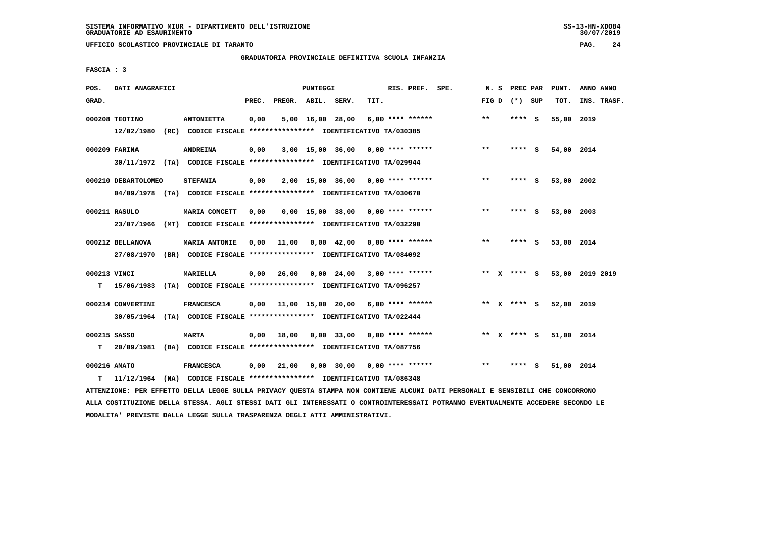SISTEMA INFORMATIVO MIUR - DIPARTIMENTO DELL'ISTRUZIONE
GRADUATORIE AD ESAURIMENTO

UFFICIO SCOLASTICO PROVINCIALE DI TARANTO

## GRADUATORIA PROVINCIALE DEFINITIVA SCUOLA INFANZIA

FASCIA : 3

| POS. GRAD. | DATI ANAGRAFICI | | PREC. | PREGR. | ABIL. | SERV. | TIT. | RIS. PREF. SPE. | N. S FIG D | PREC PAR (*) SUP | PUNT. TOT. | ANNO INS. | ANNO TRASF. |
|---|---|---|---|---|---|---|---|---|---|---|---|---|---|
| 000208 | TEOTINO | ANTONIETTA | 0,00 | 5,00 | 16,00 | 28,00 | 6,00 | **** ****** | ** | **** S | 55,00 | 2019 | |
| | 12/02/1980 (RC) | CODICE FISCALE **************** IDENTIFICATIVO TA/030385 | | | | | | | | | | | |
| 000209 | FARINA | ANDREINA | 0,00 | 3,00 | 15,00 | 36,00 | 0,00 | **** ****** | ** | **** S | 54,00 | 2014 | |
| | 30/11/1972 (TA) | CODICE FISCALE **************** IDENTIFICATIVO TA/029944 | | | | | | | | | | | |
| 000210 | DEBARTOLOMEO | STEFANIA | 0,00 | 2,00 | 15,00 | 36,00 | 0,00 | **** ****** | ** | **** S | 53,00 | 2002 | |
| | 04/09/1978 (TA) | CODICE FISCALE **************** IDENTIFICATIVO TA/030670 | | | | | | | | | | | |
| 000211 | RASULO | MARIA CONCETT | 0,00 | 0,00 | 15,00 | 38,00 | 0,00 | **** ****** | ** | **** S | 53,00 | 2003 | |
| | 23/07/1966 (MT) | CODICE FISCALE **************** IDENTIFICATIVO TA/032290 | | | | | | | | | | | |
| 000212 | BELLANOVA | MARIA ANTONIE | 0,00 | 11,00 | 0,00 | 42,00 | 0,00 | **** ****** | ** | **** S | 53,00 | 2014 | |
| | 27/08/1970 (BR) | CODICE FISCALE **************** IDENTIFICATIVO TA/084092 | | | | | | | | | | | |
| 000213 | VINCI | MARIELLA | 0,00 | 26,00 | 0,00 | 24,00 | 3,00 | **** ****** | ** X | **** S | 53,00 | 2019 | 2019 |
| T | 15/06/1983 (TA) | CODICE FISCALE **************** IDENTIFICATIVO TA/096257 | | | | | | | | | | | |
| 000214 | CONVERTINI | FRANCESCA | 0,00 | 11,00 | 15,00 | 20,00 | 6,00 | **** ****** | ** X | **** S | 52,00 | 2019 | |
| | 30/05/1964 (TA) | CODICE FISCALE **************** IDENTIFICATIVO TA/022444 | | | | | | | | | | | |
| 000215 | SASSO | MARTA | 0,00 | 18,00 | 0,00 | 33,00 | 0,00 | **** ****** | ** X | **** S | 51,00 | 2014 | |
| T | 20/09/1981 (BA) | CODICE FISCALE **************** IDENTIFICATIVO TA/087756 | | | | | | | | | | | |
| 000216 | AMATO | FRANCESCA | 0,00 | 21,00 | 0,00 | 30,00 | 0,00 | **** ****** | ** | **** S | 51,00 | 2014 | |
| T | 11/12/1964 (NA) | CODICE FISCALE **************** IDENTIFICATIVO TA/086348 | | | | | | | | | | | |

ATTENZIONE: PER EFFETTO DELLA LEGGE SULLA PRIVACY QUESTA STAMPA NON CONTIENE ALCUNI DATI PERSONALI E SENSIBILI CHE CONCORRONO ALLA COSTITUZIONE DELLA STESSA. AGLI STESSI DATI GLI INTERESSATI O CONTROINTERESSATI POTRANNO EVENTUALMENTE ACCEDERE SECONDO LE MODALITA' PREVISTE DALLA LEGGE SULLA TRASPARENZA DEGLI ATTI AMMINISTRATIVI.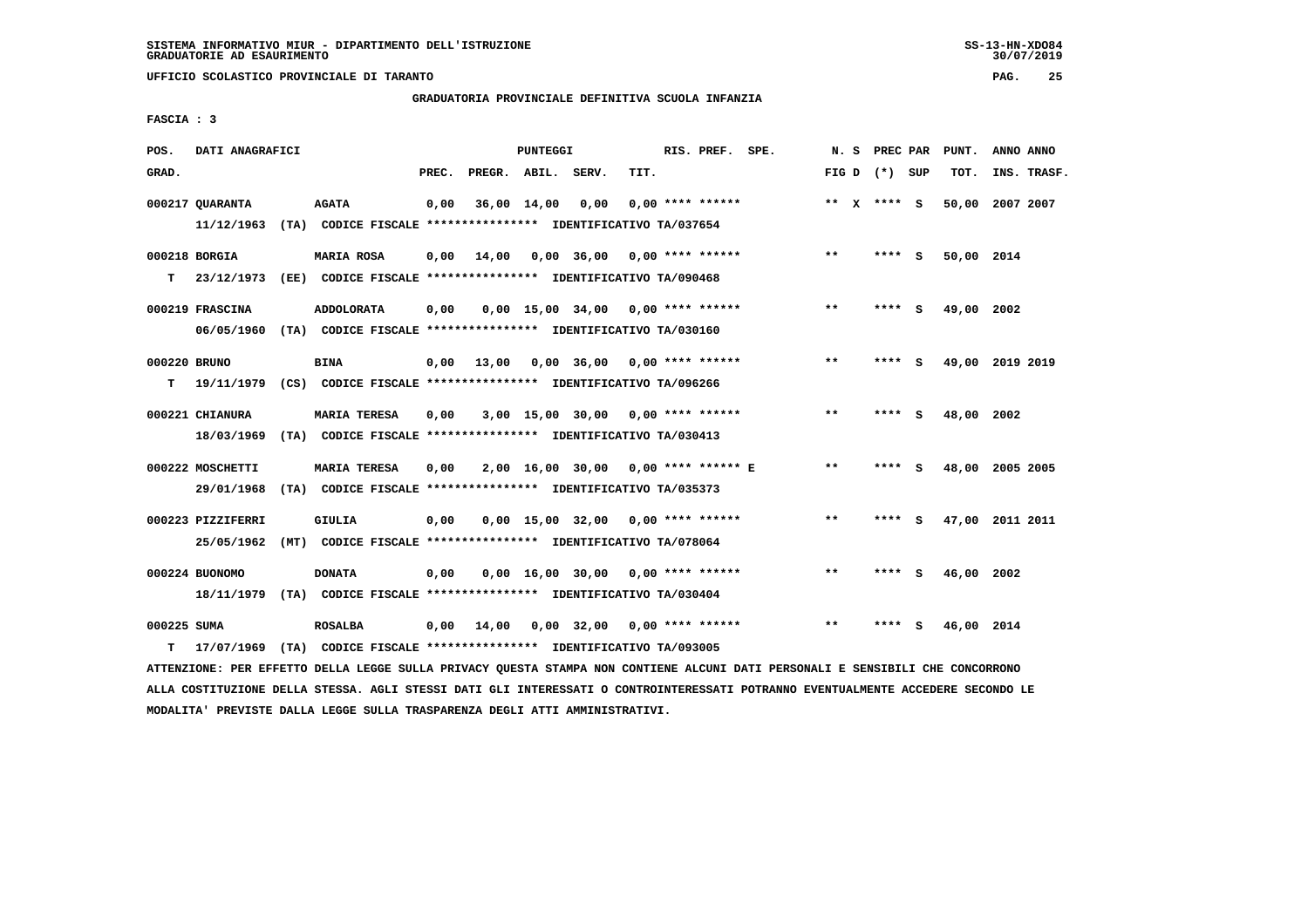SISTEMA INFORMATIVO MIUR - DIPARTIMENTO DELL'ISTRUZIONE
GRADUATORIE AD ESAURIMENTO

UFFICIO SCOLASTICO PROVINCIALE DI TARANTO

GRADUATORIA PROVINCIALE DEFINITIVA SCUOLA INFANZIA

FASCIA : 3

| POS. GRAD. | DATI ANAGRAFICI | | PREC. | PREGR. | ABIL. | SERV. | TIT. | RIS. PREF. SPE. | N. S FIG D | PREC PAR (*) SUP | PUNT. TOT. | ANNO ANNO INS. TRASF. |
|---|---|---|---|---|---|---|---|---|---|---|---|---|
| 000217 | QUARANTA | AGATA | 0,00 | 36,00 | 14,00 | 0,00 | 0,00 | **** ****** | ** X | **** S | 50,00 | 2007 2007 |
| | 11/12/1963 (TA) CODICE FISCALE **************** IDENTIFICATIVO TA/037654 | | | | | | | | | | | |
| 000218 | BORGIA | MARIA ROSA | 0,00 | 14,00 | 0,00 | 36,00 | 0,00 | **** ****** | ** | **** S | 50,00 | 2014 |
| T | 23/12/1973 (EE) CODICE FISCALE **************** IDENTIFICATIVO TA/090468 | | | | | | | | | | | |
| 000219 | FRASCINA | ADDOLORATA | 0,00 | 0,00 | 15,00 | 34,00 | 0,00 | **** ****** | ** | **** S | 49,00 | 2002 |
| | 06/05/1960 (TA) CODICE FISCALE **************** IDENTIFICATIVO TA/030160 | | | | | | | | | | | |
| 000220 | BRUNO | BINA | 0,00 | 13,00 | 0,00 | 36,00 | 0,00 | **** ****** | ** | **** S | 49,00 | 2019 2019 |
| T | 19/11/1979 (CS) CODICE FISCALE **************** IDENTIFICATIVO TA/096266 | | | | | | | | | | | |
| 000221 | CHIANURA | MARIA TERESA | 0,00 | 3,00 | 15,00 | 30,00 | 0,00 | **** ****** | ** | **** S | 48,00 | 2002 |
| | 18/03/1969 (TA) CODICE FISCALE **************** IDENTIFICATIVO TA/030413 | | | | | | | | | | | |
| 000222 | MOSCHETTI | MARIA TERESA | 0,00 | 2,00 | 16,00 | 30,00 | 0,00 | **** ****** E | ** | **** S | 48,00 | 2005 2005 |
| | 29/01/1968 (TA) CODICE FISCALE **************** IDENTIFICATIVO TA/035373 | | | | | | | | | | | |
| 000223 | PIZZIFERRI | GIULIA | 0,00 | 0,00 | 15,00 | 32,00 | 0,00 | **** ****** | ** | **** S | 47,00 | 2011 2011 |
| | 25/05/1962 (MT) CODICE FISCALE **************** IDENTIFICATIVO TA/078064 | | | | | | | | | | | |
| 000224 | BUONOMO | DONATA | 0,00 | 0,00 | 16,00 | 30,00 | 0,00 | **** ****** | ** | **** S | 46,00 | 2002 |
| | 18/11/1979 (TA) CODICE FISCALE **************** IDENTIFICATIVO TA/030404 | | | | | | | | | | | |
| 000225 | SUMA | ROSALBA | 0,00 | 14,00 | 0,00 | 32,00 | 0,00 | **** ****** | ** | **** S | 46,00 | 2014 |
| T | 17/07/1969 (TA) CODICE FISCALE **************** IDENTIFICATIVO TA/093005 | | | | | | | | | | | |

ATTENZIONE: PER EFFETTO DELLA LEGGE SULLA PRIVACY QUESTA STAMPA NON CONTIENE ALCUNI DATI PERSONALI E SENSIBILI CHE CONCORRONO ALLA COSTITUZIONE DELLA STESSA. AGLI STESSI DATI GLI INTERESSATI O CONTROINTERESSATI POTRANNO EVENTUALMENTE ACCEDERE SECONDO LE MODALITA' PREVISTE DALLA LEGGE SULLA TRASPARENZA DEGLI ATTI AMMINISTRATIVI.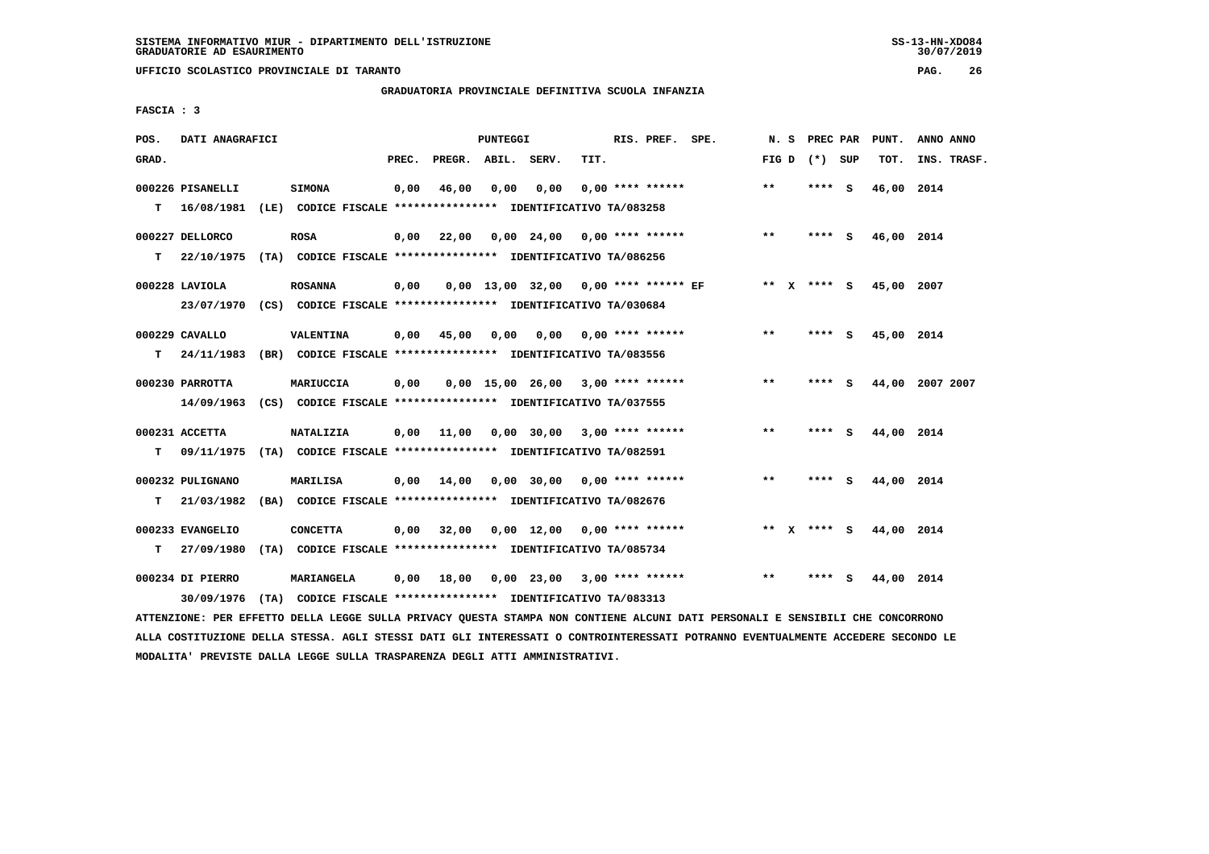SISTEMA INFORMATIVO MIUR - DIPARTIMENTO DELL'ISTRUZIONE
GRADUATORIE AD ESAURIMENTO

UFFICIO SCOLASTICO PROVINCIALE DI TARANTO

GRADUATORIA PROVINCIALE DEFINITIVA SCUOLA INFANZIA

FASCIA : 3

| POS. GRAD. | DATI ANAGRAFICI | | PREC. | PREGR. | ABIL. | SERV. | TIT. | RIS. PREF. | SPE. | N. S FIG D | PREC PAR (*) SUP | PUNT. TOT. | ANNO ANNO INS. TRASF. |
|---|---|---|---|---|---|---|---|---|---|---|---|---|---|
| 000226 PISANELLI | SIMONA | | 0,00 | 46,00 | 0,00 | 0,00 | 0,00 | **** ****** | | ** | **** S | 46,00 | 2014 |
| T 16/08/1981 (LE) | CODICE FISCALE **************** | IDENTIFICATIVO TA/083258 | | | | | | | | | | | |
| 000227 DELLORCO | ROSA | | 0,00 | 22,00 | 0,00 | 24,00 | 0,00 | **** ****** | | ** | **** S | 46,00 | 2014 |
| T 22/10/1975 (TA) | CODICE FISCALE **************** | IDENTIFICATIVO TA/086256 | | | | | | | | | | | |
| 000228 LAVIOLA | ROSANNA | | 0,00 | 0,00 | 13,00 | 32,00 | 0,00 | **** ****** | EF | ** X | **** S | 45,00 | 2007 |
| 23/07/1970 (CS) | CODICE FISCALE **************** | IDENTIFICATIVO TA/030684 | | | | | | | | | | | |
| 000229 CAVALLO | VALENTINA | | 0,00 | 45,00 | 0,00 | 0,00 | 0,00 | **** ****** | | ** | **** S | 45,00 | 2014 |
| T 24/11/1983 (BR) | CODICE FISCALE **************** | IDENTIFICATIVO TA/083556 | | | | | | | | | | | |
| 000230 PARROTTA | MARIUCCIA | | 0,00 | 0,00 | 15,00 | 26,00 | 3,00 | **** ****** | | ** | **** S | 44,00 | 2007 2007 |
| 14/09/1963 (CS) | CODICE FISCALE **************** | IDENTIFICATIVO TA/037555 | | | | | | | | | | | |
| 000231 ACCETTA | NATALIZIA | | 0,00 | 11,00 | 0,00 | 30,00 | 3,00 | **** ****** | | ** | **** S | 44,00 | 2014 |
| T 09/11/1975 (TA) | CODICE FISCALE **************** | IDENTIFICATIVO TA/082591 | | | | | | | | | | | |
| 000232 PULIGNANO | MARILISA | | 0,00 | 14,00 | 0,00 | 30,00 | 0,00 | **** ****** | | ** | **** S | 44,00 | 2014 |
| T 21/03/1982 (BA) | CODICE FISCALE **************** | IDENTIFICATIVO TA/082676 | | | | | | | | | | | |
| 000233 EVANGELIO | CONCETTA | | 0,00 | 32,00 | 0,00 | 12,00 | 0,00 | **** ****** | | ** X | **** S | 44,00 | 2014 |
| T 27/09/1980 (TA) | CODICE FISCALE **************** | IDENTIFICATIVO TA/085734 | | | | | | | | | | | |
| 000234 DI PIERRO | MARIANGELA | | 0,00 | 18,00 | 0,00 | 23,00 | 3,00 | **** ****** | | ** | **** S | 44,00 | 2014 |
| 30/09/1976 (TA) | CODICE FISCALE **************** | IDENTIFICATIVO TA/083313 | | | | | | | | | | | |

ATTENZIONE: PER EFFETTO DELLA LEGGE SULLA PRIVACY QUESTA STAMPA NON CONTIENE ALCUNI DATI PERSONALI E SENSIBILI CHE CONCORRONO ALLA COSTITUZIONE DELLA STESSA. AGLI STESSI DATI GLI INTERESSATI O CONTROINTERESSATI POTRANNO EVENTUALMENTE ACCEDERE SECONDO LE MODALITA' PREVISTE DALLA LEGGE SULLA TRASPARENZA DEGLI ATTI AMMINISTRATIVI.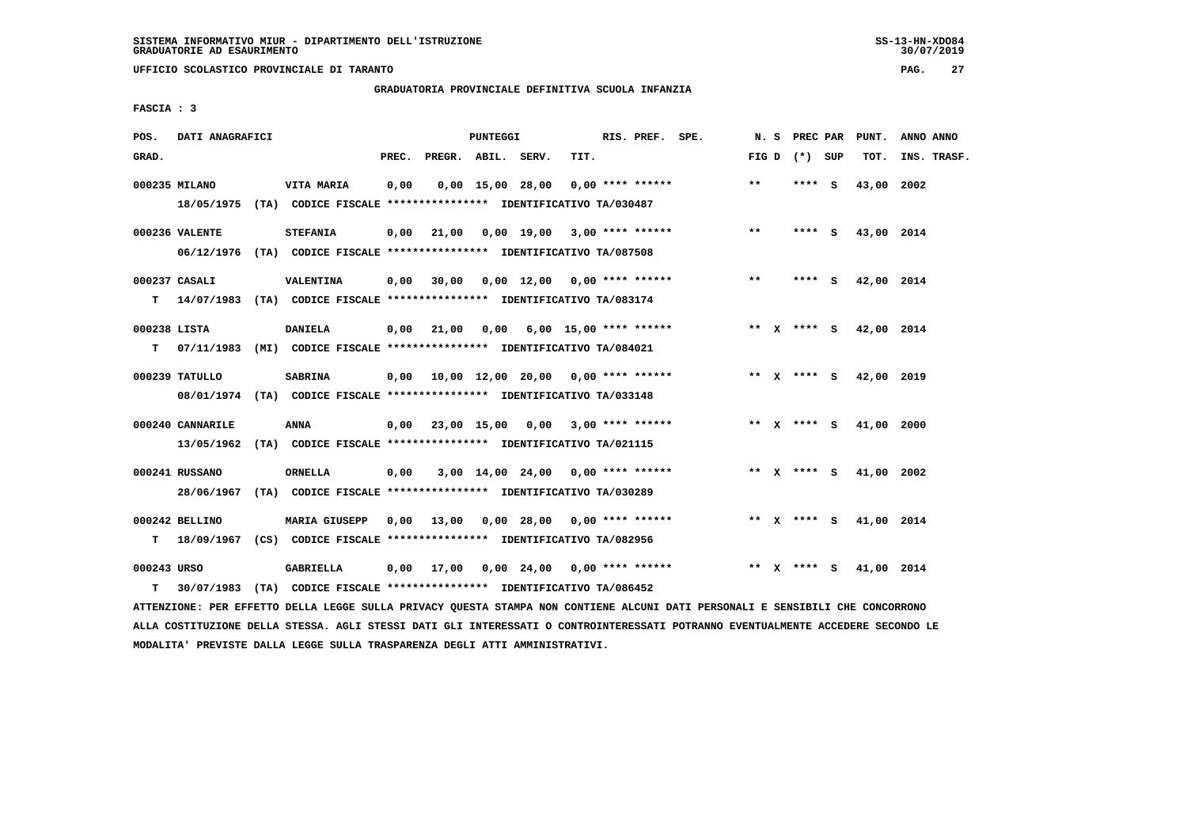SISTEMA INFORMATIVO MIUR - DIPARTIMENTO DELL'ISTRUZIONE
GRADUATORIE AD ESAURIMENTO

UFFICIO SCOLASTICO PROVINCIALE DI TARANTO

GRADUATORIA PROVINCIALE DEFINITIVA SCUOLA INFANZIA

FASCIA : 3

| POS. GRAD. | DATI ANAGRAFICI | | PREC. | PREGR. | ABIL. | SERV. | TIT. | RIS. PREF. SPE. | N. S FIG D | PREC PAR (*) SUP | PUNT. TOT. | ANNO ANNO INS. TRASF. |
|---|---|---|---|---|---|---|---|---|---|---|---|---|
| 000235 MILANO | VITA MARIA | | 0,00 | 0,00 | 15,00 | 28,00 | 0,00 | **** ****** | ** | **** S | 43,00 | 2002 |
| | 18/05/1975 (TA) CODICE FISCALE **************** IDENTIFICATIVO TA/030487 | | | | | | | | | | | |
| 000236 VALENTE | STEFANIA | | 0,00 | 21,00 | 0,00 | 19,00 | 3,00 | **** ****** | ** | **** S | 43,00 | 2014 |
| | 06/12/1976 (TA) CODICE FISCALE **************** IDENTIFICATIVO TA/087508 | | | | | | | | | | | |
| 000237 CASALI | VALENTINA | | 0,00 | 30,00 | 0,00 | 12,00 | 0,00 | **** ****** | ** | **** S | 42,00 | 2014 |
| T | 14/07/1983 (TA) CODICE FISCALE **************** IDENTIFICATIVO TA/083174 | | | | | | | | | | | |
| 000238 LISTA | DANIELA | | 0,00 | 21,00 | 0,00 | 6,00 | 15,00 | **** ****** | ** X | **** S | 42,00 | 2014 |
| T | 07/11/1983 (MI) CODICE FISCALE **************** IDENTIFICATIVO TA/084021 | | | | | | | | | | | |
| 000239 TATULLO | SABRINA | | 0,00 | 10,00 | 12,00 | 20,00 | 0,00 | **** ****** | ** X | **** S | 42,00 | 2019 |
| | 08/01/1974 (TA) CODICE FISCALE **************** IDENTIFICATIVO TA/033148 | | | | | | | | | | | |
| 000240 CANNARILE | ANNA | | 0,00 | 23,00 | 15,00 | 0,00 | 3,00 | **** ****** | ** X | **** S | 41,00 | 2000 |
| | 13/05/1962 (TA) CODICE FISCALE **************** IDENTIFICATIVO TA/021115 | | | | | | | | | | | |
| 000241 RUSSANO | ORNELLA | | 0,00 | 3,00 | 14,00 | 24,00 | 0,00 | **** ****** | ** X | **** S | 41,00 | 2002 |
| | 28/06/1967 (TA) CODICE FISCALE **************** IDENTIFICATIVO TA/030289 | | | | | | | | | | | |
| 000242 BELLINO | MARIA GIUSEPP | | 0,00 | 13,00 | 0,00 | 28,00 | 0,00 | **** ****** | ** X | **** S | 41,00 | 2014 |
| T | 18/09/1967 (CS) CODICE FISCALE **************** IDENTIFICATIVO TA/082956 | | | | | | | | | | | |
| 000243 URSO | GABRIELLA | | 0,00 | 17,00 | 0,00 | 24,00 | 0,00 | **** ****** | ** X | **** S | 41,00 | 2014 |
| T | 30/07/1983 (TA) CODICE FISCALE **************** IDENTIFICATIVO TA/086452 | | | | | | | | | | | |

ATTENZIONE: PER EFFETTO DELLA LEGGE SULLA PRIVACY QUESTA STAMPA NON CONTIENE ALCUNI DATI PERSONALI E SENSIBILI CHE CONCORRONO ALLA COSTITUZIONE DELLA STESSA. AGLI STESSI DATI GLI INTERESSATI O CONTROINTERESSATI POTRANNO EVENTUALMENTE ACCEDERE SECONDO LE MODALITA' PREVISTE DALLA LEGGE SULLA TRASPARENZA DEGLI ATTI AMMINISTRATIVI.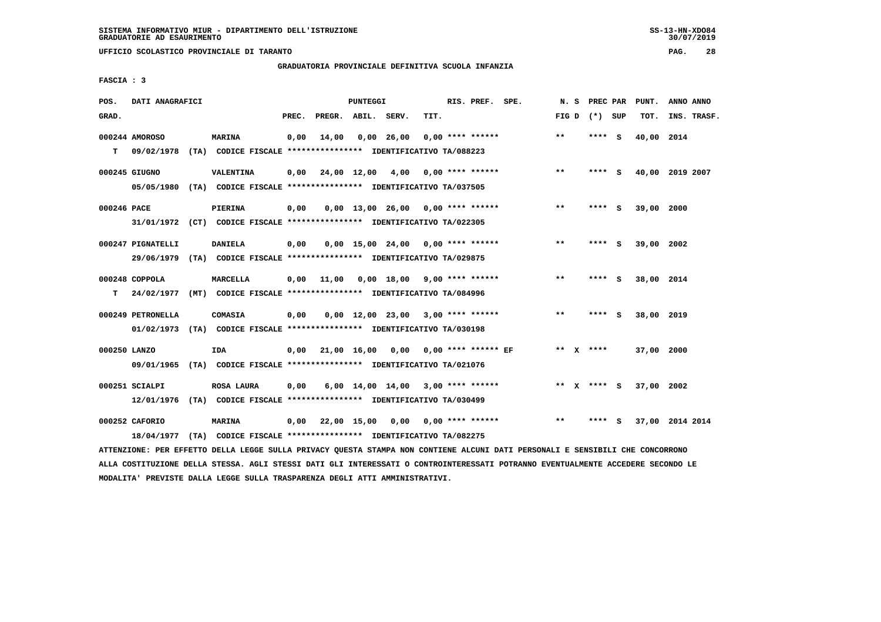SISTEMA INFORMATIVO MIUR - DIPARTIMENTO DELL'ISTRUZIONE
GRADUATORIE AD ESAURIMENTO

UFFICIO SCOLASTICO PROVINCIALE DI TARANTO

GRADUATORIA PROVINCIALE DEFINITIVA SCUOLA INFANZIA

FASCIA : 3

| POS. GRAD. | DATI ANAGRAFICI | | PREC. | PREGR. | ABIL. | SERV. | TIT. | RIS. PREF. SPE. | N. S FIG D | PREC PAR (*) SUP | PUNT. TOT. | ANNO ANNO INS. TRASF. |
|---|---|---|---|---|---|---|---|---|---|---|---|---|
| 000244 AMOROSO | MARINA | | 0,00 | 14,00 | 0,00 | 26,00 | 0,00 | **** ****** | ** | **** S | 40,00 | 2014 |
| T | 09/02/1978 (TA) CODICE FISCALE **************** IDENTIFICATIVO TA/088223 | | | | | | | | | | | |
| 000245 GIUGNO | VALENTINA | | 0,00 | 24,00 | 12,00 | 4,00 | 0,00 | **** ****** | ** | **** S | 40,00 | 2019 2007 |
| | 05/05/1980 (TA) CODICE FISCALE **************** IDENTIFICATIVO TA/037505 | | | | | | | | | | | |
| 000246 PACE | PIERINA | | 0,00 | 0,00 | 13,00 | 26,00 | 0,00 | **** ****** | ** | **** S | 39,00 | 2000 |
| | 31/01/1972 (CT) CODICE FISCALE **************** IDENTIFICATIVO TA/022305 | | | | | | | | | | | |
| 000247 PIGNATELLI | DANIELA | | 0,00 | 0,00 | 15,00 | 24,00 | 0,00 | **** ****** | ** | **** S | 39,00 | 2002 |
| | 29/06/1979 (TA) CODICE FISCALE **************** IDENTIFICATIVO TA/029875 | | | | | | | | | | | |
| 000248 COPPOLA | MARCELLA | | 0,00 | 11,00 | 0,00 | 18,00 | 9,00 | **** ****** | ** | **** S | 38,00 | 2014 |
| T | 24/02/1977 (MT) CODICE FISCALE **************** IDENTIFICATIVO TA/084996 | | | | | | | | | | | |
| 000249 PETRONELLA | COMASIA | | 0,00 | 0,00 | 12,00 | 23,00 | 3,00 | **** ****** | ** | **** S | 38,00 | 2019 |
| | 01/02/1973 (TA) CODICE FISCALE **************** IDENTIFICATIVO TA/030198 | | | | | | | | | | | |
| 000250 LANZO | IDA | | 0,00 | 21,00 | 16,00 | 0,00 | 0,00 | **** ****** EF | ** X | **** | 37,00 | 2000 |
| | 09/01/1965 (TA) CODICE FISCALE **************** IDENTIFICATIVO TA/021076 | | | | | | | | | | | |
| 000251 SCIALPI | ROSA LAURA | | 0,00 | 6,00 | 14,00 | 14,00 | 3,00 | **** ****** | ** X | **** S | 37,00 | 2002 |
| | 12/01/1976 (TA) CODICE FISCALE **************** IDENTIFICATIVO TA/030499 | | | | | | | | | | | |
| 000252 CAFORIO | MARINA | | 0,00 | 22,00 | 15,00 | 0,00 | 0,00 | **** ****** | ** | **** S | 37,00 | 2014 2014 |
| | 18/04/1977 (TA) CODICE FISCALE **************** IDENTIFICATIVO TA/082275 | | | | | | | | | | | |

ATTENZIONE: PER EFFETTO DELLA LEGGE SULLA PRIVACY QUESTA STAMPA NON CONTIENE ALCUNI DATI PERSONALI E SENSIBILI CHE CONCORRONO ALLA COSTITUZIONE DELLA STESSA. AGLI STESSI DATI GLI INTERESSATI O CONTROINTERESSATI POTRANNO EVENTUALMENTE ACCEDERE SECONDO LE MODALITA' PREVISTE DALLA LEGGE SULLA TRASPARENZA DEGLI ATTI AMMINISTRATIVI.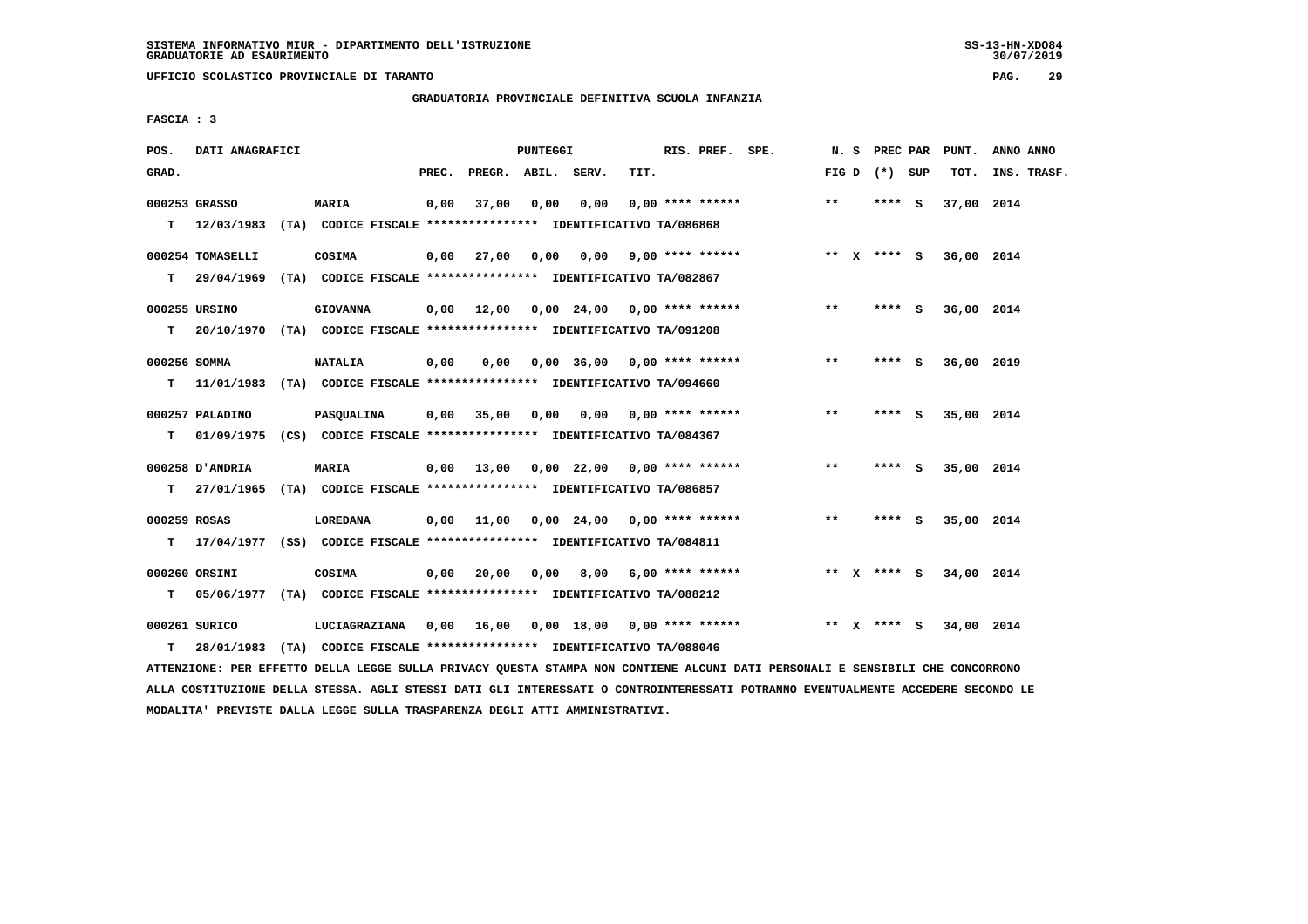SISTEMA INFORMATIVO MIUR - DIPARTIMENTO DELL'ISTRUZIONE
GRADUATORIE AD ESAURIMENTO

UFFICIO SCOLASTICO PROVINCIALE DI TARANTO

GRADUATORIA PROVINCIALE DEFINITIVA SCUOLA INFANZIA

FASCIA : 3

| POS. GRAD. | DATI ANAGRAFICI | | PREC. | PREGR. | ABIL. | SERV. | TIT. | RIS. PREF. SPE. | N. S FIG D | PREC PAR (*) SUP | PUNT. TOT. | ANNO ANNO INS. TRASF. |
|---|---|---|---|---|---|---|---|---|---|---|---|---|
| 000253 GRASSO | | MARIA | 0,00 | 37,00 | 0,00 | 0,00 | 0,00 | **** ****** | ** | **** S | 37,00 | 2014 |
| T | 12/03/1983 (TA) CODICE FISCALE **************** IDENTIFICATIVO TA/086868 | | | | | | | | | | | |
| 000254 TOMASELLI | | COSIMA | 0,00 | 27,00 | 0,00 | 0,00 | 9,00 | **** ****** | ** X | **** S | 36,00 | 2014 |
| T | 29/04/1969 (TA) CODICE FISCALE **************** IDENTIFICATIVO TA/082867 | | | | | | | | | | | |
| 000255 URSINO | | GIOVANNA | 0,00 | 12,00 | 0,00 | 24,00 | 0,00 | **** ****** | ** | **** S | 36,00 | 2014 |
| T | 20/10/1970 (TA) CODICE FISCALE **************** IDENTIFICATIVO TA/091208 | | | | | | | | | | | |
| 000256 SOMMA | | NATALIA | 0,00 | 0,00 | 0,00 | 36,00 | 0,00 | **** ****** | ** | **** S | 36,00 | 2019 |
| T | 11/01/1983 (TA) CODICE FISCALE **************** IDENTIFICATIVO TA/094660 | | | | | | | | | | | |
| 000257 PALADINO | | PASQUALINA | 0,00 | 35,00 | 0,00 | 0,00 | 0,00 | **** ****** | ** | **** S | 35,00 | 2014 |
| T | 01/09/1975 (CS) CODICE FISCALE **************** IDENTIFICATIVO TA/084367 | | | | | | | | | | | |
| 000258 D'ANDRIA | | MARIA | 0,00 | 13,00 | 0,00 | 22,00 | 0,00 | **** ****** | ** | **** S | 35,00 | 2014 |
| T | 27/01/1965 (TA) CODICE FISCALE **************** IDENTIFICATIVO TA/086857 | | | | | | | | | | | |
| 000259 ROSAS | | LOREDANA | 0,00 | 11,00 | 0,00 | 24,00 | 0,00 | **** ****** | ** | **** S | 35,00 | 2014 |
| T | 17/04/1977 (SS) CODICE FISCALE **************** IDENTIFICATIVO TA/084811 | | | | | | | | | | | |
| 000260 ORSINI | | COSIMA | 0,00 | 20,00 | 0,00 | 8,00 | 6,00 | **** ****** | ** X | **** S | 34,00 | 2014 |
| T | 05/06/1977 (TA) CODICE FISCALE **************** IDENTIFICATIVO TA/088212 | | | | | | | | | | | |
| 000261 SURICO | | LUCIAGRAZIANA | 0,00 | 16,00 | 0,00 | 18,00 | 0,00 | **** ****** | ** X | **** S | 34,00 | 2014 |
| T | 28/01/1983 (TA) CODICE FISCALE **************** IDENTIFICATIVO TA/088046 | | | | | | | | | | | |

ATTENZIONE: PER EFFETTO DELLA LEGGE SULLA PRIVACY QUESTA STAMPA NON CONTIENE ALCUNI DATI PERSONALI E SENSIBILI CHE CONCORRONO ALLA COSTITUZIONE DELLA STESSA. AGLI STESSI DATI GLI INTERESSATI O CONTROINTERESSATI POTRANNO EVENTUALMENTE ACCEDERE SECONDO LE MODALITA' PREVISTE DALLA LEGGE SULLA TRASPARENZA DEGLI ATTI AMMINISTRATIVI.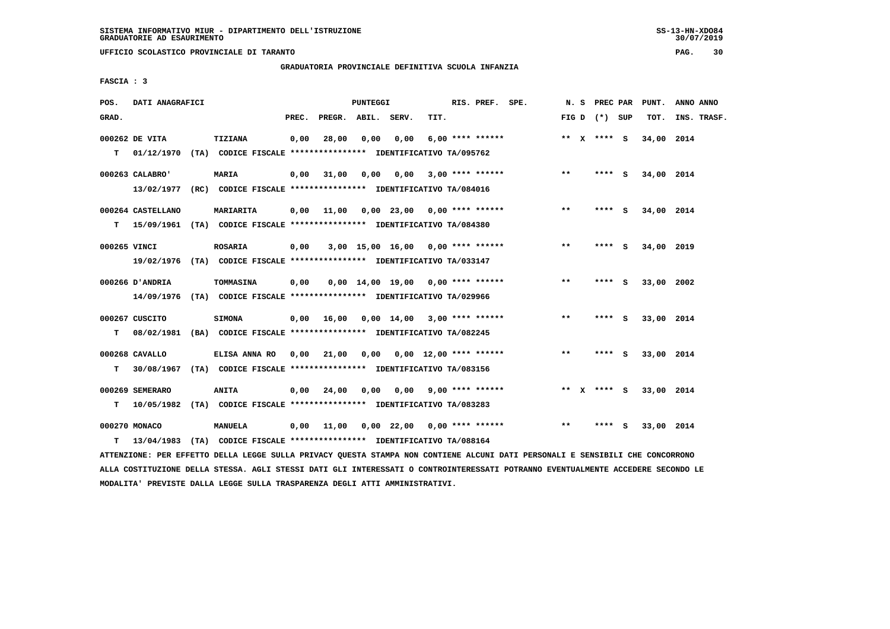SISTEMA INFORMATIVO MIUR - DIPARTIMENTO DELL'ISTRUZIONE
GRADUATORIE AD ESAURIMENTO

UFFICIO SCOLASTICO PROVINCIALE DI TARANTO

GRADUATORIA PROVINCIALE DEFINITIVA SCUOLA INFANZIA

FASCIA : 3

| POS. GRAD. | DATI ANAGRAFICI | | PREC. | PREGR. | ABIL. | SERV. | TIT. | RIS. PREF. SPE. | N. S FIG D | PREC PAR (*) SUP | PUNT. TOT. | ANNO ANNO INS. TRASF. |
|---|---|---|---|---|---|---|---|---|---|---|---|---|
| 000262 | DE VITA | TIZIANA | 0,00 | 28,00 | 0,00 | 0,00 | 6,00 | **** ****** | ** X | **** S | 34,00 | 2014 |
| T | 01/12/1970 (TA) | CODICE FISCALE **************** IDENTIFICATIVO TA/095762 | | | | | | | | | | |
| 000263 | CALABRO' | MARIA | 0,00 | 31,00 | 0,00 | 0,00 | 3,00 | **** ****** | ** | **** S | 34,00 | 2014 |
| | 13/02/1977 (RC) | CODICE FISCALE **************** IDENTIFICATIVO TA/084016 | | | | | | | | | | |
| 000264 | CASTELLANO | MARIARITA | 0,00 | 11,00 | 0,00 | 23,00 | 0,00 | **** ****** | ** | **** S | 34,00 | 2014 |
| T | 15/09/1961 (TA) | CODICE FISCALE **************** IDENTIFICATIVO TA/084380 | | | | | | | | | | |
| 000265 | VINCI | ROSARIA | 0,00 | 3,00 | 15,00 | 16,00 | 0,00 | **** ****** | ** | **** S | 34,00 | 2019 |
| | 19/02/1976 (TA) | CODICE FISCALE **************** IDENTIFICATIVO TA/033147 | | | | | | | | | | |
| 000266 | D'ANDRIA | TOMMASINA | 0,00 | 0,00 | 14,00 | 19,00 | 0,00 | **** ****** | ** | **** S | 33,00 | 2002 |
| | 14/09/1976 (TA) | CODICE FISCALE **************** IDENTIFICATIVO TA/029966 | | | | | | | | | | |
| 000267 | CUSCITO | SIMONA | 0,00 | 16,00 | 0,00 | 14,00 | 3,00 | **** ****** | ** | **** S | 33,00 | 2014 |
| T | 08/02/1981 (BA) | CODICE FISCALE **************** IDENTIFICATIVO TA/082245 | | | | | | | | | | |
| 000268 | CAVALLO | ELISA ANNA RO | 0,00 | 21,00 | 0,00 | 0,00 | 12,00 | **** ****** | ** | **** S | 33,00 | 2014 |
| T | 30/08/1967 (TA) | CODICE FISCALE **************** IDENTIFICATIVO TA/083156 | | | | | | | | | | |
| 000269 | SEMERARO | ANITA | 0,00 | 24,00 | 0,00 | 0,00 | 9,00 | **** ****** | ** X | **** S | 33,00 | 2014 |
| T | 10/05/1982 (TA) | CODICE FISCALE **************** IDENTIFICATIVO TA/083283 | | | | | | | | | | |
| 000270 | MONACO | MANUELA | 0,00 | 11,00 | 0,00 | 22,00 | 0,00 | **** ****** | ** | **** S | 33,00 | 2014 |
| T | 13/04/1983 (TA) | CODICE FISCALE **************** IDENTIFICATIVO TA/088164 | | | | | | | | | | |

ATTENZIONE: PER EFFETTO DELLA LEGGE SULLA PRIVACY QUESTA STAMPA NON CONTIENE ALCUNI DATI PERSONALI E SENSIBILI CHE CONCORRONO ALLA COSTITUZIONE DELLA STESSA. AGLI STESSI DATI GLI INTERESSATI O CONTROINTERESSATI POTRANNO EVENTUALMENTE ACCEDERE SECONDO LE MODALITA' PREVISTE DALLA LEGGE SULLA TRASPARENZA DEGLI ATTI AMMINISTRATIVI.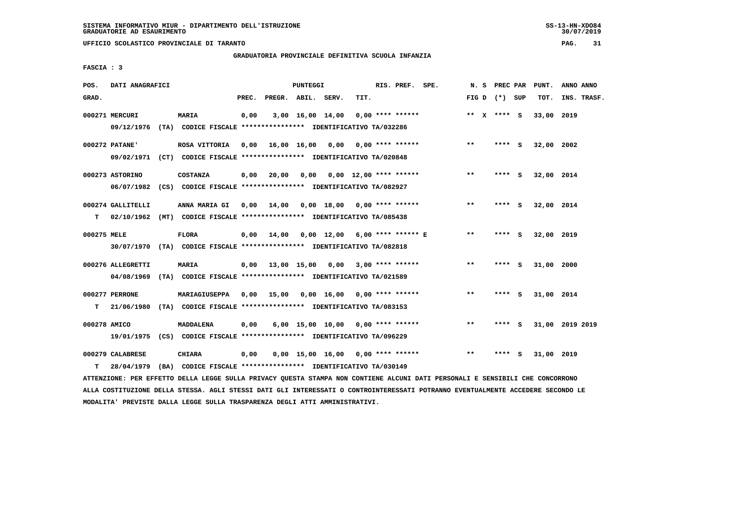SISTEMA INFORMATIVO MIUR - DIPARTIMENTO DELL'ISTRUZIONE
GRADUATORIE AD ESAURIMENTO

UFFICIO SCOLASTICO PROVINCIALE DI TARANTO

GRADUATORIA PROVINCIALE DEFINITIVA SCUOLA INFANZIA

FASCIA : 3

| POS. GRAD. | DATI ANAGRAFICI | | PREC. | PREGR. | ABIL. | SERV. | TIT. | RIS. PREF. SPE. | N. S FIG D | PREC PAR (*) SUP | PUNT. TOT. | ANNO ANNO INS. TRASF. |
|---|---|---|---|---|---|---|---|---|---|---|---|---|
| 000271 | MERCURI | MARIA | 0,00 | 3,00 | 16,00 | 14,00 | 0,00 | **** ****** | ** X | **** S | 33,00 | 2019 |
| | 09/12/1976 (TA) CODICE FISCALE **************** IDENTIFICATIVO TA/032286 | | | | | | | | | | | |
| 000272 | PATANE' | ROSA VITTORIA | 0,00 | 16,00 | 16,00 | 0,00 | 0,00 | **** ****** | ** | **** S | 32,00 | 2002 |
| | 09/02/1971 (CT) CODICE FISCALE **************** IDENTIFICATIVO TA/020848 | | | | | | | | | | | |
| 000273 | ASTORINO | COSTANZA | 0,00 | 20,00 | 0,00 | 0,00 | 12,00 | **** ****** | ** | **** S | 32,00 | 2014 |
| | 06/07/1982 (CS) CODICE FISCALE **************** IDENTIFICATIVO TA/082927 | | | | | | | | | | | |
| 000274 | GALLITELLI | ANNA MARIA GI | 0,00 | 14,00 | 0,00 | 18,00 | 0,00 | **** ****** | ** | **** S | 32,00 | 2014 |
| T | 02/10/1962 (MT) CODICE FISCALE **************** IDENTIFICATIVO TA/085438 | | | | | | | | | | | |
| 000275 | MELE | FLORA | 0,00 | 14,00 | 0,00 | 12,00 | 6,00 | **** ****** E | ** | **** S | 32,00 | 2019 |
| | 30/07/1970 (TA) CODICE FISCALE **************** IDENTIFICATIVO TA/082818 | | | | | | | | | | | |
| 000276 | ALLEGRETTI | MARIA | 0,00 | 13,00 | 15,00 | 0,00 | 3,00 | **** ****** | ** | **** S | 31,00 | 2000 |
| | 04/08/1969 (TA) CODICE FISCALE **************** IDENTIFICATIVO TA/021589 | | | | | | | | | | | |
| 000277 | PERRONE | MARIAGIUSEPPA | 0,00 | 15,00 | 0,00 | 16,00 | 0,00 | **** ****** | ** | **** S | 31,00 | 2014 |
| T | 21/06/1980 (TA) CODICE FISCALE **************** IDENTIFICATIVO TA/083153 | | | | | | | | | | | |
| 000278 | AMICO | MADDALENA | 0,00 | 6,00 | 15,00 | 10,00 | 0,00 | **** ****** | ** | **** S | 31,00 | 2019 2019 |
| | 19/01/1975 (CS) CODICE FISCALE **************** IDENTIFICATIVO TA/096229 | | | | | | | | | | | |
| 000279 | CALABRESE | CHIARA | 0,00 | 0,00 | 15,00 | 16,00 | 0,00 | **** ****** | ** | **** S | 31,00 | 2019 |
| T | 28/04/1979 (BA) CODICE FISCALE **************** IDENTIFICATIVO TA/030149 | | | | | | | | | | | |

ATTENZIONE: PER EFFETTO DELLA LEGGE SULLA PRIVACY QUESTA STAMPA NON CONTIENE ALCUNI DATI PERSONALI E SENSIBILI CHE CONCORRONO ALLA COSTITUZIONE DELLA STESSA. AGLI STESSI DATI GLI INTERESSATI O CONTROINTERESSATI POTRANNO EVENTUALMENTE ACCEDERE SECONDO LE MODALITA' PREVISTE DALLA LEGGE SULLA TRASPARENZA DEGLI ATTI AMMINISTRATIVI.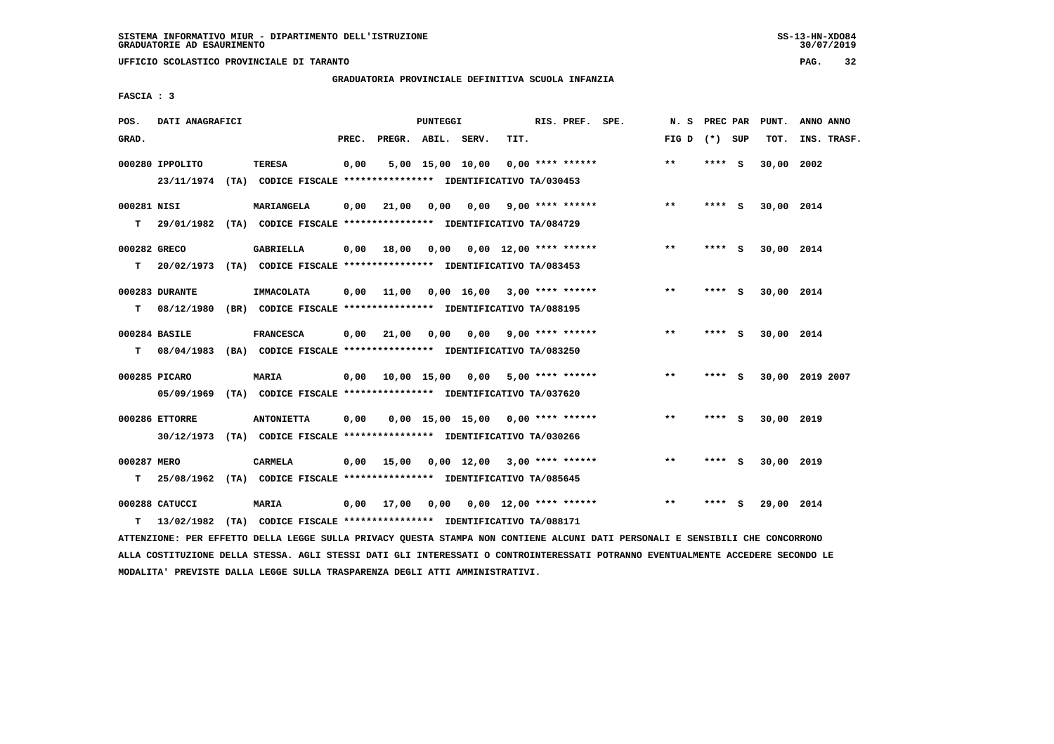SISTEMA INFORMATIVO MIUR - DIPARTIMENTO DELL'ISTRUZIONE
GRADUATORIE AD ESAURIMENTO

UFFICIO SCOLASTICO PROVINCIALE DI TARANTO

GRADUATORIA PROVINCIALE DEFINITIVA SCUOLA INFANZIA

FASCIA : 3

| POS. GRAD. | DATI ANAGRAFICI | | PREC. | PREGR. | ABIL. | SERV. | TIT. | RIS. PREF. | SPE. | N. S FIG D | PREC PAR (*) | SUP | PUNT. TOT. | ANNO INS. | ANNO TRASF. |
|---|---|---|---|---|---|---|---|---|---|---|---|---|---|---|---|
| 000280 | IPPOLITO | TERESA | 0,00 | 5,00 | 15,00 | 10,00 | 0,00 | **** ****** | | ** | **** | S | 30,00 | 2002 | |
| | 23/11/1974 (TA) CODICE FISCALE **************** IDENTIFICATIVO TA/030453 | | | | | | | | | | | | | | |
| 000281 | NISI | MARIANGELA | 0,00 | 21,00 | 0,00 | 0,00 | 9,00 | **** ****** | | ** | **** | S | 30,00 | 2014 | |
| T | 29/01/1982 (TA) CODICE FISCALE **************** IDENTIFICATIVO TA/084729 | | | | | | | | | | | | | | |
| 000282 | GRECO | GABRIELLA | 0,00 | 18,00 | 0,00 | 0,00 | 12,00 | **** ****** | | ** | **** | S | 30,00 | 2014 | |
| T | 20/02/1973 (TA) CODICE FISCALE **************** IDENTIFICATIVO TA/083453 | | | | | | | | | | | | | | |
| 000283 | DURANTE | IMMACOLATA | 0,00 | 11,00 | 0,00 | 16,00 | 3,00 | **** ****** | | ** | **** | S | 30,00 | 2014 | |
| T | 08/12/1980 (BR) CODICE FISCALE **************** IDENTIFICATIVO TA/088195 | | | | | | | | | | | | | | |
| 000284 | BASILE | FRANCESCA | 0,00 | 21,00 | 0,00 | 0,00 | 9,00 | **** ****** | | ** | **** | S | 30,00 | 2014 | |
| T | 08/04/1983 (BA) CODICE FISCALE **************** IDENTIFICATIVO TA/083250 | | | | | | | | | | | | | | |
| 000285 | PICARO | MARIA | 0,00 | 10,00 | 15,00 | 0,00 | 5,00 | **** ****** | | ** | **** | S | 30,00 | 2019 | 2007 |
| | 05/09/1969 (TA) CODICE FISCALE **************** IDENTIFICATIVO TA/037620 | | | | | | | | | | | | | | |
| 000286 | ETTORRE | ANTONIETTA | 0,00 | 0,00 | 15,00 | 15,00 | 0,00 | **** ****** | | ** | **** | S | 30,00 | 2019 | |
| | 30/12/1973 (TA) CODICE FISCALE **************** IDENTIFICATIVO TA/030266 | | | | | | | | | | | | | | |
| 000287 | MERO | CARMELA | 0,00 | 15,00 | 0,00 | 12,00 | 3,00 | **** ****** | | ** | **** | S | 30,00 | 2019 | |
| T | 25/08/1962 (TA) CODICE FISCALE **************** IDENTIFICATIVO TA/085645 | | | | | | | | | | | | | | |
| 000288 | CATUCCI | MARIA | 0,00 | 17,00 | 0,00 | 0,00 | 12,00 | **** ****** | | ** | **** | S | 29,00 | 2014 | |
| T | 13/02/1982 (TA) CODICE FISCALE **************** IDENTIFICATIVO TA/088171 | | | | | | | | | | | | | | |

ATTENZIONE: PER EFFETTO DELLA LEGGE SULLA PRIVACY QUESTA STAMPA NON CONTIENE ALCUNI DATI PERSONALI E SENSIBILI CHE CONCORRONO ALLA COSTITUZIONE DELLA STESSA. AGLI STESSI DATI GLI INTERESSATI O CONTROINTERESSATI POTRANNO EVENTUALMENTE ACCEDERE SECONDO LE MODALITA' PREVISTE DALLA LEGGE SULLA TRASPARENZA DEGLI ATTI AMMINISTRATIVI.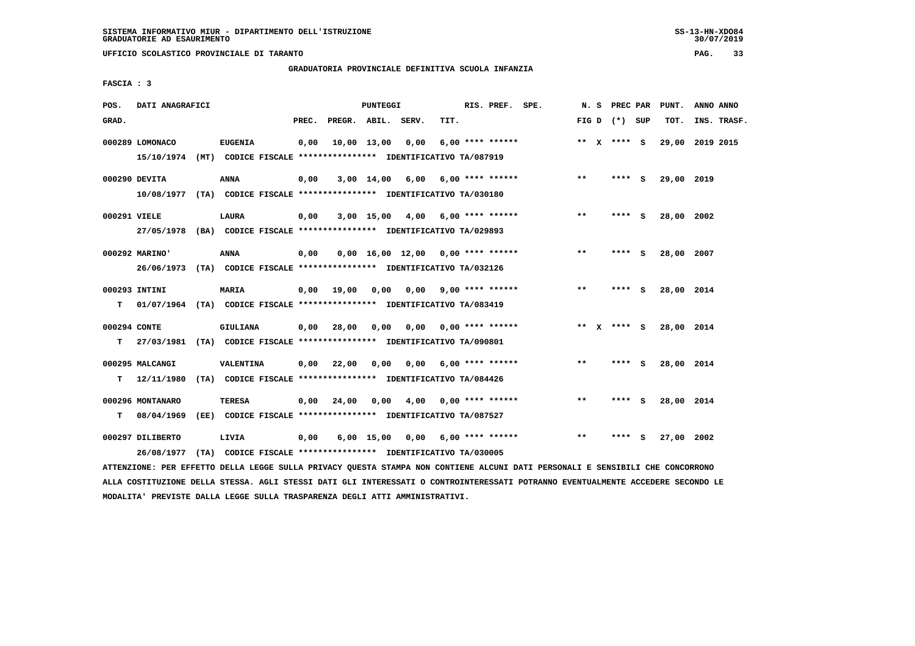SISTEMA INFORMATIVO MIUR - DIPARTIMENTO DELL'ISTRUZIONE
GRADUATORIE AD ESAURIMENTO

UFFICIO SCOLASTICO PROVINCIALE DI TARANTO

GRADUATORIA PROVINCIALE DEFINITIVA SCUOLA INFANZIA

FASCIA : 3

| POS. GRAD. | DATI ANAGRAFICI | | PREC. | PREGR. | ABIL. | SERV. | TIT. | RIS. PREF. SPE. | N. S FIG D | PREC PAR (*) SUP | PUNT. TOT. | ANNO ANNO INS. TRASF. |
|---|---|---|---|---|---|---|---|---|---|---|---|---|
| 000289 LOMONACO | EUGENIA | | 0,00 | 10,00 | 13,00 | 0,00 | 6,00 | **** ****** | ** X | **** S | 29,00 | 2019 2015 |
| | 15/10/1974 (MT) CODICE FISCALE **************** IDENTIFICATIVO TA/087919 | | | | | | | | | | | |
| 000290 DEVITA | ANNA | | 0,00 | 3,00 | 14,00 | 6,00 | 6,00 | **** ****** | ** | **** S | 29,00 | 2019 |
| | 10/08/1977 (TA) CODICE FISCALE **************** IDENTIFICATIVO TA/030180 | | | | | | | | | | | |
| 000291 VIELE | LAURA | | 0,00 | 3,00 | 15,00 | 4,00 | 6,00 | **** ****** | ** | **** S | 28,00 | 2002 |
| | 27/05/1978 (BA) CODICE FISCALE **************** IDENTIFICATIVO TA/029893 | | | | | | | | | | | |
| 000292 MARINO' | ANNA | | 0,00 | 0,00 | 16,00 | 12,00 | 0,00 | **** ****** | ** | **** S | 28,00 | 2007 |
| | 26/06/1973 (TA) CODICE FISCALE **************** IDENTIFICATIVO TA/032126 | | | | | | | | | | | |
| 000293 INTINI | MARIA | | 0,00 | 19,00 | 0,00 | 0,00 | 9,00 | **** ****** | ** | **** S | 28,00 | 2014 |
| T | 01/07/1964 (TA) CODICE FISCALE **************** IDENTIFICATIVO TA/083419 | | | | | | | | | | | |
| 000294 CONTE | GIULIANA | | 0,00 | 28,00 | 0,00 | 0,00 | 0,00 | **** ****** | ** X | **** S | 28,00 | 2014 |
| T | 27/03/1981 (TA) CODICE FISCALE **************** IDENTIFICATIVO TA/090801 | | | | | | | | | | | |
| 000295 MALCANGI | VALENTINA | | 0,00 | 22,00 | 0,00 | 0,00 | 6,00 | **** ****** | ** | **** S | 28,00 | 2014 |
| T | 12/11/1980 (TA) CODICE FISCALE **************** IDENTIFICATIVO TA/084426 | | | | | | | | | | | |
| 000296 MONTANARO | TERESA | | 0,00 | 24,00 | 0,00 | 4,00 | 0,00 | **** ****** | ** | **** S | 28,00 | 2014 |
| T | 08/04/1969 (EE) CODICE FISCALE **************** IDENTIFICATIVO TA/087527 | | | | | | | | | | | |
| 000297 DILIBERTO | LIVIA | | 0,00 | 6,00 | 15,00 | 0,00 | 6,00 | **** ****** | ** | **** S | 27,00 | 2002 |
| | 26/08/1977 (TA) CODICE FISCALE **************** IDENTIFICATIVO TA/030005 | | | | | | | | | | | |

ATTENZIONE: PER EFFETTO DELLA LEGGE SULLA PRIVACY QUESTA STAMPA NON CONTIENE ALCUNI DATI PERSONALI E SENSIBILI CHE CONCORRONO ALLA COSTITUZIONE DELLA STESSA. AGLI STESSI DATI GLI INTERESSATI O CONTROINTERESSATI POTRANNO EVENTUALMENTE ACCEDERE SECONDO LE MODALITA' PREVISTE DALLA LEGGE SULLA TRASPARENZA DEGLI ATTI AMMINISTRATIVI.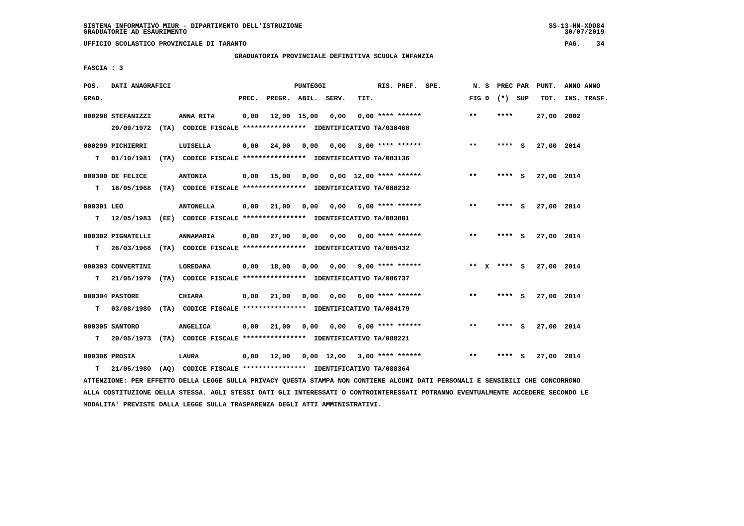SISTEMA INFORMATIVO MIUR - DIPARTIMENTO DELL'ISTRUZIONE
GRADUATORIE AD ESAURIMENTO

UFFICIO SCOLASTICO PROVINCIALE DI TARANTO

GRADUATORIA PROVINCIALE DEFINITIVA SCUOLA INFANZIA

FASCIA : 3

| POS. GRAD. | DATI ANAGRAFICI | | PREC. | PREGR. | ABIL. | SERV. | TIT. | RIS. PREF. | SPE. | N. S FIG D | PREC PAR (*) SUP | PUNT. TOT. | ANNO ANNO INS. TRASF. |
|---|---|---|---|---|---|---|---|---|---|---|---|---|---|
| 000298 | STEFANIZZI | ANNA RITA | 0,00 | 12,00 | 15,00 | 0,00 | 0,00 | **** ****** | | ** | **** | 27,00 | 2002 |
| | 29/09/1972 (TA) CODICE FISCALE **************** IDENTIFICATIVO TA/030468 | | | | | | | | | | | | |
| 000299 | PICHIERRI | LUISELLA | 0,00 | 24,00 | 0,00 | 0,00 | 3,00 | **** ****** | | ** | **** S | 27,00 | 2014 |
| T | 01/10/1981 (TA) CODICE FISCALE **************** IDENTIFICATIVO TA/083136 | | | | | | | | | | | | |
| 000300 | DE FELICE | ANTONIA | 0,00 | 15,00 | 0,00 | 0,00 | 12,00 | **** ****** | | ** | **** S | 27,00 | 2014 |
| T | 18/05/1968 (TA) CODICE FISCALE **************** IDENTIFICATIVO TA/088232 | | | | | | | | | | | | |
| 000301 | LEO | ANTONELLA | 0,00 | 21,00 | 0,00 | 0,00 | 6,00 | **** ****** | | ** | **** S | 27,00 | 2014 |
| T | 12/05/1983 (EE) CODICE FISCALE **************** IDENTIFICATIVO TA/083801 | | | | | | | | | | | | |
| 000302 | PIGNATELLI | ANNAMARIA | 0,00 | 27,00 | 0,00 | 0,00 | 0,00 | **** ****** | | ** | **** S | 27,00 | 2014 |
| T | 26/03/1968 (TA) CODICE FISCALE **************** IDENTIFICATIVO TA/085432 | | | | | | | | | | | | |
| 000303 | CONVERTINI | LOREDANA | 0,00 | 18,00 | 0,00 | 0,00 | 9,00 | **** ****** | | ** X | **** S | 27,00 | 2014 |
| T | 21/05/1979 (TA) CODICE FISCALE **************** IDENTIFICATIVO TA/086737 | | | | | | | | | | | | |
| 000304 | PASTORE | CHIARA | 0,00 | 21,00 | 0,00 | 0,00 | 6,00 | **** ****** | | ** | **** S | 27,00 | 2014 |
| T | 03/08/1980 (TA) CODICE FISCALE **************** IDENTIFICATIVO TA/084179 | | | | | | | | | | | | |
| 000305 | SANTORO | ANGELICA | 0,00 | 21,00 | 0,00 | 0,00 | 6,00 | **** ****** | | ** | **** S | 27,00 | 2014 |
| T | 20/05/1973 (TA) CODICE FISCALE **************** IDENTIFICATIVO TA/088221 | | | | | | | | | | | | |
| 000306 | PROSIA | LAURA | 0,00 | 12,00 | 0,00 | 12,00 | 3,00 | **** ****** | | ** | **** S | 27,00 | 2014 |
| T | 21/05/1980 (AQ) CODICE FISCALE **************** IDENTIFICATIVO TA/088364 | | | | | | | | | | | | |

ATTENZIONE: PER EFFETTO DELLA LEGGE SULLA PRIVACY QUESTA STAMPA NON CONTIENE ALCUNI DATI PERSONALI E SENSIBILI CHE CONCORRONO ALLA COSTITUZIONE DELLA STESSA. AGLI STESSI DATI GLI INTERESSATI O CONTROINTERESSATI POTRANNO EVENTUALMENTE ACCEDERE SECONDO LE MODALITA' PREVISTE DALLA LEGGE SULLA TRASPARENZA DEGLI ATTI AMMINISTRATIVI.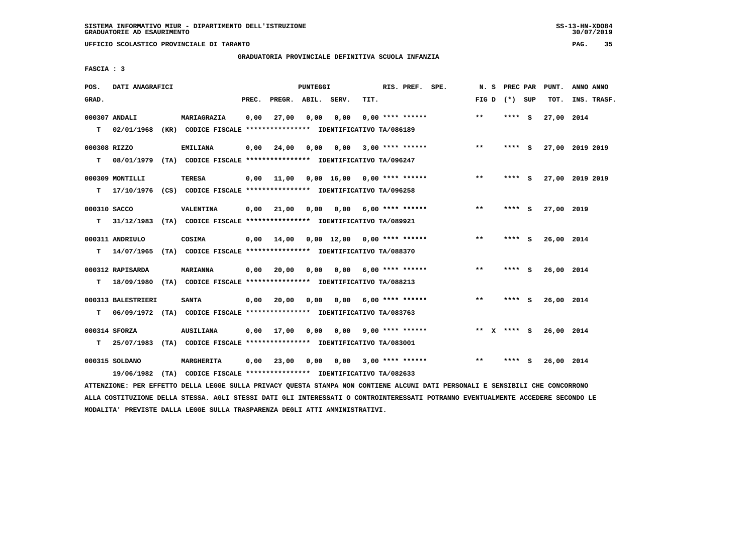SISTEMA INFORMATIVO MIUR - DIPARTIMENTO DELL'ISTRUZIONE
GRADUATORIE AD ESAURIMENTO

UFFICIO SCOLASTICO PROVINCIALE DI TARANTO

GRADUATORIA PROVINCIALE DEFINITIVA SCUOLA INFANZIA

FASCIA : 3

| POS. GRAD. | DATI ANAGRAFICI | | PREC. | PREGR. | ABIL. | SERV. | TIT. | RIS. PREF. SPE. | N. S FIG D | PREC PAR (*) SUP | PUNT. TOT. | ANNO ANNO INS. TRASF. |
|---|---|---|---|---|---|---|---|---|---|---|---|---|
| 000307 | ANDALI | MARIAGRAZIA | 0,00 | 27,00 | 0,00 | 0,00 | 0,00 | **** ****** | ** | **** S | 27,00 | 2014 |
| T | 02/01/1968 (KR) CODICE FISCALE **************** IDENTIFICATIVO TA/086189 | | | | | | | | | | | |
| 000308 | RIZZO | EMILIANA | 0,00 | 24,00 | 0,00 | 0,00 | 3,00 | **** ****** | ** | **** S | 27,00 | 2019 2019 |
| T | 08/01/1979 (TA) CODICE FISCALE **************** IDENTIFICATIVO TA/096247 | | | | | | | | | | | |
| 000309 | MONTILLI | TERESA | 0,00 | 11,00 | 0,00 | 16,00 | 0,00 | **** ****** | ** | **** S | 27,00 | 2019 2019 |
| T | 17/10/1976 (CS) CODICE FISCALE **************** IDENTIFICATIVO TA/096258 | | | | | | | | | | | |
| 000310 | SACCO | VALENTINA | 0,00 | 21,00 | 0,00 | 0,00 | 6,00 | **** ****** | ** | **** S | 27,00 | 2019 |
| T | 31/12/1983 (TA) CODICE FISCALE **************** IDENTIFICATIVO TA/089921 | | | | | | | | | | | |
| 000311 | ANDRIULO | COSIMA | 0,00 | 14,00 | 0,00 | 12,00 | 0,00 | **** ****** | ** | **** S | 26,00 | 2014 |
| T | 14/07/1965 (TA) CODICE FISCALE **************** IDENTIFICATIVO TA/088370 | | | | | | | | | | | |
| 000312 | RAPISARDA | MARIANNA | 0,00 | 20,00 | 0,00 | 0,00 | 6,00 | **** ****** | ** | **** S | 26,00 | 2014 |
| T | 18/09/1980 (TA) CODICE FISCALE **************** IDENTIFICATIVO TA/088213 | | | | | | | | | | | |
| 000313 | BALESTRIERI | SANTA | 0,00 | 20,00 | 0,00 | 0,00 | 6,00 | **** ****** | ** | **** S | 26,00 | 2014 |
| T | 06/09/1972 (TA) CODICE FISCALE **************** IDENTIFICATIVO TA/083763 | | | | | | | | | | | |
| 000314 | SFORZA | AUSILIANA | 0,00 | 17,00 | 0,00 | 0,00 | 9,00 | **** ****** | ** X | **** S | 26,00 | 2014 |
| T | 25/07/1983 (TA) CODICE FISCALE **************** IDENTIFICATIVO TA/083001 | | | | | | | | | | | |
| 000315 | SOLDANO | MARGHERITA | 0,00 | 23,00 | 0,00 | 0,00 | 3,00 | **** ****** | ** | **** S | 26,00 | 2014 |
| | 19/06/1982 (TA) CODICE FISCALE **************** IDENTIFICATIVO TA/082633 | | | | | | | | | | | |

ATTENZIONE: PER EFFETTO DELLA LEGGE SULLA PRIVACY QUESTA STAMPA NON CONTIENE ALCUNI DATI PERSONALI E SENSIBILI CHE CONCORRONO ALLA COSTITUZIONE DELLA STESSA. AGLI STESSI DATI GLI INTERESSATI O CONTROINTERESSATI POTRANNO EVENTUALMENTE ACCEDERE SECONDO LE MODALITA' PREVISTE DALLA LEGGE SULLA TRASPARENZA DEGLI ATTI AMMINISTRATIVI.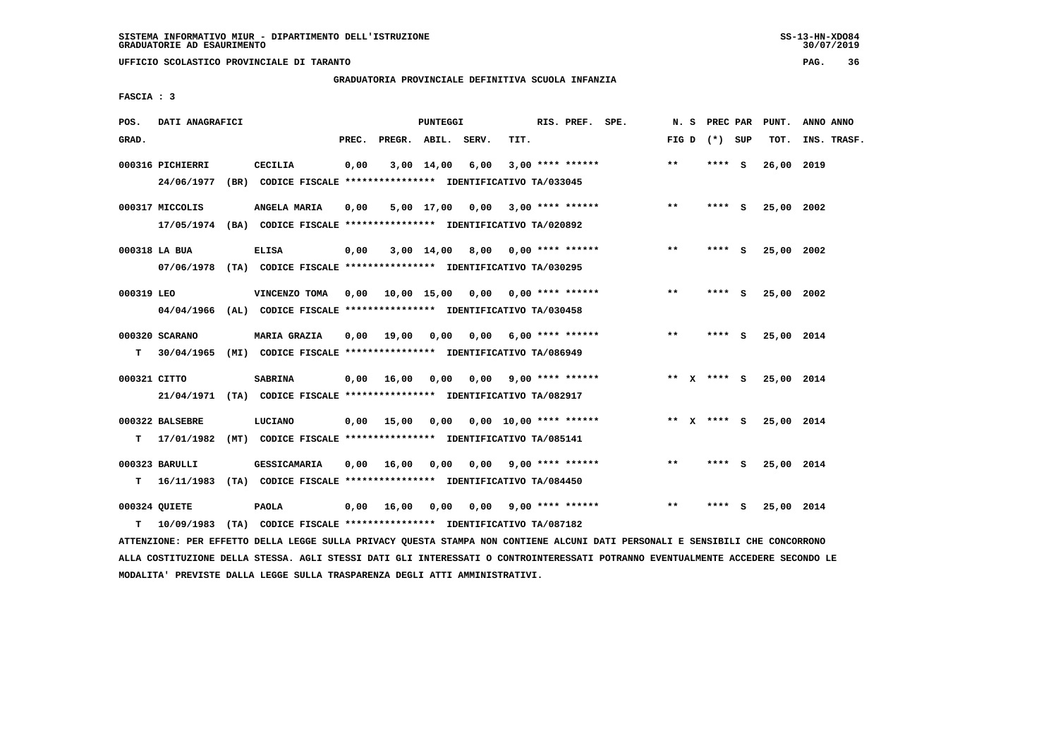GRADUATORIA PROVINCIALE DEFINITIVA SCUOLA INFANZIA

FASCIA : 3

| POS. | DATI ANAGRAFICI | | PUNTEGGI | | | | RIS. PREF. | SPE. | N. S | PREC PAR | | PUNT. | ANNO ANNO |
|---|---|---|---|---|---|---|---|---|---|---|---|---|---|
| GRAD. | | | PREC. | PREGR. | ABIL. | SERV. | TIT. | | FIG D | (*) | SUP | TOT. | INS. TRASF. |
| 000316 PICHIERRI | CECILIA | | 0,00 | 3,00 | 14,00 | 6,00 | 3,00 **** ****** | | ** | **** | S | 26,00 | 2019 |
| | 24/06/1977 (BR) CODICE FISCALE **************** IDENTIFICATIVO TA/033045 | | | | | | | | | | | | |
| 000317 MICCOLIS | ANGELA MARIA | | 0,00 | 5,00 | 17,00 | 0,00 | 3,00 **** ****** | | ** | **** | S | 25,00 | 2002 |
| | 17/05/1974 (BA) CODICE FISCALE **************** IDENTIFICATIVO TA/020892 | | | | | | | | | | | | |
| 000318 LA BUA | ELISA | | 0,00 | 3,00 | 14,00 | 8,00 | 0,00 **** ****** | | ** | **** | S | 25,00 | 2002 |
| | 07/06/1978 (TA) CODICE FISCALE **************** IDENTIFICATIVO TA/030295 | | | | | | | | | | | | |
| 000319 LEO | VINCENZO TOMA | | 0,00 | 10,00 | 15,00 | 0,00 | 0,00 **** ****** | | ** | **** | S | 25,00 | 2002 |
| | 04/04/1966 (AL) CODICE FISCALE **************** IDENTIFICATIVO TA/030458 | | | | | | | | | | | | |
| 000320 SCARANO | MARIA GRAZIA | | 0,00 | 19,00 | 0,00 | 0,00 | 6,00 **** ****** | | ** | **** | S | 25,00 | 2014 |
| T | 30/04/1965 (MI) CODICE FISCALE **************** IDENTIFICATIVO TA/086949 | | | | | | | | | | | | |
| 000321 CITTO | SABRINA | | 0,00 | 16,00 | 0,00 | 0,00 | 9,00 **** ****** | | ** X | **** | S | 25,00 | 2014 |
| | 21/04/1971 (TA) CODICE FISCALE **************** IDENTIFICATIVO TA/082917 | | | | | | | | | | | | |
| 000322 BALSEBRE | LUCIANO | | 0,00 | 15,00 | 0,00 | 0,00 | 10,00 **** ****** | | ** X | **** | S | 25,00 | 2014 |
| T | 17/01/1982 (MT) CODICE FISCALE **************** IDENTIFICATIVO TA/085141 | | | | | | | | | | | | |
| 000323 BARULLI | GESSICAMARIA | | 0,00 | 16,00 | 0,00 | 0,00 | 9,00 **** ****** | | ** | **** | S | 25,00 | 2014 |
| T | 16/11/1983 (TA) CODICE FISCALE **************** IDENTIFICATIVO TA/084450 | | | | | | | | | | | | |
| 000324 QUIETE | PAOLA | | 0,00 | 16,00 | 0,00 | 0,00 | 9,00 **** ****** | | ** | **** | S | 25,00 | 2014 |
| T | 10/09/1983 (TA) CODICE FISCALE **************** IDENTIFICATIVO TA/087182 | | | | | | | | | | | | |

ATTENZIONE: PER EFFETTO DELLA LEGGE SULLA PRIVACY QUESTA STAMPA NON CONTIENE ALCUNI DATI PERSONALI E SENSIBILI CHE CONCORRONO ALLA COSTITUZIONE DELLA STESSA. AGLI STESSI DATI GLI INTERESSATI O CONTROINTERESSATI POTRANNO EVENTUALMENTE ACCEDERE SECONDO LE MODALITA' PREVISTE DALLA LEGGE SULLA TRASPARENZA DEGLI ATTI AMMINISTRATIVI.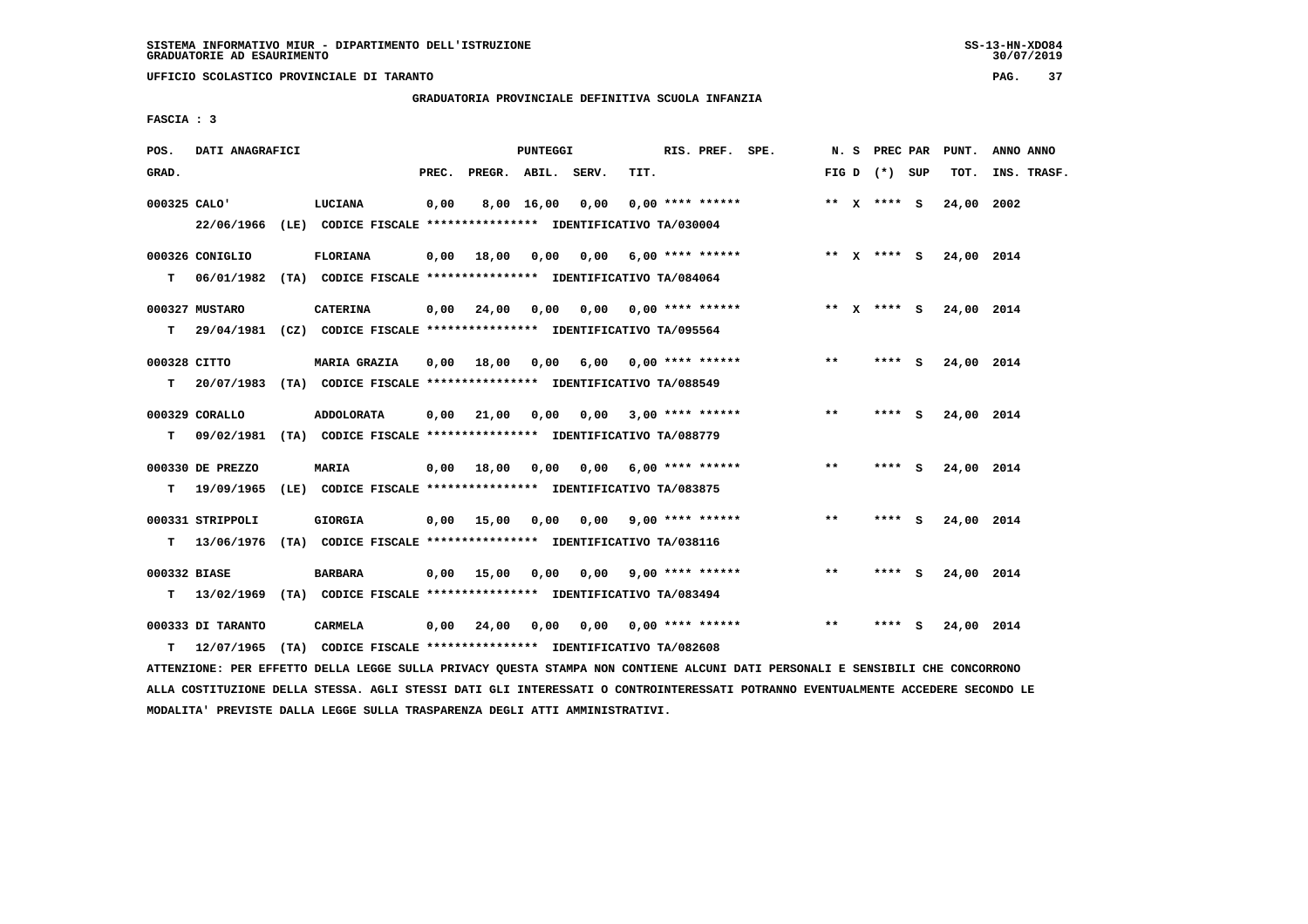SISTEMA INFORMATIVO MIUR - DIPARTIMENTO DELL'ISTRUZIONE
GRADUATORIE AD ESAURIMENTO

UFFICIO SCOLASTICO PROVINCIALE DI TARANTO

GRADUATORIA PROVINCIALE DEFINITIVA SCUOLA INFANZIA

FASCIA : 3

| POS. GRAD. | DATI ANAGRAFICI | | PREC. | PREGR. | ABIL. | SERV. | TIT. | RIS. PREF. | SPE. | N. S FIG D | PREC PAR (*) | SUP | PUNT. TOT. | ANNO ANNO INS. TRASF. |
|---|---|---|---|---|---|---|---|---|---|---|---|---|---|---|
| 000325 CALO' | LUCIANA | | 0,00 | 8,00 | 16,00 | 0,00 | 0,00 | **** ****** | | ** X | **** | S | 24,00 | 2002 |
| | 22/06/1966 (LE) CODICE FISCALE **************** IDENTIFICATIVO TA/030004 | | | | | | | | | | | | | |
| 000326 CONIGLIO | FLORIANA | | 0,00 | 18,00 | 0,00 | 0,00 | 6,00 | **** ****** | | ** X | **** | S | 24,00 | 2014 |
| T | 06/01/1982 (TA) CODICE FISCALE **************** IDENTIFICATIVO TA/084064 | | | | | | | | | | | | | |
| 000327 MUSTARO | CATERINA | | 0,00 | 24,00 | 0,00 | 0,00 | 0,00 | **** ****** | | ** X | **** | S | 24,00 | 2014 |
| T | 29/04/1981 (CZ) CODICE FISCALE **************** IDENTIFICATIVO TA/095564 | | | | | | | | | | | | | |
| 000328 CITTO | MARIA GRAZIA | | 0,00 | 18,00 | 0,00 | 6,00 | 0,00 | **** ****** | | ** | **** | S | 24,00 | 2014 |
| T | 20/07/1983 (TA) CODICE FISCALE **************** IDENTIFICATIVO TA/088549 | | | | | | | | | | | | | |
| 000329 CORALLO | ADDOLORATA | | 0,00 | 21,00 | 0,00 | 0,00 | 3,00 | **** ****** | | ** | **** | S | 24,00 | 2014 |
| T | 09/02/1981 (TA) CODICE FISCALE **************** IDENTIFICATIVO TA/088779 | | | | | | | | | | | | | |
| 000330 DE PREZZO | MARIA | | 0,00 | 18,00 | 0,00 | 0,00 | 6,00 | **** ****** | | ** | **** | S | 24,00 | 2014 |
| T | 19/09/1965 (LE) CODICE FISCALE **************** IDENTIFICATIVO TA/083875 | | | | | | | | | | | | | |
| 000331 STRIPPOLI | GIORGIA | | 0,00 | 15,00 | 0,00 | 0,00 | 9,00 | **** ****** | | ** | **** | S | 24,00 | 2014 |
| T | 13/06/1976 (TA) CODICE FISCALE **************** IDENTIFICATIVO TA/038116 | | | | | | | | | | | | | |
| 000332 BIASE | BARBARA | | 0,00 | 15,00 | 0,00 | 0,00 | 9,00 | **** ****** | | ** | **** | S | 24,00 | 2014 |
| T | 13/02/1969 (TA) CODICE FISCALE **************** IDENTIFICATIVO TA/083494 | | | | | | | | | | | | | |
| 000333 DI TARANTO | CARMELA | | 0,00 | 24,00 | 0,00 | 0,00 | 0,00 | **** ****** | | ** | **** | S | 24,00 | 2014 |
| T | 12/07/1965 (TA) CODICE FISCALE **************** IDENTIFICATIVO TA/082608 | | | | | | | | | | | | | |

ATTENZIONE: PER EFFETTO DELLA LEGGE SULLA PRIVACY QUESTA STAMPA NON CONTIENE ALCUNI DATI PERSONALI E SENSIBILI CHE CONCORRONO ALLA COSTITUZIONE DELLA STESSA. AGLI STESSI DATI GLI INTERESSATI O CONTROINTERESSATI POTRANNO EVENTUALMENTE ACCEDERE SECONDO LE MODALITA' PREVISTE DALLA LEGGE SULLA TRASPARENZA DEGLI ATTI AMMINISTRATIVI.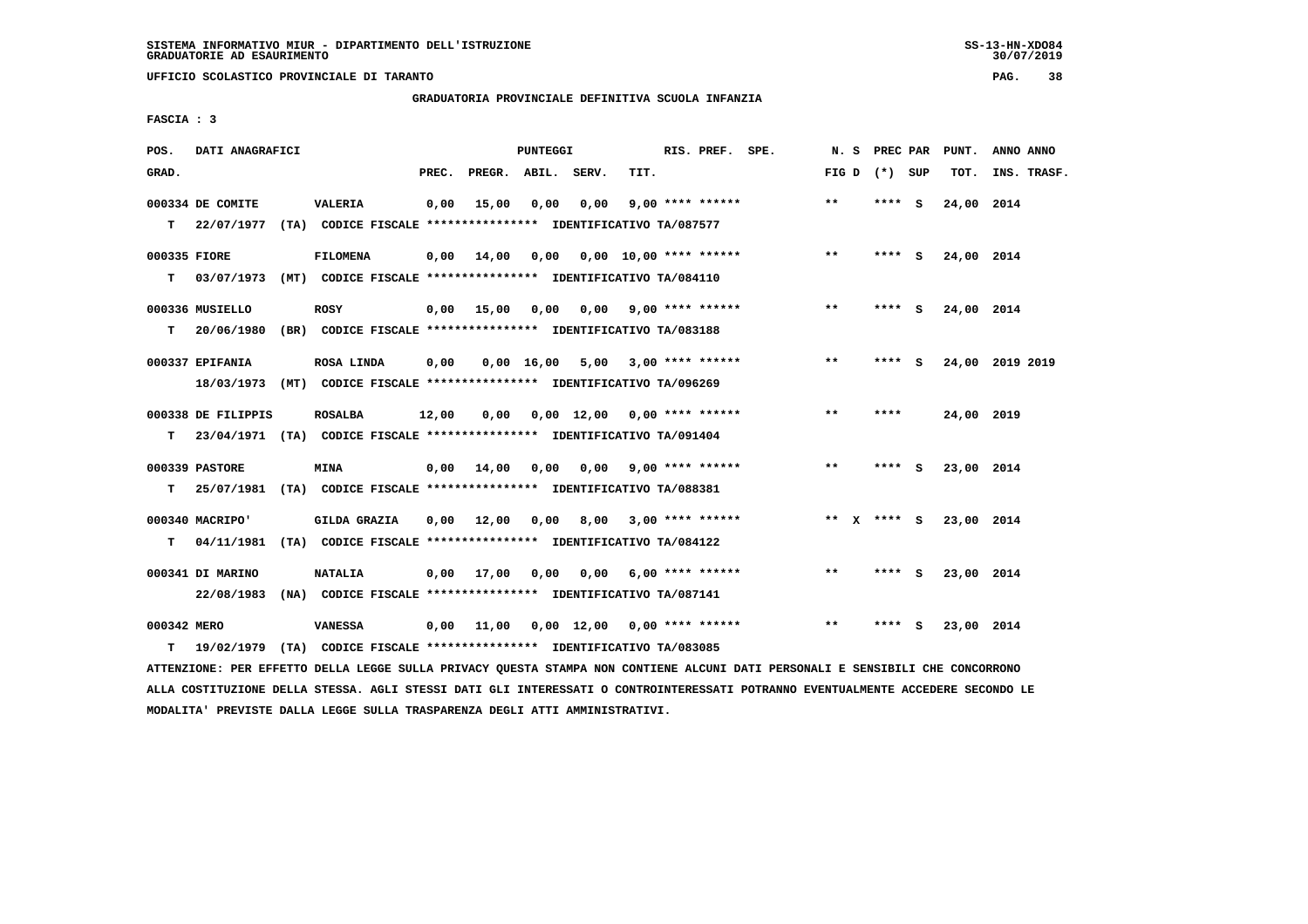SISTEMA INFORMATIVO MIUR - DIPARTIMENTO DELL'ISTRUZIONE
GRADUATORIE AD ESAURIMENTO

UFFICIO SCOLASTICO PROVINCIALE DI TARANTO

GRADUATORIA PROVINCIALE DEFINITIVA SCUOLA INFANZIA

FASCIA : 3

| POS. GRAD. | DATI ANAGRAFICI | | PREC. | PREGR. | ABIL. | SERV. | TIT. | RIS. PREF. SPE. | N. S FIG D | PREC PAR (*) SUP | PUNT. TOT. | ANNO ANNO INS. TRASF. |
|---|---|---|---|---|---|---|---|---|---|---|---|---|
| 000334 | DE COMITE | VALERIA | 0,00 | 15,00 | 0,00 | 0,00 | 9,00 | **** ****** | ** | **** S | 24,00 | 2014 |
| T | 22/07/1977 (TA) | CODICE FISCALE **************** IDENTIFICATIVO TA/087577 | | | | | | | | | | |
| 000335 | FIORE | FILOMENA | 0,00 | 14,00 | 0,00 | 0,00 | 10,00 | **** ****** | ** | **** S | 24,00 | 2014 |
| T | 03/07/1973 (MT) | CODICE FISCALE **************** IDENTIFICATIVO TA/084110 | | | | | | | | | | |
| 000336 | MUSIELLO | ROSY | 0,00 | 15,00 | 0,00 | 0,00 | 9,00 | **** ****** | ** | **** S | 24,00 | 2014 |
| T | 20/06/1980 (BR) | CODICE FISCALE **************** IDENTIFICATIVO TA/083188 | | | | | | | | | | |
| 000337 | EPIFANIA | ROSA LINDA | 0,00 | 0,00 | 16,00 | 5,00 | 3,00 | **** ****** | ** | **** S | 24,00 | 2019 2019 |
| | 18/03/1973 (MT) | CODICE FISCALE **************** IDENTIFICATIVO TA/096269 | | | | | | | | | | |
| 000338 | DE FILIPPIS | ROSALBA | 12,00 | 0,00 | 0,00 | 12,00 | 0,00 | **** ****** | ** | **** | 24,00 | 2019 |
| T | 23/04/1971 (TA) | CODICE FISCALE **************** IDENTIFICATIVO TA/091404 | | | | | | | | | | |
| 000339 | PASTORE | MINA | 0,00 | 14,00 | 0,00 | 0,00 | 9,00 | **** ****** | ** | **** S | 23,00 | 2014 |
| T | 25/07/1981 (TA) | CODICE FISCALE **************** IDENTIFICATIVO TA/088381 | | | | | | | | | | |
| 000340 | MACRIPO' | GILDA GRAZIA | 0,00 | 12,00 | 0,00 | 8,00 | 3,00 | **** ****** | ** X | **** S | 23,00 | 2014 |
| T | 04/11/1981 (TA) | CODICE FISCALE **************** IDENTIFICATIVO TA/084122 | | | | | | | | | | |
| 000341 | DI MARINO | NATALIA | 0,00 | 17,00 | 0,00 | 0,00 | 6,00 | **** ****** | ** | **** S | 23,00 | 2014 |
| | 22/08/1983 (NA) | CODICE FISCALE **************** IDENTIFICATIVO TA/087141 | | | | | | | | | | |
| 000342 | MERO | VANESSA | 0,00 | 11,00 | 0,00 | 12,00 | 0,00 | **** ****** | ** | **** S | 23,00 | 2014 |
| T | 19/02/1979 (TA) | CODICE FISCALE **************** IDENTIFICATIVO TA/083085 | | | | | | | | | | |

ATTENZIONE: PER EFFETTO DELLA LEGGE SULLA PRIVACY QUESTA STAMPA NON CONTIENE ALCUNI DATI PERSONALI E SENSIBILI CHE CONCORRONO ALLA COSTITUZIONE DELLA STESSA. AGLI STESSI DATI GLI INTERESSATI O CONTROINTERESSATI POTRANNO EVENTUALMENTE ACCEDERE SECONDO LE MODALITA' PREVISTE DALLA LEGGE SULLA TRASPARENZA DEGLI ATTI AMMINISTRATIVI.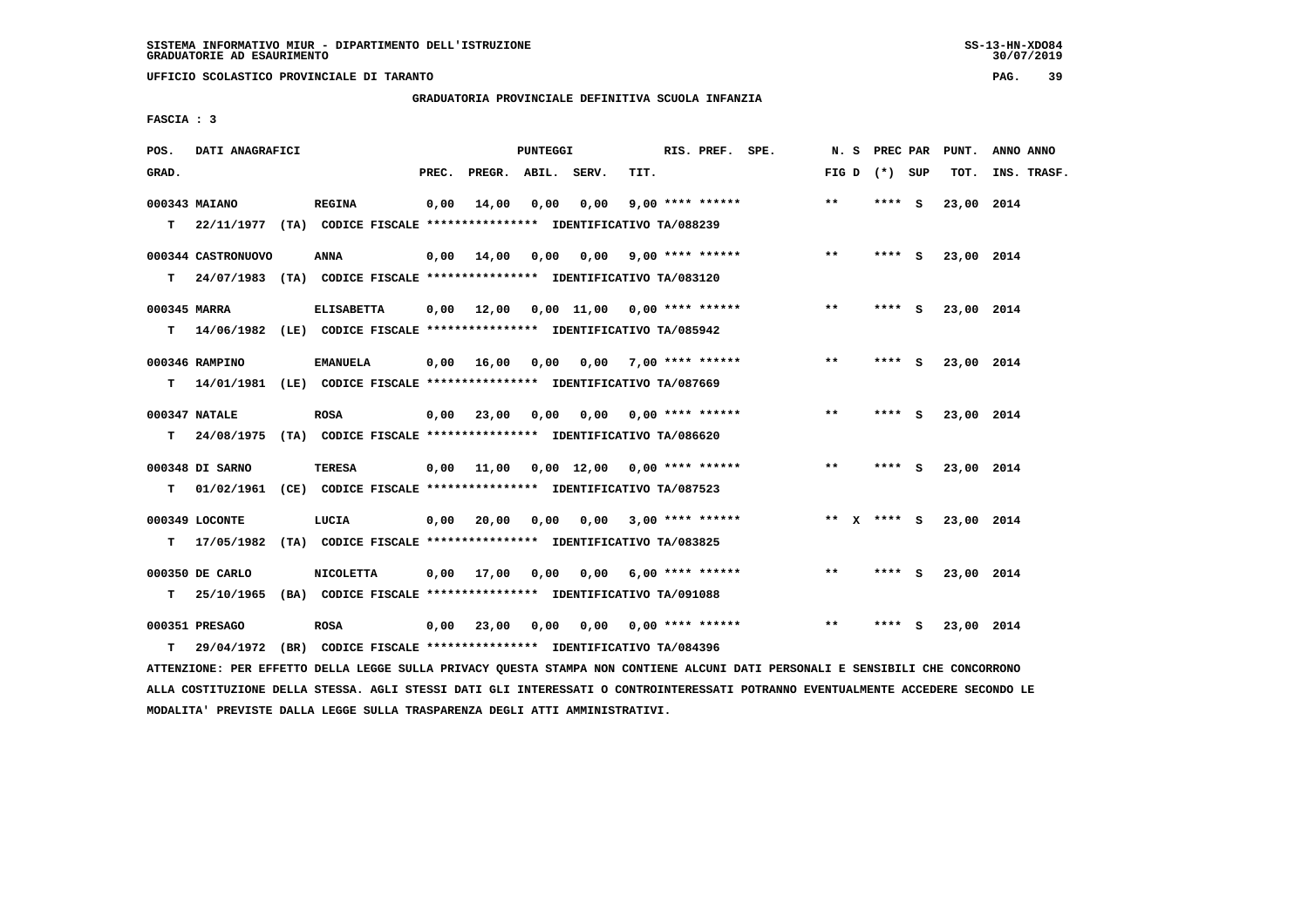SISTEMA INFORMATIVO MIUR - DIPARTIMENTO DELL'ISTRUZIONE
GRADUATORIE AD ESAURIMENTO

UFFICIO SCOLASTICO PROVINCIALE DI TARANTO

GRADUATORIA PROVINCIALE DEFINITIVA SCUOLA INFANZIA

FASCIA : 3

| POS. GRAD. | DATI ANAGRAFICI | | PREC. | PREGR. | ABIL. | SERV. | TIT. | RIS. PREF. | SPE. | N. S FIG D | PREC PAR (*) SUP | PUNT. TOT. | ANNO ANNO INS. TRASF. |
|---|---|---|---|---|---|---|---|---|---|---|---|---|---|
| 000343 | MAIANO | REGINA | 0,00 | 14,00 | 0,00 | 0,00 | 9,00 | **** ****** | | ** | **** S | 23,00 | 2014 |
| T | 22/11/1977 (TA) CODICE FISCALE **************** IDENTIFICATIVO TA/088239 | | | | | | | | | | | | |
| 000344 | CASTRONUOVO | ANNA | 0,00 | 14,00 | 0,00 | 0,00 | 9,00 | **** ****** | | ** | **** S | 23,00 | 2014 |
| T | 24/07/1983 (TA) CODICE FISCALE **************** IDENTIFICATIVO TA/083120 | | | | | | | | | | | | |
| 000345 | MARRA | ELISABETTA | 0,00 | 12,00 | 0,00 | 11,00 | 0,00 | **** ****** | | ** | **** S | 23,00 | 2014 |
| T | 14/06/1982 (LE) CODICE FISCALE **************** IDENTIFICATIVO TA/085942 | | | | | | | | | | | | |
| 000346 | RAMPINO | EMANUELA | 0,00 | 16,00 | 0,00 | 0,00 | 7,00 | **** ****** | | ** | **** S | 23,00 | 2014 |
| T | 14/01/1981 (LE) CODICE FISCALE **************** IDENTIFICATIVO TA/087669 | | | | | | | | | | | | |
| 000347 | NATALE | ROSA | 0,00 | 23,00 | 0,00 | 0,00 | 0,00 | **** ****** | | ** | **** S | 23,00 | 2014 |
| T | 24/08/1975 (TA) CODICE FISCALE **************** IDENTIFICATIVO TA/086620 | | | | | | | | | | | | |
| 000348 | DI SARNO | TERESA | 0,00 | 11,00 | 0,00 | 12,00 | 0,00 | **** ****** | | ** | **** S | 23,00 | 2014 |
| T | 01/02/1961 (CE) CODICE FISCALE **************** IDENTIFICATIVO TA/087523 | | | | | | | | | | | | |
| 000349 | LOCONTE | LUCIA | 0,00 | 20,00 | 0,00 | 0,00 | 3,00 | **** ****** | | ** X | **** S | 23,00 | 2014 |
| T | 17/05/1982 (TA) CODICE FISCALE **************** IDENTIFICATIVO TA/083825 | | | | | | | | | | | | |
| 000350 | DE CARLO | NICOLETTA | 0,00 | 17,00 | 0,00 | 0,00 | 6,00 | **** ****** | | ** | **** S | 23,00 | 2014 |
| T | 25/10/1965 (BA) CODICE FISCALE **************** IDENTIFICATIVO TA/091088 | | | | | | | | | | | | |
| 000351 | PRESAGO | ROSA | 0,00 | 23,00 | 0,00 | 0,00 | 0,00 | **** ****** | | ** | **** S | 23,00 | 2014 |
| T | 29/04/1972 (BR) CODICE FISCALE **************** IDENTIFICATIVO TA/084396 | | | | | | | | | | | | |

ATTENZIONE: PER EFFETTO DELLA LEGGE SULLA PRIVACY QUESTA STAMPA NON CONTIENE ALCUNI DATI PERSONALI E SENSIBILI CHE CONCORRONO ALLA COSTITUZIONE DELLA STESSA. AGLI STESSI DATI GLI INTERESSATI O CONTROINTERESSATI POTRANNO EVENTUALMENTE ACCEDERE SECONDO LE MODALITA' PREVISTE DALLA LEGGE SULLA TRASPARENZA DEGLI ATTI AMMINISTRATIVI.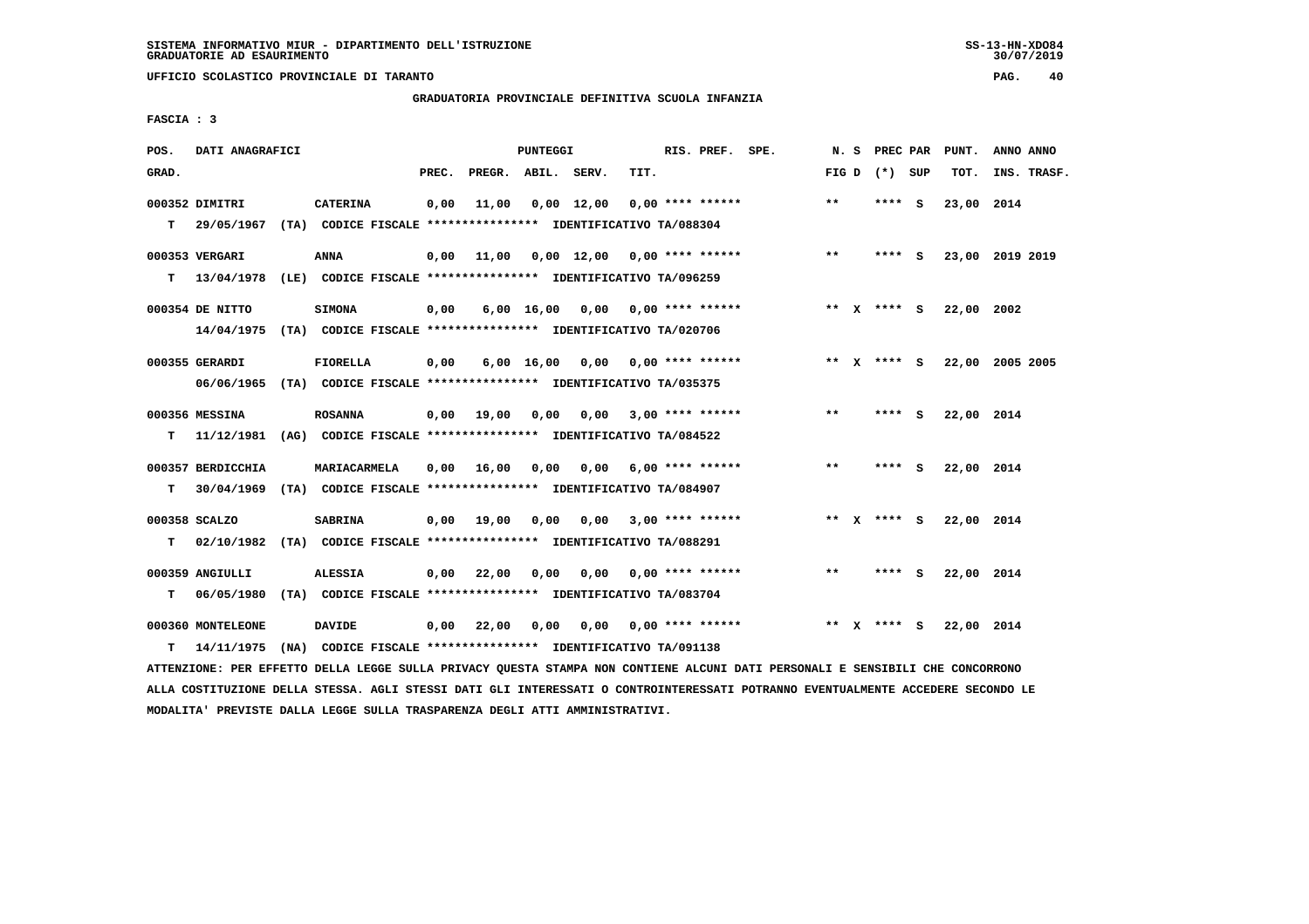SISTEMA INFORMATIVO MIUR - DIPARTIMENTO DELL'ISTRUZIONE
GRADUATORIE AD ESAURIMENTO

UFFICIO SCOLASTICO PROVINCIALE DI TARANTO

GRADUATORIA PROVINCIALE DEFINITIVA SCUOLA INFANZIA

FASCIA : 3

| POS. GRAD. | DATI ANAGRAFICI | | PREC. | PREGR. | ABIL. | SERV. | TIT. | RIS. PREF. SPE. | N. S FIG D | PREC PAR (*) SUP | PUNT. TOT. | ANNO ANNO INS. TRASF. |
|---|---|---|---|---|---|---|---|---|---|---|---|---|
| 000352 | DIMITRI | CATERINA | 0,00 | 11,00 | 0,00 | 12,00 | 0,00 | **** ****** | ** | **** S | 23,00 | 2014 |
| T | 29/05/1967 (TA) CODICE FISCALE **************** IDENTIFICATIVO TA/088304 | | | | | | | | | | | |
| 000353 | VERGARI | ANNA | 0,00 | 11,00 | 0,00 | 12,00 | 0,00 | **** ****** | ** | **** S | 23,00 | 2019 2019 |
| T | 13/04/1978 (LE) CODICE FISCALE **************** IDENTIFICATIVO TA/096259 | | | | | | | | | | | |
| 000354 | DE NITTO | SIMONA | 0,00 | 6,00 | 16,00 | 0,00 | 0,00 | **** ****** | ** X | **** S | 22,00 | 2002 |
| | 14/04/1975 (TA) CODICE FISCALE **************** IDENTIFICATIVO TA/020706 | | | | | | | | | | | |
| 000355 | GERARDI | FIORELLA | 0,00 | 6,00 | 16,00 | 0,00 | 0,00 | **** ****** | ** X | **** S | 22,00 | 2005 2005 |
| | 06/06/1965 (TA) CODICE FISCALE **************** IDENTIFICATIVO TA/035375 | | | | | | | | | | | |
| 000356 | MESSINA | ROSANNA | 0,00 | 19,00 | 0,00 | 0,00 | 3,00 | **** ****** | ** | **** S | 22,00 | 2014 |
| T | 11/12/1981 (AG) CODICE FISCALE **************** IDENTIFICATIVO TA/084522 | | | | | | | | | | | |
| 000357 | BERDICCHIA | MARIACARMELA | 0,00 | 16,00 | 0,00 | 0,00 | 6,00 | **** ****** | ** | **** S | 22,00 | 2014 |
| T | 30/04/1969 (TA) CODICE FISCALE **************** IDENTIFICATIVO TA/084907 | | | | | | | | | | | |
| 000358 | SCALZO | SABRINA | 0,00 | 19,00 | 0,00 | 0,00 | 3,00 | **** ****** | ** X | **** S | 22,00 | 2014 |
| T | 02/10/1982 (TA) CODICE FISCALE **************** IDENTIFICATIVO TA/088291 | | | | | | | | | | | |
| 000359 | ANGIULLI | ALESSIA | 0,00 | 22,00 | 0,00 | 0,00 | 0,00 | **** ****** | ** | **** S | 22,00 | 2014 |
| T | 06/05/1980 (TA) CODICE FISCALE **************** IDENTIFICATIVO TA/083704 | | | | | | | | | | | |
| 000360 | MONTELEONE | DAVIDE | 0,00 | 22,00 | 0,00 | 0,00 | 0,00 | **** ****** | ** X | **** S | 22,00 | 2014 |
| T | 14/11/1975 (NA) CODICE FISCALE **************** IDENTIFICATIVO TA/091138 | | | | | | | | | | | |

ATTENZIONE: PER EFFETTO DELLA LEGGE SULLA PRIVACY QUESTA STAMPA NON CONTIENE ALCUNI DATI PERSONALI E SENSIBILI CHE CONCORRONO ALLA COSTITUZIONE DELLA STESSA. AGLI STESSI DATI GLI INTERESSATI O CONTROINTERESSATI POTRANNO EVENTUALMENTE ACCEDERE SECONDO LE MODALITA' PREVISTE DALLA LEGGE SULLA TRASPARENZA DEGLI ATTI AMMINISTRATIVI.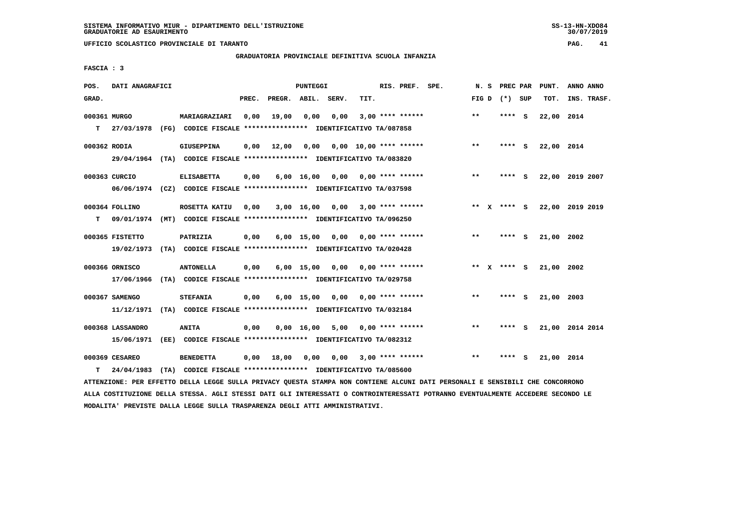SISTEMA INFORMATIVO MIUR - DIPARTIMENTO DELL'ISTRUZIONE
GRADUATORIE AD ESAURIMENTO

UFFICIO SCOLASTICO PROVINCIALE DI TARANTO

GRADUATORIA PROVINCIALE DEFINITIVA SCUOLA INFANZIA

FASCIA : 3

| POS. GRAD. | DATI ANAGRAFICI | | PREC. | PREGR. | ABIL. | SERV. | TIT. | RIS. PREF. SPE. | N. S FIG D | PREC PAR (*) SUP | PUNT. TOT. | ANNO ANNO INS. TRASF. |
|---|---|---|---|---|---|---|---|---|---|---|---|---|
| 000361 MURGO | MARIAGRAZIARI | | 0,00 | 19,00 | 0,00 | 0,00 | 3,00 | **** ****** | ** | **** S | 22,00 | 2014 |
| T 27/03/1978 (FG) | CODICE FISCALE **************** | IDENTIFICATIVO TA/087858 | | | | | | | | | | |
| 000362 RODIA | GIUSEPPINA | | 0,00 | 12,00 | 0,00 | 0,00 | 10,00 | **** ****** | ** | **** S | 22,00 | 2014 |
| 29/04/1964 (TA) | CODICE FISCALE **************** | IDENTIFICATIVO TA/083820 | | | | | | | | | | |
| 000363 CURCIO | ELISABETTA | | 0,00 | 6,00 | 16,00 | 0,00 | 0,00 | **** ****** | ** | **** S | 22,00 | 2019 2007 |
| 06/06/1974 (CZ) | CODICE FISCALE **************** | IDENTIFICATIVO TA/037598 | | | | | | | | | | |
| 000364 FOLLINO | ROSETTA KATIU | | 0,00 | 3,00 | 16,00 | 0,00 | 3,00 | **** ****** | ** X | **** S | 22,00 | 2019 2019 |
| T 09/01/1974 (MT) | CODICE FISCALE **************** | IDENTIFICATIVO TA/096250 | | | | | | | | | | |
| 000365 FISTETTO | PATRIZIA | | 0,00 | 6,00 | 15,00 | 0,00 | 0,00 | **** ****** | ** | **** S | 21,00 | 2002 |
| 19/02/1973 (TA) | CODICE FISCALE **************** | IDENTIFICATIVO TA/020428 | | | | | | | | | | |
| 000366 ORNISCO | ANTONELLA | | 0,00 | 6,00 | 15,00 | 0,00 | 0,00 | **** ****** | ** X | **** S | 21,00 | 2002 |
| 17/06/1966 (TA) | CODICE FISCALE **************** | IDENTIFICATIVO TA/029758 | | | | | | | | | | |
| 000367 SAMENGO | STEFANIA | | 0,00 | 6,00 | 15,00 | 0,00 | 0,00 | **** ****** | ** | **** S | 21,00 | 2003 |
| 11/12/1971 (TA) | CODICE FISCALE **************** | IDENTIFICATIVO TA/032184 | | | | | | | | | | |
| 000368 LASSANDRO | ANITA | | 0,00 | 0,00 | 16,00 | 5,00 | 0,00 | **** ****** | ** | **** S | 21,00 | 2014 2014 |
| 15/06/1971 (EE) | CODICE FISCALE **************** | IDENTIFICATIVO TA/082312 | | | | | | | | | | |
| 000369 CESAREO | BENEDETTA | | 0,00 | 18,00 | 0,00 | 0,00 | 3,00 | **** ****** | ** | **** S | 21,00 | 2014 |
| T 24/04/1983 (TA) | CODICE FISCALE **************** | IDENTIFICATIVO TA/085600 | | | | | | | | | | |

ATTENZIONE: PER EFFETTO DELLA LEGGE SULLA PRIVACY QUESTA STAMPA NON CONTIENE ALCUNI DATI PERSONALI E SENSIBILI CHE CONCORRONO ALLA COSTITUZIONE DELLA STESSA. AGLI STESSI DATI GLI INTERESSATI O CONTROINTERESSATI POTRANNO EVENTUALMENTE ACCEDERE SECONDO LE MODALITA' PREVISTE DALLA LEGGE SULLA TRASPARENZA DEGLI ATTI AMMINISTRATIVI.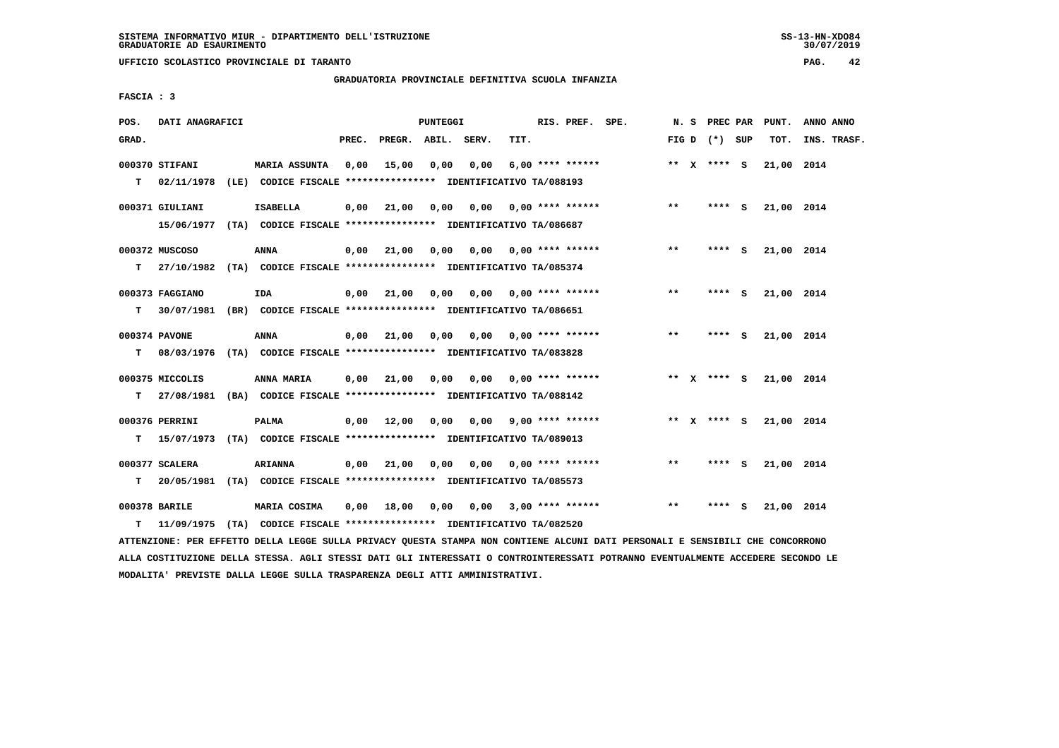SISTEMA INFORMATIVO MIUR - DIPARTIMENTO DELL'ISTRUZIONE
GRADUATORIE AD ESAURIMENTO

UFFICIO SCOLASTICO PROVINCIALE DI TARANTO

GRADUATORIA PROVINCIALE DEFINITIVA SCUOLA INFANZIA

FASCIA : 3

| POS. GRAD. | DATI ANAGRAFICI | | PREC. | PREGR. | ABIL. | SERV. | TIT. | RIS. PREF. SPE. | N. S FIG D | PREC PAR (*) | SUP | PUNT. TOT. | ANNO ANNO INS. TRASF. |
|---|---|---|---|---|---|---|---|---|---|---|---|---|---|
| 000370 | STIFANI | MARIA ASSUNTA | 0,00 | 15,00 | 0,00 | 0,00 | 6,00 | **** ****** | ** X | **** | S | 21,00 | 2014 |
| T | 02/11/1978 (LE) | CODICE FISCALE **************** IDENTIFICATIVO TA/088193 | | | | | | | | | | | |
| 000371 | GIULIANI | ISABELLA | 0,00 | 21,00 | 0,00 | 0,00 | 0,00 | **** ****** | ** | **** | S | 21,00 | 2014 |
| | 15/06/1977 (TA) | CODICE FISCALE **************** IDENTIFICATIVO TA/086687 | | | | | | | | | | | |
| 000372 | MUSCOSO | ANNA | 0,00 | 21,00 | 0,00 | 0,00 | 0,00 | **** ****** | ** | **** | S | 21,00 | 2014 |
| T | 27/10/1982 (TA) | CODICE FISCALE **************** IDENTIFICATIVO TA/085374 | | | | | | | | | | | |
| 000373 | FAGGIANO | IDA | 0,00 | 21,00 | 0,00 | 0,00 | 0,00 | **** ****** | ** | **** | S | 21,00 | 2014 |
| T | 30/07/1981 (BR) | CODICE FISCALE **************** IDENTIFICATIVO TA/086651 | | | | | | | | | | | |
| 000374 | PAVONE | ANNA | 0,00 | 21,00 | 0,00 | 0,00 | 0,00 | **** ****** | ** | **** | S | 21,00 | 2014 |
| T | 08/03/1976 (TA) | CODICE FISCALE **************** IDENTIFICATIVO TA/083828 | | | | | | | | | | | |
| 000375 | MICCOLIS | ANNA MARIA | 0,00 | 21,00 | 0,00 | 0,00 | 0,00 | **** ****** | ** X | **** | S | 21,00 | 2014 |
| T | 27/08/1981 (BA) | CODICE FISCALE **************** IDENTIFICATIVO TA/088142 | | | | | | | | | | | |
| 000376 | PERRINI | PALMA | 0,00 | 12,00 | 0,00 | 0,00 | 9,00 | **** ****** | ** X | **** | S | 21,00 | 2014 |
| T | 15/07/1973 (TA) | CODICE FISCALE **************** IDENTIFICATIVO TA/089013 | | | | | | | | | | | |
| 000377 | SCALERA | ARIANNA | 0,00 | 21,00 | 0,00 | 0,00 | 0,00 | **** ****** | ** | **** | S | 21,00 | 2014 |
| T | 20/05/1981 (TA) | CODICE FISCALE **************** IDENTIFICATIVO TA/085573 | | | | | | | | | | | |
| 000378 | BARILE | MARIA COSIMA | 0,00 | 18,00 | 0,00 | 0,00 | 3,00 | **** ****** | ** | **** | S | 21,00 | 2014 |
| T | 11/09/1975 (TA) | CODICE FISCALE **************** IDENTIFICATIVO TA/082520 | | | | | | | | | | | |

ATTENZIONE: PER EFFETTO DELLA LEGGE SULLA PRIVACY QUESTA STAMPA NON CONTIENE ALCUNI DATI PERSONALI E SENSIBILI CHE CONCORRONO ALLA COSTITUZIONE DELLA STESSA. AGLI STESSI DATI GLI INTERESSATI O CONTROINTERESSATI POTRANNO EVENTUALMENTE ACCEDERE SECONDO LE MODALITA' PREVISTE DALLA LEGGE SULLA TRASPARENZA DEGLI ATTI AMMINISTRATIVI.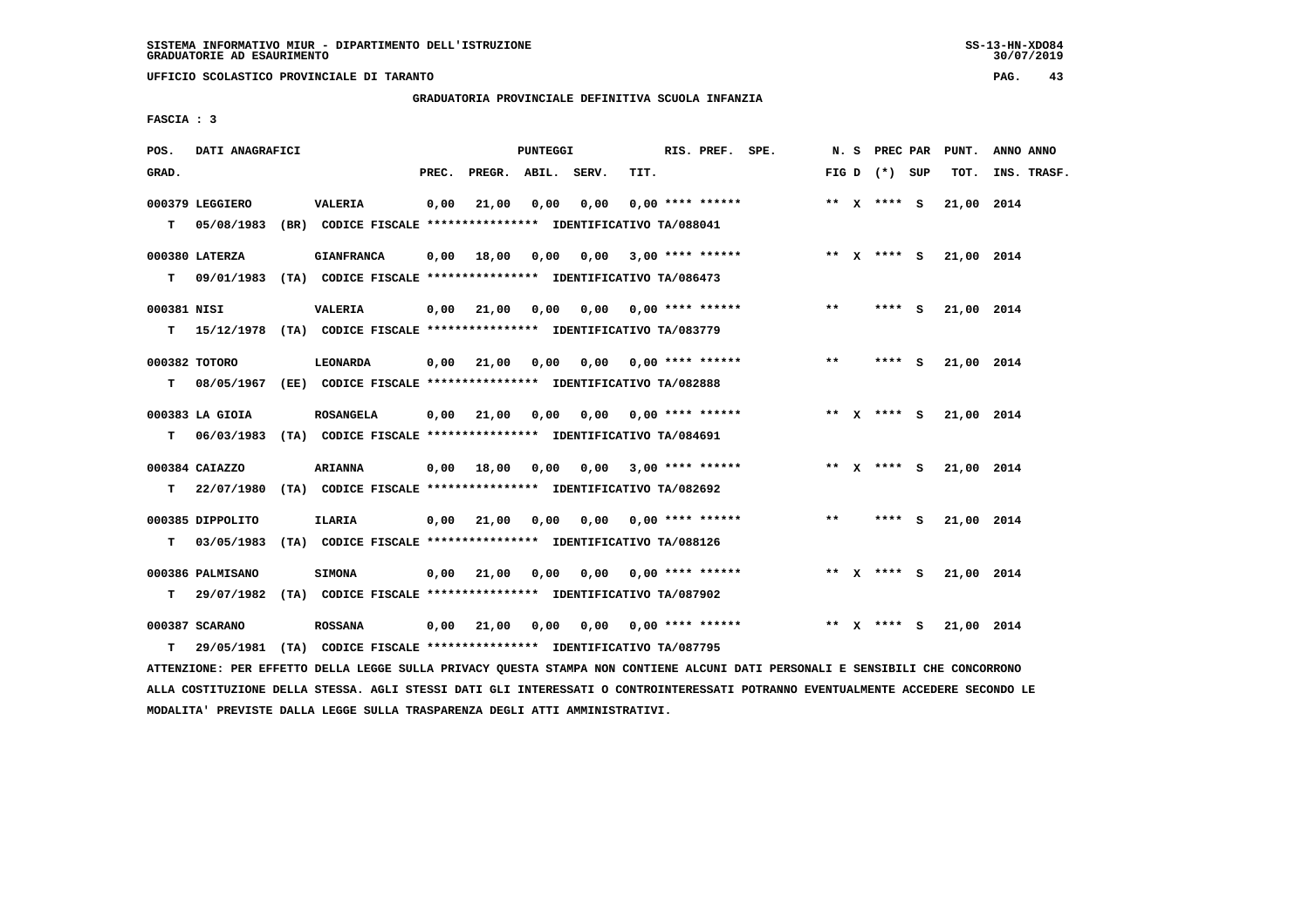SISTEMA INFORMATIVO MIUR - DIPARTIMENTO DELL'ISTRUZIONE
GRADUATORIE AD ESAURIMENTO

UFFICIO SCOLASTICO PROVINCIALE DI TARANTO

GRADUATORIA PROVINCIALE DEFINITIVA SCUOLA INFANZIA

FASCIA : 3

| POS. GRAD. | DATI ANAGRAFICI | | PREC. | PREGR. | ABIL. | SERV. | TIT. | RIS. PREF. SPE. | N. S FIG D | PREC PAR (*) SUP | PUNT. TOT. | ANNO ANNO INS. TRASF. |
|---|---|---|---|---|---|---|---|---|---|---|---|---|
| 000379 | LEGGIERO | VALERIA | 0,00 | 21,00 | 0,00 | 0,00 | 0,00 | **** ****** | ** X | **** S | 21,00 | 2014 |
| T | 05/08/1983 (BR) | CODICE FISCALE **************** IDENTIFICATIVO TA/088041 | | | | | | | | | | |
| 000380 | LATERZA | GIANFRANCA | 0,00 | 18,00 | 0,00 | 0,00 | 3,00 | **** ****** | ** X | **** S | 21,00 | 2014 |
| T | 09/01/1983 (TA) | CODICE FISCALE **************** IDENTIFICATIVO TA/086473 | | | | | | | | | | |
| 000381 | NISI | VALERIA | 0,00 | 21,00 | 0,00 | 0,00 | 0,00 | **** ****** | ** | **** S | 21,00 | 2014 |
| T | 15/12/1978 (TA) | CODICE FISCALE **************** IDENTIFICATIVO TA/083779 | | | | | | | | | | |
| 000382 | TOTORO | LEONARDA | 0,00 | 21,00 | 0,00 | 0,00 | 0,00 | **** ****** | ** | **** S | 21,00 | 2014 |
| T | 08/05/1967 (EE) | CODICE FISCALE **************** IDENTIFICATIVO TA/082888 | | | | | | | | | | |
| 000383 | LA GIOIA | ROSANGELA | 0,00 | 21,00 | 0,00 | 0,00 | 0,00 | **** ****** | ** X | **** S | 21,00 | 2014 |
| T | 06/03/1983 (TA) | CODICE FISCALE **************** IDENTIFICATIVO TA/084691 | | | | | | | | | | |
| 000384 | CAIAZZO | ARIANNA | 0,00 | 18,00 | 0,00 | 0,00 | 3,00 | **** ****** | ** X | **** S | 21,00 | 2014 |
| T | 22/07/1980 (TA) | CODICE FISCALE **************** IDENTIFICATIVO TA/082692 | | | | | | | | | | |
| 000385 | DIPPOLITO | ILARIA | 0,00 | 21,00 | 0,00 | 0,00 | 0,00 | **** ****** | ** | **** S | 21,00 | 2014 |
| T | 03/05/1983 (TA) | CODICE FISCALE **************** IDENTIFICATIVO TA/088126 | | | | | | | | | | |
| 000386 | PALMISANO | SIMONA | 0,00 | 21,00 | 0,00 | 0,00 | 0,00 | **** ****** | ** X | **** S | 21,00 | 2014 |
| T | 29/07/1982 (TA) | CODICE FISCALE **************** IDENTIFICATIVO TA/087902 | | | | | | | | | | |
| 000387 | SCARANO | ROSSANA | 0,00 | 21,00 | 0,00 | 0,00 | 0,00 | **** ****** | ** X | **** S | 21,00 | 2014 |
| T | 29/05/1981 (TA) | CODICE FISCALE **************** IDENTIFICATIVO TA/087795 | | | | | | | | | | |

ATTENZIONE: PER EFFETTO DELLA LEGGE SULLA PRIVACY QUESTA STAMPA NON CONTIENE ALCUNI DATI PERSONALI E SENSIBILI CHE CONCORRONO ALLA COSTITUZIONE DELLA STESSA. AGLI STESSI DATI GLI INTERESSATI O CONTROINTERESSATI POTRANNO EVENTUALMENTE ACCEDERE SECONDO LE MODALITA' PREVISTE DALLA LEGGE SULLA TRASPARENZA DEGLI ATTI AMMINISTRATIVI.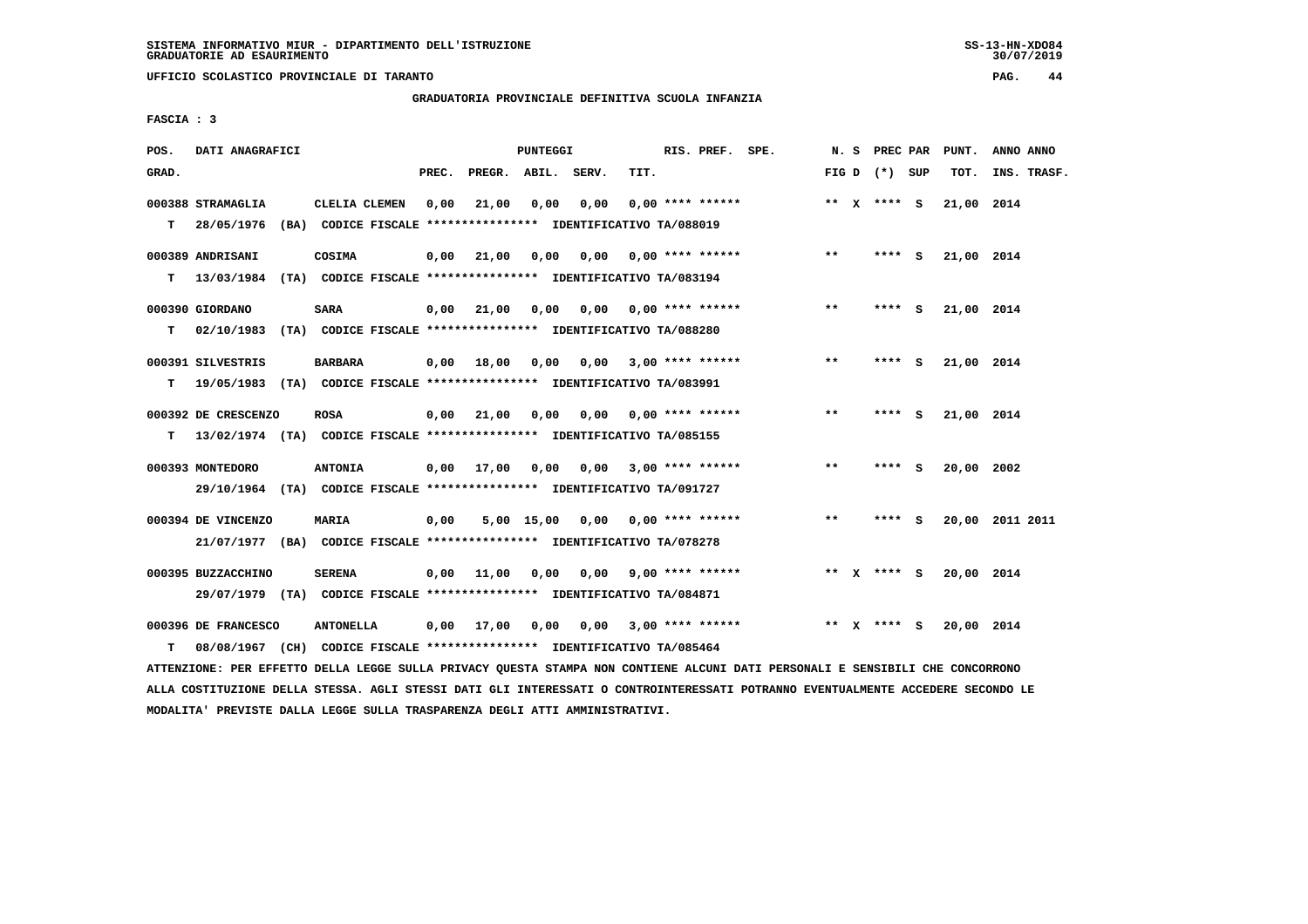SISTEMA INFORMATIVO MIUR - DIPARTIMENTO DELL'ISTRUZIONE
GRADUATORIE AD ESAURIMENTO

UFFICIO SCOLASTICO PROVINCIALE DI TARANTO

GRADUATORIA PROVINCIALE DEFINITIVA SCUOLA INFANZIA

FASCIA : 3

| POS. GRAD. | DATI ANAGRAFICI | | PREC. | PREGR. | ABIL. | SERV. | TIT. | RIS. PREF. SPE. | N. S FIG D | PREC PAR (*) SUP | PUNT. TOT. | ANNO ANNO INS. TRASF. |
|---|---|---|---|---|---|---|---|---|---|---|---|---|
| 000388 | STRAMAGLIA | CLELIA CLEMEN | 0,00 | 21,00 | 0,00 | 0,00 | 0,00 | **** ****** | ** X | **** S | 21,00 | 2014 |
| T | 28/05/1976 (BA) | CODICE FISCALE **************** IDENTIFICATIVO TA/088019 | | | | | | | | | | |
| 000389 | ANDRISANI | COSIMA | 0,00 | 21,00 | 0,00 | 0,00 | 0,00 | **** ****** | ** | **** S | 21,00 | 2014 |
| T | 13/03/1984 (TA) | CODICE FISCALE **************** IDENTIFICATIVO TA/083194 | | | | | | | | | | |
| 000390 | GIORDANO | SARA | 0,00 | 21,00 | 0,00 | 0,00 | 0,00 | **** ****** | ** | **** S | 21,00 | 2014 |
| T | 02/10/1983 (TA) | CODICE FISCALE **************** IDENTIFICATIVO TA/088280 | | | | | | | | | | |
| 000391 | SILVESTRIS | BARBARA | 0,00 | 18,00 | 0,00 | 0,00 | 3,00 | **** ****** | ** | **** S | 21,00 | 2014 |
| T | 19/05/1983 (TA) | CODICE FISCALE **************** IDENTIFICATIVO TA/083991 | | | | | | | | | | |
| 000392 | DE CRESCENZO | ROSA | 0,00 | 21,00 | 0,00 | 0,00 | 0,00 | **** ****** | ** | **** S | 21,00 | 2014 |
| T | 13/02/1974 (TA) | CODICE FISCALE **************** IDENTIFICATIVO TA/085155 | | | | | | | | | | |
| 000393 | MONTEDORO | ANTONIA | 0,00 | 17,00 | 0,00 | 0,00 | 3,00 | **** ****** | ** | **** S | 20,00 | 2002 |
| | 29/10/1964 (TA) | CODICE FISCALE **************** IDENTIFICATIVO TA/091727 | | | | | | | | | | |
| 000394 | DE VINCENZO | MARIA | 0,00 | 5,00 | 15,00 | 0,00 | 0,00 | **** ****** | ** | **** S | 20,00 | 2011 2011 |
| | 21/07/1977 (BA) | CODICE FISCALE **************** IDENTIFICATIVO TA/078278 | | | | | | | | | | |
| 000395 | BUZZACCHINO | SERENA | 0,00 | 11,00 | 0,00 | 0,00 | 9,00 | **** ****** | ** X | **** S | 20,00 | 2014 |
| | 29/07/1979 (TA) | CODICE FISCALE **************** IDENTIFICATIVO TA/084871 | | | | | | | | | | |
| 000396 | DE FRANCESCO | ANTONELLA | 0,00 | 17,00 | 0,00 | 0,00 | 3,00 | **** ****** | ** X | **** S | 20,00 | 2014 |
| T | 08/08/1967 (CH) | CODICE FISCALE **************** IDENTIFICATIVO TA/085464 | | | | | | | | | | |

ATTENZIONE: PER EFFETTO DELLA LEGGE SULLA PRIVACY QUESTA STAMPA NON CONTIENE ALCUNI DATI PERSONALI E SENSIBILI CHE CONCORRONO ALLA COSTITUZIONE DELLA STESSA. AGLI STESSI DATI GLI INTERESSATI O CONTROINTERESSATI POTRANNO EVENTUALMENTE ACCEDERE SECONDO LE MODALITA' PREVISTE DALLA LEGGE SULLA TRASPARENZA DEGLI ATTI AMMINISTRATIVI.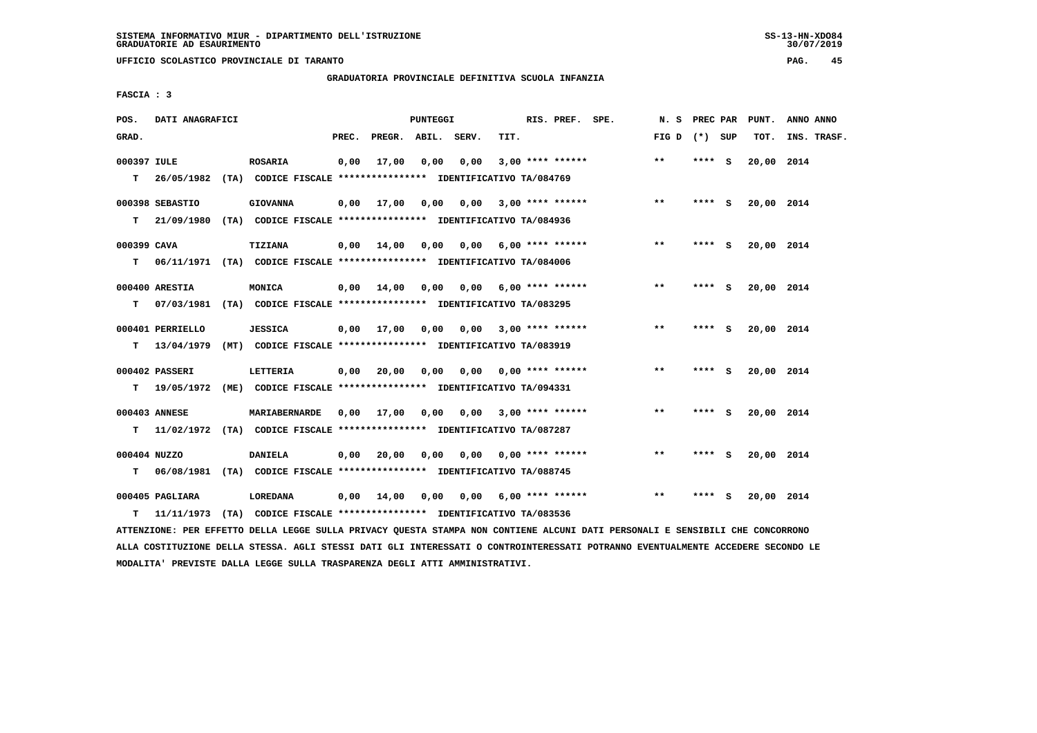SISTEMA INFORMATIVO MIUR - DIPARTIMENTO DELL'ISTRUZIONE
GRADUATORIE AD ESAURIMENTO

UFFICIO SCOLASTICO PROVINCIALE DI TARANTO

GRADUATORIA PROVINCIALE DEFINITIVA SCUOLA INFANZIA

FASCIA : 3

| POS. GRAD. | DATI ANAGRAFICI | | PREC. | PREGR. | ABIL. | SERV. | TIT. | RIS. PREF. SPE. | N. S FIG D | PREC PAR (*) SUP | PUNT. TOT. | ANNO ANNO INS. TRASF. |
|---|---|---|---|---|---|---|---|---|---|---|---|---|
| 000397 | IULE | ROSARIA | 0,00 | 17,00 | 0,00 | 0,00 | 3,00 | **** ****** | ** | **** S | 20,00 | 2014 |
| T | 26/05/1982 (TA) | CODICE FISCALE **************** IDENTIFICATIVO TA/084769 | | | | | | | | | | |
| 000398 | SEBASTIO | GIOVANNA | 0,00 | 17,00 | 0,00 | 0,00 | 3,00 | **** ****** | ** | **** S | 20,00 | 2014 |
| T | 21/09/1980 (TA) | CODICE FISCALE **************** IDENTIFICATIVO TA/084936 | | | | | | | | | | |
| 000399 | CAVA | TIZIANA | 0,00 | 14,00 | 0,00 | 0,00 | 6,00 | **** ****** | ** | **** S | 20,00 | 2014 |
| T | 06/11/1971 (TA) | CODICE FISCALE **************** IDENTIFICATIVO TA/084006 | | | | | | | | | | |
| 000400 | ARESTIA | MONICA | 0,00 | 14,00 | 0,00 | 0,00 | 6,00 | **** ****** | ** | **** S | 20,00 | 2014 |
| T | 07/03/1981 (TA) | CODICE FISCALE **************** IDENTIFICATIVO TA/083295 | | | | | | | | | | |
| 000401 | PERRIELLO | JESSICA | 0,00 | 17,00 | 0,00 | 0,00 | 3,00 | **** ****** | ** | **** S | 20,00 | 2014 |
| T | 13/04/1979 (MT) | CODICE FISCALE **************** IDENTIFICATIVO TA/083919 | | | | | | | | | | |
| 000402 | PASSERI | LETTERIA | 0,00 | 20,00 | 0,00 | 0,00 | 0,00 | **** ****** | ** | **** S | 20,00 | 2014 |
| T | 19/05/1972 (ME) | CODICE FISCALE **************** IDENTIFICATIVO TA/094331 | | | | | | | | | | |
| 000403 | ANNESE | MARIABERNARDE | 0,00 | 17,00 | 0,00 | 0,00 | 3,00 | **** ****** | ** | **** S | 20,00 | 2014 |
| T | 11/02/1972 (TA) | CODICE FISCALE **************** IDENTIFICATIVO TA/087287 | | | | | | | | | | |
| 000404 | NUZZO | DANIELA | 0,00 | 20,00 | 0,00 | 0,00 | 0,00 | **** ****** | ** | **** S | 20,00 | 2014 |
| T | 06/08/1981 (TA) | CODICE FISCALE **************** IDENTIFICATIVO TA/088745 | | | | | | | | | | |
| 000405 | PAGLIARA | LOREDANA | 0,00 | 14,00 | 0,00 | 0,00 | 6,00 | **** ****** | ** | **** S | 20,00 | 2014 |
| T | 11/11/1973 (TA) | CODICE FISCALE **************** IDENTIFICATIVO TA/083536 | | | | | | | | | | |

ATTENZIONE: PER EFFETTO DELLA LEGGE SULLA PRIVACY QUESTA STAMPA NON CONTIENE ALCUNI DATI PERSONALI E SENSIBILI CHE CONCORRONO ALLA COSTITUZIONE DELLA STESSA. AGLI STESSI DATI GLI INTERESSATI O CONTROINTERESSATI POTRANNO EVENTUALMENTE ACCEDERE SECONDO LE MODALITA' PREVISTE DALLA LEGGE SULLA TRASPARENZA DEGLI ATTI AMMINISTRATIVI.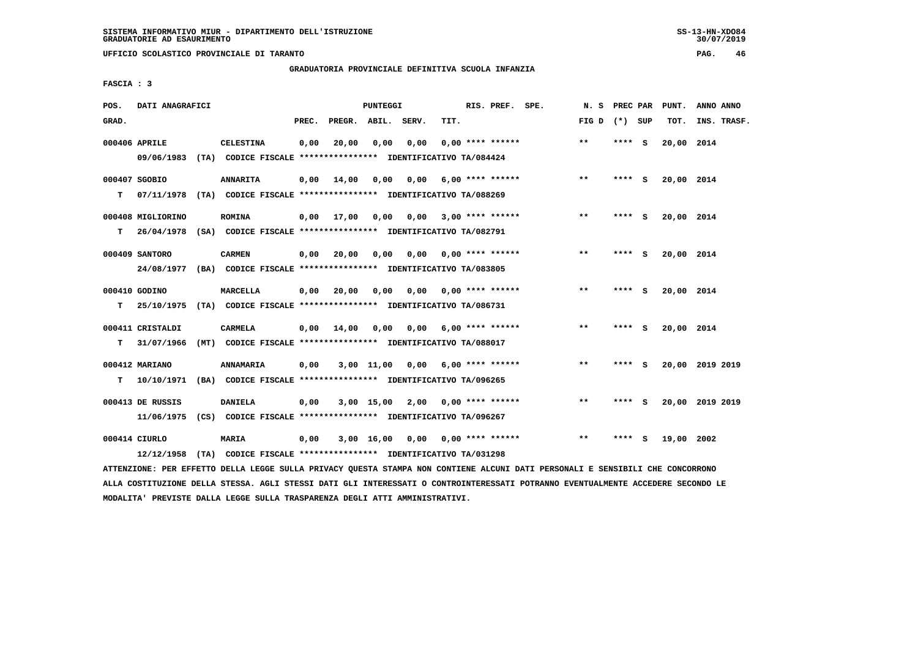SISTEMA INFORMATIVO MIUR - DIPARTIMENTO DELL'ISTRUZIONE
GRADUATORIE AD ESAURIMENTO

UFFICIO SCOLASTICO PROVINCIALE DI TARANTO

GRADUATORIA PROVINCIALE DEFINITIVA SCUOLA INFANZIA

FASCIA : 3

| POS. GRAD. | DATI ANAGRAFICI | | PREC. | PREGR. | ABIL. | SERV. | TIT. | RIS. PREF. SPE. | N. S FIG D | PREC PAR (*) SUP | PUNT. TOT. | ANNO ANNO INS. TRASF. |
|---|---|---|---|---|---|---|---|---|---|---|---|---|
| 000406 | APRILE | CELESTINA | 0,00 | 20,00 | 0,00 | 0,00 | 0,00 | **** ****** | ** | **** S | 20,00 | 2014 |
| | 09/06/1983 (TA) CODICE FISCALE **************** IDENTIFICATIVO TA/084424 | | | | | | | | | | | |
| 000407 | SGOBIO | ANNARITA | 0,00 | 14,00 | 0,00 | 0,00 | 6,00 | **** ****** | ** | **** S | 20,00 | 2014 |
| T | 07/11/1978 (TA) CODICE FISCALE **************** IDENTIFICATIVO TA/088269 | | | | | | | | | | | |
| 000408 | MIGLIORINO | ROMINA | 0,00 | 17,00 | 0,00 | 0,00 | 3,00 | **** ****** | ** | **** S | 20,00 | 2014 |
| T | 26/04/1978 (SA) CODICE FISCALE **************** IDENTIFICATIVO TA/082791 | | | | | | | | | | | |
| 000409 | SANTORO | CARMEN | 0,00 | 20,00 | 0,00 | 0,00 | 0,00 | **** ****** | ** | **** S | 20,00 | 2014 |
| | 24/08/1977 (BA) CODICE FISCALE **************** IDENTIFICATIVO TA/083805 | | | | | | | | | | | |
| 000410 | GODINO | MARCELLA | 0,00 | 20,00 | 0,00 | 0,00 | 0,00 | **** ****** | ** | **** S | 20,00 | 2014 |
| T | 25/10/1975 (TA) CODICE FISCALE **************** IDENTIFICATIVO TA/086731 | | | | | | | | | | | |
| 000411 | CRISTALDI | CARMELA | 0,00 | 14,00 | 0,00 | 0,00 | 6,00 | **** ****** | ** | **** S | 20,00 | 2014 |
| T | 31/07/1966 (MT) CODICE FISCALE **************** IDENTIFICATIVO TA/088017 | | | | | | | | | | | |
| 000412 | MARIANO | ANNAMARIA | 0,00 | 3,00 | 11,00 | 0,00 | 6,00 | **** ****** | ** | **** S | 20,00 | 2019 2019 |
| T | 10/10/1971 (BA) CODICE FISCALE **************** IDENTIFICATIVO TA/096265 | | | | | | | | | | | |
| 000413 | DE RUSSIS | DANIELA | 0,00 | 3,00 | 15,00 | 2,00 | 0,00 | **** ****** | ** | **** S | 20,00 | 2019 2019 |
| | 11/06/1975 (CS) CODICE FISCALE **************** IDENTIFICATIVO TA/096267 | | | | | | | | | | | |
| 000414 | CIURLO | MARIA | 0,00 | 3,00 | 16,00 | 0,00 | 0,00 | **** ****** | ** | **** S | 19,00 | 2002 |
| | 12/12/1958 (TA) CODICE FISCALE **************** IDENTIFICATIVO TA/031298 | | | | | | | | | | | |

ATTENZIONE: PER EFFETTO DELLA LEGGE SULLA PRIVACY QUESTA STAMPA NON CONTIENE ALCUNI DATI PERSONALI E SENSIBILI CHE CONCORRONO ALLA COSTITUZIONE DELLA STESSA. AGLI STESSI DATI GLI INTERESSATI O CONTROINTERESSATI POTRANNO EVENTUALMENTE ACCEDERE SECONDO LE MODALITA' PREVISTE DALLA LEGGE SULLA TRASPARENZA DEGLI ATTI AMMINISTRATIVI.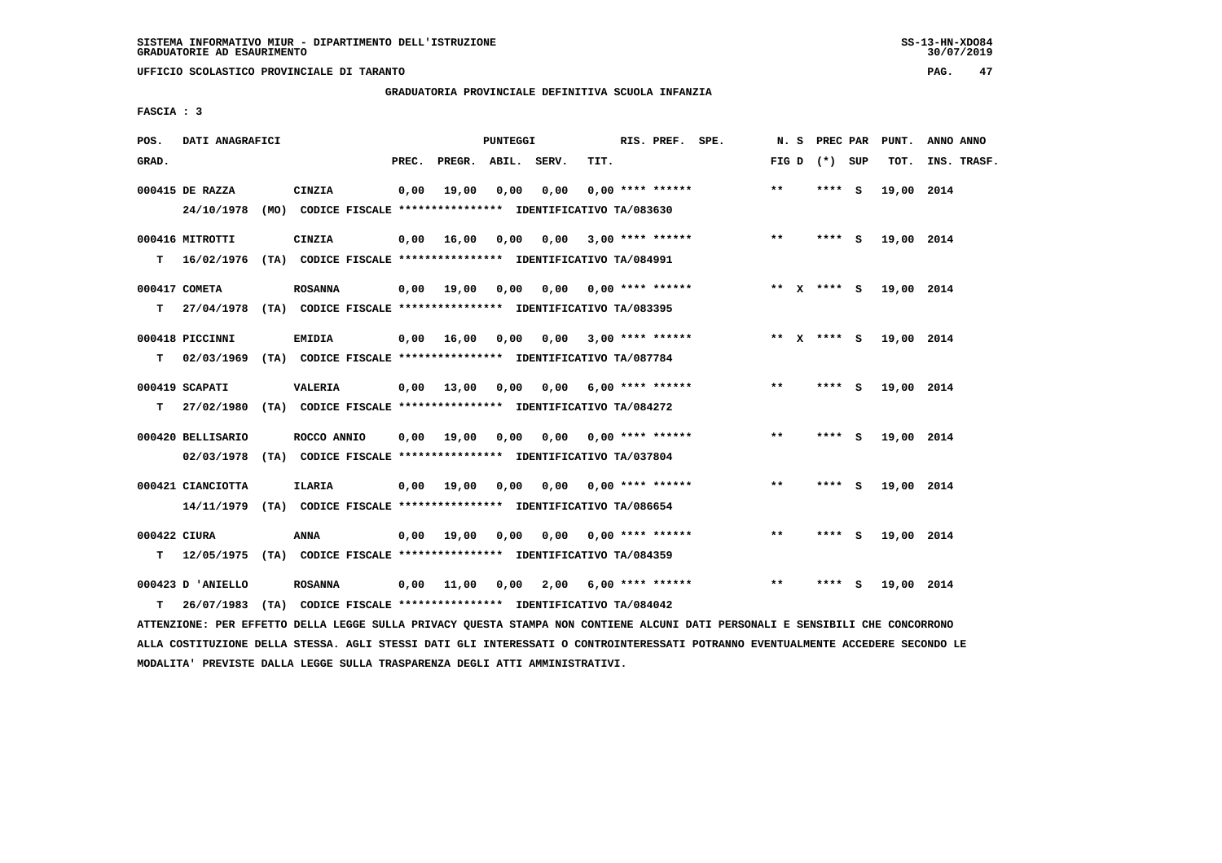SISTEMA INFORMATIVO MIUR - DIPARTIMENTO DELL'ISTRUZIONE
GRADUATORIE AD ESAURIMENTO

UFFICIO SCOLASTICO PROVINCIALE DI TARANTO

GRADUATORIA PROVINCIALE DEFINITIVA SCUOLA INFANZIA

FASCIA : 3

| POS. GRAD. | DATI ANAGRAFICI | | PREC. | PREGR. | ABIL. | SERV. | TIT. | RIS. PREF. SPE. | N. S FIG D | PREC PAR (*) SUP | PUNT. TOT. | ANNO ANNO INS. TRASF. |
|---|---|---|---|---|---|---|---|---|---|---|---|---|
| 000415 | DE RAZZA | CINZIA | 0,00 | 19,00 | 0,00 | 0,00 | 0,00 | **** ****** | ** | **** S | 19,00 | 2014 |
| | 24/10/1978 (MO) CODICE FISCALE **************** IDENTIFICATIVO TA/083630 | | | | | | | | | | | |
| 000416 | MITROTTI | CINZIA | 0,00 | 16,00 | 0,00 | 0,00 | 3,00 | **** ****** | ** | **** S | 19,00 | 2014 |
| T | 16/02/1976 (TA) CODICE FISCALE **************** IDENTIFICATIVO TA/084991 | | | | | | | | | | | |
| 000417 | COMETA | ROSANNA | 0,00 | 19,00 | 0,00 | 0,00 | 0,00 | **** ****** | ** X | **** S | 19,00 | 2014 |
| T | 27/04/1978 (TA) CODICE FISCALE **************** IDENTIFICATIVO TA/083395 | | | | | | | | | | | |
| 000418 | PICCINNI | EMIDIA | 0,00 | 16,00 | 0,00 | 0,00 | 3,00 | **** ****** | ** X | **** S | 19,00 | 2014 |
| T | 02/03/1969 (TA) CODICE FISCALE **************** IDENTIFICATIVO TA/087784 | | | | | | | | | | | |
| 000419 | SCAPATI | VALERIA | 0,00 | 13,00 | 0,00 | 0,00 | 6,00 | **** ****** | ** | **** S | 19,00 | 2014 |
| T | 27/02/1980 (TA) CODICE FISCALE **************** IDENTIFICATIVO TA/084272 | | | | | | | | | | | |
| 000420 | BELLISARIO | ROCCO ANNIO | 0,00 | 19,00 | 0,00 | 0,00 | 0,00 | **** ****** | ** | **** S | 19,00 | 2014 |
| | 02/03/1978 (TA) CODICE FISCALE **************** IDENTIFICATIVO TA/037804 | | | | | | | | | | | |
| 000421 | CIANCIOTTA | ILARIA | 0,00 | 19,00 | 0,00 | 0,00 | 0,00 | **** ****** | ** | **** S | 19,00 | 2014 |
| | 14/11/1979 (TA) CODICE FISCALE **************** IDENTIFICATIVO TA/086654 | | | | | | | | | | | |
| 000422 | CIURA | ANNA | 0,00 | 19,00 | 0,00 | 0,00 | 0,00 | **** ****** | ** | **** S | 19,00 | 2014 |
| T | 12/05/1975 (TA) CODICE FISCALE **************** IDENTIFICATIVO TA/084359 | | | | | | | | | | | |
| 000423 | D 'ANIELLO | ROSANNA | 0,00 | 11,00 | 0,00 | 2,00 | 6,00 | **** ****** | ** | **** S | 19,00 | 2014 |
| T | 26/07/1983 (TA) CODICE FISCALE **************** IDENTIFICATIVO TA/084042 | | | | | | | | | | | |

ATTENZIONE: PER EFFETTO DELLA LEGGE SULLA PRIVACY QUESTA STAMPA NON CONTIENE ALCUNI DATI PERSONALI E SENSIBILI CHE CONCORRONO ALLA COSTITUZIONE DELLA STESSA. AGLI STESSI DATI GLI INTERESSATI O CONTROINTERESSATI POTRANNO EVENTUALMENTE ACCEDERE SECONDO LE MODALITA' PREVISTE DALLA LEGGE SULLA TRASPARENZA DEGLI ATTI AMMINISTRATIVI.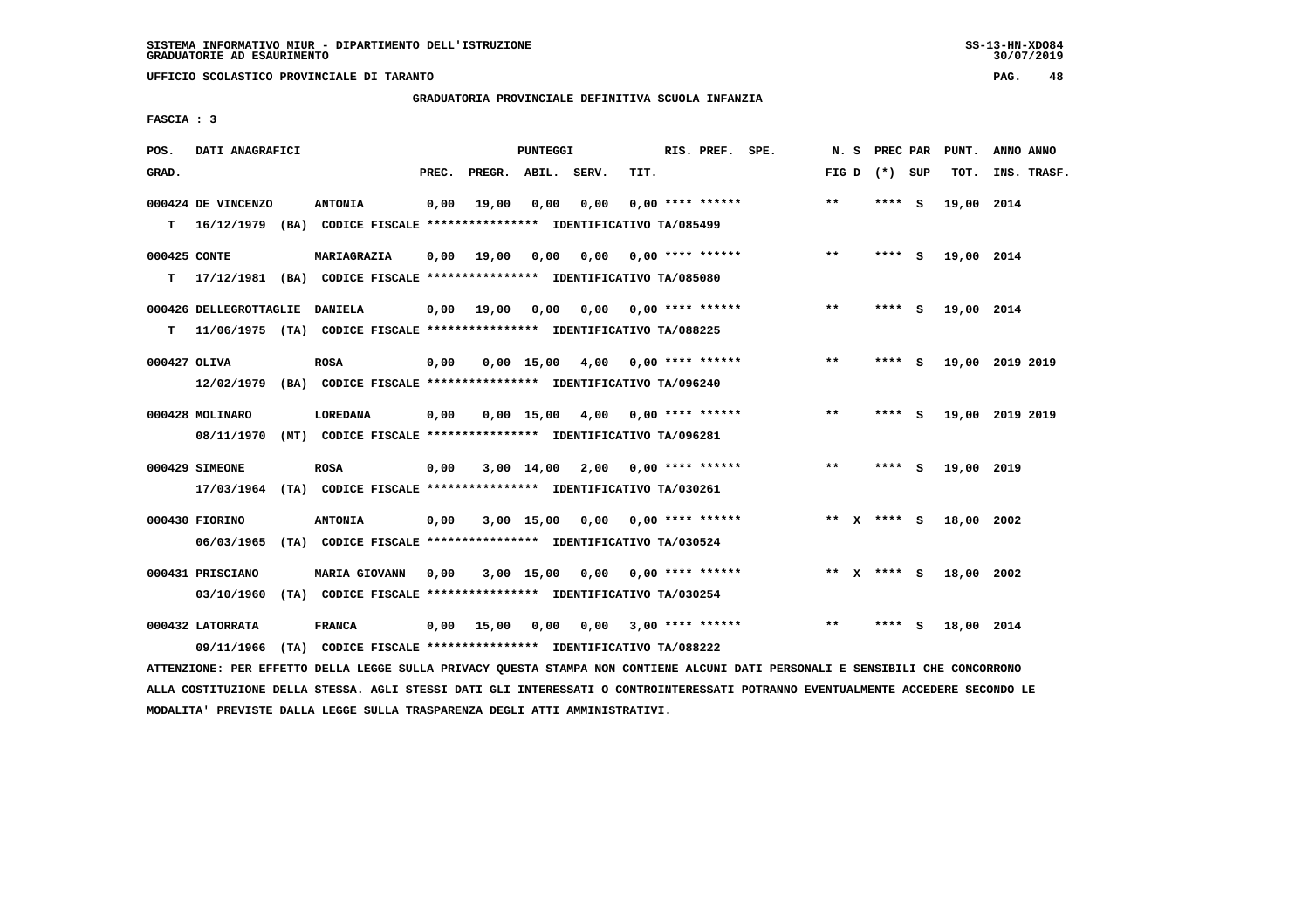SISTEMA INFORMATIVO MIUR - DIPARTIMENTO DELL'ISTRUZIONE
GRADUATORIE AD ESAURIMENTO

UFFICIO SCOLASTICO PROVINCIALE DI TARANTO

GRADUATORIA PROVINCIALE DEFINITIVA SCUOLA INFANZIA

FASCIA : 3

| POS. GRAD. | DATI ANAGRAFICI | | PREC. | PREGR. | ABIL. | SERV. | TIT. | RIS. PREF. SPE. | N. S FIG D | PREC PAR (*) SUP | PUNT. TOT. | ANNO INS. | ANNO TRASF. |
|---|---|---|---|---|---|---|---|---|---|---|---|---|---|
| 000424 | DE VINCENZO | ANTONIA | 0,00 | 19,00 | 0,00 | 0,00 | 0,00 | **** ****** | ** | **** S | 19,00 | 2014 | |
| T | 16/12/1979 (BA) | CODICE FISCALE **************** IDENTIFICATIVO TA/085499 | | | | | | | | | | | |
| 000425 | CONTE | MARIAGRAZIA | 0,00 | 19,00 | 0,00 | 0,00 | 0,00 | **** ****** | ** | **** S | 19,00 | 2014 | |
| T | 17/12/1981 (BA) | CODICE FISCALE **************** IDENTIFICATIVO TA/085080 | | | | | | | | | | | |
| 000426 | DELLEGROTTAGLIE | DANIELA | 0,00 | 19,00 | 0,00 | 0,00 | 0,00 | **** ****** | ** | **** S | 19,00 | 2014 | |
| T | 11/06/1975 (TA) | CODICE FISCALE **************** IDENTIFICATIVO TA/088225 | | | | | | | | | | | |
| 000427 | OLIVA | ROSA | 0,00 | 0,00 | 15,00 | 4,00 | 0,00 | **** ****** | ** | **** S | 19,00 | 2019 | 2019 |
| | 12/02/1979 (BA) | CODICE FISCALE **************** IDENTIFICATIVO TA/096240 | | | | | | | | | | | |
| 000428 | MOLINARO | LOREDANA | 0,00 | 0,00 | 15,00 | 4,00 | 0,00 | **** ****** | ** | **** S | 19,00 | 2019 | 2019 |
| | 08/11/1970 (MT) | CODICE FISCALE **************** IDENTIFICATIVO TA/096281 | | | | | | | | | | | |
| 000429 | SIMEONE | ROSA | 0,00 | 3,00 | 14,00 | 2,00 | 0,00 | **** ****** | ** | **** S | 19,00 | 2019 | |
| | 17/03/1964 (TA) | CODICE FISCALE **************** IDENTIFICATIVO TA/030261 | | | | | | | | | | | |
| 000430 | FIORINO | ANTONIA | 0,00 | 3,00 | 15,00 | 0,00 | 0,00 | **** ****** | ** X | **** S | 18,00 | 2002 | |
| | 06/03/1965 (TA) | CODICE FISCALE **************** IDENTIFICATIVO TA/030524 | | | | | | | | | | | |
| 000431 | PRISCIANO | MARIA GIOVANN | 0,00 | 3,00 | 15,00 | 0,00 | 0,00 | **** ****** | ** X | **** S | 18,00 | 2002 | |
| | 03/10/1960 (TA) | CODICE FISCALE **************** IDENTIFICATIVO TA/030254 | | | | | | | | | | | |
| 000432 | LATORRATA | FRANCA | 0,00 | 15,00 | 0,00 | 0,00 | 3,00 | **** ****** | ** | **** S | 18,00 | 2014 | |
| | 09/11/1966 (TA) | CODICE FISCALE **************** IDENTIFICATIVO TA/088222 | | | | | | | | | | | |

ATTENZIONE: PER EFFETTO DELLA LEGGE SULLA PRIVACY QUESTA STAMPA NON CONTIENE ALCUNI DATI PERSONALI E SENSIBILI CHE CONCORRONO ALLA COSTITUZIONE DELLA STESSA. AGLI STESSI DATI GLI INTERESSATI O CONTROINTERESSATI POTRANNO EVENTUALMENTE ACCEDERE SECONDO LE MODALITA' PREVISTE DALLA LEGGE SULLA TRASPARENZA DEGLI ATTI AMMINISTRATIVI.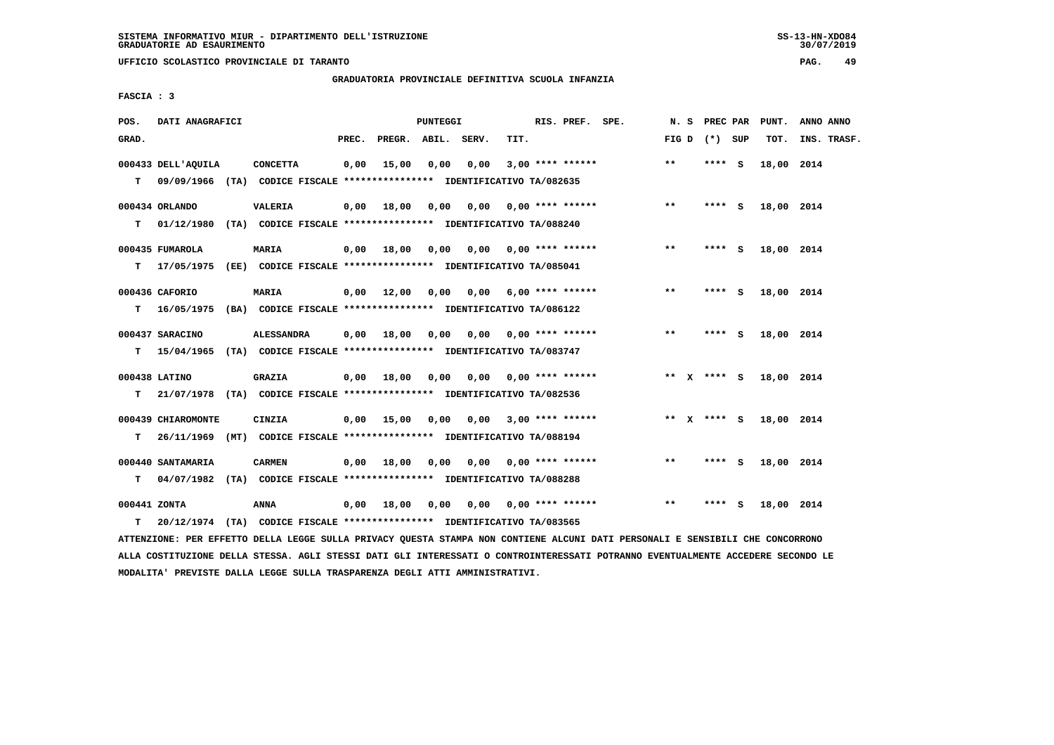SISTEMA INFORMATIVO MIUR - DIPARTIMENTO DELL'ISTRUZIONE
GRADUATORIE AD ESAURIMENTO

UFFICIO SCOLASTICO PROVINCIALE DI TARANTO

GRADUATORIA PROVINCIALE DEFINITIVA SCUOLA INFANZIA

FASCIA : 3

| POS. GRAD. | DATI ANAGRAFICI | | PREC. | PREGR. | ABIL. | SERV. | TIT. | RIS. PREF. SPE. | N. S FIG D | PREC PAR (*) SUP | PUNT. TOT. | ANNO ANNO INS. TRASF. |
|---|---|---|---|---|---|---|---|---|---|---|---|---|
| 000433 | DELL'AQUILA | CONCETTA | 0,00 | 15,00 | 0,00 | 0,00 | 3,00 | **** ****** | ** | **** S | 18,00 | 2014 |
| T | 09/09/1966 (TA) CODICE FISCALE **************** IDENTIFICATIVO TA/082635 | | | | | | | | | | | |
| 000434 | ORLANDO | VALERIA | 0,00 | 18,00 | 0,00 | 0,00 | 0,00 | **** ****** | ** | **** S | 18,00 | 2014 |
| T | 01/12/1980 (TA) CODICE FISCALE **************** IDENTIFICATIVO TA/088240 | | | | | | | | | | | |
| 000435 | FUMAROLA | MARIA | 0,00 | 18,00 | 0,00 | 0,00 | 0,00 | **** ****** | ** | **** S | 18,00 | 2014 |
| T | 17/05/1975 (EE) CODICE FISCALE **************** IDENTIFICATIVO TA/085041 | | | | | | | | | | | |
| 000436 | CAFORIO | MARIA | 0,00 | 12,00 | 0,00 | 0,00 | 6,00 | **** ****** | ** | **** S | 18,00 | 2014 |
| T | 16/05/1975 (BA) CODICE FISCALE **************** IDENTIFICATIVO TA/086122 | | | | | | | | | | | |
| 000437 | SARACINO | ALESSANDRA | 0,00 | 18,00 | 0,00 | 0,00 | 0,00 | **** ****** | ** | **** S | 18,00 | 2014 |
| T | 15/04/1965 (TA) CODICE FISCALE **************** IDENTIFICATIVO TA/083747 | | | | | | | | | | | |
| 000438 | LATINO | GRAZIA | 0,00 | 18,00 | 0,00 | 0,00 | 0,00 | **** ****** | ** X | **** S | 18,00 | 2014 |
| T | 21/07/1978 (TA) CODICE FISCALE **************** IDENTIFICATIVO TA/082536 | | | | | | | | | | | |
| 000439 | CHIAROMONTE | CINZIA | 0,00 | 15,00 | 0,00 | 0,00 | 3,00 | **** ****** | ** X | **** S | 18,00 | 2014 |
| T | 26/11/1969 (MT) CODICE FISCALE **************** IDENTIFICATIVO TA/088194 | | | | | | | | | | | |
| 000440 | SANTAMARIA | CARMEN | 0,00 | 18,00 | 0,00 | 0,00 | 0,00 | **** ****** | ** | **** S | 18,00 | 2014 |
| T | 04/07/1982 (TA) CODICE FISCALE **************** IDENTIFICATIVO TA/088288 | | | | | | | | | | | |
| 000441 | ZONTA | ANNA | 0,00 | 18,00 | 0,00 | 0,00 | 0,00 | **** ****** | ** | **** S | 18,00 | 2014 |
| T | 20/12/1974 (TA) CODICE FISCALE **************** IDENTIFICATIVO TA/083565 | | | | | | | | | | | |

ATTENZIONE: PER EFFETTO DELLA LEGGE SULLA PRIVACY QUESTA STAMPA NON CONTIENE ALCUNI DATI PERSONALI E SENSIBILI CHE CONCORRONO ALLA COSTITUZIONE DELLA STESSA. AGLI STESSI DATI GLI INTERESSATI O CONTROINTERESSATI POTRANNO EVENTUALMENTE ACCEDERE SECONDO LE MODALITA' PREVISTE DALLA LEGGE SULLA TRASPARENZA DEGLI ATTI AMMINISTRATIVI.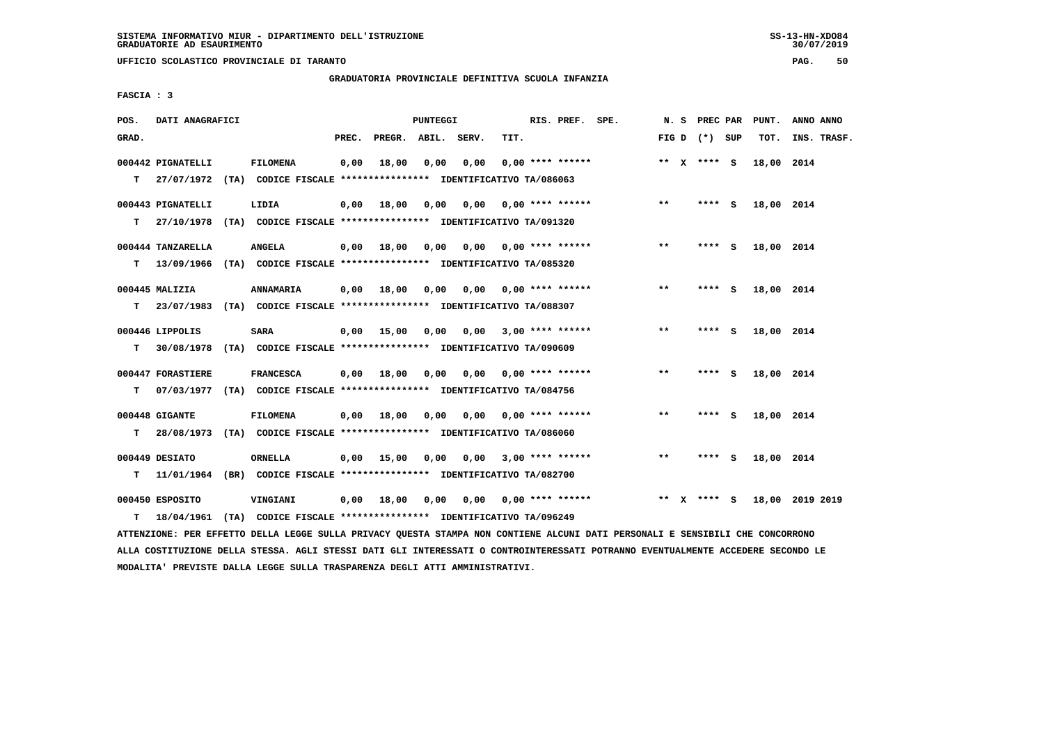SISTEMA INFORMATIVO MIUR - DIPARTIMENTO DELL'ISTRUZIONE
GRADUATORIE AD ESAURIMENTO

UFFICIO SCOLASTICO PROVINCIALE DI TARANTO

GRADUATORIA PROVINCIALE DEFINITIVA SCUOLA INFANZIA

FASCIA : 3

| POS. GRAD. | DATI ANAGRAFICI | | PREC. | PREGR. | ABIL. | SERV. | TIT. | RIS. PREF. SPE. | N. S FIG D | PREC PAR (*) SUP | PUNT. TOT. | ANNO ANNO INS. TRASF. |
|---|---|---|---|---|---|---|---|---|---|---|---|---|
| 000442 | PIGNATELLI | FILOMENA | 0,00 | 18,00 | 0,00 | 0,00 | 0,00 | **** ****** | ** X | **** S | 18,00 | 2014 |
| T | 27/07/1972 (TA) CODICE FISCALE **************** IDENTIFICATIVO TA/086063 | | | | | | | | | | | |
| 000443 | PIGNATELLI | LIDIA | 0,00 | 18,00 | 0,00 | 0,00 | 0,00 | **** ****** | ** | **** S | 18,00 | 2014 |
| T | 27/10/1978 (TA) CODICE FISCALE **************** IDENTIFICATIVO TA/091320 | | | | | | | | | | | |
| 000444 | TANZARELLA | ANGELA | 0,00 | 18,00 | 0,00 | 0,00 | 0,00 | **** ****** | ** | **** S | 18,00 | 2014 |
| T | 13/09/1966 (TA) CODICE FISCALE **************** IDENTIFICATIVO TA/085320 | | | | | | | | | | | |
| 000445 | MALIZIA | ANNAMARIA | 0,00 | 18,00 | 0,00 | 0,00 | 0,00 | **** ****** | ** | **** S | 18,00 | 2014 |
| T | 23/07/1983 (TA) CODICE FISCALE **************** IDENTIFICATIVO TA/088307 | | | | | | | | | | | |
| 000446 | LIPPOLIS | SARA | 0,00 | 15,00 | 0,00 | 0,00 | 3,00 | **** ****** | ** | **** S | 18,00 | 2014 |
| T | 30/08/1978 (TA) CODICE FISCALE **************** IDENTIFICATIVO TA/090609 | | | | | | | | | | | |
| 000447 | FORASTIERE | FRANCESCA | 0,00 | 18,00 | 0,00 | 0,00 | 0,00 | **** ****** | ** | **** S | 18,00 | 2014 |
| T | 07/03/1977 (TA) CODICE FISCALE **************** IDENTIFICATIVO TA/084756 | | | | | | | | | | | |
| 000448 | GIGANTE | FILOMENA | 0,00 | 18,00 | 0,00 | 0,00 | 0,00 | **** ****** | ** | **** S | 18,00 | 2014 |
| T | 28/08/1973 (TA) CODICE FISCALE **************** IDENTIFICATIVO TA/086060 | | | | | | | | | | | |
| 000449 | DESIATO | ORNELLA | 0,00 | 15,00 | 0,00 | 0,00 | 3,00 | **** ****** | ** | **** S | 18,00 | 2014 |
| T | 11/01/1964 (BR) CODICE FISCALE **************** IDENTIFICATIVO TA/082700 | | | | | | | | | | | |
| 000450 | ESPOSITO | VINGIANI | 0,00 | 18,00 | 0,00 | 0,00 | 0,00 | **** ****** | ** X | **** S | 18,00 | 2019 2019 |
| T | 18/04/1961 (TA) CODICE FISCALE **************** IDENTIFICATIVO TA/096249 | | | | | | | | | | | |

ATTENZIONE: PER EFFETTO DELLA LEGGE SULLA PRIVACY QUESTA STAMPA NON CONTIENE ALCUNI DATI PERSONALI E SENSIBILI CHE CONCORRONO ALLA COSTITUZIONE DELLA STESSA. AGLI STESSI DATI GLI INTERESSATI O CONTROINTERESSATI POTRANNO EVENTUALMENTE ACCEDERE SECONDO LE MODALITA' PREVISTE DALLA LEGGE SULLA TRASPARENZA DEGLI ATTI AMMINISTRATIVI.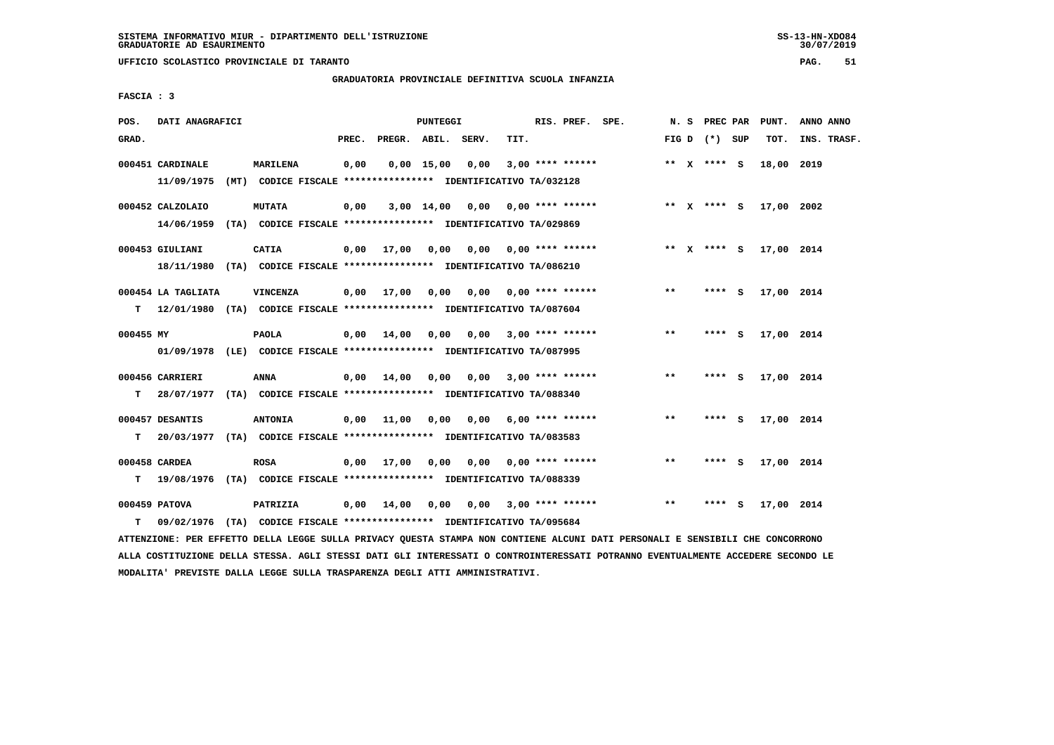SISTEMA INFORMATIVO MIUR - DIPARTIMENTO DELL'ISTRUZIONE
GRADUATORIE AD ESAURIMENTO

UFFICIO SCOLASTICO PROVINCIALE DI TARANTO

GRADUATORIA PROVINCIALE DEFINITIVA SCUOLA INFANZIA

FASCIA : 3

| POS. GRAD. | DATI ANAGRAFICI | | PREC. | PREGR. | ABIL. | SERV. | TIT. | RIS. PREF. SPE. | N. S FIG D | PREC PAR (*) SUP | PUNT. TOT. | ANNO ANNO INS. TRASF. |
|---|---|---|---|---|---|---|---|---|---|---|---|---|
| 000451 | CARDINALE | MARILENA | 0,00 | 0,00 | 15,00 | 0,00 | 3,00 | **** ****** | ** X | **** S | 18,00 | 2019 |
| | 11/09/1975 (MT) CODICE FISCALE **************** IDENTIFICATIVO TA/032128 | | | | | | | | | | | |
| 000452 | CALZOLAIO | MUTATA | 0,00 | 3,00 | 14,00 | 0,00 | 0,00 | **** ****** | ** X | **** S | 17,00 | 2002 |
| | 14/06/1959 (TA) CODICE FISCALE **************** IDENTIFICATIVO TA/029869 | | | | | | | | | | | |
| 000453 | GIULIANI | CATIA | 0,00 | 17,00 | 0,00 | 0,00 | 0,00 | **** ****** | ** X | **** S | 17,00 | 2014 |
| | 18/11/1980 (TA) CODICE FISCALE **************** IDENTIFICATIVO TA/086210 | | | | | | | | | | | |
| 000454 | LA TAGLIATA | VINCENZA | 0,00 | 17,00 | 0,00 | 0,00 | 0,00 | **** ****** | ** | **** S | 17,00 | 2014 |
| T | 12/01/1980 (TA) CODICE FISCALE **************** IDENTIFICATIVO TA/087604 | | | | | | | | | | | |
| 000455 | MY | PAOLA | 0,00 | 14,00 | 0,00 | 0,00 | 3,00 | **** ****** | ** | **** S | 17,00 | 2014 |
| | 01/09/1978 (LE) CODICE FISCALE **************** IDENTIFICATIVO TA/087995 | | | | | | | | | | | |
| 000456 | CARRIERI | ANNA | 0,00 | 14,00 | 0,00 | 0,00 | 3,00 | **** ****** | ** | **** S | 17,00 | 2014 |
| T | 28/07/1977 (TA) CODICE FISCALE **************** IDENTIFICATIVO TA/088340 | | | | | | | | | | | |
| 000457 | DESANTIS | ANTONIA | 0,00 | 11,00 | 0,00 | 0,00 | 6,00 | **** ****** | ** | **** S | 17,00 | 2014 |
| T | 20/03/1977 (TA) CODICE FISCALE **************** IDENTIFICATIVO TA/083583 | | | | | | | | | | | |
| 000458 | CARDEA | ROSA | 0,00 | 17,00 | 0,00 | 0,00 | 0,00 | **** ****** | ** | **** S | 17,00 | 2014 |
| T | 19/08/1976 (TA) CODICE FISCALE **************** IDENTIFICATIVO TA/088339 | | | | | | | | | | | |
| 000459 | PATOVA | PATRIZIA | 0,00 | 14,00 | 0,00 | 0,00 | 3,00 | **** ****** | ** | **** S | 17,00 | 2014 |
| T | 09/02/1976 (TA) CODICE FISCALE **************** IDENTIFICATIVO TA/095684 | | | | | | | | | | | |

ATTENZIONE: PER EFFETTO DELLA LEGGE SULLA PRIVACY QUESTA STAMPA NON CONTIENE ALCUNI DATI PERSONALI E SENSIBILI CHE CONCORRONO ALLA COSTITUZIONE DELLA STESSA. AGLI STESSI DATI GLI INTERESSATI O CONTROINTERESSATI POTRANNO EVENTUALMENTE ACCEDERE SECONDO LE MODALITA' PREVISTE DALLA LEGGE SULLA TRASPARENZA DEGLI ATTI AMMINISTRATIVI.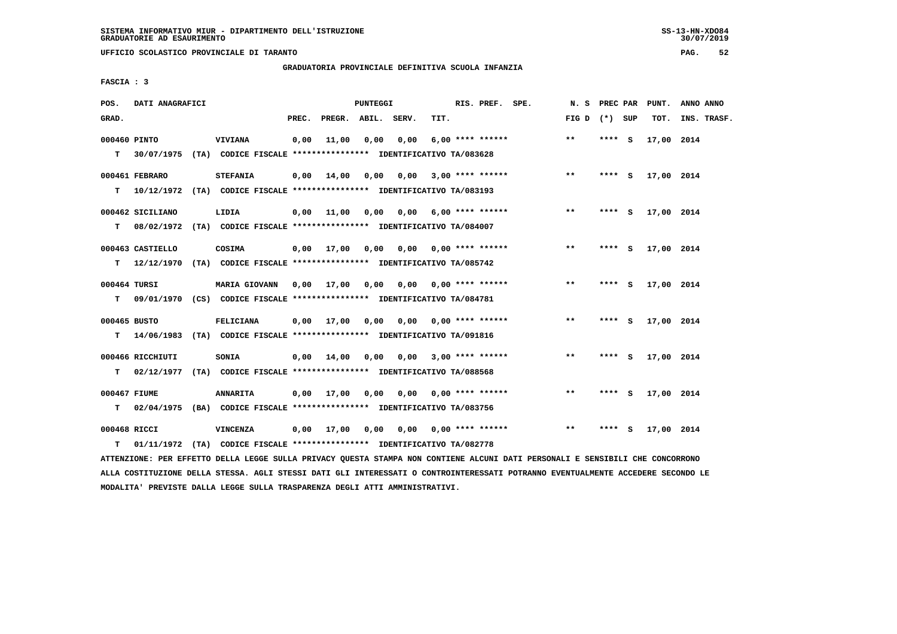SISTEMA INFORMATIVO MIUR - DIPARTIMENTO DELL'ISTRUZIONE
GRADUATORIE AD ESAURIMENTO

UFFICIO SCOLASTICO PROVINCIALE DI TARANTO

GRADUATORIA PROVINCIALE DEFINITIVA SCUOLA INFANZIA

FASCIA : 3

| POS. GRAD. | DATI ANAGRAFICI | | PREC. | PREGR. | ABIL. | SERV. | TIT. | RIS. PREF. SPE. | N. S FIG D | PREC PAR (*) SUP | PUNT. TOT. | ANNO ANNO INS. TRASF. |
|---|---|---|---|---|---|---|---|---|---|---|---|---|
| 000460 | PINTO | VIVIANA | 0,00 | 11,00 | 0,00 | 0,00 | 6,00 | **** ****** | ** | **** S | 17,00 | 2014 |
| T | 30/07/1975 (TA) | CODICE FISCALE **************** IDENTIFICATIVO TA/083628 | | | | | | | | | | |
| 000461 | FEBRARO | STEFANIA | 0,00 | 14,00 | 0,00 | 0,00 | 3,00 | **** ****** | ** | **** S | 17,00 | 2014 |
| T | 10/12/1972 (TA) | CODICE FISCALE **************** IDENTIFICATIVO TA/083193 | | | | | | | | | | |
| 000462 | SICILIANO | LIDIA | 0,00 | 11,00 | 0,00 | 0,00 | 6,00 | **** ****** | ** | **** S | 17,00 | 2014 |
| T | 08/02/1972 (TA) | CODICE FISCALE **************** IDENTIFICATIVO TA/084007 | | | | | | | | | | |
| 000463 | CASTIELLO | COSIMA | 0,00 | 17,00 | 0,00 | 0,00 | 0,00 | **** ****** | ** | **** S | 17,00 | 2014 |
| T | 12/12/1970 (TA) | CODICE FISCALE **************** IDENTIFICATIVO TA/085742 | | | | | | | | | | |
| 000464 | TURSI | MARIA GIOVANN | 0,00 | 17,00 | 0,00 | 0,00 | 0,00 | **** ****** | ** | **** S | 17,00 | 2014 |
| T | 09/01/1970 (CS) | CODICE FISCALE **************** IDENTIFICATIVO TA/084781 | | | | | | | | | | |
| 000465 | BUSTO | FELICIANA | 0,00 | 17,00 | 0,00 | 0,00 | 0,00 | **** ****** | ** | **** S | 17,00 | 2014 |
| T | 14/06/1983 (TA) | CODICE FISCALE **************** IDENTIFICATIVO TA/091816 | | | | | | | | | | |
| 000466 | RICCHIUTI | SONIA | 0,00 | 14,00 | 0,00 | 0,00 | 3,00 | **** ****** | ** | **** S | 17,00 | 2014 |
| T | 02/12/1977 (TA) | CODICE FISCALE **************** IDENTIFICATIVO TA/088568 | | | | | | | | | | |
| 000467 | FIUME | ANNARITA | 0,00 | 17,00 | 0,00 | 0,00 | 0,00 | **** ****** | ** | **** S | 17,00 | 2014 |
| T | 02/04/1975 (BA) | CODICE FISCALE **************** IDENTIFICATIVO TA/083756 | | | | | | | | | | |
| 000468 | RICCI | VINCENZA | 0,00 | 17,00 | 0,00 | 0,00 | 0,00 | **** ****** | ** | **** S | 17,00 | 2014 |
| T | 01/11/1972 (TA) | CODICE FISCALE **************** IDENTIFICATIVO TA/082778 | | | | | | | | | | |

ATTENZIONE: PER EFFETTO DELLA LEGGE SULLA PRIVACY QUESTA STAMPA NON CONTIENE ALCUNI DATI PERSONALI E SENSIBILI CHE CONCORRONO ALLA COSTITUZIONE DELLA STESSA. AGLI STESSI DATI GLI INTERESSATI O CONTROINTERESSATI POTRANNO EVENTUALMENTE ACCEDERE SECONDO LE MODALITA' PREVISTE DALLA LEGGE SULLA TRASPARENZA DEGLI ATTI AMMINISTRATIVI.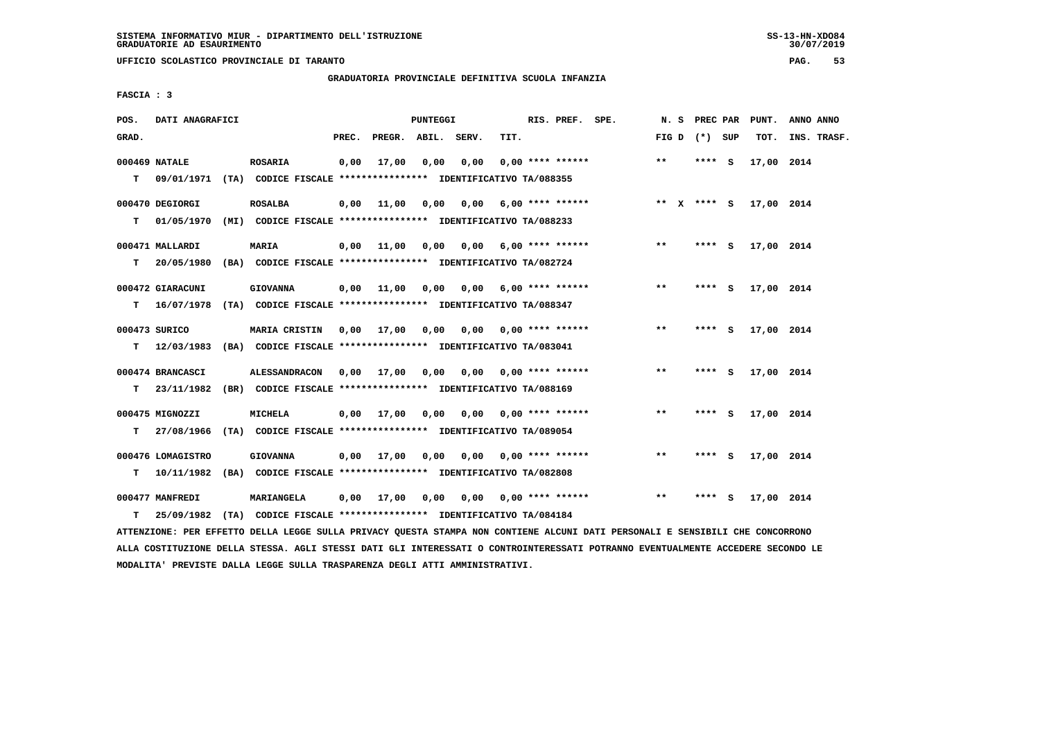UFFICIO SCOLASTICO PROVINCIALE DI TARANTO

GRADUATORIA PROVINCIALE DEFINITIVA SCUOLA INFANZIA

FASCIA : 3

| POS. GRAD. | DATI ANAGRAFICI | | PUNTEGGI PREC. | PREGR. | ABIL. | SERV. | RIS. PREF. SPE. TIT. | N. S FIG D | PREC PAR (*) SUP | PUNT. TOT. | ANNO ANNO INS. TRASF. |
|---|---|---|---|---|---|---|---|---|---|---|---|
| 000469 | NATALE | ROSARIA | 0,00 | 17,00 | 0,00 | 0,00 | 0,00 **** ****** | ** | **** S | 17,00 | 2014 |
| T | 09/01/1971 (TA) CODICE FISCALE **************** IDENTIFICATIVO TA/088355 | | | | | | | | | | |
| 000470 | DEGIORGI | ROSALBA | 0,00 | 11,00 | 0,00 | 0,00 | 6,00 **** ****** | ** X | **** S | 17,00 | 2014 |
| T | 01/05/1970 (MI) CODICE FISCALE **************** IDENTIFICATIVO TA/088233 | | | | | | | | | | |
| 000471 | MALLARDI | MARIA | 0,00 | 11,00 | 0,00 | 0,00 | 6,00 **** ****** | ** | **** S | 17,00 | 2014 |
| T | 20/05/1980 (BA) CODICE FISCALE **************** IDENTIFICATIVO TA/082724 | | | | | | | | | | |
| 000472 | GIARACUNI | GIOVANNA | 0,00 | 11,00 | 0,00 | 0,00 | 6,00 **** ****** | ** | **** S | 17,00 | 2014 |
| T | 16/07/1978 (TA) CODICE FISCALE **************** IDENTIFICATIVO TA/088347 | | | | | | | | | | |
| 000473 | SURICO | MARIA CRISTIN | 0,00 | 17,00 | 0,00 | 0,00 | 0,00 **** ****** | ** | **** S | 17,00 | 2014 |
| T | 12/03/1983 (BA) CODICE FISCALE **************** IDENTIFICATIVO TA/083041 | | | | | | | | | | |
| 000474 | BRANCASCI | ALESSANDRACON | 0,00 | 17,00 | 0,00 | 0,00 | 0,00 **** ****** | ** | **** S | 17,00 | 2014 |
| T | 23/11/1982 (BR) CODICE FISCALE **************** IDENTIFICATIVO TA/088169 | | | | | | | | | | |
| 000475 | MIGNOZZI | MICHELA | 0,00 | 17,00 | 0,00 | 0,00 | 0,00 **** ****** | ** | **** S | 17,00 | 2014 |
| T | 27/08/1966 (TA) CODICE FISCALE **************** IDENTIFICATIVO TA/089054 | | | | | | | | | | |
| 000476 | LOMAGISTRO | GIOVANNA | 0,00 | 17,00 | 0,00 | 0,00 | 0,00 **** ****** | ** | **** S | 17,00 | 2014 |
| T | 10/11/1982 (BA) CODICE FISCALE **************** IDENTIFICATIVO TA/082808 | | | | | | | | | | |
| 000477 | MANFREDI | MARIANGELA | 0,00 | 17,00 | 0,00 | 0,00 | 0,00 **** ****** | ** | **** S | 17,00 | 2014 |
| T | 25/09/1982 (TA) CODICE FISCALE **************** IDENTIFICATIVO TA/084184 | | | | | | | | | | |

ATTENZIONE: PER EFFETTO DELLA LEGGE SULLA PRIVACY QUESTA STAMPA NON CONTIENE ALCUNI DATI PERSONALI E SENSIBILI CHE CONCORRONO ALLA COSTITUZIONE DELLA STESSA. AGLI STESSI DATI GLI INTERESSATI O CONTROINTERESSATI POTRANNO EVENTUALMENTE ACCEDERE SECONDO LE MODALITA' PREVISTE DALLA LEGGE SULLA TRASPARENZA DEGLI ATTI AMMINISTRATIVI.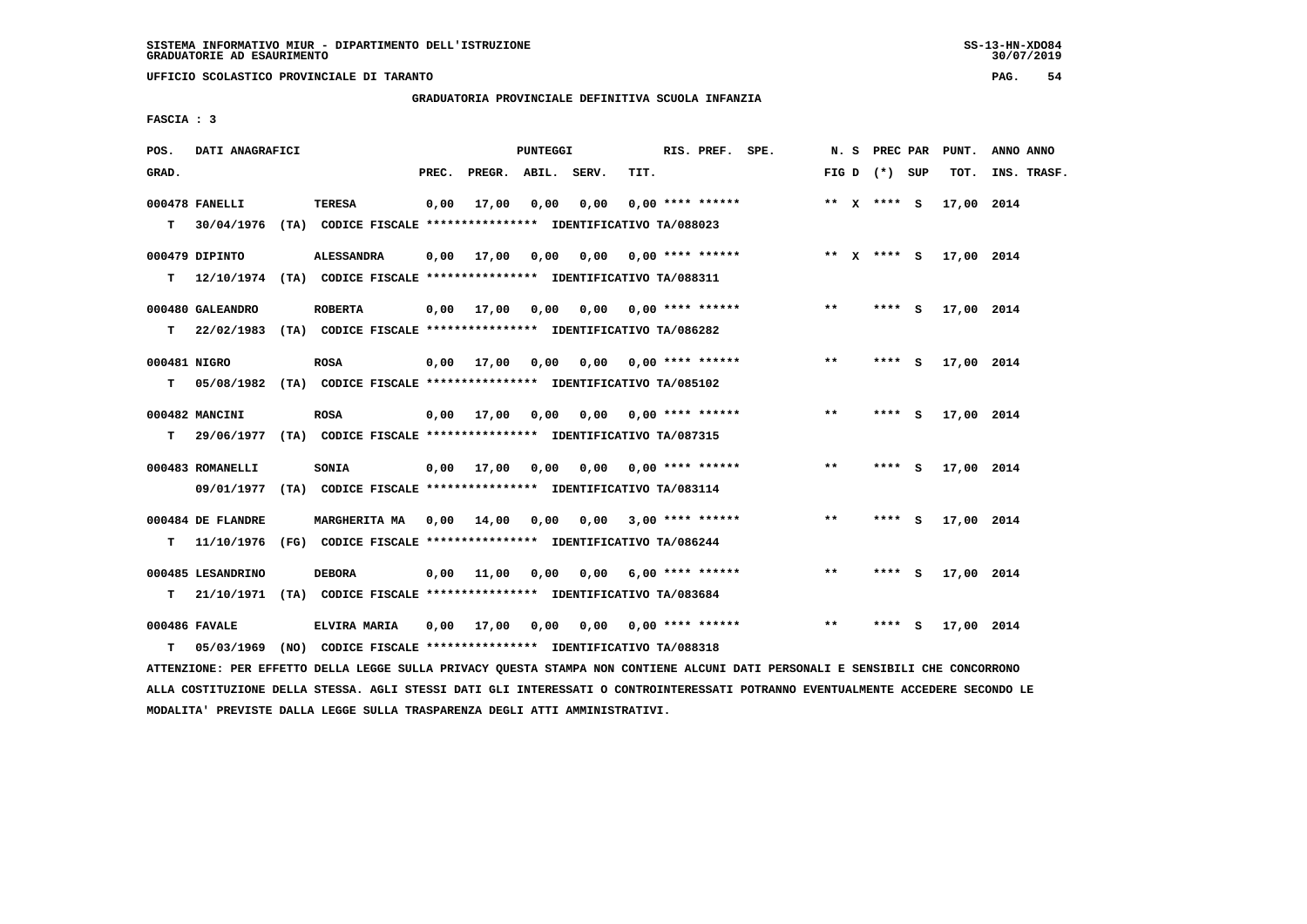SISTEMA INFORMATIVO MIUR - DIPARTIMENTO DELL'ISTRUZIONE
GRADUATORIE AD ESAURIMENTO

UFFICIO SCOLASTICO PROVINCIALE DI TARANTO

GRADUATORIA PROVINCIALE DEFINITIVA SCUOLA INFANZIA

FASCIA : 3

| POS. GRAD. | DATI ANAGRAFICI | | PREC. | PREGR. | ABIL. | SERV. | TIT. | RIS. PREF. SPE. | N. S FIG D | PREC PAR (*) SUP | PUNT. TOT. | ANNO ANNO INS. TRASF. |
|---|---|---|---|---|---|---|---|---|---|---|---|---|
| 000478 FANELLI | TERESA | | 0,00 | 17,00 | 0,00 | 0,00 | 0,00 | **** ****** | ** X | **** S | 17,00 | 2014 |
| T 30/04/1976 | (TA) CODICE FISCALE **************** | IDENTIFICATIVO TA/088023 | | | | | | | | | | |
| 000479 DIPINTO | ALESSANDRA | | 0,00 | 17,00 | 0,00 | 0,00 | 0,00 | **** ****** | ** X | **** S | 17,00 | 2014 |
| T 12/10/1974 | (TA) CODICE FISCALE **************** | IDENTIFICATIVO TA/088311 | | | | | | | | | | |
| 000480 GALEANDRO | ROBERTA | | 0,00 | 17,00 | 0,00 | 0,00 | 0,00 | **** ****** | ** | **** S | 17,00 | 2014 |
| T 22/02/1983 | (TA) CODICE FISCALE **************** | IDENTIFICATIVO TA/086282 | | | | | | | | | | |
| 000481 NIGRO | ROSA | | 0,00 | 17,00 | 0,00 | 0,00 | 0,00 | **** ****** | ** | **** S | 17,00 | 2014 |
| T 05/08/1982 | (TA) CODICE FISCALE **************** | IDENTIFICATIVO TA/085102 | | | | | | | | | | |
| 000482 MANCINI | ROSA | | 0,00 | 17,00 | 0,00 | 0,00 | 0,00 | **** ****** | ** | **** S | 17,00 | 2014 |
| T 29/06/1977 | (TA) CODICE FISCALE **************** | IDENTIFICATIVO TA/087315 | | | | | | | | | | |
| 000483 ROMANELLI | SONIA | | 0,00 | 17,00 | 0,00 | 0,00 | 0,00 | **** ****** | ** | **** S | 17,00 | 2014 |
| 09/01/1977 | (TA) CODICE FISCALE **************** | IDENTIFICATIVO TA/083114 | | | | | | | | | | |
| 000484 DE FLANDRE | MARGHERITA MA | | 0,00 | 14,00 | 0,00 | 0,00 | 3,00 | **** ****** | ** | **** S | 17,00 | 2014 |
| T 11/10/1976 | (FG) CODICE FISCALE **************** | IDENTIFICATIVO TA/086244 | | | | | | | | | | |
| 000485 LESANDRINO | DEBORA | | 0,00 | 11,00 | 0,00 | 0,00 | 6,00 | **** ****** | ** | **** S | 17,00 | 2014 |
| T 21/10/1971 | (TA) CODICE FISCALE **************** | IDENTIFICATIVO TA/083684 | | | | | | | | | | |
| 000486 FAVALE | ELVIRA MARIA | | 0,00 | 17,00 | 0,00 | 0,00 | 0,00 | **** ****** | ** | **** S | 17,00 | 2014 |
| T 05/03/1969 | (NO) CODICE FISCALE **************** | IDENTIFICATIVO TA/088318 | | | | | | | | | | |

ATTENZIONE: PER EFFETTO DELLA LEGGE SULLA PRIVACY QUESTA STAMPA NON CONTIENE ALCUNI DATI PERSONALI E SENSIBILI CHE CONCORRONO ALLA COSTITUZIONE DELLA STESSA. AGLI STESSI DATI GLI INTERESSATI O CONTROINTERESSATI POTRANNO EVENTUALMENTE ACCEDERE SECONDO LE MODALITA' PREVISTE DALLA LEGGE SULLA TRASPARENZA DEGLI ATTI AMMINISTRATIVI.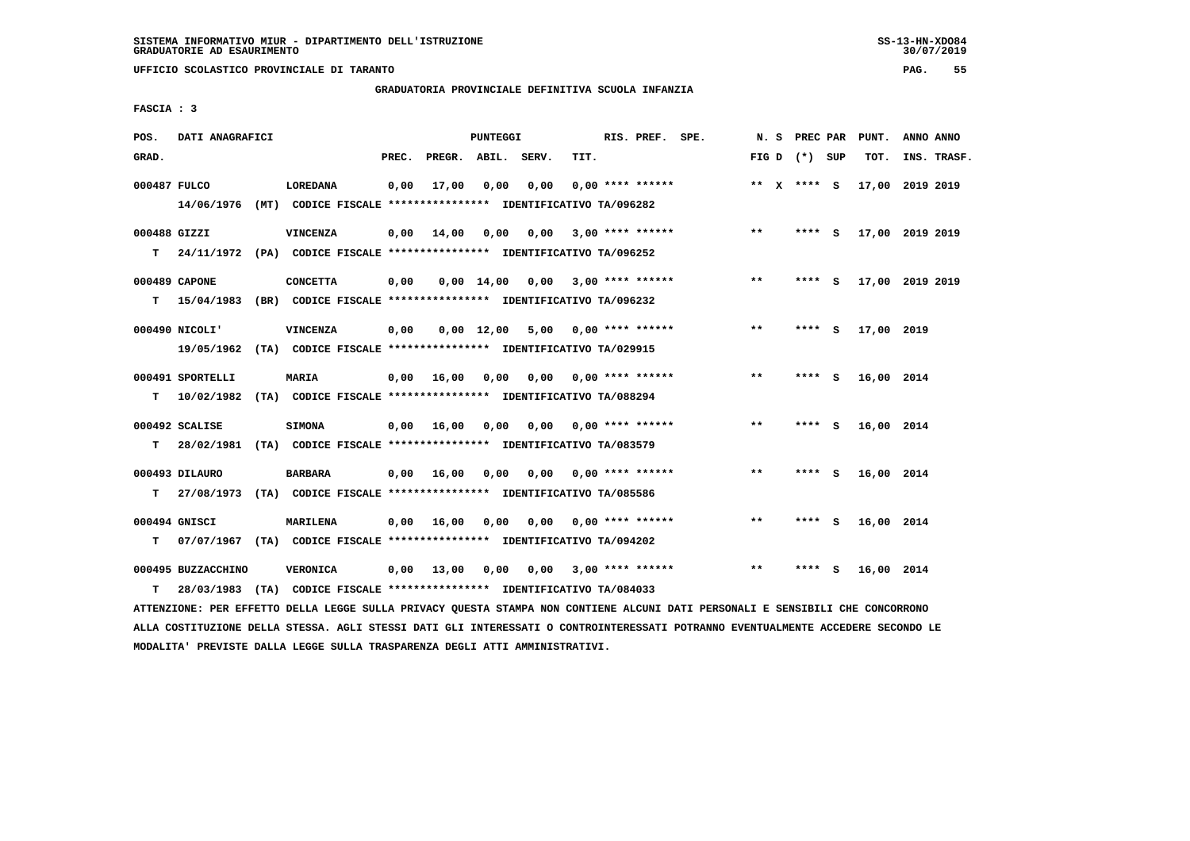SISTEMA INFORMATIVO MIUR - DIPARTIMENTO DELL'ISTRUZIONE
GRADUATORIE AD ESAURIMENTO

UFFICIO SCOLASTICO PROVINCIALE DI TARANTO

GRADUATORIA PROVINCIALE DEFINITIVA SCUOLA INFANZIA

FASCIA : 3

| POS. GRAD. | DATI ANAGRAFICI | | PREC. | PREGR. | ABIL. | SERV. | TIT. | RIS. PREF. SPE. | N. S FIG D | PREC PAR (*) SUP | PUNT. TOT. | ANNO ANNO INS. TRASF. |
|---|---|---|---|---|---|---|---|---|---|---|---|---|
| 000487 | FULCO | LOREDANA | 0,00 | 17,00 | 0,00 | 0,00 | 0,00 | **** ****** | ** X | **** S | 17,00 | 2019 2019 |
| | 14/06/1976 (MT) CODICE FISCALE **************** IDENTIFICATIVO TA/096282 | | | | | | | | | | | |
| 000488 | GIZZI | VINCENZA | 0,00 | 14,00 | 0,00 | 0,00 | 3,00 | **** ****** | ** | **** S | 17,00 | 2019 2019 |
| T | 24/11/1972 (PA) CODICE FISCALE **************** IDENTIFICATIVO TA/096252 | | | | | | | | | | | |
| 000489 | CAPONE | CONCETTA | 0,00 | 0,00 | 14,00 | 0,00 | 3,00 | **** ****** | ** | **** S | 17,00 | 2019 2019 |
| T | 15/04/1983 (BR) CODICE FISCALE **************** IDENTIFICATIVO TA/096232 | | | | | | | | | | | |
| 000490 | NICOLI' | VINCENZA | 0,00 | 0,00 | 12,00 | 5,00 | 0,00 | **** ****** | ** | **** S | 17,00 | 2019 |
| | 19/05/1962 (TA) CODICE FISCALE **************** IDENTIFICATIVO TA/029915 | | | | | | | | | | | |
| 000491 | SPORTELLI | MARIA | 0,00 | 16,00 | 0,00 | 0,00 | 0,00 | **** ****** | ** | **** S | 16,00 | 2014 |
| T | 10/02/1982 (TA) CODICE FISCALE **************** IDENTIFICATIVO TA/088294 | | | | | | | | | | | |
| 000492 | SCALISE | SIMONA | 0,00 | 16,00 | 0,00 | 0,00 | 0,00 | **** ****** | ** | **** S | 16,00 | 2014 |
| T | 28/02/1981 (TA) CODICE FISCALE **************** IDENTIFICATIVO TA/083579 | | | | | | | | | | | |
| 000493 | DILAURO | BARBARA | 0,00 | 16,00 | 0,00 | 0,00 | 0,00 | **** ****** | ** | **** S | 16,00 | 2014 |
| T | 27/08/1973 (TA) CODICE FISCALE **************** IDENTIFICATIVO TA/085586 | | | | | | | | | | | |
| 000494 | GNISCI | MARILENA | 0,00 | 16,00 | 0,00 | 0,00 | 0,00 | **** ****** | ** | **** S | 16,00 | 2014 |
| T | 07/07/1967 (TA) CODICE FISCALE **************** IDENTIFICATIVO TA/094202 | | | | | | | | | | | |
| 000495 | BUZZACCHINO | VERONICA | 0,00 | 13,00 | 0,00 | 0,00 | 3,00 | **** ****** | ** | **** S | 16,00 | 2014 |
| T | 28/03/1983 (TA) CODICE FISCALE **************** IDENTIFICATIVO TA/084033 | | | | | | | | | | | |

ATTENZIONE: PER EFFETTO DELLA LEGGE SULLA PRIVACY QUESTA STAMPA NON CONTIENE ALCUNI DATI PERSONALI E SENSIBILI CHE CONCORRONO ALLA COSTITUZIONE DELLA STESSA. AGLI STESSI DATI GLI INTERESSATI O CONTROINTERESSATI POTRANNO EVENTUALMENTE ACCEDERE SECONDO LE MODALITA' PREVISTE DALLA LEGGE SULLA TRASPARENZA DEGLI ATTI AMMINISTRATIVI.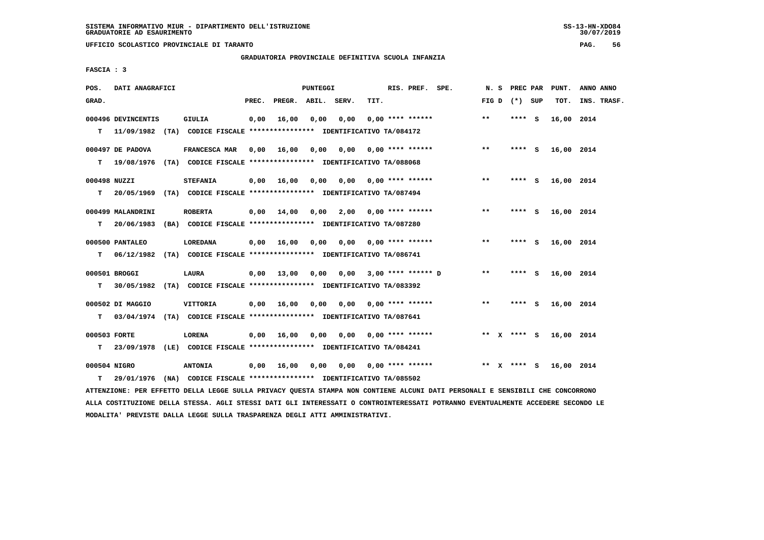SISTEMA INFORMATIVO MIUR - DIPARTIMENTO DELL'ISTRUZIONE
GRADUATORIE AD ESAURIMENTO

UFFICIO SCOLASTICO PROVINCIALE DI TARANTO

GRADUATORIA PROVINCIALE DEFINITIVA SCUOLA INFANZIA

FASCIA : 3

| POS. GRAD. | DATI ANAGRAFICI | | PREC. | PREGR. | ABIL. | SERV. | TIT. | RIS. PREF. SPE. | N. S FIG D | PREC PAR (*) SUP | PUNT. TOT. | ANNO ANNO INS. TRASF. |
|---|---|---|---|---|---|---|---|---|---|---|---|---|
| 000496 | DEVINCENTIS | GIULIA | 0,00 | 16,00 | 0,00 | 0,00 | 0,00 | **** ****** | ** | **** S | 16,00 | 2014 |
| T | 11/09/1982 (TA) CODICE FISCALE **************** IDENTIFICATIVO TA/084172 | | | | | | | | | | | |
| 000497 | DE PADOVA | FRANCESCA MAR | 0,00 | 16,00 | 0,00 | 0,00 | 0,00 | **** ****** | ** | **** S | 16,00 | 2014 |
| T | 19/08/1976 (TA) CODICE FISCALE **************** IDENTIFICATIVO TA/088068 | | | | | | | | | | | |
| 000498 | NUZZI | STEFANIA | 0,00 | 16,00 | 0,00 | 0,00 | 0,00 | **** ****** | ** | **** S | 16,00 | 2014 |
| T | 20/05/1969 (TA) CODICE FISCALE **************** IDENTIFICATIVO TA/087494 | | | | | | | | | | | |
| 000499 | MALANDRINI | ROBERTA | 0,00 | 14,00 | 0,00 | 2,00 | 0,00 | **** ****** | ** | **** S | 16,00 | 2014 |
| T | 20/06/1983 (BA) CODICE FISCALE **************** IDENTIFICATIVO TA/087280 | | | | | | | | | | | |
| 000500 | PANTALEO | LOREDANA | 0,00 | 16,00 | 0,00 | 0,00 | 0,00 | **** ****** | ** | **** S | 16,00 | 2014 |
| T | 06/12/1982 (TA) CODICE FISCALE **************** IDENTIFICATIVO TA/086741 | | | | | | | | | | | |
| 000501 | BROGGI | LAURA | 0,00 | 13,00 | 0,00 | 0,00 | 3,00 | **** ****** D | ** | **** S | 16,00 | 2014 |
| T | 30/05/1982 (TA) CODICE FISCALE **************** IDENTIFICATIVO TA/083392 | | | | | | | | | | | |
| 000502 | DI MAGGIO | VITTORIA | 0,00 | 16,00 | 0,00 | 0,00 | 0,00 | **** ****** | ** | **** S | 16,00 | 2014 |
| T | 03/04/1974 (TA) CODICE FISCALE **************** IDENTIFICATIVO TA/087641 | | | | | | | | | | | |
| 000503 | FORTE | LORENA | 0,00 | 16,00 | 0,00 | 0,00 | 0,00 | **** ****** | ** X | **** S | 16,00 | 2014 |
| T | 23/09/1978 (LE) CODICE FISCALE **************** IDENTIFICATIVO TA/084241 | | | | | | | | | | | |
| 000504 | NIGRO | ANTONIA | 0,00 | 16,00 | 0,00 | 0,00 | 0,00 | **** ****** | ** X | **** S | 16,00 | 2014 |
| T | 29/01/1976 (NA) CODICE FISCALE **************** IDENTIFICATIVO TA/085502 | | | | | | | | | | | |

ATTENZIONE: PER EFFETTO DELLA LEGGE SULLA PRIVACY QUESTA STAMPA NON CONTIENE ALCUNI DATI PERSONALI E SENSIBILI CHE CONCORRONO ALLA COSTITUZIONE DELLA STESSA. AGLI STESSI DATI GLI INTERESSATI O CONTROINTERESSATI POTRANNO EVENTUALMENTE ACCEDERE SECONDO LE MODALITA' PREVISTE DALLA LEGGE SULLA TRASPARENZA DEGLI ATTI AMMINISTRATIVI.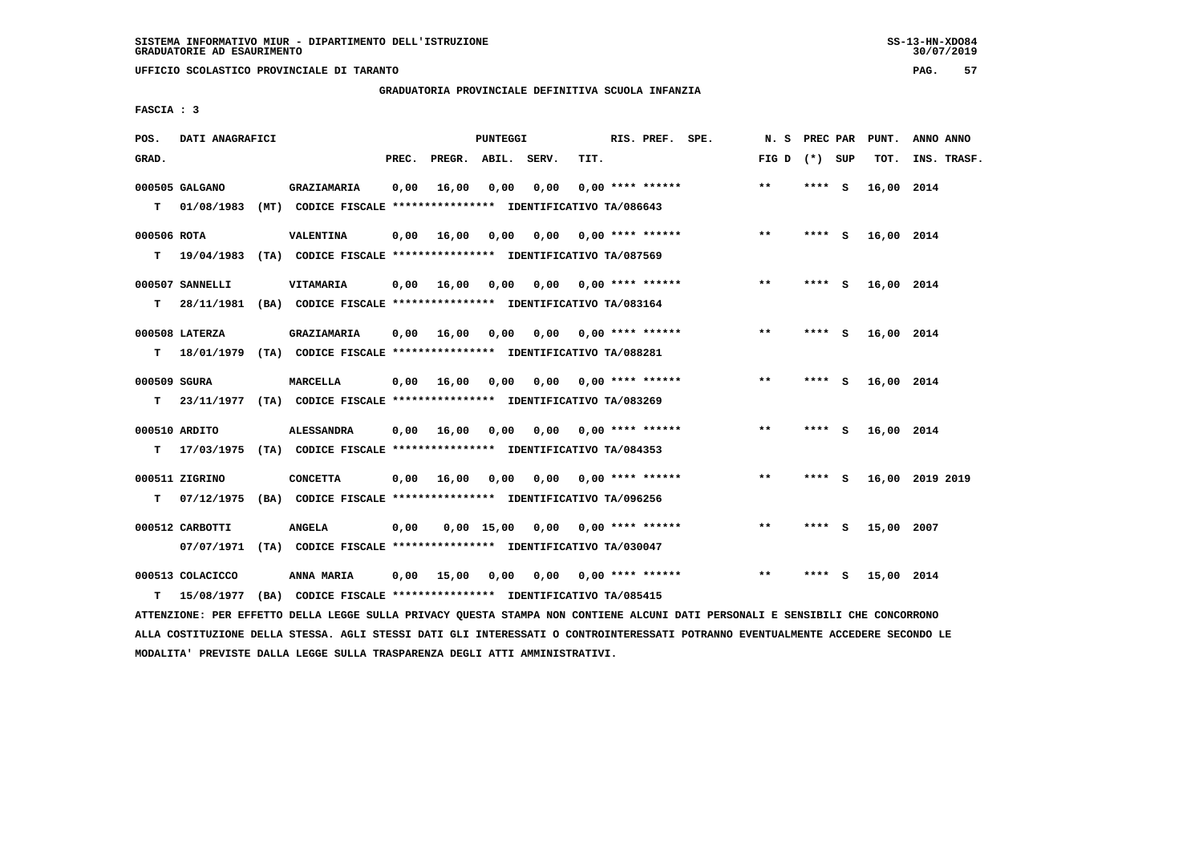SISTEMA INFORMATIVO MIUR - DIPARTIMENTO DELL'ISTRUZIONE
GRADUATORIE AD ESAURIMENTO

UFFICIO SCOLASTICO PROVINCIALE DI TARANTO

GRADUATORIA PROVINCIALE DEFINITIVA SCUOLA INFANZIA

FASCIA : 3

| POS. GRAD. | DATI ANAGRAFICI | | PREC. | PREGR. | ABIL. | SERV. | TIT. | RIS. PREF. SPE. | N. S FIG D | PREC PAR (*) SUP | PUNT. TOT. | ANNO ANNO INS. TRASF. |
|---|---|---|---|---|---|---|---|---|---|---|---|---|
| 000505 GALGANO | | GRAZIAMARIA | 0,00 | 16,00 | 0,00 | 0,00 | 0,00 | **** ****** | ** | **** S | 16,00 | 2014 |
| T | 01/08/1983 (MT) | CODICE FISCALE **************** IDENTIFICATIVO TA/086643 | | | | | | | | | | |
| 000506 ROTA | | VALENTINA | 0,00 | 16,00 | 0,00 | 0,00 | 0,00 | **** ****** | ** | **** S | 16,00 | 2014 |
| T | 19/04/1983 (TA) | CODICE FISCALE **************** IDENTIFICATIVO TA/087569 | | | | | | | | | | |
| 000507 SANNELLI | | VITAMARIA | 0,00 | 16,00 | 0,00 | 0,00 | 0,00 | **** ****** | ** | **** S | 16,00 | 2014 |
| T | 28/11/1981 (BA) | CODICE FISCALE **************** IDENTIFICATIVO TA/083164 | | | | | | | | | | |
| 000508 LATERZA | | GRAZIAMARIA | 0,00 | 16,00 | 0,00 | 0,00 | 0,00 | **** ****** | ** | **** S | 16,00 | 2014 |
| T | 18/01/1979 (TA) | CODICE FISCALE **************** IDENTIFICATIVO TA/088281 | | | | | | | | | | |
| 000509 SGURA | | MARCELLA | 0,00 | 16,00 | 0,00 | 0,00 | 0,00 | **** ****** | ** | **** S | 16,00 | 2014 |
| T | 23/11/1977 (TA) | CODICE FISCALE **************** IDENTIFICATIVO TA/083269 | | | | | | | | | | |
| 000510 ARDITO | | ALESSANDRA | 0,00 | 16,00 | 0,00 | 0,00 | 0,00 | **** ****** | ** | **** S | 16,00 | 2014 |
| T | 17/03/1975 (TA) | CODICE FISCALE **************** IDENTIFICATIVO TA/084353 | | | | | | | | | | |
| 000511 ZIGRINO | | CONCETTA | 0,00 | 16,00 | 0,00 | 0,00 | 0,00 | **** ****** | ** | **** S | 16,00 | 2019 2019 |
| T | 07/12/1975 (BA) | CODICE FISCALE **************** IDENTIFICATIVO TA/096256 | | | | | | | | | | |
| 000512 CARBOTTI | | ANGELA | 0,00 | 0,00 | 15,00 | 0,00 | 0,00 | **** ****** | ** | **** S | 15,00 | 2007 |
| | 07/07/1971 (TA) | CODICE FISCALE **************** IDENTIFICATIVO TA/030047 | | | | | | | | | | |
| 000513 COLACICCO | | ANNA MARIA | 0,00 | 15,00 | 0,00 | 0,00 | 0,00 | **** ****** | ** | **** S | 15,00 | 2014 |
| T | 15/08/1977 (BA) | CODICE FISCALE **************** IDENTIFICATIVO TA/085415 | | | | | | | | | | |

ATTENZIONE: PER EFFETTO DELLA LEGGE SULLA PRIVACY QUESTA STAMPA NON CONTIENE ALCUNI DATI PERSONALI E SENSIBILI CHE CONCORRONO ALLA COSTITUZIONE DELLA STESSA. AGLI STESSI DATI GLI INTERESSATI O CONTROINTERESSATI POTRANNO EVENTUALMENTE ACCEDERE SECONDO LE MODALITA' PREVISTE DALLA LEGGE SULLA TRASPARENZA DEGLI ATTI AMMINISTRATIVI.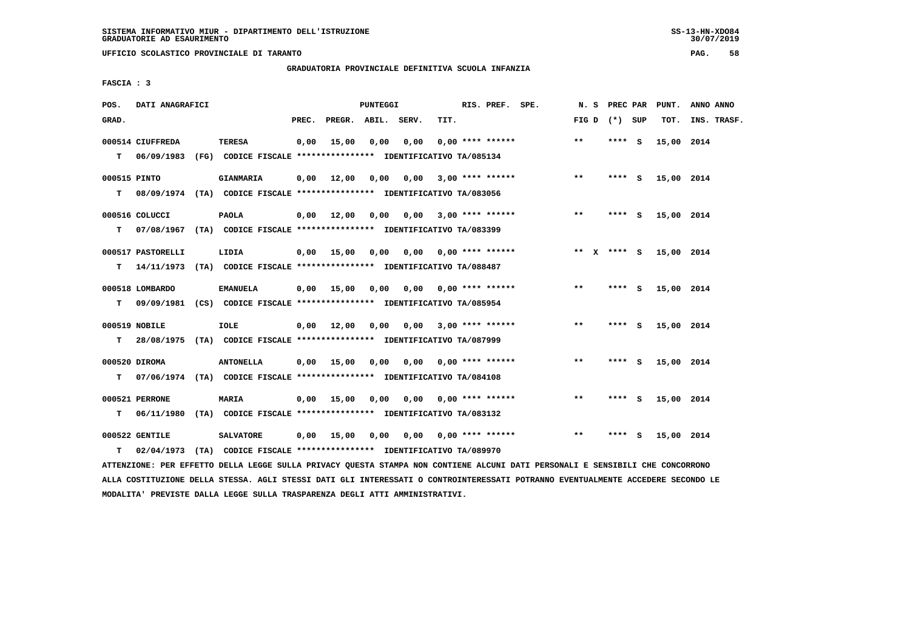SISTEMA INFORMATIVO MIUR - DIPARTIMENTO DELL'ISTRUZIONE
GRADUATORIE AD ESAURIMENTO

UFFICIO SCOLASTICO PROVINCIALE DI TARANTO

GRADUATORIA PROVINCIALE DEFINITIVA SCUOLA INFANZIA

FASCIA : 3

| POS. GRAD. | DATI ANAGRAFICI | | PREC. | PREGR. | ABIL. | SERV. | TIT. | RIS. PREF. SPE. | N. S FIG D | PREC PAR (*) SUP | PUNT. TOT. | ANNO INS. TRASF. |
|---|---|---|---|---|---|---|---|---|---|---|---|---|
| 000514 | CIUFFREDA | TERESA | 0,00 | 15,00 | 0,00 | 0,00 | 0,00 | **** ****** | ** | **** S | 15,00 | 2014 |
| T | 06/09/1983 (FG) | CODICE FISCALE **************** IDENTIFICATIVO TA/085134 | | | | | | | | | | |
| 000515 | PINTO | GIANMARIA | 0,00 | 12,00 | 0,00 | 0,00 | 3,00 | **** ****** | ** | **** S | 15,00 | 2014 |
| T | 08/09/1974 (TA) | CODICE FISCALE **************** IDENTIFICATIVO TA/083056 | | | | | | | | | | |
| 000516 | COLUCCI | PAOLA | 0,00 | 12,00 | 0,00 | 0,00 | 3,00 | **** ****** | ** | **** S | 15,00 | 2014 |
| T | 07/08/1967 (TA) | CODICE FISCALE **************** IDENTIFICATIVO TA/083399 | | | | | | | | | | |
| 000517 | PASTORELLI | LIDIA | 0,00 | 15,00 | 0,00 | 0,00 | 0,00 | **** ****** | ** X | **** S | 15,00 | 2014 |
| T | 14/11/1973 (TA) | CODICE FISCALE **************** IDENTIFICATIVO TA/088487 | | | | | | | | | | |
| 000518 | LOMBARDO | EMANUELA | 0,00 | 15,00 | 0,00 | 0,00 | 0,00 | **** ****** | ** | **** S | 15,00 | 2014 |
| T | 09/09/1981 (CS) | CODICE FISCALE **************** IDENTIFICATIVO TA/085954 | | | | | | | | | | |
| 000519 | NOBILE | IOLE | 0,00 | 12,00 | 0,00 | 0,00 | 3,00 | **** ****** | ** | **** S | 15,00 | 2014 |
| T | 28/08/1975 (TA) | CODICE FISCALE **************** IDENTIFICATIVO TA/087999 | | | | | | | | | | |
| 000520 | DIROMA | ANTONELLA | 0,00 | 15,00 | 0,00 | 0,00 | 0,00 | **** ****** | ** | **** S | 15,00 | 2014 |
| T | 07/06/1974 (TA) | CODICE FISCALE **************** IDENTIFICATIVO TA/084108 | | | | | | | | | | |
| 000521 | PERRONE | MARIA | 0,00 | 15,00 | 0,00 | 0,00 | 0,00 | **** ****** | ** | **** S | 15,00 | 2014 |
| T | 06/11/1980 (TA) | CODICE FISCALE **************** IDENTIFICATIVO TA/083132 | | | | | | | | | | |
| 000522 | GENTILE | SALVATORE | 0,00 | 15,00 | 0,00 | 0,00 | 0,00 | **** ****** | ** | **** S | 15,00 | 2014 |
| T | 02/04/1973 (TA) | CODICE FISCALE **************** IDENTIFICATIVO TA/089970 | | | | | | | | | | |

ATTENZIONE: PER EFFETTO DELLA LEGGE SULLA PRIVACY QUESTA STAMPA NON CONTIENE ALCUNI DATI PERSONALI E SENSIBILI CHE CONCORRONO ALLA COSTITUZIONE DELLA STESSA. AGLI STESSI DATI GLI INTERESSATI O CONTROINTERESSATI POTRANNO EVENTUALMENTE ACCEDERE SECONDO LE MODALITA' PREVISTE DALLA LEGGE SULLA TRASPARENZA DEGLI ATTI AMMINISTRATIVI.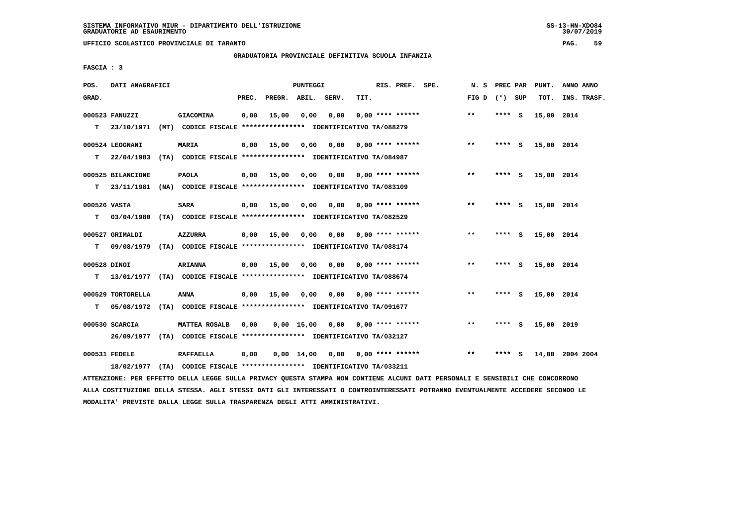SISTEMA INFORMATIVO MIUR - DIPARTIMENTO DELL'ISTRUZIONE
GRADUATORIE AD ESAURIMENTO

UFFICIO SCOLASTICO PROVINCIALE DI TARANTO

GRADUATORIA PROVINCIALE DEFINITIVA SCUOLA INFANZIA

FASCIA : 3

| POS. GRAD. | DATI ANAGRAFICI | | PREC. | PREGR. | ABIL. | SERV. | TIT. | RIS. PREF. SPE. | N. S FIG D | PREC PAR (*) SUP | PUNT. TOT. | ANNO ANNO INS. TRASF. |
|---|---|---|---|---|---|---|---|---|---|---|---|---|
| 000523 FANUZZI | | GIACOMINA | 0,00 | 15,00 | 0,00 | 0,00 | 0,00 | **** ****** | ** | **** S | 15,00 | 2014 |
| T | 23/10/1971 (MT) | CODICE FISCALE **************** IDENTIFICATIVO TA/088279 | | | | | | | | | | |
| 000524 LEOGNANI | | MARIA | 0,00 | 15,00 | 0,00 | 0,00 | 0,00 | **** ****** | ** | **** S | 15,00 | 2014 |
| T | 22/04/1983 (TA) | CODICE FISCALE **************** IDENTIFICATIVO TA/084987 | | | | | | | | | | |
| 000525 BILANCIONE | | PAOLA | 0,00 | 15,00 | 0,00 | 0,00 | 0,00 | **** ****** | ** | **** S | 15,00 | 2014 |
| T | 23/11/1981 (NA) | CODICE FISCALE **************** IDENTIFICATIVO TA/083109 | | | | | | | | | | |
| 000526 VASTA | | SARA | 0,00 | 15,00 | 0,00 | 0,00 | 0,00 | **** ****** | ** | **** S | 15,00 | 2014 |
| T | 03/04/1980 (TA) | CODICE FISCALE **************** IDENTIFICATIVO TA/082529 | | | | | | | | | | |
| 000527 GRIMALDI | | AZZURRA | 0,00 | 15,00 | 0,00 | 0,00 | 0,00 | **** ****** | ** | **** S | 15,00 | 2014 |
| T | 09/08/1979 (TA) | CODICE FISCALE **************** IDENTIFICATIVO TA/088174 | | | | | | | | | | |
| 000528 DINOI | | ARIANNA | 0,00 | 15,00 | 0,00 | 0,00 | 0,00 | **** ****** | ** | **** S | 15,00 | 2014 |
| T | 13/01/1977 (TA) | CODICE FISCALE **************** IDENTIFICATIVO TA/088674 | | | | | | | | | | |
| 000529 TORTORELLA | | ANNA | 0,00 | 15,00 | 0,00 | 0,00 | 0,00 | **** ****** | ** | **** S | 15,00 | 2014 |
| T | 05/08/1972 (TA) | CODICE FISCALE **************** IDENTIFICATIVO TA/091677 | | | | | | | | | | |
| 000530 SCARCIA | | MATTEA ROSALB | 0,00 | 0,00 | 15,00 | 0,00 | 0,00 | **** ****** | ** | **** S | 15,00 | 2019 |
| | 26/09/1977 (TA) | CODICE FISCALE **************** IDENTIFICATIVO TA/032127 | | | | | | | | | | |
| 000531 FEDELE | | RAFFAELLA | 0,00 | 0,00 | 14,00 | 0,00 | 0,00 | **** ****** | ** | **** S | 14,00 | 2004 2004 |
| | 18/02/1977 (TA) | CODICE FISCALE **************** IDENTIFICATIVO TA/033211 | | | | | | | | | | |

ATTENZIONE: PER EFFETTO DELLA LEGGE SULLA PRIVACY QUESTA STAMPA NON CONTIENE ALCUNI DATI PERSONALI E SENSIBILI CHE CONCORRONO ALLA COSTITUZIONE DELLA STESSA. AGLI STESSI DATI GLI INTERESSATI O CONTROINTERESSATI POTRANNO EVENTUALMENTE ACCEDERE SECONDO LE MODALITA' PREVISTE DALLA LEGGE SULLA TRASPARENZA DEGLI ATTI AMMINISTRATIVI.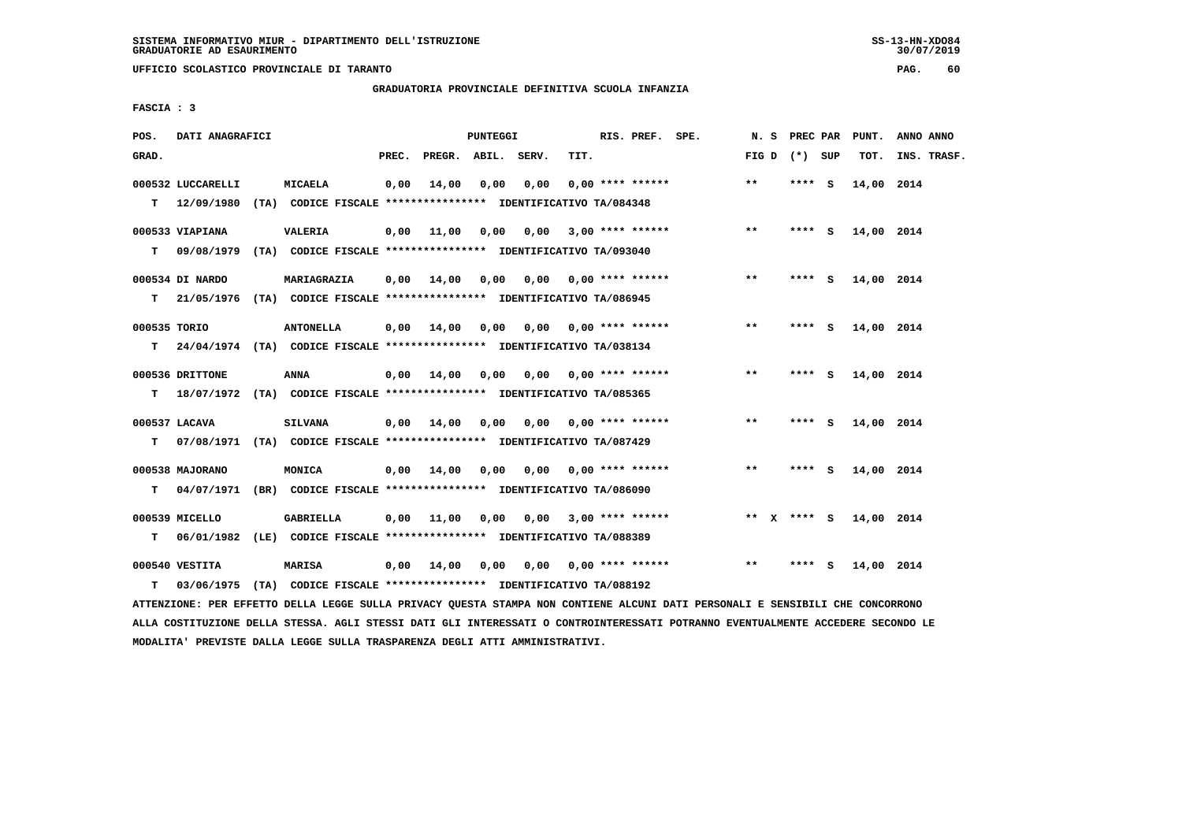SISTEMA INFORMATIVO MIUR - DIPARTIMENTO DELL'ISTRUZIONE
GRADUATORIE AD ESAURIMENTO

UFFICIO SCOLASTICO PROVINCIALE DI TARANTO

GRADUATORIA PROVINCIALE DEFINITIVA SCUOLA INFANZIA

FASCIA : 3

| POS. GRAD. | DATI ANAGRAFICI | | PREC. | PREGR. | ABIL. | SERV. | TIT. | RIS. PREF. SPE. | N. S FIG D | PREC PAR (*) SUP | PUNT. TOT. | ANNO ANNO INS. TRASF. |
|---|---|---|---|---|---|---|---|---|---|---|---|---|
| 000532 | LUCCARELLI | MICAELA | 0,00 | 14,00 | 0,00 | 0,00 | 0,00 | **** ****** | ** | **** S | 14,00 | 2014 |
| T | 12/09/1980 (TA) CODICE FISCALE **************** IDENTIFICATIVO TA/084348 | | | | | | | | | | | |
| 000533 | VIAPIANA | VALERIA | 0,00 | 11,00 | 0,00 | 0,00 | 3,00 | **** ****** | ** | **** S | 14,00 | 2014 |
| T | 09/08/1979 (TA) CODICE FISCALE **************** IDENTIFICATIVO TA/093040 | | | | | | | | | | | |
| 000534 | DI NARDO | MARIAGRAZIA | 0,00 | 14,00 | 0,00 | 0,00 | 0,00 | **** ****** | ** | **** S | 14,00 | 2014 |
| T | 21/05/1976 (TA) CODICE FISCALE **************** IDENTIFICATIVO TA/086945 | | | | | | | | | | | |
| 000535 | TORIO | ANTONELLA | 0,00 | 14,00 | 0,00 | 0,00 | 0,00 | **** ****** | ** | **** S | 14,00 | 2014 |
| T | 24/04/1974 (TA) CODICE FISCALE **************** IDENTIFICATIVO TA/038134 | | | | | | | | | | | |
| 000536 | DRITTONE | ANNA | 0,00 | 14,00 | 0,00 | 0,00 | 0,00 | **** ****** | ** | **** S | 14,00 | 2014 |
| T | 18/07/1972 (TA) CODICE FISCALE **************** IDENTIFICATIVO TA/085365 | | | | | | | | | | | |
| 000537 | LACAVA | SILVANA | 0,00 | 14,00 | 0,00 | 0,00 | 0,00 | **** ****** | ** | **** S | 14,00 | 2014 |
| T | 07/08/1971 (TA) CODICE FISCALE **************** IDENTIFICATIVO TA/087429 | | | | | | | | | | | |
| 000538 | MAJORANO | MONICA | 0,00 | 14,00 | 0,00 | 0,00 | 0,00 | **** ****** | ** | **** S | 14,00 | 2014 |
| T | 04/07/1971 (BR) CODICE FISCALE **************** IDENTIFICATIVO TA/086090 | | | | | | | | | | | |
| 000539 | MICELLO | GABRIELLA | 0,00 | 11,00 | 0,00 | 0,00 | 3,00 | **** ****** | ** X | **** S | 14,00 | 2014 |
| T | 06/01/1982 (LE) CODICE FISCALE **************** IDENTIFICATIVO TA/088389 | | | | | | | | | | | |
| 000540 | VESTITA | MARISA | 0,00 | 14,00 | 0,00 | 0,00 | 0,00 | **** ****** | ** | **** S | 14,00 | 2014 |
| T | 03/06/1975 (TA) CODICE FISCALE **************** IDENTIFICATIVO TA/088192 | | | | | | | | | | | |

ATTENZIONE: PER EFFETTO DELLA LEGGE SULLA PRIVACY QUESTA STAMPA NON CONTIENE ALCUNI DATI PERSONALI E SENSIBILI CHE CONCORRONO ALLA COSTITUZIONE DELLA STESSA. AGLI STESSI DATI GLI INTERESSATI O CONTROINTERESSATI POTRANNO EVENTUALMENTE ACCEDERE SECONDO LE MODALITA' PREVISTE DALLA LEGGE SULLA TRASPARENZA DEGLI ATTI AMMINISTRATIVI.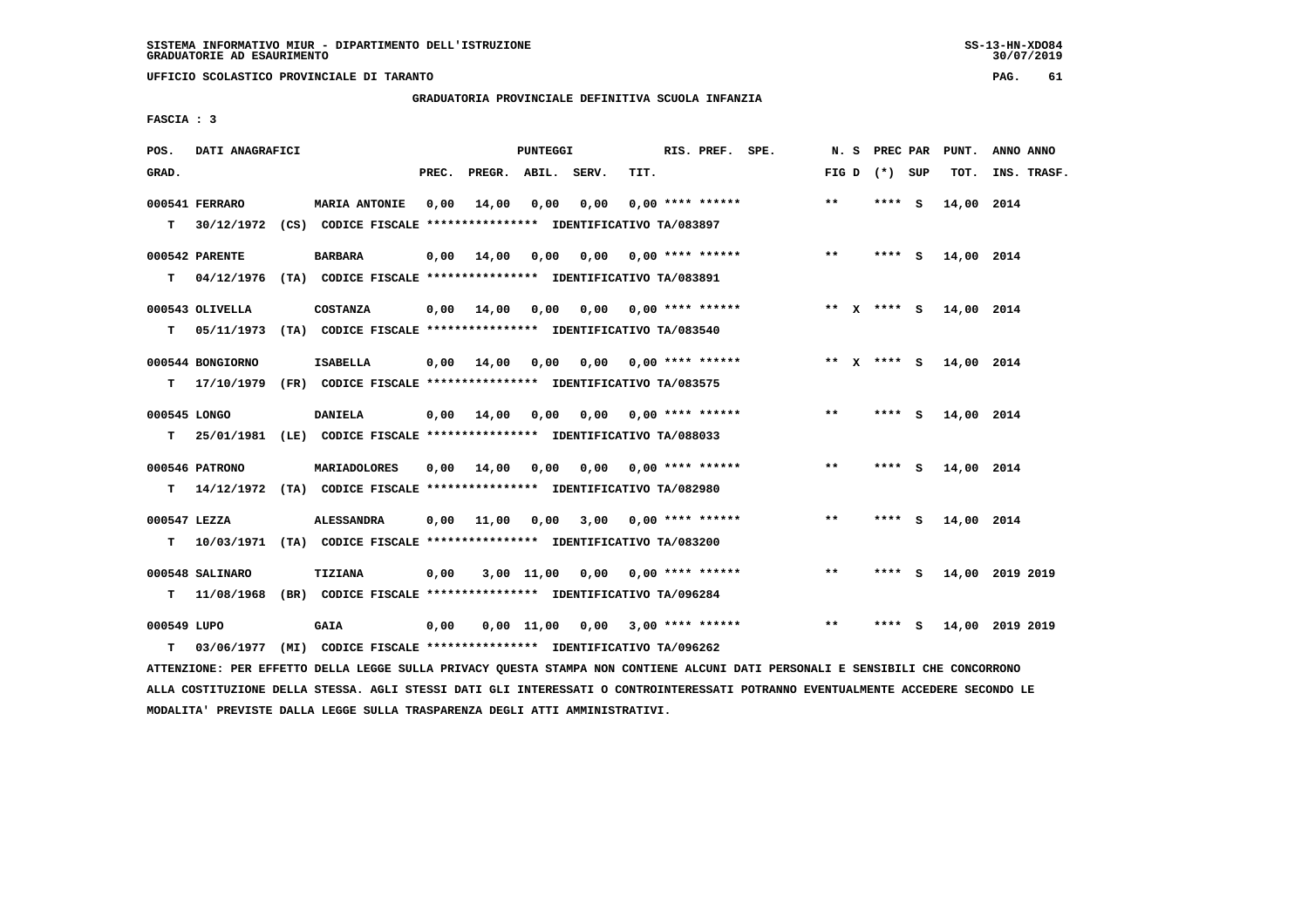SISTEMA INFORMATIVO MIUR - DIPARTIMENTO DELL'ISTRUZIONE
GRADUATORIE AD ESAURIMENTO

UFFICIO SCOLASTICO PROVINCIALE DI TARANTO

GRADUATORIA PROVINCIALE DEFINITIVA SCUOLA INFANZIA

FASCIA : 3

| POS. GRAD. | DATI ANAGRAFICI | | PREC. | PREGR. | ABIL. | SERV. | TIT. | RIS. PREF. SPE. | N. S FIG D | PREC PAR (*) SUP | PUNT. TOT. | ANNO ANNO INS. TRASF. |
|---|---|---|---|---|---|---|---|---|---|---|---|---|
| 000541 | FERRARO | MARIA ANTONIE | 0,00 | 14,00 | 0,00 | 0,00 | 0,00 | **** ****** | ** | **** S | 14,00 | 2014 |
| T | 30/12/1972 (CS) CODICE FISCALE **************** IDENTIFICATIVO TA/083897 | | | | | | | | | | | |
| 000542 | PARENTE | BARBARA | 0,00 | 14,00 | 0,00 | 0,00 | 0,00 | **** ****** | ** | **** S | 14,00 | 2014 |
| T | 04/12/1976 (TA) CODICE FISCALE **************** IDENTIFICATIVO TA/083891 | | | | | | | | | | | |
| 000543 | OLIVELLA | COSTANZA | 0,00 | 14,00 | 0,00 | 0,00 | 0,00 | **** ****** | ** X | **** S | 14,00 | 2014 |
| T | 05/11/1973 (TA) CODICE FISCALE **************** IDENTIFICATIVO TA/083540 | | | | | | | | | | | |
| 000544 | BONGIORNO | ISABELLA | 0,00 | 14,00 | 0,00 | 0,00 | 0,00 | **** ****** | ** X | **** S | 14,00 | 2014 |
| T | 17/10/1979 (FR) CODICE FISCALE **************** IDENTIFICATIVO TA/083575 | | | | | | | | | | | |
| 000545 | LONGO | DANIELA | 0,00 | 14,00 | 0,00 | 0,00 | 0,00 | **** ****** | ** | **** S | 14,00 | 2014 |
| T | 25/01/1981 (LE) CODICE FISCALE **************** IDENTIFICATIVO TA/088033 | | | | | | | | | | | |
| 000546 | PATRONO | MARIADOLORES | 0,00 | 14,00 | 0,00 | 0,00 | 0,00 | **** ****** | ** | **** S | 14,00 | 2014 |
| T | 14/12/1972 (TA) CODICE FISCALE **************** IDENTIFICATIVO TA/082980 | | | | | | | | | | | |
| 000547 | LEZZA | ALESSANDRA | 0,00 | 11,00 | 0,00 | 3,00 | 0,00 | **** ****** | ** | **** S | 14,00 | 2014 |
| T | 10/03/1971 (TA) CODICE FISCALE **************** IDENTIFICATIVO TA/083200 | | | | | | | | | | | |
| 000548 | SALINARO | TIZIANA | 0,00 | 3,00 | 11,00 | 0,00 | 0,00 | **** ****** | ** | **** S | 14,00 | 2019 2019 |
| T | 11/08/1968 (BR) CODICE FISCALE **************** IDENTIFICATIVO TA/096284 | | | | | | | | | | | |
| 000549 | LUPO | GAIA | 0,00 | 0,00 | 11,00 | 0,00 | 3,00 | **** ****** | ** | **** S | 14,00 | 2019 2019 |
| T | 03/06/1977 (MI) CODICE FISCALE **************** IDENTIFICATIVO TA/096262 | | | | | | | | | | | |

ATTENZIONE: PER EFFETTO DELLA LEGGE SULLA PRIVACY QUESTA STAMPA NON CONTIENE ALCUNI DATI PERSONALI E SENSIBILI CHE CONCORRONO ALLA COSTITUZIONE DELLA STESSA. AGLI STESSI DATI GLI INTERESSATI O CONTROINTERESSATI POTRANNO EVENTUALMENTE ACCEDERE SECONDO LE MODALITA' PREVISTE DALLA LEGGE SULLA TRASPARENZA DEGLI ATTI AMMINISTRATIVI.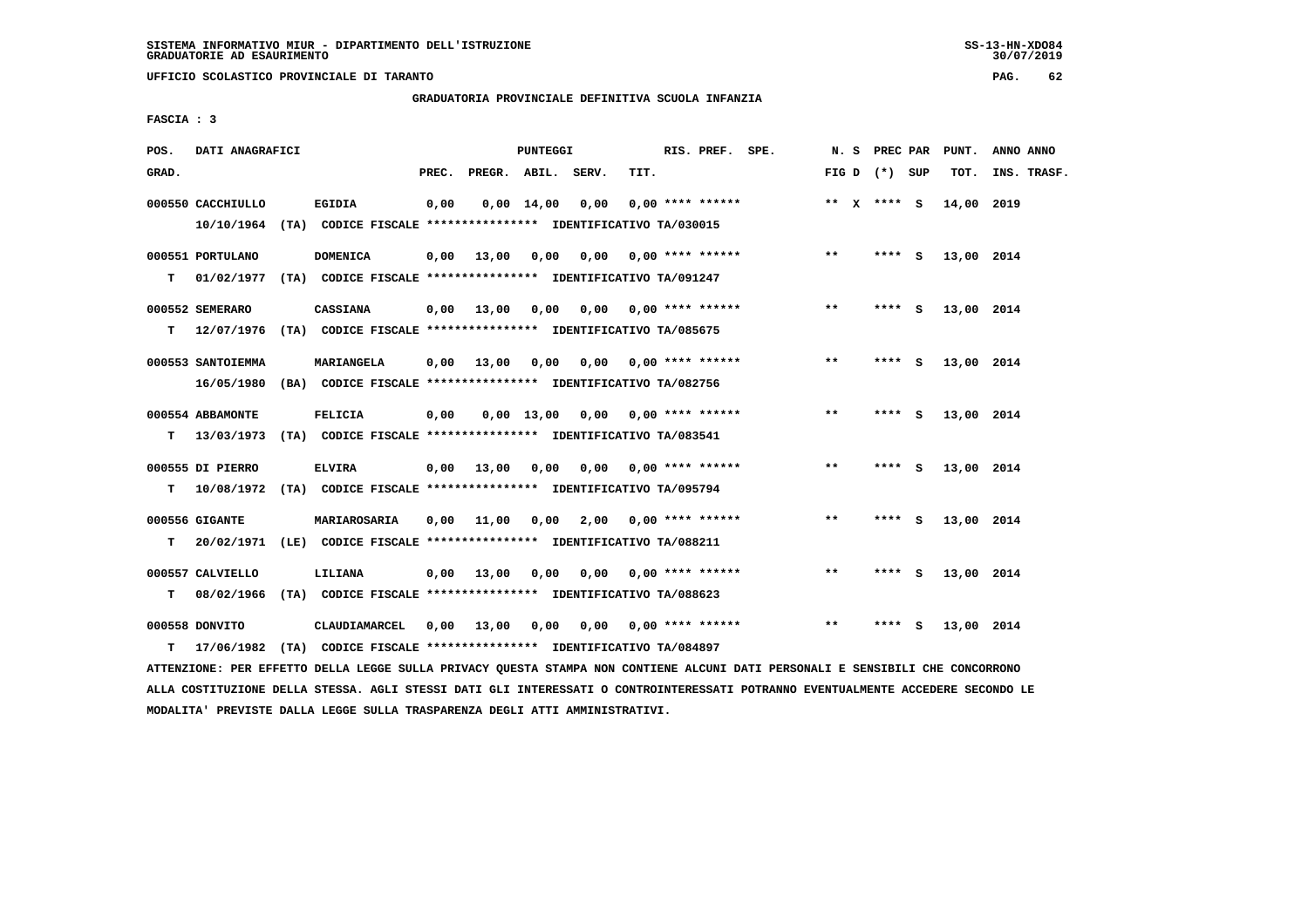SISTEMA INFORMATIVO MIUR - DIPARTIMENTO DELL'ISTRUZIONE
GRADUATORIE AD ESAURIMENTO

UFFICIO SCOLASTICO PROVINCIALE DI TARANTO

GRADUATORIA PROVINCIALE DEFINITIVA SCUOLA INFANZIA

FASCIA : 3

| POS. GRAD. | DATI ANAGRAFICI | | PREC. | PREGR. | ABIL. | SERV. | TIT. | RIS. PREF. | SPE. | N. S FIG D | PREC PAR (*) SUP | PUNT. TOT. | ANNO ANNO INS. TRASF. |
|---|---|---|---|---|---|---|---|---|---|---|---|---|---|
| 000550 | CACCHIULLO | EGIDIA | 0,00 | 0,00 | 14,00 | 0,00 | 0,00 | **** ****** | | ** X | **** S | 14,00 | 2019 |
| | 10/10/1964 (TA) CODICE FISCALE **************** IDENTIFICATIVO TA/030015 | | | | | | | | | | | | |
| 000551 | PORTULANO | DOMENICA | 0,00 | 13,00 | 0,00 | 0,00 | 0,00 | **** ****** | | ** | **** S | 13,00 | 2014 |
| T | 01/02/1977 (TA) CODICE FISCALE **************** IDENTIFICATIVO TA/091247 | | | | | | | | | | | | |
| 000552 | SEMERARO | CASSIANA | 0,00 | 13,00 | 0,00 | 0,00 | 0,00 | **** ****** | | ** | **** S | 13,00 | 2014 |
| T | 12/07/1976 (TA) CODICE FISCALE **************** IDENTIFICATIVO TA/085675 | | | | | | | | | | | | |
| 000553 | SANTOIEMMA | MARIANGELA | 0,00 | 13,00 | 0,00 | 0,00 | 0,00 | **** ****** | | ** | **** S | 13,00 | 2014 |
| | 16/05/1980 (BA) CODICE FISCALE **************** IDENTIFICATIVO TA/082756 | | | | | | | | | | | | |
| 000554 | ABBAMONTE | FELICIA | 0,00 | 0,00 | 13,00 | 0,00 | 0,00 | **** ****** | | ** | **** S | 13,00 | 2014 |
| T | 13/03/1973 (TA) CODICE FISCALE **************** IDENTIFICATIVO TA/083541 | | | | | | | | | | | | |
| 000555 | DI PIERRO | ELVIRA | 0,00 | 13,00 | 0,00 | 0,00 | 0,00 | **** ****** | | ** | **** S | 13,00 | 2014 |
| T | 10/08/1972 (TA) CODICE FISCALE **************** IDENTIFICATIVO TA/095794 | | | | | | | | | | | | |
| 000556 | GIGANTE | MARIAROSARIA | 0,00 | 11,00 | 0,00 | 2,00 | 0,00 | **** ****** | | ** | **** S | 13,00 | 2014 |
| T | 20/02/1971 (LE) CODICE FISCALE **************** IDENTIFICATIVO TA/088211 | | | | | | | | | | | | |
| 000557 | CALVIELLO | LILIANA | 0,00 | 13,00 | 0,00 | 0,00 | 0,00 | **** ****** | | ** | **** S | 13,00 | 2014 |
| T | 08/02/1966 (TA) CODICE FISCALE **************** IDENTIFICATIVO TA/088623 | | | | | | | | | | | | |
| 000558 | DONVITO | CLAUDIAMARCEL | 0,00 | 13,00 | 0,00 | 0,00 | 0,00 | **** ****** | | ** | **** S | 13,00 | 2014 |
| T | 17/06/1982 (TA) CODICE FISCALE **************** IDENTIFICATIVO TA/084897 | | | | | | | | | | | | |

ATTENZIONE: PER EFFETTO DELLA LEGGE SULLA PRIVACY QUESTA STAMPA NON CONTIENE ALCUNI DATI PERSONALI E SENSIBILI CHE CONCORRONO ALLA COSTITUZIONE DELLA STESSA. AGLI STESSI DATI GLI INTERESSATI O CONTROINTERESSATI POTRANNO EVENTUALMENTE ACCEDERE SECONDO LE MODALITA' PREVISTE DALLA LEGGE SULLA TRASPARENZA DEGLI ATTI AMMINISTRATIVI.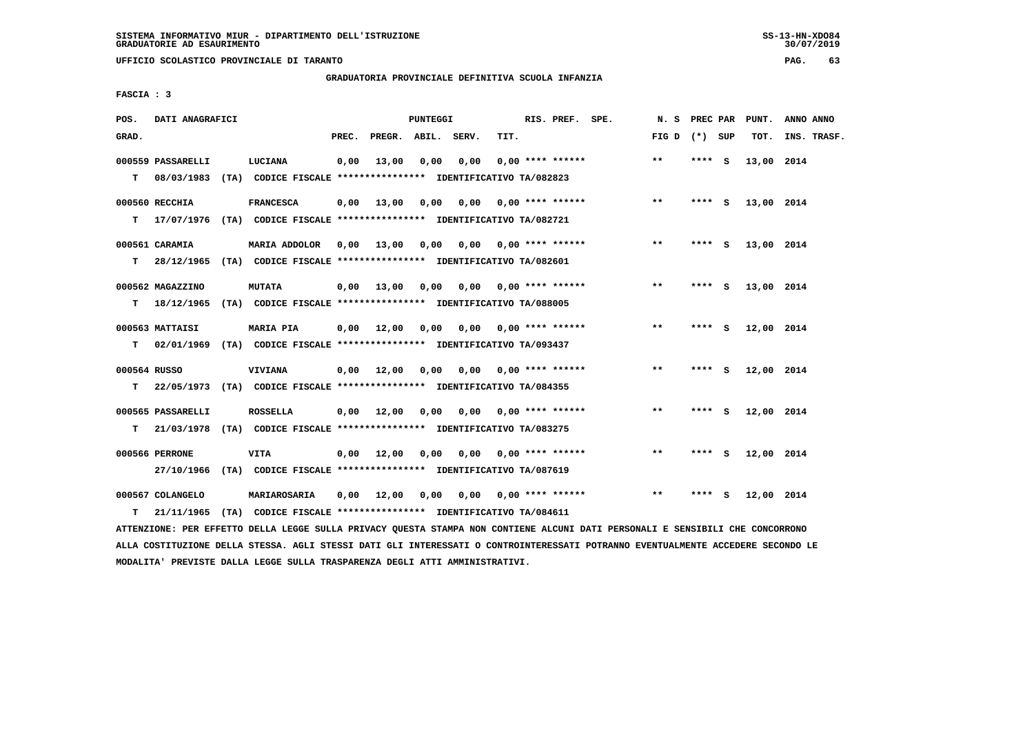SISTEMA INFORMATIVO MIUR - DIPARTIMENTO DELL'ISTRUZIONE
GRADUATORIE AD ESAURIMENTO

UFFICIO SCOLASTICO PROVINCIALE DI TARANTO

GRADUATORIA PROVINCIALE DEFINITIVA SCUOLA INFANZIA

FASCIA : 3

| POS. GRAD. | DATI ANAGRAFICI | | PREC. | PREGR. | ABIL. | SERV. | TIT. | RIS. PREF. SPE. | N. S FIG D | PREC PAR (*) | SUP | PUNT. TOT. | ANNO ANNO INS. TRASF. |
|---|---|---|---|---|---|---|---|---|---|---|---|---|---|
| 000559 | PASSARELLI | LUCIANA | 0,00 | 13,00 | 0,00 | 0,00 | 0,00 | **** ****** | ** | **** | S | 13,00 | 2014 |
| T | 08/03/1983 (TA) CODICE FISCALE **************** IDENTIFICATIVO TA/082823 | | | | | | | | | | | | |
| 000560 | RECCHIA | FRANCESCA | 0,00 | 13,00 | 0,00 | 0,00 | 0,00 | **** ****** | ** | **** | S | 13,00 | 2014 |
| T | 17/07/1976 (TA) CODICE FISCALE **************** IDENTIFICATIVO TA/082721 | | | | | | | | | | | | |
| 000561 | CARAMIA | MARIA ADDOLOR | 0,00 | 13,00 | 0,00 | 0,00 | 0,00 | **** ****** | ** | **** | S | 13,00 | 2014 |
| T | 28/12/1965 (TA) CODICE FISCALE **************** IDENTIFICATIVO TA/082601 | | | | | | | | | | | | |
| 000562 | MAGAZZINO | MUTATA | 0,00 | 13,00 | 0,00 | 0,00 | 0,00 | **** ****** | ** | **** | S | 13,00 | 2014 |
| T | 18/12/1965 (TA) CODICE FISCALE **************** IDENTIFICATIVO TA/088005 | | | | | | | | | | | | |
| 000563 | MATTAISI | MARIA PIA | 0,00 | 12,00 | 0,00 | 0,00 | 0,00 | **** ****** | ** | **** | S | 12,00 | 2014 |
| T | 02/01/1969 (TA) CODICE FISCALE **************** IDENTIFICATIVO TA/093437 | | | | | | | | | | | | |
| 000564 | RUSSO | VIVIANA | 0,00 | 12,00 | 0,00 | 0,00 | 0,00 | **** ****** | ** | **** | S | 12,00 | 2014 |
| T | 22/05/1973 (TA) CODICE FISCALE **************** IDENTIFICATIVO TA/084355 | | | | | | | | | | | | |
| 000565 | PASSARELLI | ROSSELLA | 0,00 | 12,00 | 0,00 | 0,00 | 0,00 | **** ****** | ** | **** | S | 12,00 | 2014 |
| T | 21/03/1978 (TA) CODICE FISCALE **************** IDENTIFICATIVO TA/083275 | | | | | | | | | | | | |
| 000566 | PERRONE | VITA | 0,00 | 12,00 | 0,00 | 0,00 | 0,00 | **** ****** | ** | **** | S | 12,00 | 2014 |
| | 27/10/1966 (TA) CODICE FISCALE **************** IDENTIFICATIVO TA/087619 | | | | | | | | | | | | |
| 000567 | COLANGELO | MARIAROSARIA | 0,00 | 12,00 | 0,00 | 0,00 | 0,00 | **** ****** | ** | **** | S | 12,00 | 2014 |
| T | 21/11/1965 (TA) CODICE FISCALE **************** IDENTIFICATIVO TA/084611 | | | | | | | | | | | | |

ATTENZIONE: PER EFFETTO DELLA LEGGE SULLA PRIVACY QUESTA STAMPA NON CONTIENE ALCUNI DATI PERSONALI E SENSIBILI CHE CONCORRONO ALLA COSTITUZIONE DELLA STESSA. AGLI STESSI DATI GLI INTERESSATI O CONTROINTERESSATI POTRANNO EVENTUALMENTE ACCEDERE SECONDO LE MODALITA' PREVISTE DALLA LEGGE SULLA TRASPARENZA DEGLI ATTI AMMINISTRATIVI.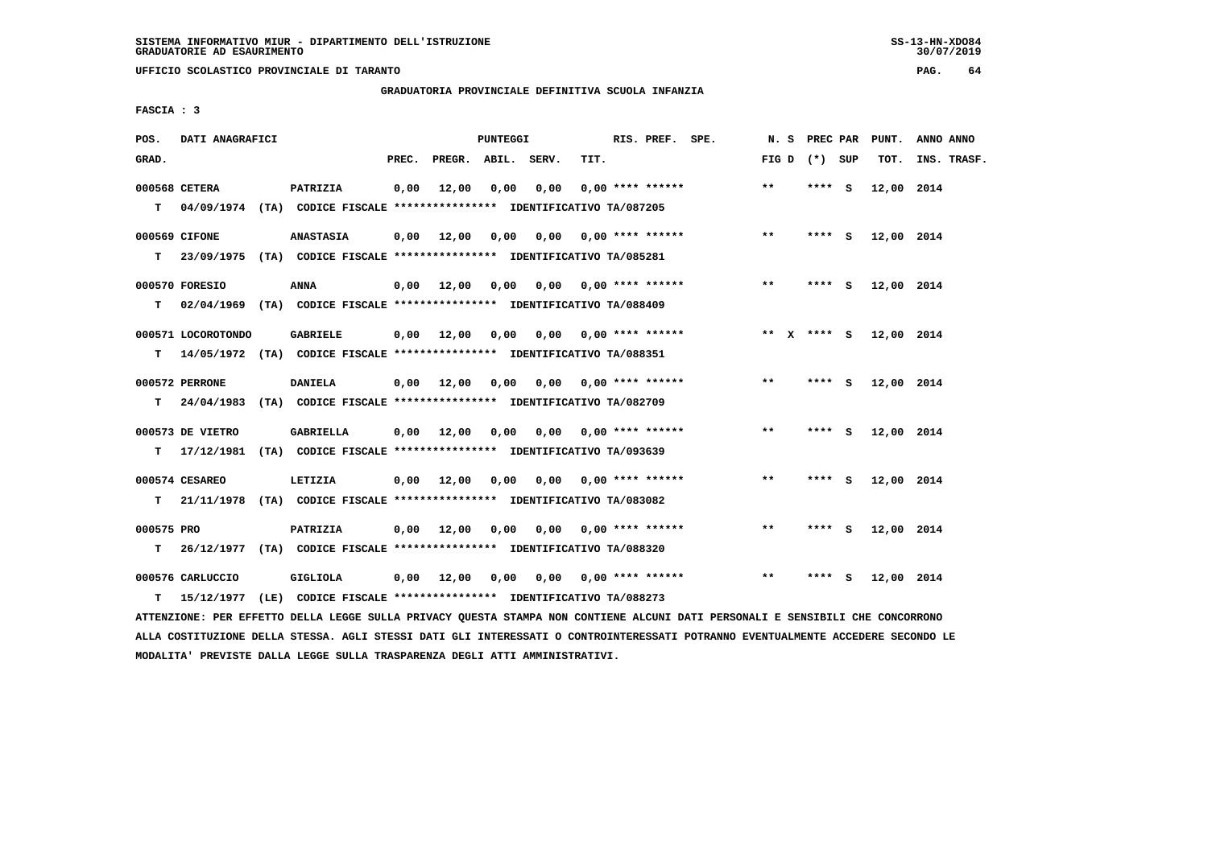SISTEMA INFORMATIVO MIUR - DIPARTIMENTO DELL'ISTRUZIONE
GRADUATORIE AD ESAURIMENTO

UFFICIO SCOLASTICO PROVINCIALE DI TARANTO

GRADUATORIA PROVINCIALE DEFINITIVA SCUOLA INFANZIA

FASCIA : 3

| POS. GRAD. | DATI ANAGRAFICI | | PREC. | PREGR. | ABIL. | SERV. | TIT. | RIS. PREF. | SPE. | N. S FIG D | PREC PAR (*) | SUP | PUNT. TOT. | ANNO INS. | ANNO TRASF. |
|---|---|---|---|---|---|---|---|---|---|---|---|---|---|---|---|
| 000568 | CETERA | PATRIZIA | 0,00 | 12,00 | 0,00 | 0,00 | 0,00 | **** ****** | | ** | **** | S | 12,00 | 2014 | |
| T | 04/09/1974 (TA) CODICE FISCALE **************** IDENTIFICATIVO TA/087205 | | | | | | | | | | | | | | |
| 000569 | CIFONE | ANASTASIA | 0,00 | 12,00 | 0,00 | 0,00 | 0,00 | **** ****** | | ** | **** | S | 12,00 | 2014 | |
| T | 23/09/1975 (TA) CODICE FISCALE **************** IDENTIFICATIVO TA/085281 | | | | | | | | | | | | | | |
| 000570 | FORESIO | ANNA | 0,00 | 12,00 | 0,00 | 0,00 | 0,00 | **** ****** | | ** | **** | S | 12,00 | 2014 | |
| T | 02/04/1969 (TA) CODICE FISCALE **************** IDENTIFICATIVO TA/088409 | | | | | | | | | | | | | | |
| 000571 | LOCOROTONDO | GABRIELE | 0,00 | 12,00 | 0,00 | 0,00 | 0,00 | **** ****** | | ** X | **** | S | 12,00 | 2014 | |
| T | 14/05/1972 (TA) CODICE FISCALE **************** IDENTIFICATIVO TA/088351 | | | | | | | | | | | | | | |
| 000572 | PERRONE | DANIELA | 0,00 | 12,00 | 0,00 | 0,00 | 0,00 | **** ****** | | ** | **** | S | 12,00 | 2014 | |
| T | 24/04/1983 (TA) CODICE FISCALE **************** IDENTIFICATIVO TA/082709 | | | | | | | | | | | | | | |
| 000573 | DE VIETRO | GABRIELLA | 0,00 | 12,00 | 0,00 | 0,00 | 0,00 | **** ****** | | ** | **** | S | 12,00 | 2014 | |
| T | 17/12/1981 (TA) CODICE FISCALE **************** IDENTIFICATIVO TA/093639 | | | | | | | | | | | | | | |
| 000574 | CESAREO | LETIZIA | 0,00 | 12,00 | 0,00 | 0,00 | 0,00 | **** ****** | | ** | **** | S | 12,00 | 2014 | |
| T | 21/11/1978 (TA) CODICE FISCALE **************** IDENTIFICATIVO TA/083082 | | | | | | | | | | | | | | |
| 000575 | PRO | PATRIZIA | 0,00 | 12,00 | 0,00 | 0,00 | 0,00 | **** ****** | | ** | **** | S | 12,00 | 2014 | |
| T | 26/12/1977 (TA) CODICE FISCALE **************** IDENTIFICATIVO TA/088320 | | | | | | | | | | | | | | |
| 000576 | CARLUCCIO | GIGLIOLA | 0,00 | 12,00 | 0,00 | 0,00 | 0,00 | **** ****** | | ** | **** | S | 12,00 | 2014 | |
| T | 15/12/1977 (LE) CODICE FISCALE **************** IDENTIFICATIVO TA/088273 | | | | | | | | | | | | | | |

ATTENZIONE: PER EFFETTO DELLA LEGGE SULLA PRIVACY QUESTA STAMPA NON CONTIENE ALCUNI DATI PERSONALI E SENSIBILI CHE CONCORRONO ALLA COSTITUZIONE DELLA STESSA. AGLI STESSI DATI GLI INTERESSATI O CONTROINTERESSATI POTRANNO EVENTUALMENTE ACCEDERE SECONDO LE MODALITA' PREVISTE DALLA LEGGE SULLA TRASPARENZA DEGLI ATTI AMMINISTRATIVI.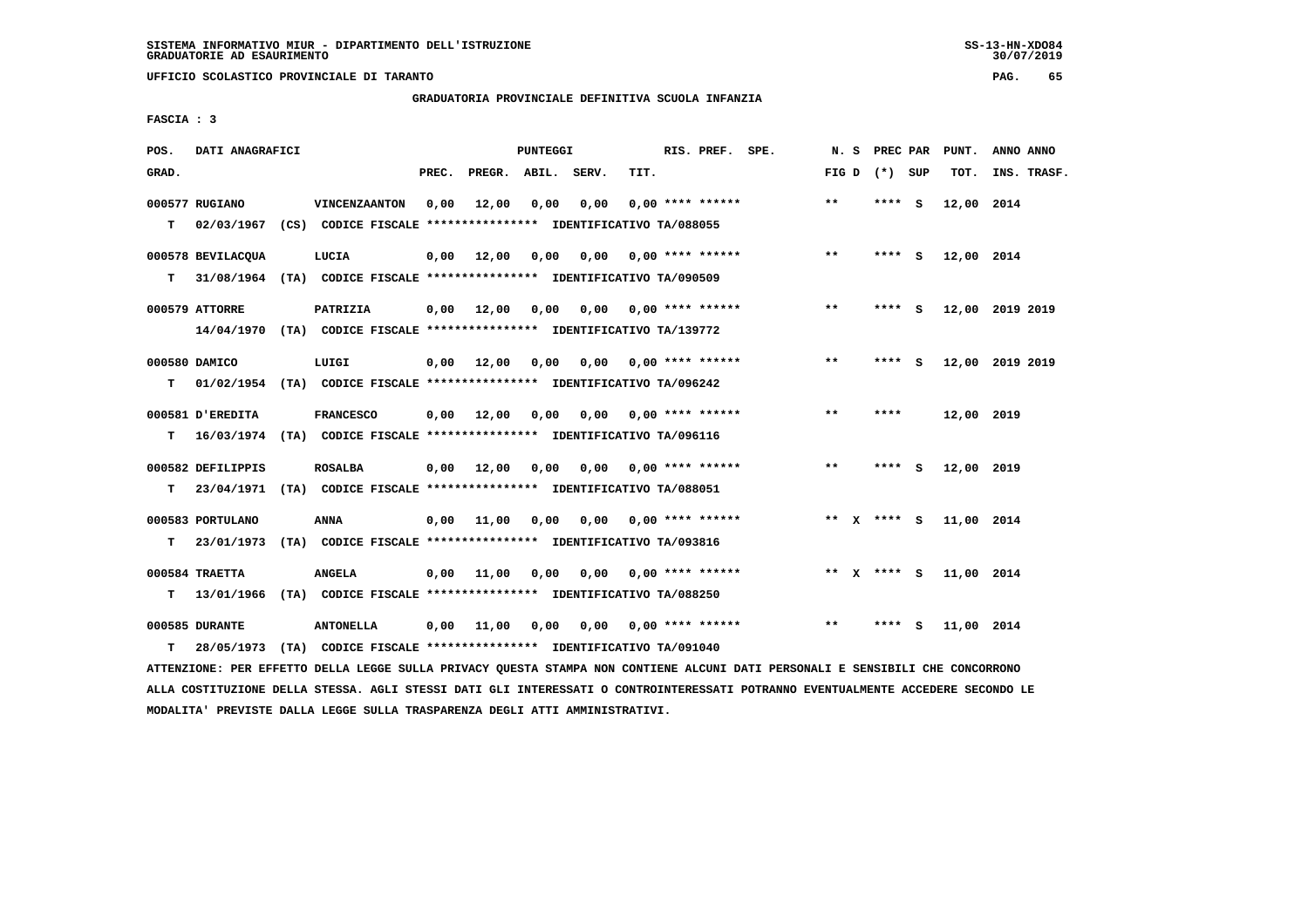SISTEMA INFORMATIVO MIUR - DIPARTIMENTO DELL'ISTRUZIONE
GRADUATORIE AD ESAURIMENTO

UFFICIO SCOLASTICO PROVINCIALE DI TARANTO

GRADUATORIA PROVINCIALE DEFINITIVA SCUOLA INFANZIA

FASCIA : 3

| POS. GRAD. | DATI ANAGRAFICI | | PREC. | PREGR. | ABIL. | SERV. | TIT. | RIS. PREF. | SPE. | N. S FIG D | PREC PAR (*) SUP | PUNT. TOT. | ANNO ANNO INS. TRASF. |
|---|---|---|---|---|---|---|---|---|---|---|---|---|---|
| 000577 RUGIANO | VINCENZAANTON | | 0,00 | 12,00 | 0,00 | 0,00 | 0,00 | **** ****** | | ** | **** S | 12,00 | 2014 |
| T 02/03/1967 (CS) | CODICE FISCALE **************** | IDENTIFICATIVO TA/088055 | | | | | | | | | | | |
| 000578 BEVILACQUA | LUCIA | | 0,00 | 12,00 | 0,00 | 0,00 | 0,00 | **** ****** | | ** | **** S | 12,00 | 2014 |
| T 31/08/1964 (TA) | CODICE FISCALE **************** | IDENTIFICATIVO TA/090509 | | | | | | | | | | | |
| 000579 ATTORRE | PATRIZIA | | 0,00 | 12,00 | 0,00 | 0,00 | 0,00 | **** ****** | | ** | **** S | 12,00 | 2019 2019 |
| 14/04/1970 (TA) | CODICE FISCALE **************** | IDENTIFICATIVO TA/139772 | | | | | | | | | | | |
| 000580 DAMICO | LUIGI | | 0,00 | 12,00 | 0,00 | 0,00 | 0,00 | **** ****** | | ** | **** S | 12,00 | 2019 2019 |
| T 01/02/1954 (TA) | CODICE FISCALE **************** | IDENTIFICATIVO TA/096242 | | | | | | | | | | | |
| 000581 D'EREDITA | FRANCESCO | | 0,00 | 12,00 | 0,00 | 0,00 | 0,00 | **** ****** | | ** | **** | 12,00 | 2019 |
| T 16/03/1974 (TA) | CODICE FISCALE **************** | IDENTIFICATIVO TA/096116 | | | | | | | | | | | |
| 000582 DEFILIPPIS | ROSALBA | | 0,00 | 12,00 | 0,00 | 0,00 | 0,00 | **** ****** | | ** | **** S | 12,00 | 2019 |
| T 23/04/1971 (TA) | CODICE FISCALE **************** | IDENTIFICATIVO TA/088051 | | | | | | | | | | | |
| 000583 PORTULANO | ANNA | | 0,00 | 11,00 | 0,00 | 0,00 | 0,00 | **** ****** | | ** X | **** S | 11,00 | 2014 |
| T 23/01/1973 (TA) | CODICE FISCALE **************** | IDENTIFICATIVO TA/093816 | | | | | | | | | | | |
| 000584 TRAETTA | ANGELA | | 0,00 | 11,00 | 0,00 | 0,00 | 0,00 | **** ****** | | ** X | **** S | 11,00 | 2014 |
| T 13/01/1966 (TA) | CODICE FISCALE **************** | IDENTIFICATIVO TA/088250 | | | | | | | | | | | |
| 000585 DURANTE | ANTONELLA | | 0,00 | 11,00 | 0,00 | 0,00 | 0,00 | **** ****** | | ** | **** S | 11,00 | 2014 |
| T 28/05/1973 (TA) | CODICE FISCALE **************** | IDENTIFICATIVO TA/091040 | | | | | | | | | | | |

ATTENZIONE: PER EFFETTO DELLA LEGGE SULLA PRIVACY QUESTA STAMPA NON CONTIENE ALCUNI DATI PERSONALI E SENSIBILI CHE CONCORRONO ALLA COSTITUZIONE DELLA STESSA. AGLI STESSI DATI GLI INTERESSATI O CONTROINTERESSATI POTRANNO EVENTUALMENTE ACCEDERE SECONDO LE MODALITA' PREVISTE DALLA LEGGE SULLA TRASPARENZA DEGLI ATTI AMMINISTRATIVI.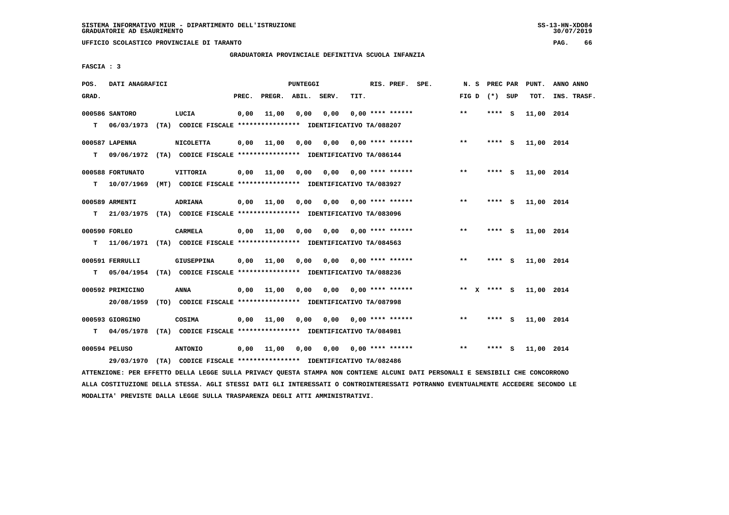SISTEMA INFORMATIVO MIUR - DIPARTIMENTO DELL'ISTRUZIONE
GRADUATORIE AD ESAURIMENTO

UFFICIO SCOLASTICO PROVINCIALE DI TARANTO

GRADUATORIA PROVINCIALE DEFINITIVA SCUOLA INFANZIA

FASCIA : 3

| POS. GRAD. | DATI ANAGRAFICI | | PREC. | PREGR. | ABIL. | SERV. | TIT. | RIS. PREF. SPE. | N. S FIG D | PREC PAR (*) SUP | PUNT. TOT. | ANNO ANNO INS. TRASF. |
|---|---|---|---|---|---|---|---|---|---|---|---|---|
| 000586 SANTORO | LUCIA | | 0,00 | 11,00 | 0,00 | 0,00 | 0,00 | **** ****** | ** | **** S | 11,00 | 2014 |
| T | 06/03/1973 (TA) CODICE FISCALE **************** IDENTIFICATIVO TA/088207 | | | | | | | | | | | |
| 000587 LAPENNA | NICOLETTA | | 0,00 | 11,00 | 0,00 | 0,00 | 0,00 | **** ****** | ** | **** S | 11,00 | 2014 |
| T | 09/06/1972 (TA) CODICE FISCALE **************** IDENTIFICATIVO TA/086144 | | | | | | | | | | | |
| 000588 FORTUNATO | VITTORIA | | 0,00 | 11,00 | 0,00 | 0,00 | 0,00 | **** ****** | ** | **** S | 11,00 | 2014 |
| T | 10/07/1969 (MT) CODICE FISCALE **************** IDENTIFICATIVO TA/083927 | | | | | | | | | | | |
| 000589 ARMENTI | ADRIANA | | 0,00 | 11,00 | 0,00 | 0,00 | 0,00 | **** ****** | ** | **** S | 11,00 | 2014 |
| T | 21/03/1975 (TA) CODICE FISCALE **************** IDENTIFICATIVO TA/083096 | | | | | | | | | | | |
| 000590 FORLEO | CARMELA | | 0,00 | 11,00 | 0,00 | 0,00 | 0,00 | **** ****** | ** | **** S | 11,00 | 2014 |
| T | 11/06/1971 (TA) CODICE FISCALE **************** IDENTIFICATIVO TA/084563 | | | | | | | | | | | |
| 000591 FERRULLI | GIUSEPPINA | | 0,00 | 11,00 | 0,00 | 0,00 | 0,00 | **** ****** | ** | **** S | 11,00 | 2014 |
| T | 05/04/1954 (TA) CODICE FISCALE **************** IDENTIFICATIVO TA/088236 | | | | | | | | | | | |
| 000592 PRIMICINO | ANNA | | 0,00 | 11,00 | 0,00 | 0,00 | 0,00 | **** ****** | ** X | **** S | 11,00 | 2014 |
| | 20/08/1959 (TO) CODICE FISCALE **************** IDENTIFICATIVO TA/087998 | | | | | | | | | | | |
| 000593 GIORGINO | COSIMA | | 0,00 | 11,00 | 0,00 | 0,00 | 0,00 | **** ****** | ** | **** S | 11,00 | 2014 |
| T | 04/05/1978 (TA) CODICE FISCALE **************** IDENTIFICATIVO TA/084981 | | | | | | | | | | | |
| 000594 PELUSO | ANTONIO | | 0,00 | 11,00 | 0,00 | 0,00 | 0,00 | **** ****** | ** | **** S | 11,00 | 2014 |
| | 29/03/1970 (TA) CODICE FISCALE **************** IDENTIFICATIVO TA/082486 | | | | | | | | | | | |

ATTENZIONE: PER EFFETTO DELLA LEGGE SULLA PRIVACY QUESTA STAMPA NON CONTIENE ALCUNI DATI PERSONALI E SENSIBILI CHE CONCORRONO ALLA COSTITUZIONE DELLA STESSA. AGLI STESSI DATI GLI INTERESSATI O CONTROINTERESSATI POTRANNO EVENTUALMENTE ACCEDERE SECONDO LE MODALITA' PREVISTE DALLA LEGGE SULLA TRASPARENZA DEGLI ATTI AMMINISTRATIVI.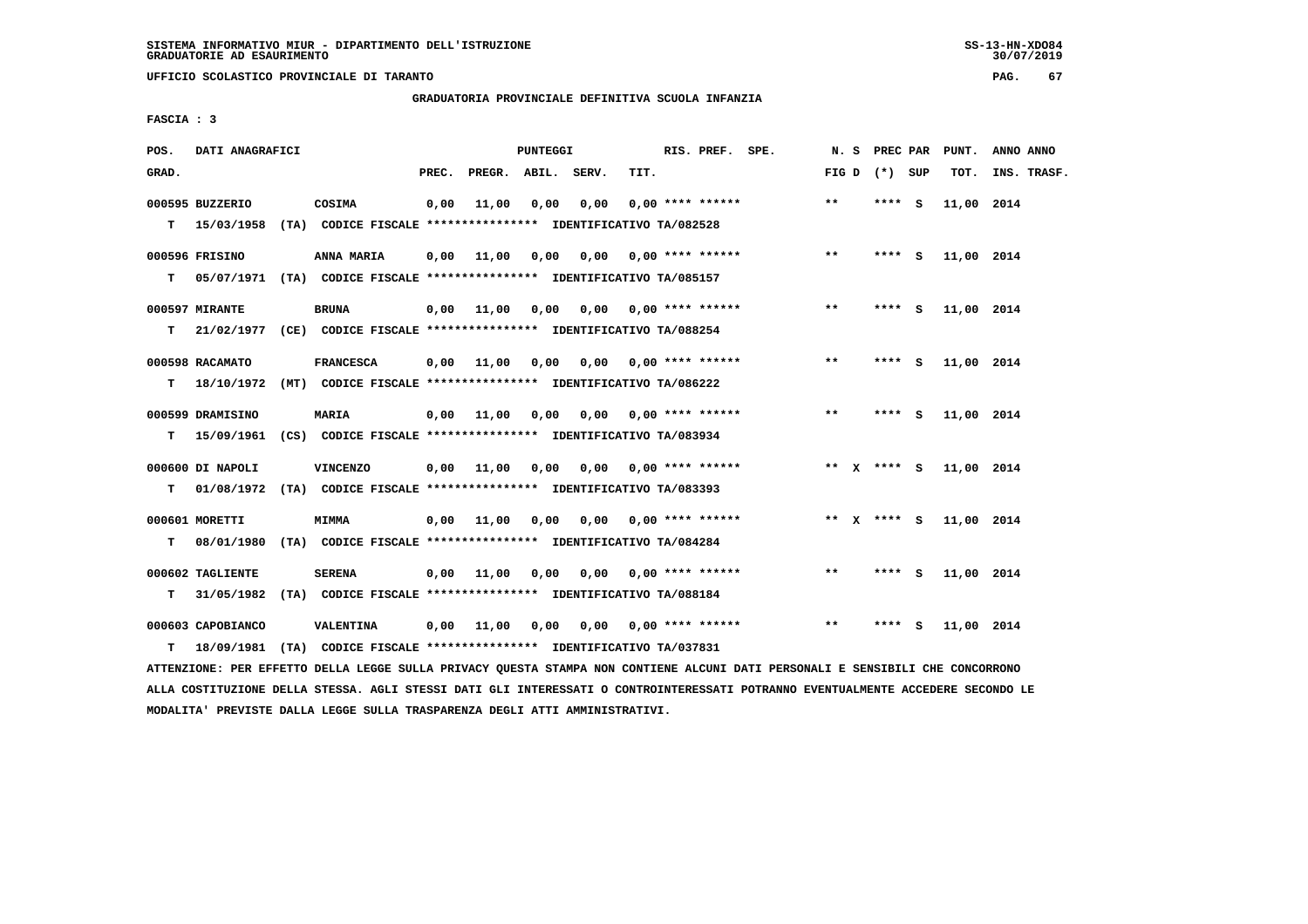SISTEMA INFORMATIVO MIUR - DIPARTIMENTO DELL'ISTRUZIONE
GRADUATORIE AD ESAURIMENTO

UFFICIO SCOLASTICO PROVINCIALE DI TARANTO

GRADUATORIA PROVINCIALE DEFINITIVA SCUOLA INFANZIA

FASCIA : 3

| POS. GRAD. | DATI ANAGRAFICI | | PREC. | PREGR. | ABIL. | SERV. | TIT. | RIS. PREF. SPE. | N. S FIG D | PREC PAR (*) SUP | PUNT. TOT. | ANNO ANNO INS. TRASF. |
|---|---|---|---|---|---|---|---|---|---|---|---|---|
| 000595 | BUZZERIO | COSIMA | 0,00 | 11,00 | 0,00 | 0,00 | 0,00 | **** ****** | ** | **** S | 11,00 | 2014 |
| T | 15/03/1958 (TA) | CODICE FISCALE **************** IDENTIFICATIVO TA/082528 | | | | | | | | | | |
| 000596 | FRISINO | ANNA MARIA | 0,00 | 11,00 | 0,00 | 0,00 | 0,00 | **** ****** | ** | **** S | 11,00 | 2014 |
| T | 05/07/1971 (TA) | CODICE FISCALE **************** IDENTIFICATIVO TA/085157 | | | | | | | | | | |
| 000597 | MIRANTE | BRUNA | 0,00 | 11,00 | 0,00 | 0,00 | 0,00 | **** ****** | ** | **** S | 11,00 | 2014 |
| T | 21/02/1977 (CE) | CODICE FISCALE **************** IDENTIFICATIVO TA/088254 | | | | | | | | | | |
| 000598 | RACAMATO | FRANCESCA | 0,00 | 11,00 | 0,00 | 0,00 | 0,00 | **** ****** | ** | **** S | 11,00 | 2014 |
| T | 18/10/1972 (MT) | CODICE FISCALE **************** IDENTIFICATIVO TA/086222 | | | | | | | | | | |
| 000599 | DRAMISINO | MARIA | 0,00 | 11,00 | 0,00 | 0,00 | 0,00 | **** ****** | ** | **** S | 11,00 | 2014 |
| T | 15/09/1961 (CS) | CODICE FISCALE **************** IDENTIFICATIVO TA/083934 | | | | | | | | | | |
| 000600 | DI NAPOLI | VINCENZO | 0,00 | 11,00 | 0,00 | 0,00 | 0,00 | **** ****** | ** X | **** S | 11,00 | 2014 |
| T | 01/08/1972 (TA) | CODICE FISCALE **************** IDENTIFICATIVO TA/083393 | | | | | | | | | | |
| 000601 | MORETTI | MIMMA | 0,00 | 11,00 | 0,00 | 0,00 | 0,00 | **** ****** | ** X | **** S | 11,00 | 2014 |
| T | 08/01/1980 (TA) | CODICE FISCALE **************** IDENTIFICATIVO TA/084284 | | | | | | | | | | |
| 000602 | TAGLIENTE | SERENA | 0,00 | 11,00 | 0,00 | 0,00 | 0,00 | **** ****** | ** | **** S | 11,00 | 2014 |
| T | 31/05/1982 (TA) | CODICE FISCALE **************** IDENTIFICATIVO TA/088184 | | | | | | | | | | |
| 000603 | CAPOBIANCO | VALENTINA | 0,00 | 11,00 | 0,00 | 0,00 | 0,00 | **** ****** | ** | **** S | 11,00 | 2014 |
| T | 18/09/1981 (TA) | CODICE FISCALE **************** IDENTIFICATIVO TA/037831 | | | | | | | | | | |

ATTENZIONE: PER EFFETTO DELLA LEGGE SULLA PRIVACY QUESTA STAMPA NON CONTIENE ALCUNI DATI PERSONALI E SENSIBILI CHE CONCORRONO ALLA COSTITUZIONE DELLA STESSA. AGLI STESSI DATI GLI INTERESSATI O CONTROINTERESSATI POTRANNO EVENTUALMENTE ACCEDERE SECONDO LE MODALITA' PREVISTE DALLA LEGGE SULLA TRASPARENZA DEGLI ATTI AMMINISTRATIVI.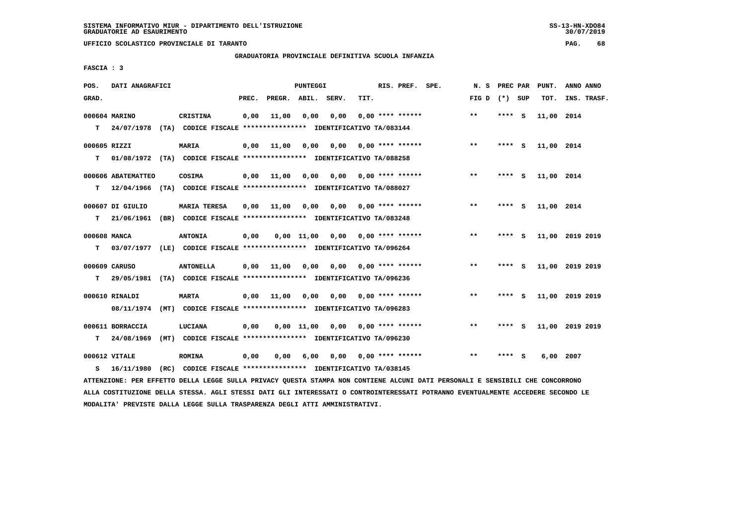SISTEMA INFORMATIVO MIUR - DIPARTIMENTO DELL'ISTRUZIONE
GRADUATORIE AD ESAURIMENTO

UFFICIO SCOLASTICO PROVINCIALE DI TARANTO

GRADUATORIA PROVINCIALE DEFINITIVA SCUOLA INFANZIA

FASCIA : 3

| POS. GRAD. | DATI ANAGRAFICI | | PREC. | PREGR. | ABIL. | SERV. | TIT. | RIS. PREF. SPE. | N. S FIG D | PREC PAR (*) SUP | PUNT. TOT. | ANNO ANNO INS. TRASF. |
|---|---|---|---|---|---|---|---|---|---|---|---|---|
| 000604 | MARINO | CRISTINA | 0,00 | 11,00 | 0,00 | 0,00 | 0,00 | **** ****** | ** | **** S | 11,00 | 2014 |
| T | 24/07/1978 (TA) CODICE FISCALE **************** IDENTIFICATIVO TA/083144 | | | | | | | | | | | |
| 000605 | RIZZI | MARIA | 0,00 | 11,00 | 0,00 | 0,00 | 0,00 | **** ****** | ** | **** S | 11,00 | 2014 |
| T | 01/08/1972 (TA) CODICE FISCALE **************** IDENTIFICATIVO TA/088258 | | | | | | | | | | | |
| 000606 | ABATEMATTEO | COSIMA | 0,00 | 11,00 | 0,00 | 0,00 | 0,00 | **** ****** | ** | **** S | 11,00 | 2014 |
| T | 12/04/1966 (TA) CODICE FISCALE **************** IDENTIFICATIVO TA/088027 | | | | | | | | | | | |
| 000607 | DI GIULIO | MARIA TERESA | 0,00 | 11,00 | 0,00 | 0,00 | 0,00 | **** ****** | ** | **** S | 11,00 | 2014 |
| T | 21/06/1961 (BR) CODICE FISCALE **************** IDENTIFICATIVO TA/083248 | | | | | | | | | | | |
| 000608 | MANCA | ANTONIA | 0,00 | 0,00 | 11,00 | 0,00 | 0,00 | **** ****** | ** | **** S | 11,00 | 2019 2019 |
| T | 03/07/1977 (LE) CODICE FISCALE **************** IDENTIFICATIVO TA/096264 | | | | | | | | | | | |
| 000609 | CARUSO | ANTONELLA | 0,00 | 11,00 | 0,00 | 0,00 | 0,00 | **** ****** | ** | **** S | 11,00 | 2019 2019 |
| T | 29/05/1981 (TA) CODICE FISCALE **************** IDENTIFICATIVO TA/096236 | | | | | | | | | | | |
| 000610 | RINALDI | MARTA | 0,00 | 11,00 | 0,00 | 0,00 | 0,00 | **** ****** | ** | **** S | 11,00 | 2019 2019 |
| | 08/11/1974 (MT) CODICE FISCALE **************** IDENTIFICATIVO TA/096283 | | | | | | | | | | | |
| 000611 | BORRACCIA | LUCIANA | 0,00 | 0,00 | 11,00 | 0,00 | 0,00 | **** ****** | ** | **** S | 11,00 | 2019 2019 |
| T | 24/08/1969 (MT) CODICE FISCALE **************** IDENTIFICATIVO TA/096230 | | | | | | | | | | | |
| 000612 | VITALE | ROMINA | 0,00 | 0,00 | 6,00 | 0,00 | 0,00 | **** ****** | ** | **** S | 6,00 | 2007 |
| S | 16/11/1980 (RC) CODICE FISCALE **************** IDENTIFICATIVO TA/038145 | | | | | | | | | | | |

ATTENZIONE: PER EFFETTO DELLA LEGGE SULLA PRIVACY QUESTA STAMPA NON CONTIENE ALCUNI DATI PERSONALI E SENSIBILI CHE CONCORRONO ALLA COSTITUZIONE DELLA STESSA. AGLI STESSI DATI GLI INTERESSATI O CONTROINTERESSATI POTRANNO EVENTUALMENTE ACCEDERE SECONDO LE MODALITA' PREVISTE DALLA LEGGE SULLA TRASPARENZA DEGLI ATTI AMMINISTRATIVI.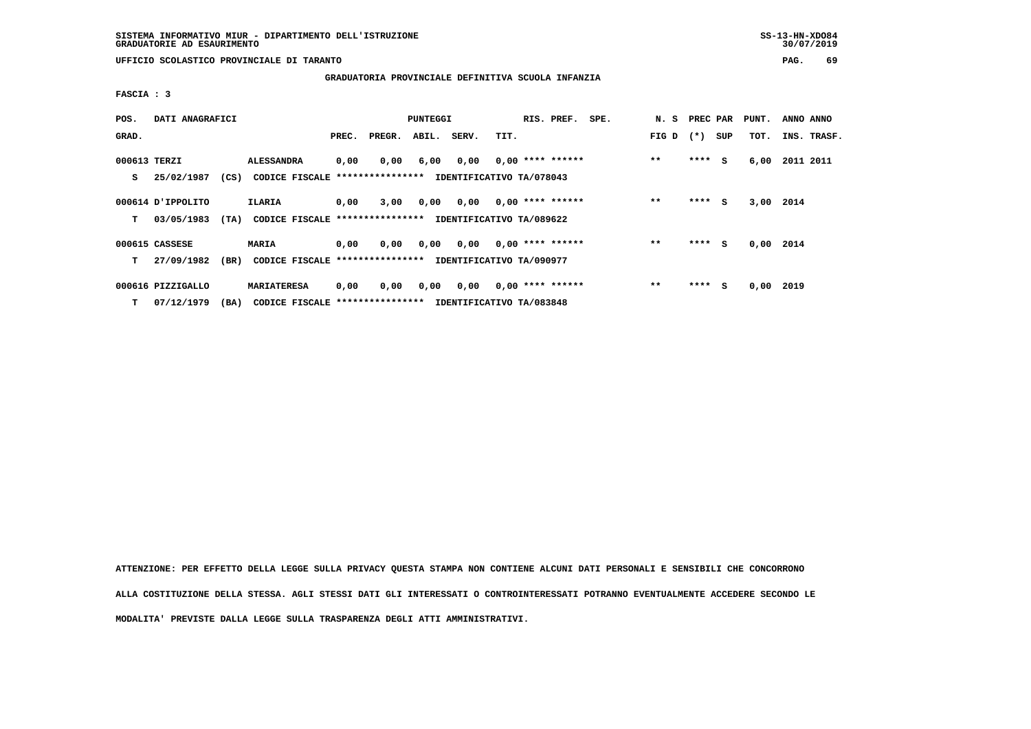SISTEMA INFORMATIVO MIUR - DIPARTIMENTO DELL'ISTRUZIONE
GRADUATORIE AD ESAURIMENTO

UFFICIO SCOLASTICO PROVINCIALE DI TARANTO

GRADUATORIA PROVINCIALE DEFINITIVA SCUOLA INFANZIA

FASCIA : 3

| POS. GRAD. | DATI ANAGRAFICI | | PUNTEGGI PREC. | PREGR. | ABIL. | SERV. | TIT. | RIS. PREF. | SPE. | N. S FIG D | PREC PAR (*) | SUP | PUNT. TOT. | ANNO ANNO INS. TRASF. |
|---|---|---|---|---|---|---|---|---|---|---|---|---|---|---|
| 000613 | TERZI | ALESSANDRA | 0,00 | 0,00 | 6,00 | 0,00 | 0,00 | **** ****** | | ** | **** | S | 6,00 | 2011 2011 |
| S | 25/02/1987 (CS) | CODICE FISCALE **************** | IDENTIFICATIVO TA/078043 | | | | | | | | | | | |
| 000614 | D'IPPOLITO | ILARIA | 0,00 | 3,00 | 0,00 | 0,00 | 0,00 | **** ****** | | ** | **** | S | 3,00 | 2014 |
| T | 03/05/1983 (TA) | CODICE FISCALE **************** | IDENTIFICATIVO TA/089622 | | | | | | | | | | | |
| 000615 | CASSESE | MARIA | 0,00 | 0,00 | 0,00 | 0,00 | 0,00 | **** ****** | | ** | **** | S | 0,00 | 2014 |
| T | 27/09/1982 (BR) | CODICE FISCALE **************** | IDENTIFICATIVO TA/090977 | | | | | | | | | | | |
| 000616 | PIZZIGALLO | MARIATERESA | 0,00 | 0,00 | 0,00 | 0,00 | 0,00 | **** ****** | | ** | **** | S | 0,00 | 2019 |
| T | 07/12/1979 (BA) | CODICE FISCALE **************** | IDENTIFICATIVO TA/083848 | | | | | | | | | | | |

ATTENZIONE: PER EFFETTO DELLA LEGGE SULLA PRIVACY QUESTA STAMPA NON CONTIENE ALCUNI DATI PERSONALI E SENSIBILI CHE CONCORRONO ALLA COSTITUZIONE DELLA STESSA. AGLI STESSI DATI GLI INTERESSATI O CONTROINTERESSATI POTRANNO EVENTUALMENTE ACCEDERE SECONDO LE MODALITA' PREVISTE DALLA LEGGE SULLA TRASPARENZA DEGLI ATTI AMMINISTRATIVI.